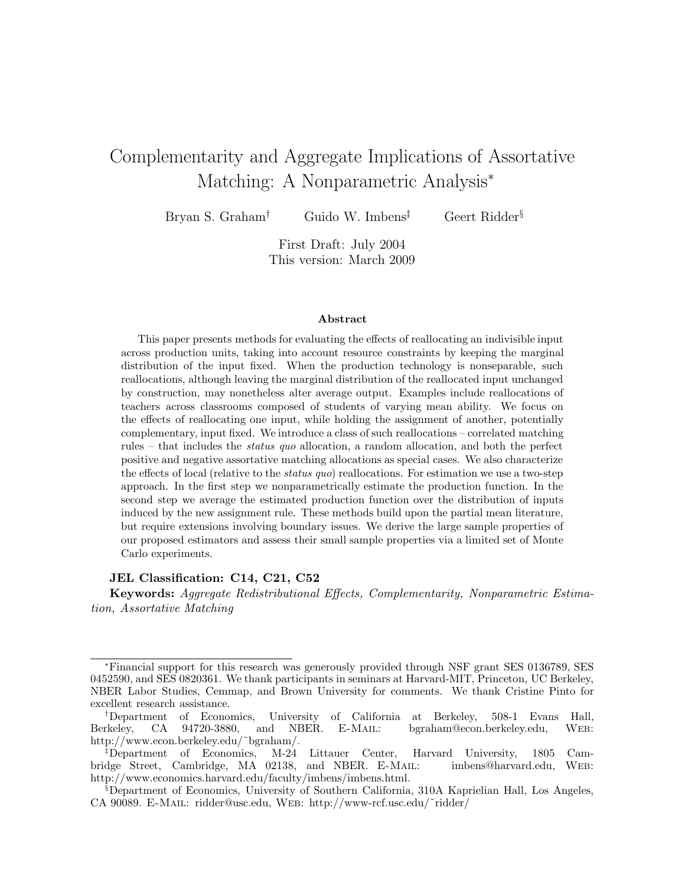# Complementarity and Aggregate Implications of Assortative Matching: A Nonparametric Analysis*

Bryan S. Graham[†] Guido W. Imbens[‡] Geert Ridder[§]

First Draft: July 2004
This version: March 2009

### Abstract

This paper presents methods for evaluating the effects of reallocating an indivisible input across production units, taking into account resource constraints by keeping the marginal distribution of the input fixed. When the production technology is nonseparable, such reallocations, although leaving the marginal distribution of the reallocated input unchanged by construction, may nonetheless alter average output. Examples include reallocations of teachers across classrooms composed of students of varying mean ability. We focus on the effects of reallocating one input, while holding the assignment of another, potentially complementary, input fixed. We introduce a class of such reallocations – correlated matching rules – that includes the *status quo* allocation, a random allocation, and both the perfect positive and negative assortative matching allocations as special cases. We also characterize the effects of local (relative to the *status quo*) reallocations. For estimation we use a two-step approach. In the first step we nonparametrically estimate the production function. In the second step we average the estimated production function over the distribution of inputs induced by the new assignment rule. These methods build upon the partial mean literature, but require extensions involving boundary issues. We derive the large sample properties of our proposed estimators and assess their small sample properties via a limited set of Monte Carlo experiments.

**JEL Classification: C14, C21, C52**

**Keywords:** *Aggregate Redistributional Effects, Complementarity, Nonparametric Estimation, Assortative Matching*

---

*Financial support for this research was generously provided through NSF grant SES 0136789, SES 0452590, and SES 0820361. We thank participants in seminars at Harvard-MIT, Princeton, UC Berkeley, NBER Labor Studies, Cemmap, and Brown University for comments. We thank Cristine Pinto for excellent research assistance.

[†]Department of Economics, University of California at Berkeley, 508-1 Evans Hall, Berkeley, CA 94720-3880, and NBER. E-Mail: bgraham@econ.berkeley.edu, Web: http://www.econ.berkeley.edu/~bgraham/.

[‡]Department of Economics, M-24 Littauer Center, Harvard University, 1805 Cambridge Street, Cambridge, MA 02138, and NBER. E-Mail: imbens@harvard.edu, Web: http://www.economics.harvard.edu/faculty/imbens/imbens.html.

[§]Department of Economics, University of Southern California, 310A Kaprielian Hall, Los Angeles, CA 90089. E-Mail: ridder@usc.edu, Web: http://www-rcf.usc.edu/~ridder/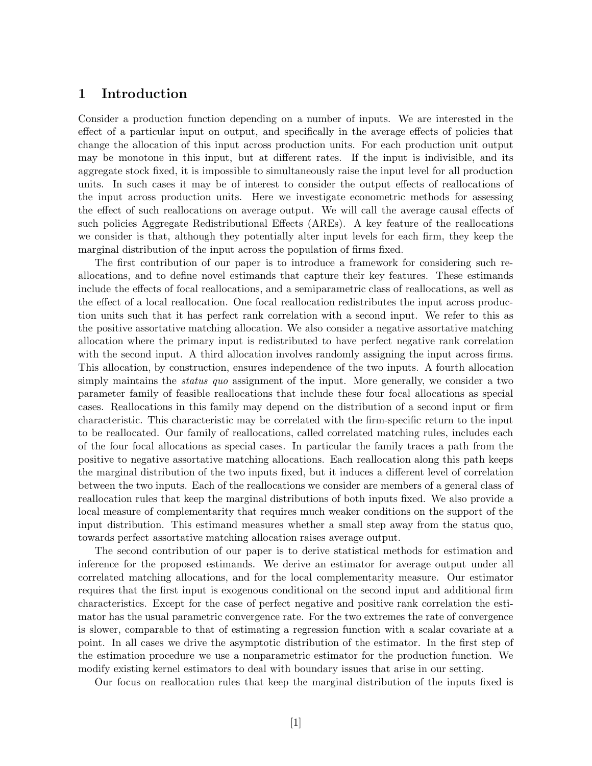# 1 Introduction

Consider a production function depending on a number of inputs. We are interested in the effect of a particular input on output, and specifically in the average effects of policies that change the allocation of this input across production units. For each production unit output may be monotone in this input, but at different rates. If the input is indivisible, and its aggregate stock fixed, it is impossible to simultaneously raise the input level for all production units. In such cases it may be of interest to consider the output effects of reallocations of the input across production units. Here we investigate econometric methods for assessing the effect of such reallocations on average output. We will call the average causal effects of such policies Aggregate Redistributional Effects (AREs). A key feature of the reallocations we consider is that, although they potentially alter input levels for each firm, they keep the marginal distribution of the input across the population of firms fixed.

The first contribution of our paper is to introduce a framework for considering such reallocations, and to define novel estimands that capture their key features. These estimands include the effects of focal reallocations, and a semiparametric class of reallocations, as well as the effect of a local reallocation. One focal reallocation redistributes the input across production units such that it has perfect rank correlation with a second input. We refer to this as the positive assortative matching allocation. We also consider a negative assortative matching allocation where the primary input is redistributed to have perfect negative rank correlation with the second input. A third allocation involves randomly assigning the input across firms. This allocation, by construction, ensures independence of the two inputs. A fourth allocation simply maintains the *status quo* assignment of the input. More generally, we consider a two parameter family of feasible reallocations that include these four focal allocations as special cases. Reallocations in this family may depend on the distribution of a second input or firm characteristic. This characteristic may be correlated with the firm-specific return to the input to be reallocated. Our family of reallocations, called correlated matching rules, includes each of the four focal allocations as special cases. In particular the family traces a path from the positive to negative assortative matching allocations. Each reallocation along this path keeps the marginal distribution of the two inputs fixed, but it induces a different level of correlation between the two inputs. Each of the reallocations we consider are members of a general class of reallocation rules that keep the marginal distributions of both inputs fixed. We also provide a local measure of complementarity that requires much weaker conditions on the support of the input distribution. This estimand measures whether a small step away from the status quo, towards perfect assortative matching allocation raises average output.

The second contribution of our paper is to derive statistical methods for estimation and inference for the proposed estimands. We derive an estimator for average output under all correlated matching allocations, and for the local complementarity measure. Our estimator requires that the first input is exogenous conditional on the second input and additional firm characteristics. Except for the case of perfect negative and positive rank correlation the estimator has the usual parametric convergence rate. For the two extremes the rate of convergence is slower, comparable to that of estimating a regression function with a scalar covariate at a point. In all cases we drive the asymptotic distribution of the estimator. In the first step of the estimation procedure we use a nonparametric estimator for the production function. We modify existing kernel estimators to deal with boundary issues that arise in our setting.

Our focus on reallocation rules that keep the marginal distribution of the inputs fixed is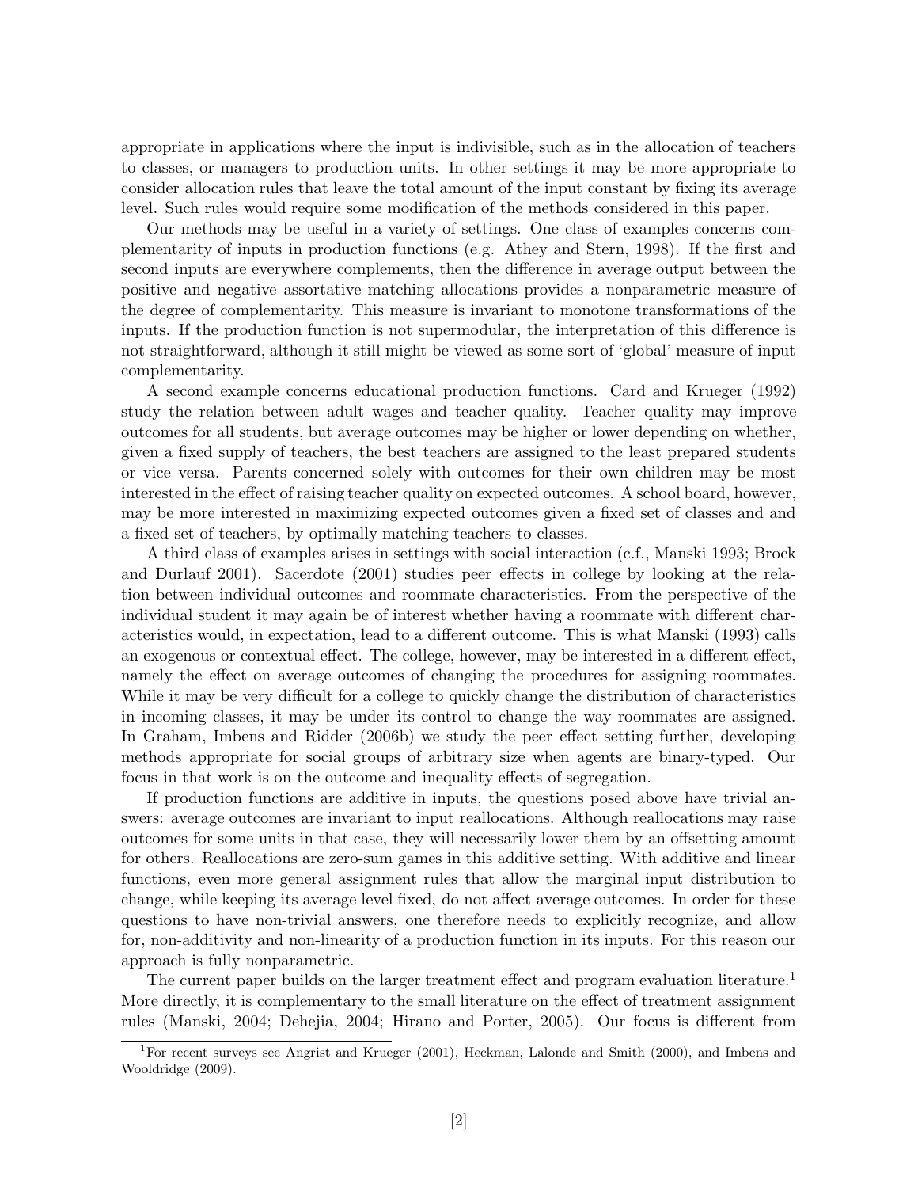appropriate in applications where the input is indivisible, such as in the allocation of teachers to classes, or managers to production units. In other settings it may be more appropriate to consider allocation rules that leave the total amount of the input constant by fixing its average level. Such rules would require some modification of the methods considered in this paper.

Our methods may be useful in a variety of settings. One class of examples concerns complementarity of inputs in production functions (e.g. Athey and Stern, 1998). If the first and second inputs are everywhere complements, then the difference in average output between the positive and negative assortative matching allocations provides a nonparametric measure of the degree of complementarity. This measure is invariant to monotone transformations of the inputs. If the production function is not supermodular, the interpretation of this difference is not straightforward, although it still might be viewed as some sort of 'global' measure of input complementarity.

A second example concerns educational production functions. Card and Krueger (1992) study the relation between adult wages and teacher quality. Teacher quality may improve outcomes for all students, but average outcomes may be higher or lower depending on whether, given a fixed supply of teachers, the best teachers are assigned to the least prepared students or vice versa. Parents concerned solely with outcomes for their own children may be most interested in the effect of raising teacher quality on expected outcomes. A school board, however, may be more interested in maximizing expected outcomes given a fixed set of classes and and a fixed set of teachers, by optimally matching teachers to classes.

A third class of examples arises in settings with social interaction (c.f., Manski 1993; Brock and Durlauf 2001). Sacerdote (2001) studies peer effects in college by looking at the relation between individual outcomes and roommate characteristics. From the perspective of the individual student it may again be of interest whether having a roommate with different characteristics would, in expectation, lead to a different outcome. This is what Manski (1993) calls an exogenous or contextual effect. The college, however, may be interested in a different effect, namely the effect on average outcomes of changing the procedures for assigning roommates. While it may be very difficult for a college to quickly change the distribution of characteristics in incoming classes, it may be under its control to change the way roommates are assigned. In Graham, Imbens and Ridder (2006b) we study the peer effect setting further, developing methods appropriate for social groups of arbitrary size when agents are binary-typed. Our focus in that work is on the outcome and inequality effects of segregation.

If production functions are additive in inputs, the questions posed above have trivial answers: average outcomes are invariant to input reallocations. Although reallocations may raise outcomes for some units in that case, they will necessarily lower them by an offsetting amount for others. Reallocations are zero-sum games in this additive setting. With additive and linear functions, even more general assignment rules that allow the marginal input distribution to change, while keeping its average level fixed, do not affect average outcomes. In order for these questions to have non-trivial answers, one therefore needs to explicitly recognize, and allow for, non-additivity and non-linearity of a production function in its inputs. For this reason our approach is fully nonparametric.

The current paper builds on the larger treatment effect and program evaluation literature.[1] More directly, it is complementary to the small literature on the effect of treatment assignment rules (Manski, 2004; Dehejia, 2004; Hirano and Porter, 2005). Our focus is different from

[1] For recent surveys see Angrist and Krueger (2001), Heckman, Lalonde and Smith (2000), and Imbens and Wooldridge (2009).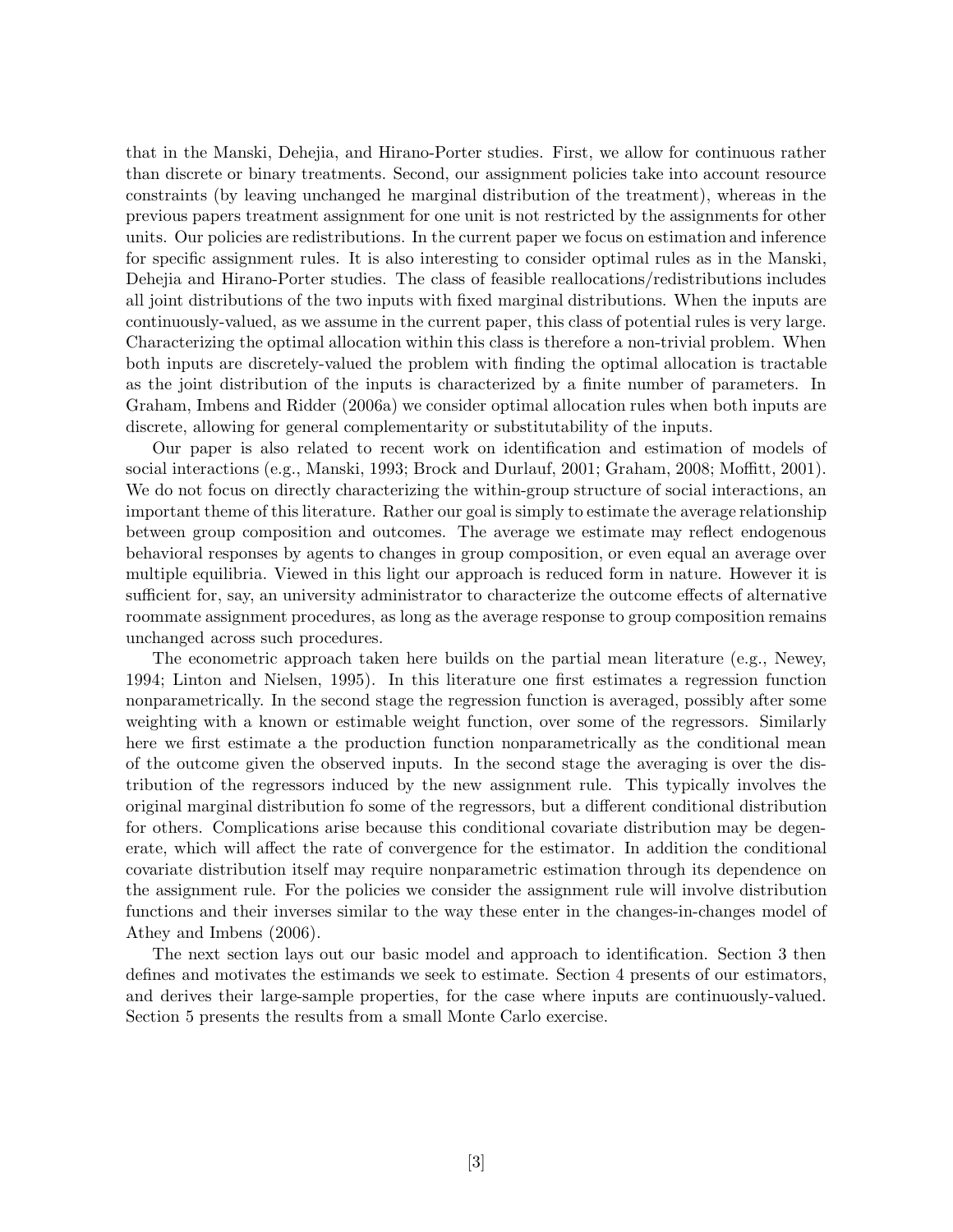that in the Manski, Dehejia, and Hirano-Porter studies. First, we allow for continuous rather than discrete or binary treatments. Second, our assignment policies take into account resource constraints (by leaving unchanged he marginal distribution of the treatment), whereas in the previous papers treatment assignment for one unit is not restricted by the assignments for other units. Our policies are redistributions. In the current paper we focus on estimation and inference for specific assignment rules. It is also interesting to consider optimal rules as in the Manski, Dehejia and Hirano-Porter studies. The class of feasible reallocations/redistributions includes all joint distributions of the two inputs with fixed marginal distributions. When the inputs are continuously-valued, as we assume in the current paper, this class of potential rules is very large. Characterizing the optimal allocation within this class is therefore a non-trivial problem. When both inputs are discretely-valued the problem with finding the optimal allocation is tractable as the joint distribution of the inputs is characterized by a finite number of parameters. In Graham, Imbens and Ridder (2006a) we consider optimal allocation rules when both inputs are discrete, allowing for general complementarity or substitutability of the inputs.

Our paper is also related to recent work on identification and estimation of models of social interactions (e.g., Manski, 1993; Brock and Durlauf, 2001; Graham, 2008; Moffitt, 2001). We do not focus on directly characterizing the within-group structure of social interactions, an important theme of this literature. Rather our goal is simply to estimate the average relationship between group composition and outcomes. The average we estimate may reflect endogenous behavioral responses by agents to changes in group composition, or even equal an average over multiple equilibria. Viewed in this light our approach is reduced form in nature. However it is sufficient for, say, an university administrator to characterize the outcome effects of alternative roommate assignment procedures, as long as the average response to group composition remains unchanged across such procedures.

The econometric approach taken here builds on the partial mean literature (e.g., Newey, 1994; Linton and Nielsen, 1995). In this literature one first estimates a regression function nonparametrically. In the second stage the regression function is averaged, possibly after some weighting with a known or estimable weight function, over some of the regressors. Similarly here we first estimate a the production function nonparametrically as the conditional mean of the outcome given the observed inputs. In the second stage the averaging is over the distribution of the regressors induced by the new assignment rule. This typically involves the original marginal distribution fo some of the regressors, but a different conditional distribution for others. Complications arise because this conditional covariate distribution may be degenerate, which will affect the rate of convergence for the estimator. In addition the conditional covariate distribution itself may require nonparametric estimation through its dependence on the assignment rule. For the policies we consider the assignment rule will involve distribution functions and their inverses similar to the way these enter in the changes-in-changes model of Athey and Imbens (2006).

The next section lays out our basic model and approach to identification. Section 3 then defines and motivates the estimands we seek to estimate. Section 4 presents of our estimators, and derives their large-sample properties, for the case where inputs are continuously-valued. Section 5 presents the results from a small Monte Carlo exercise.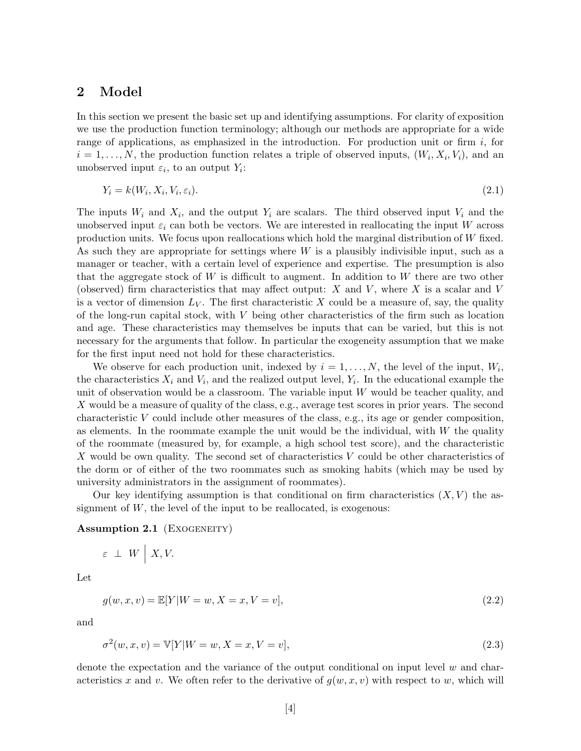## 2 Model

In this section we present the basic set up and identifying assumptions. For clarity of exposition we use the production function terminology; although our methods are appropriate for a wide range of applications, as emphasized in the introduction. For production unit or firm $i$, for $i = 1, \ldots, N$, the production function relates a triple of observed inputs, $(W_i, X_i, V_i)$, and an unobserved input $\varepsilon_i$, to an output $Y_i$:

$$Y_i = k(W_i, X_i, V_i, \varepsilon_i). \tag{2.1}$$

The inputs $W_i$ and $X_i$, and the output $Y_i$ are scalars. The third observed input $V_i$ and the unobserved input $\varepsilon_i$ can both be vectors. We are interested in reallocating the input $W$ across production units. We focus upon reallocations which hold the marginal distribution of $W$ fixed. As such they are appropriate for settings where $W$ is a plausibly indivisible input, such as a manager or teacher, with a certain level of experience and expertise. The presumption is also that the aggregate stock of $W$ is difficult to augment. In addition to $W$ there are two other (observed) firm characteristics that may affect output: $X$ and $V$, where $X$ is a scalar and $V$ is a vector of dimension $L_V$. The first characteristic $X$ could be a measure of, say, the quality of the long-run capital stock, with $V$ being other characteristics of the firm such as location and age. These characteristics may themselves be inputs that can be varied, but this is not necessary for the arguments that follow. In particular the exogeneity assumption that we make for the first input need not hold for these characteristics.

We observe for each production unit, indexed by $i = 1, \ldots, N$, the level of the input, $W_i$, the characteristics $X_i$ and $V_i$, and the realized output level, $Y_i$. In the educational example the unit of observation would be a classroom. The variable input $W$ would be teacher quality, and $X$ would be a measure of quality of the class, e.g., average test scores in prior years. The second characteristic $V$ could include other measures of the class, e.g., its age or gender composition, as elements. In the roommate example the unit would be the individual, with $W$ the quality of the roommate (measured by, for example, a high school test score), and the characteristic $X$ would be own quality. The second set of characteristics $V$ could be other characteristics of the dorm or of either of the two roommates such as smoking habits (which may be used by university administrators in the assignment of roommates).

Our key identifying assumption is that conditional on firm characteristics $(X, V)$ the assignment of $W$, the level of the input to be reallocated, is exogenous:

**Assumption 2.1** (Exogeneity)

$$\varepsilon \perp W \,\Big|\, X, V.$$

Let

$$g(w, x, v) = \mathbb{E}[Y | W = w, X = x, V = v], \tag{2.2}$$

and

$$\sigma^2(w, x, v) = \mathbb{V}[Y | W = w, X = x, V = v], \tag{2.3}$$

denote the expectation and the variance of the output conditional on input level $w$ and characteristics $x$ and $v$. We often refer to the derivative of $g(w, x, v)$ with respect to $w$, which will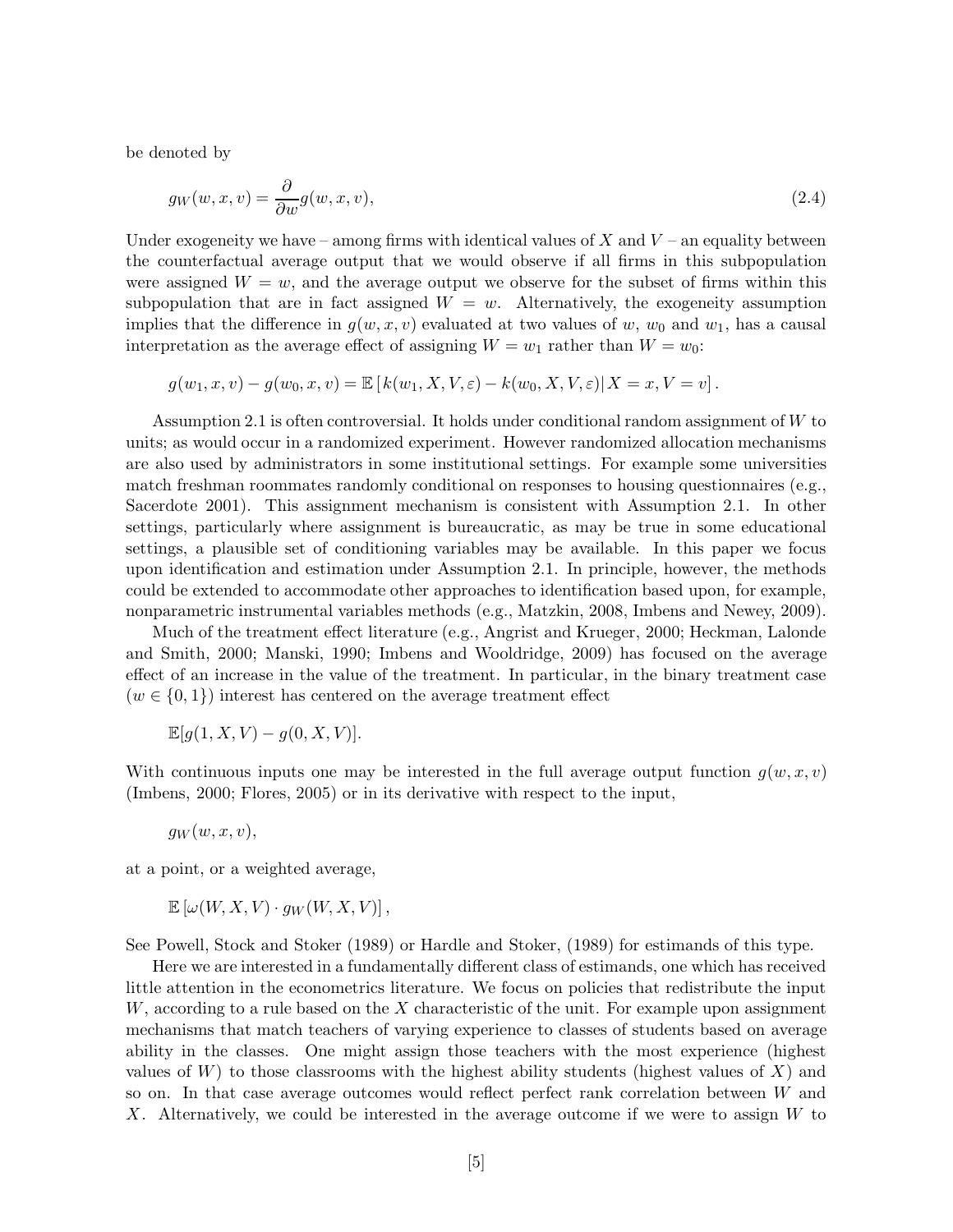be denoted by

$$g_W(w, x, v) = \frac{\partial}{\partial w} g(w, x, v), \tag{2.4}$$

Under exogeneity we have – among firms with identical values of $X$ and $V$ – an equality between the counterfactual average output that we would observe if all firms in this subpopulation were assigned $W = w$, and the average output we observe for the subset of firms within this subpopulation that are in fact assigned $W = w$. Alternatively, the exogeneity assumption implies that the difference in $g(w, x, v)$ evaluated at two values of $w$, $w_0$ and $w_1$, has a causal interpretation as the average effect of assigning $W = w_1$ rather than $W = w_0$:

$$g(w_1, x, v) - g(w_0, x, v) = \mathbb{E}\left[ k(w_1, X, V, \varepsilon) - k(w_0, X, V, \varepsilon) \right| X = x, V = v] .$$

Assumption 2.1 is often controversial. It holds under conditional random assignment of $W$ to units; as would occur in a randomized experiment. However randomized allocation mechanisms are also used by administrators in some institutional settings. For example some universities match freshman roommates randomly conditional on responses to housing questionnaires (e.g., Sacerdote 2001). This assignment mechanism is consistent with Assumption 2.1. In other settings, particularly where assignment is bureaucratic, as may be true in some educational settings, a plausible set of conditioning variables may be available. In this paper we focus upon identification and estimation under Assumption 2.1. In principle, however, the methods could be extended to accommodate other approaches to identification based upon, for example, nonparametric instrumental variables methods (e.g., Matzkin, 2008, Imbens and Newey, 2009).

Much of the treatment effect literature (e.g., Angrist and Krueger, 2000; Heckman, Lalonde and Smith, 2000; Manski, 1990; Imbens and Wooldridge, 2009) has focused on the average effect of an increase in the value of the treatment. In particular, in the binary treatment case ($w \in \{0, 1\}$) interest has centered on the average treatment effect

$$\mathbb{E}[g(1, X, V) - g(0, X, V)].$$

With continuous inputs one may be interested in the full average output function $g(w, x, v)$ (Imbens, 2000; Flores, 2005) or in its derivative with respect to the input,

$$g_W(w, x, v),$$

at a point, or a weighted average,

$$\mathbb{E}\left[\omega(W, X, V) \cdot g_W(W, X, V)\right],$$

See Powell, Stock and Stoker (1989) or Hardle and Stoker, (1989) for estimands of this type.

Here we are interested in a fundamentally different class of estimands, one which has received little attention in the econometrics literature. We focus on policies that redistribute the input $W$, according to a rule based on the $X$ characteristic of the unit. For example upon assignment mechanisms that match teachers of varying experience to classes of students based on average ability in the classes. One might assign those teachers with the most experience (highest values of $W$) to those classrooms with the highest ability students (highest values of $X$) and so on. In that case average outcomes would reflect perfect rank correlation between $W$ and $X$. Alternatively, we could be interested in the average outcome if we were to assign $W$ to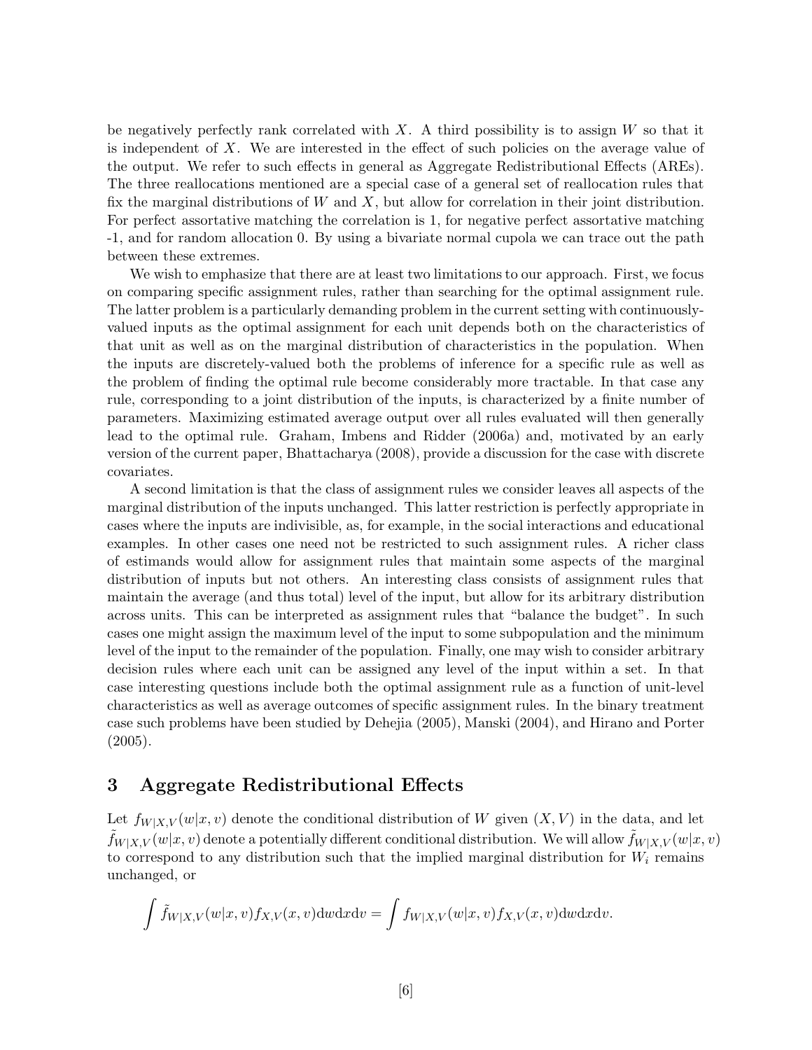be negatively perfectly rank correlated with $X$. A third possibility is to assign $W$ so that it is independent of $X$. We are interested in the effect of such policies on the average value of the output. We refer to such effects in general as Aggregate Redistributional Effects (AREs). The three reallocations mentioned are a special case of a general set of reallocation rules that fix the marginal distributions of $W$ and $X$, but allow for correlation in their joint distribution. For perfect assortative matching the correlation is 1, for negative perfect assortative matching -1, and for random allocation 0. By using a bivariate normal cupola we can trace out the path between these extremes.

We wish to emphasize that there are at least two limitations to our approach. First, we focus on comparing specific assignment rules, rather than searching for the optimal assignment rule. The latter problem is a particularly demanding problem in the current setting with continuously-valued inputs as the optimal assignment for each unit depends both on the characteristics of that unit as well as on the marginal distribution of characteristics in the population. When the inputs are discretely-valued both the problems of inference for a specific rule as well as the problem of finding the optimal rule become considerably more tractable. In that case any rule, corresponding to a joint distribution of the inputs, is characterized by a finite number of parameters. Maximizing estimated average output over all rules evaluated will then generally lead to the optimal rule. Graham, Imbens and Ridder (2006a) and, motivated by an early version of the current paper, Bhattacharya (2008), provide a discussion for the case with discrete covariates.

A second limitation is that the class of assignment rules we consider leaves all aspects of the marginal distribution of the inputs unchanged. This latter restriction is perfectly appropriate in cases where the inputs are indivisible, as, for example, in the social interactions and educational examples. In other cases one need not be restricted to such assignment rules. A richer class of estimands would allow for assignment rules that maintain some aspects of the marginal distribution of inputs but not others. An interesting class consists of assignment rules that maintain the average (and thus total) level of the input, but allow for its arbitrary distribution across units. This can be interpreted as assignment rules that "balance the budget". In such cases one might assign the maximum level of the input to some subpopulation and the minimum level of the input to the remainder of the population. Finally, one may wish to consider arbitrary decision rules where each unit can be assigned any level of the input within a set. In that case interesting questions include both the optimal assignment rule as a function of unit-level characteristics as well as average outcomes of specific assignment rules. In the binary treatment case such problems have been studied by Dehejia (2005), Manski (2004), and Hirano and Porter (2005).

## 3 Aggregate Redistributional Effects

Let $f_{W|X,V}(w|x,v)$ denote the conditional distribution of $W$ given $(X,V)$ in the data, and let $\tilde{f}_{W|X,V}(w|x,v)$ denote a potentially different conditional distribution. We will allow $\tilde{f}_{W|X,V}(w|x,v)$ to correspond to any distribution such that the implied marginal distribution for $W_i$ remains unchanged, or

$$\int \tilde{f}_{W|X,V}(w|x,v)f_{X,V}(x,v)\mathrm{d}w\mathrm{d}x\mathrm{d}v = \int f_{W|X,V}(w|x,v)f_{X,V}(x,v)\mathrm{d}w\mathrm{d}x\mathrm{d}v.$$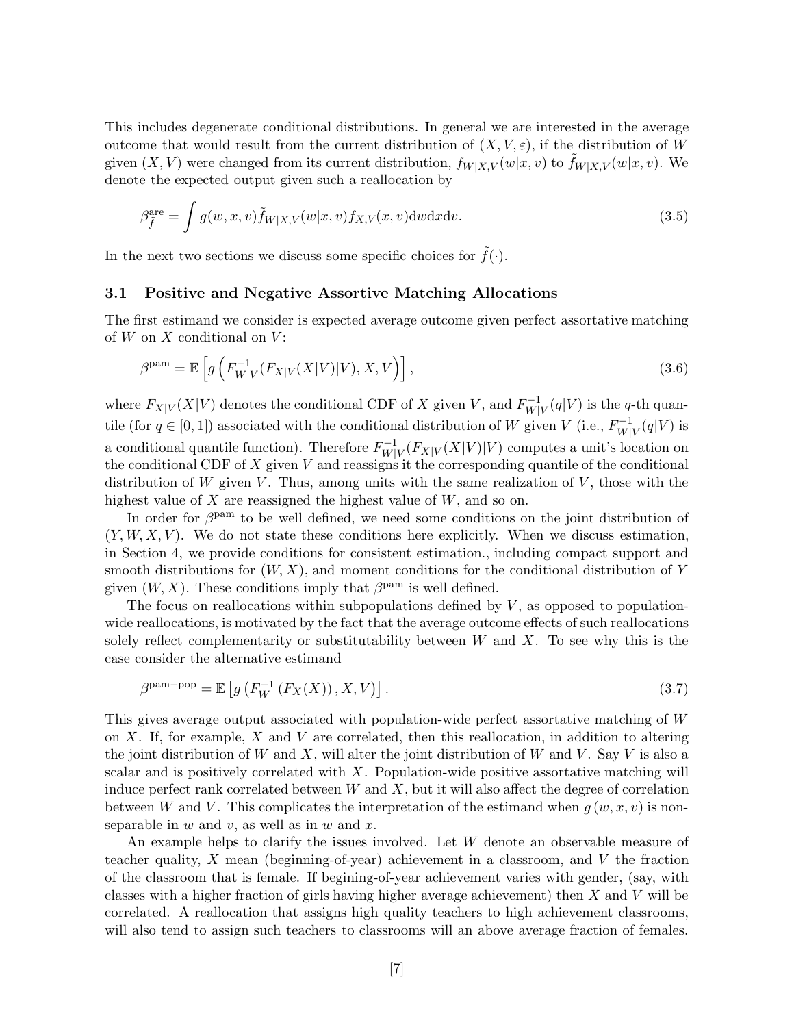This includes degenerate conditional distributions. In general we are interested in the average outcome that would result from the current distribution of $(X, V, \varepsilon)$, if the distribution of $W$ given $(X, V)$ were changed from its current distribution, $f_{W|X,V}(w|x,v)$ to $\tilde{f}_{W|X,V}(w|x,v)$. We denote the expected output given such a reallocation by

$$\beta^{\text{are}}_{\tilde{f}} = \int g(w,x,v)\tilde{f}_{W|X,V}(w|x,v)f_{X,V}(x,v)\mathrm{d}w\mathrm{d}x\mathrm{d}v. \tag{3.5}$$

In the next two sections we discuss some specific choices for $\tilde{f}(\cdot)$.

### 3.1 Positive and Negative Assortive Matching Allocations

The first estimand we consider is expected average outcome given perfect assortative matching of $W$ on $X$ conditional on $V$:

$$\beta^{\text{pam}} = \mathbb{E}\left[g\left(F^{-1}_{W|V}(F_{X|V}(X|V)|V), X, V\right)\right], \tag{3.6}$$

where $F_{X|V}(X|V)$ denotes the conditional CDF of $X$ given $V$, and $F^{-1}_{W|V}(q|V)$ is the $q$-th quantile (for $q \in [0,1]$) associated with the conditional distribution of $W$ given $V$ (i.e., $F^{-1}_{W|V}(q|V)$ is a conditional quantile function). Therefore $F^{-1}_{W|V}(F_{X|V}(X|V)|V)$ computes a unit's location on the conditional CDF of $X$ given $V$ and reassigns it the corresponding quantile of the conditional distribution of $W$ given $V$. Thus, among units with the same realization of $V$, those with the highest value of $X$ are reassigned the highest value of $W$, and so on.

In order for $\beta^{\text{pam}}$ to be well defined, we need some conditions on the joint distribution of $(Y, W, X, V)$. We do not state these conditions here explicitly. When we discuss estimation, in Section 4, we provide conditions for consistent estimation., including compact support and smooth distributions for $(W, X)$, and moment conditions for the conditional distribution of $Y$ given $(W, X)$. These conditions imply that $\beta^{\text{pam}}$ is well defined.

The focus on reallocations within subpopulations defined by $V$, as opposed to population-wide reallocations, is motivated by the fact that the average outcome effects of such reallocations solely reflect complementarity or substitutability between $W$ and $X$. To see why this is the case consider the alternative estimand

$$\beta^{\text{pam-pop}} = \mathbb{E}\left[g\left(F^{-1}_{W}\left(F_X(X)\right), X, V\right)\right]. \tag{3.7}$$

This gives average output associated with population-wide perfect assortative matching of $W$ on $X$. If, for example, $X$ and $V$ are correlated, then this reallocation, in addition to altering the joint distribution of $W$ and $X$, will alter the joint distribution of $W$ and $V$. Say $V$ is also a scalar and is positively correlated with $X$. Population-wide positive assortative matching will induce perfect rank correlated between $W$ and $X$, but it will also affect the degree of correlation between $W$ and $V$. This complicates the interpretation of the estimand when $g(w,x,v)$ is non-separable in $w$ and $v$, as well as in $w$ and $x$.

An example helps to clarify the issues involved. Let $W$ denote an observable measure of teacher quality, $X$ mean (beginning-of-year) achievement in a classroom, and $V$ the fraction of the classroom that is female. If begining-of-year achievement varies with gender, (say, with classes with a higher fraction of girls having higher average achievement) then $X$ and $V$ will be correlated. A reallocation that assigns high quality teachers to high achievement classrooms, will also tend to assign such teachers to classrooms will an above average fraction of females.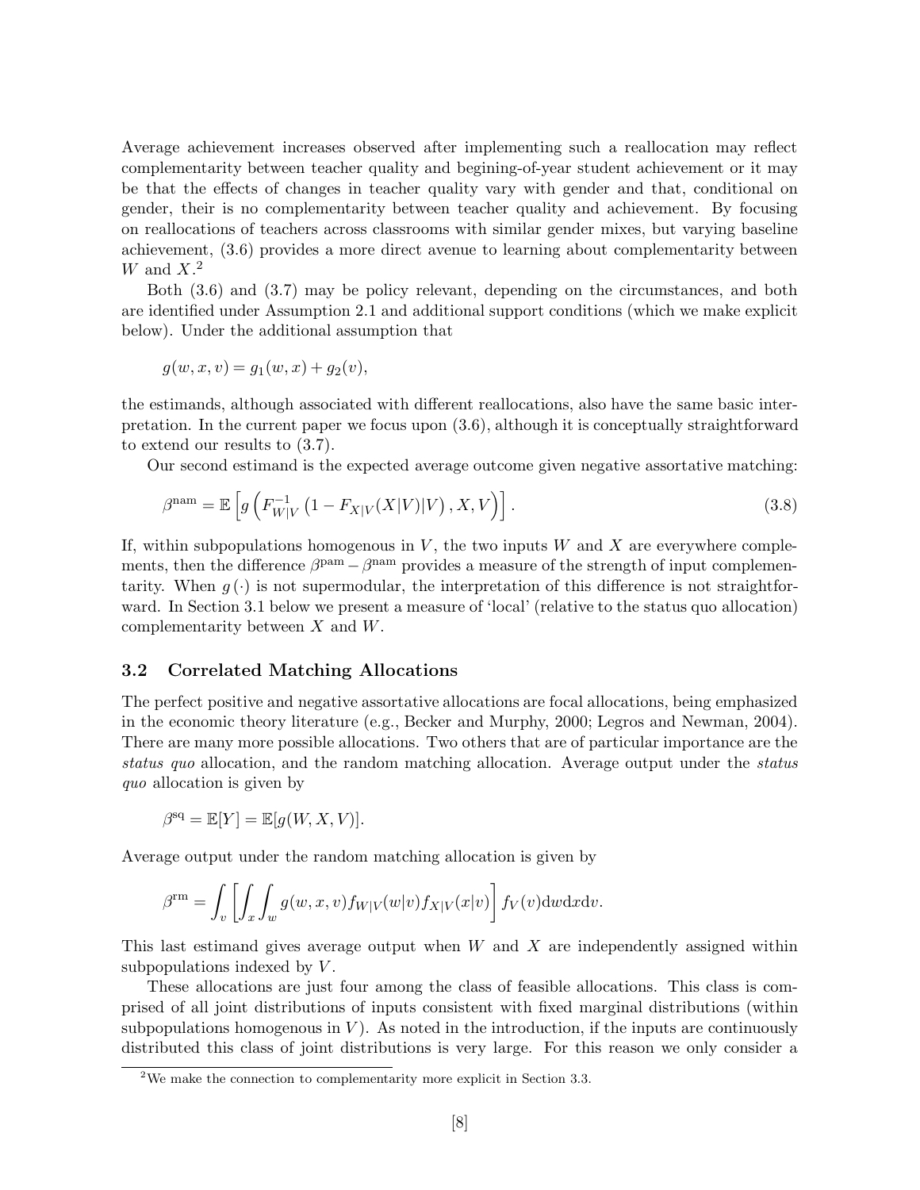Average achievement increases observed after implementing such a reallocation may reflect complementarity between teacher quality and begining-of-year student achievement or it may be that the effects of changes in teacher quality vary with gender and that, conditional on gender, their is no complementarity between teacher quality and achievement. By focusing on reallocations of teachers across classrooms with similar gender mixes, but varying baseline achievement, (3.6) provides a more direct avenue to learning about complementarity between $W$ and $X$.[2]

Both (3.6) and (3.7) may be policy relevant, depending on the circumstances, and both are identified under Assumption 2.1 and additional support conditions (which we make explicit below). Under the additional assumption that

$$g(w, x, v) = g_1(w, x) + g_2(v),$$

the estimands, although associated with different reallocations, also have the same basic interpretation. In the current paper we focus upon (3.6), although it is conceptually straightforward to extend our results to (3.7).

Our second estimand is the expected average outcome given negative assortative matching:

$$\beta^{\text{nam}} = \mathbb{E}\left[g\left(F_{W|V}^{-1}\left(1 - F_{X|V}(X|V)|V\right), X, V\right)\right]. \tag{3.8}$$

If, within subpopulations homogenous in $V$, the two inputs $W$ and $X$ are everywhere complements, then the difference $\beta^{\text{pam}} - \beta^{\text{nam}}$ provides a measure of the strength of input complementarity. When $g(\cdot)$ is not supermodular, the interpretation of this difference is not straightforward. In Section 3.1 below we present a measure of 'local' (relative to the status quo allocation) complementarity between $X$ and $W$.

### 3.2 Correlated Matching Allocations

The perfect positive and negative assortative allocations are focal allocations, being emphasized in the economic theory literature (e.g., Becker and Murphy, 2000; Legros and Newman, 2004). There are many more possible allocations. Two others that are of particular importance are the *status quo* allocation, and the random matching allocation. Average output under the *status quo* allocation is given by

$$\beta^{\text{sq}} = \mathbb{E}[Y] = \mathbb{E}[g(W, X, V)].$$

Average output under the random matching allocation is given by

$$\beta^{\text{rm}} = \int_v \left[\int_x \int_w g(w, x, v) f_{W|V}(w|v) f_{X|V}(x|v)\right] f_V(v) \mathrm{d}w \mathrm{d}x \mathrm{d}v.$$

This last estimand gives average output when $W$ and $X$ are independently assigned within subpopulations indexed by $V$.

These allocations are just four among the class of feasible allocations. This class is comprised of all joint distributions of inputs consistent with fixed marginal distributions (within subpopulations homogenous in $V$). As noted in the introduction, if the inputs are continuously distributed this class of joint distributions is very large. For this reason we only consider a

[2] We make the connection to complementarity more explicit in Section 3.3.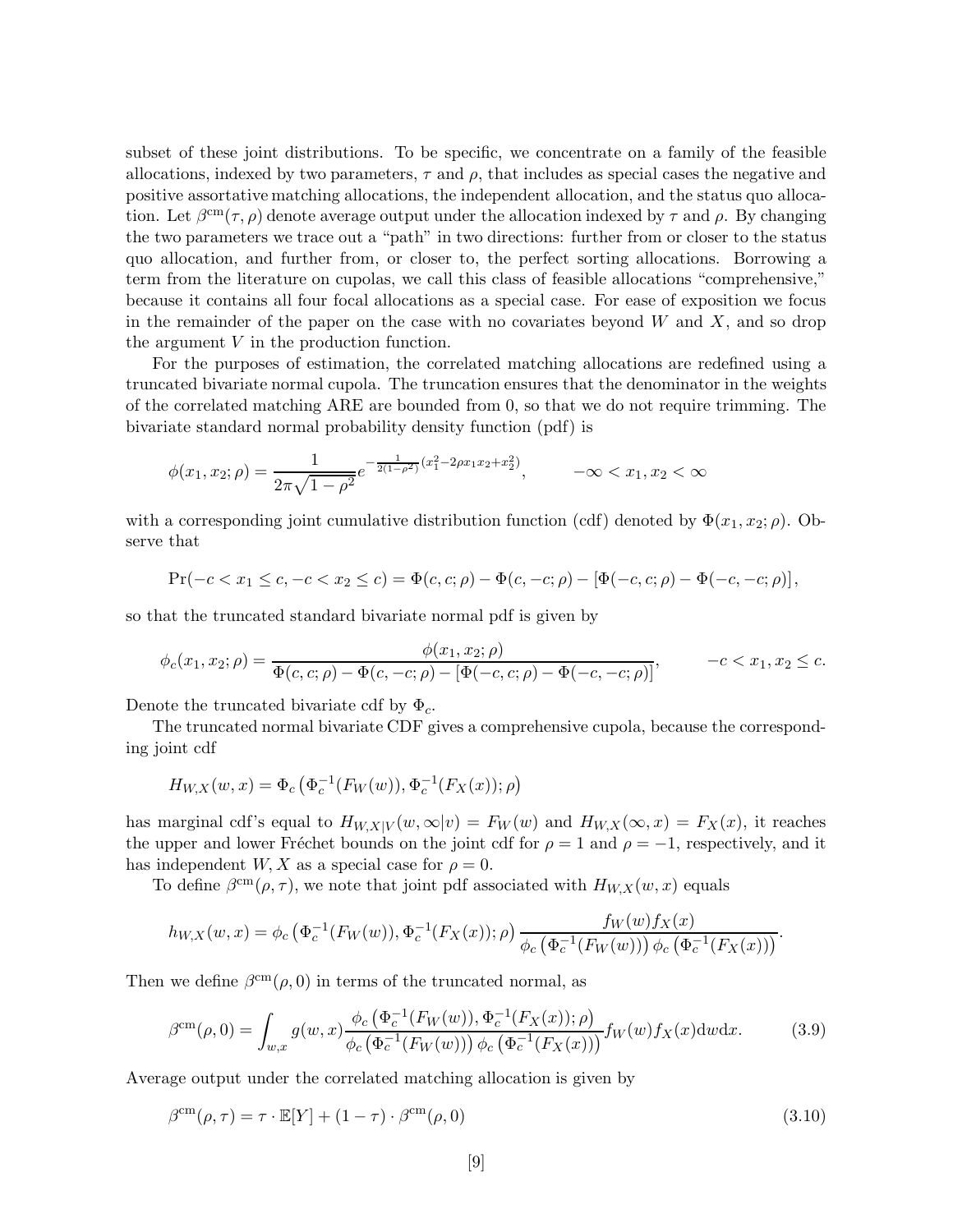subset of these joint distributions. To be specific, we concentrate on a family of the feasible allocations, indexed by two parameters, $\tau$ and $\rho$, that includes as special cases the negative and positive assortative matching allocations, the independent allocation, and the status quo allocation. Let $\beta^{\text{cm}}(\tau, \rho)$ denote average output under the allocation indexed by $\tau$ and $\rho$. By changing the two parameters we trace out a "path" in two directions: further from or closer to the status quo allocation, and further from, or closer to, the perfect sorting allocations. Borrowing a term from the literature on cupolas, we call this class of feasible allocations "comprehensive," because it contains all four focal allocations as a special case. For ease of exposition we focus in the remainder of the paper on the case with no covariates beyond $W$ and $X$, and so drop the argument $V$ in the production function.

For the purposes of estimation, the correlated matching allocations are redefined using a truncated bivariate normal cupola. The truncation ensures that the denominator in the weights of the correlated matching ARE are bounded from 0, so that we do not require trimming. The bivariate standard normal probability density function (pdf) is

$$\phi(x_1, x_2; \rho) = \frac{1}{2\pi\sqrt{1-\rho^2}} e^{-\frac{1}{2(1-\rho^2)}(x_1^2 - 2\rho x_1 x_2 + x_2^2)}, \qquad -\infty < x_1, x_2 < \infty$$

with a corresponding joint cumulative distribution function (cdf) denoted by $\Phi(x_1, x_2; \rho)$. Observe that

$$\Pr(-c < x_1 \leq c, -c < x_2 \leq c) = \Phi(c, c; \rho) - \Phi(c, -c; \rho) - [\Phi(-c, c; \rho) - \Phi(-c, -c; \rho)],$$

so that the truncated standard bivariate normal pdf is given by

$$\phi_c(x_1, x_2; \rho) = \frac{\phi(x_1, x_2; \rho)}{\Phi(c, c; \rho) - \Phi(c, -c; \rho) - [\Phi(-c, c; \rho) - \Phi(-c, -c; \rho)]}, \qquad -c < x_1, x_2 \leq c.$$

Denote the truncated bivariate cdf by $\Phi_c$.

The truncated normal bivariate CDF gives a comprehensive cupola, because the corresponding joint cdf

$$H_{W,X}(w, x) = \Phi_c\left(\Phi_c^{-1}(F_W(w)), \Phi_c^{-1}(F_X(x)); \rho\right)$$

has marginal cdf's equal to $H_{W,X|V}(w, \infty|v) = F_W(w)$ and $H_{W,X}(\infty, x) = F_X(x)$, it reaches the upper and lower Fréchet bounds on the joint cdf for $\rho = 1$ and $\rho = -1$, respectively, and it has independent $W, X$ as a special case for $\rho = 0$.

To define $\beta^{\text{cm}}(\rho, \tau)$, we note that joint pdf associated with $H_{W,X}(w, x)$ equals

$$h_{W,X}(w, x) = \phi_c\left(\Phi_c^{-1}(F_W(w)), \Phi_c^{-1}(F_X(x)); \rho\right) \frac{f_W(w) f_X(x)}{\phi_c\left(\Phi_c^{-1}(F_W(w))\right) \phi_c\left(\Phi_c^{-1}(F_X(x))\right)}.$$

Then we define $\beta^{\text{cm}}(\rho, 0)$ in terms of the truncated normal, as

$$\beta^{\text{cm}}(\rho, 0) = \int_{w,x} g(w, x) \frac{\phi_c\left(\Phi_c^{-1}(F_W(w)), \Phi_c^{-1}(F_X(x)); \rho\right)}{\phi_c\left(\Phi_c^{-1}(F_W(w))\right) \phi_c\left(\Phi_c^{-1}(F_X(x))\right)} f_W(w) f_X(x) \mathrm{d}w \mathrm{d}x. \tag{3.9}$$

Average output under the correlated matching allocation is given by

$$\beta^{\text{cm}}(\rho, \tau) = \tau \cdot \mathbb{E}[Y] + (1 - \tau) \cdot \beta^{\text{cm}}(\rho, 0) \tag{3.10}$$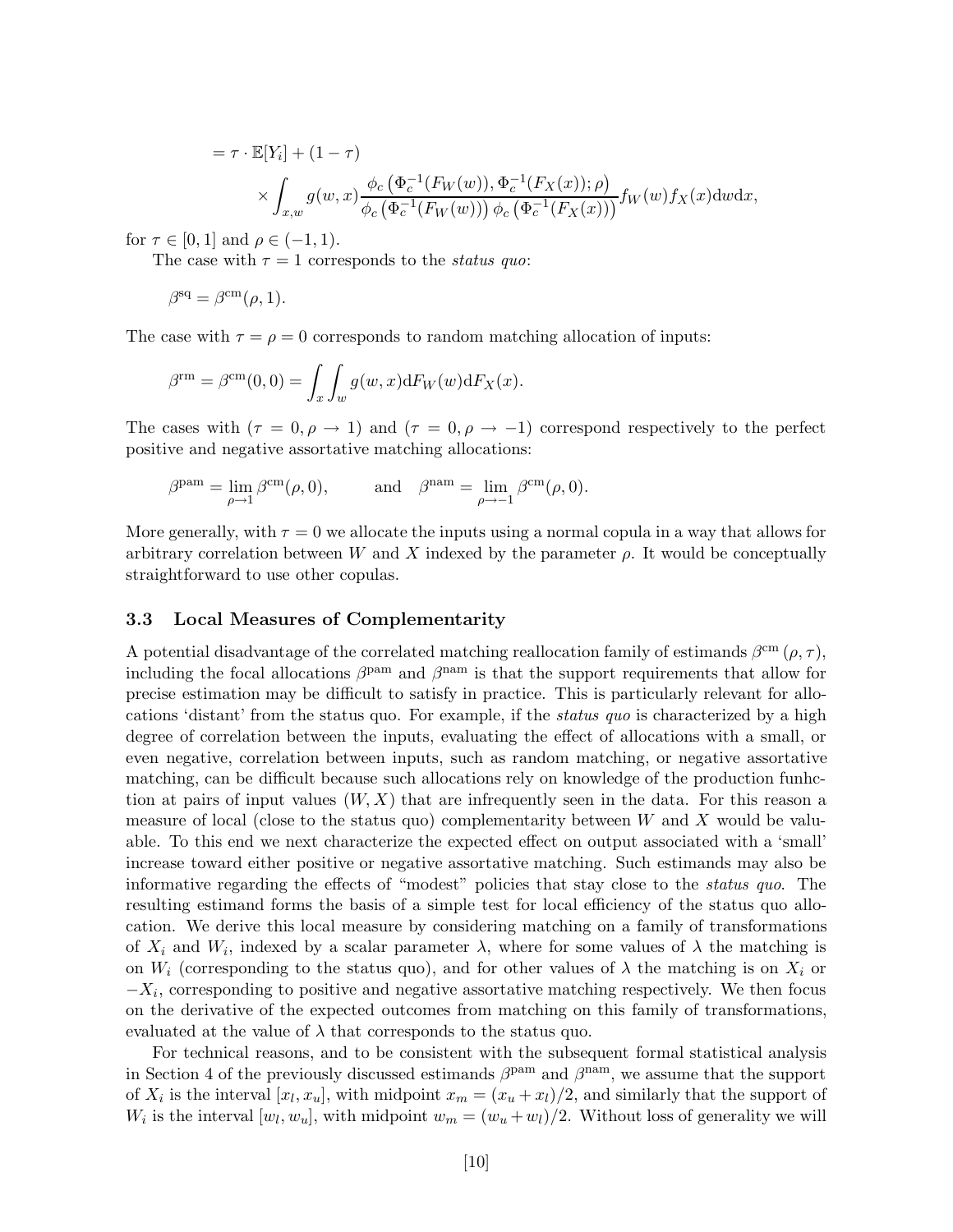$$
= \tau \cdot \mathbb{E}[Y_i] + (1-\tau) \times \int_{x,w} g(w,x) \frac{\phi_c\left(\Phi_c^{-1}(F_W(w)), \Phi_c^{-1}(F_X(x)); \rho\right)}{\phi_c\left(\Phi_c^{-1}(F_W(w))\right) \phi_c\left(\Phi_c^{-1}(F_X(x))\right)} f_W(w) f_X(x) \mathrm{d}w \mathrm{d}x,
$$

for $\tau \in [0,1]$ and $\rho \in (-1,1)$.

The case with $\tau = 1$ corresponds to the *status quo*:

$$
\beta^{\mathrm{sq}} = \beta^{\mathrm{cm}}(\rho, 1).
$$

The case with $\tau = \rho = 0$ corresponds to random matching allocation of inputs:

$$
\beta^{\mathrm{rm}} = \beta^{\mathrm{cm}}(0,0) = \int_x \int_w g(w,x) \mathrm{d}F_W(w) \mathrm{d}F_X(x).
$$

The cases with $(\tau = 0, \rho \to 1)$ and $(\tau = 0, \rho \to -1)$ correspond respectively to the perfect positive and negative assortative matching allocations:

$$
\beta^{\mathrm{pam}} = \lim_{\rho \to 1} \beta^{\mathrm{cm}}(\rho, 0), \qquad \text{and} \quad \beta^{\mathrm{nam}} = \lim_{\rho \to -1} \beta^{\mathrm{cm}}(\rho, 0).
$$

More generally, with $\tau = 0$ we allocate the inputs using a normal copula in a way that allows for arbitrary correlation between $W$ and $X$ indexed by the parameter $\rho$. It would be conceptually straightforward to use other copulas.

### 3.3 Local Measures of Complementarity

A potential disadvantage of the correlated matching reallocation family of estimands $\beta^{\mathrm{cm}}(\rho, \tau)$, including the focal allocations $\beta^{\mathrm{pam}}$ and $\beta^{\mathrm{nam}}$ is that the support requirements that allow for precise estimation may be difficult to satisfy in practice. This is particularly relevant for allocations 'distant' from the status quo. For example, if the *status quo* is characterized by a high degree of correlation between the inputs, evaluating the effect of allocations with a small, or even negative, correlation between inputs, such as random matching, or negative assortative matching, can be difficult because such allocations rely on knowledge of the production funhction at pairs of input values $(W, X)$ that are infrequently seen in the data. For this reason a measure of local (close to the status quo) complementarity between $W$ and $X$ would be valuable. To this end we next characterize the expected effect on output associated with a 'small' increase toward either positive or negative assortative matching. Such estimands may also be informative regarding the effects of "modest" policies that stay close to the *status quo*. The resulting estimand forms the basis of a simple test for local efficiency of the status quo allocation. We derive this local measure by considering matching on a family of transformations of $X_i$ and $W_i$, indexed by a scalar parameter $\lambda$, where for some values of $\lambda$ the matching is on $W_i$ (corresponding to the status quo), and for other values of $\lambda$ the matching is on $X_i$ or $-X_i$, corresponding to positive and negative assortative matching respectively. We then focus on the derivative of the expected outcomes from matching on this family of transformations, evaluated at the value of $\lambda$ that corresponds to the status quo.

For technical reasons, and to be consistent with the subsequent formal statistical analysis in Section 4 of the previously discussed estimands $\beta^{\mathrm{pam}}$ and $\beta^{\mathrm{nam}}$, we assume that the support of $X_i$ is the interval $[x_l, x_u]$, with midpoint $x_m = (x_u + x_l)/2$, and similarly that the support of $W_i$ is the interval $[w_l, w_u]$, with midpoint $w_m = (w_u + w_l)/2$. Without loss of generality we will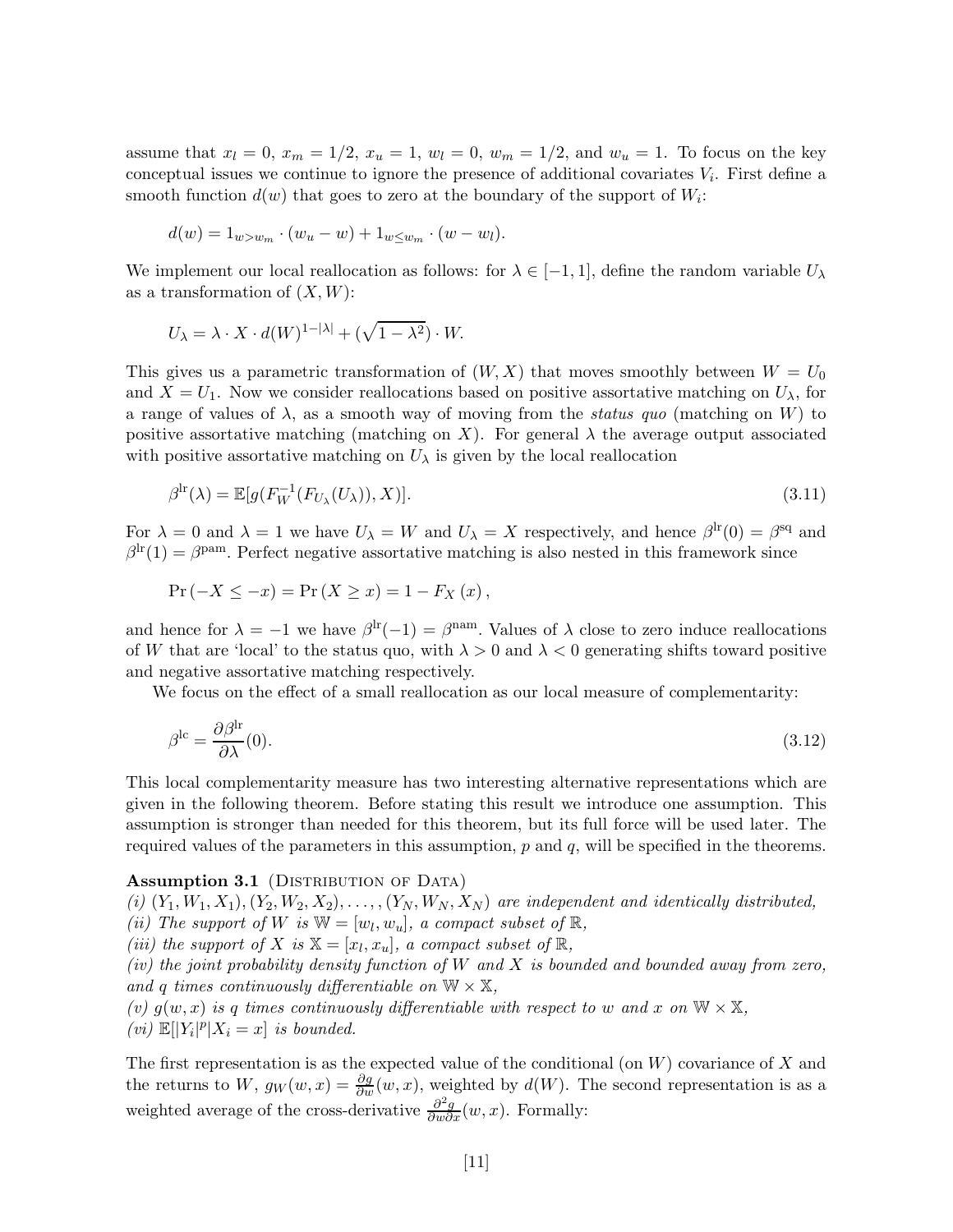assume that $x_l = 0$, $x_m = 1/2$, $x_u = 1$, $w_l = 0$, $w_m = 1/2$, and $w_u = 1$. To focus on the key conceptual issues we continue to ignore the presence of additional covariates $V_i$. First define a smooth function $d(w)$ that goes to zero at the boundary of the support of $W_i$:

$$d(w) = 1_{w>w_m} \cdot (w_u - w) + 1_{w \leq w_m} \cdot (w - w_l).$$

We implement our local reallocation as follows: for $\lambda \in [-1, 1]$, define the random variable $U_\lambda$ as a transformation of $(X, W)$:

$$U_\lambda = \lambda \cdot X \cdot d(W)^{1-|\lambda|} + (\sqrt{1-\lambda^2}) \cdot W.$$

This gives us a parametric transformation of $(W, X)$ that moves smoothly between $W = U_0$ and $X = U_1$. Now we consider reallocations based on positive assortative matching on $U_\lambda$, for a range of values of $\lambda$, as a smooth way of moving from the *status quo* (matching on $W$) to positive assortative matching (matching on $X$). For general $\lambda$ the average output associated with positive assortative matching on $U_\lambda$ is given by the local reallocation

$$\beta^{\text{lr}}(\lambda) = \mathbb{E}[g(F_W^{-1}(F_{U_\lambda}(U_\lambda)), X)]. \tag{3.11}$$

For $\lambda = 0$ and $\lambda = 1$ we have $U_\lambda = W$ and $U_\lambda = X$ respectively, and hence $\beta^{\text{lr}}(0) = \beta^{\text{sq}}$ and $\beta^{\text{lr}}(1) = \beta^{\text{pam}}$. Perfect negative assortative matching is also nested in this framework since

$$\Pr(-X \leq -x) = \Pr(X \geq x) = 1 - F_X(x),$$

and hence for $\lambda = -1$ we have $\beta^{\text{lr}}(-1) = \beta^{\text{nam}}$. Values of $\lambda$ close to zero induce reallocations of $W$ that are 'local' to the status quo, with $\lambda > 0$ and $\lambda < 0$ generating shifts toward positive and negative assortative matching respectively.

We focus on the effect of a small reallocation as our local measure of complementarity:

$$\beta^{\text{lc}} = \frac{\partial \beta^{\text{lr}}}{\partial \lambda}(0). \tag{3.12}$$

This local complementarity measure has two interesting alternative representations which are given in the following theorem. Before stating this result we introduce one assumption. This assumption is stronger than needed for this theorem, but its full force will be used later. The required values of the parameters in this assumption, $p$ and $q$, will be specified in the theorems.

**Assumption 3.1** (Distribution of Data)
*(i)* $(Y_1, W_1, X_1), (Y_2, W_2, X_2), \ldots, (Y_N, W_N, X_N)$ *are independent and identically distributed,*
*(ii) The support of* $W$ *is* $\mathbb{W} = [w_l, w_u]$*, a compact subset of* $\mathbb{R}$*,*
*(iii) the support of* $X$ *is* $\mathbb{X} = [x_l, x_u]$*, a compact subset of* $\mathbb{R}$*,*
*(iv) the joint probability density function of* $W$ *and* $X$ *is bounded and bounded away from zero, and* $q$ *times continuously differentiable on* $\mathbb{W} \times \mathbb{X}$*,*
*(v)* $g(w, x)$ *is* $q$ *times continuously differentiable with respect to* $w$ *and* $x$ *on* $\mathbb{W} \times \mathbb{X}$*,*
*(vi)* $\mathbb{E}[|Y_i|^p | X_i = x]$ *is bounded.*

The first representation is as the expected value of the conditional (on $W$) covariance of $X$ and the returns to $W$, $g_W(w, x) = \frac{\partial g}{\partial w}(w, x)$, weighted by $d(W)$. The second representation is as a weighted average of the cross-derivative $\frac{\partial^2 g}{\partial w \partial x}(w, x)$. Formally: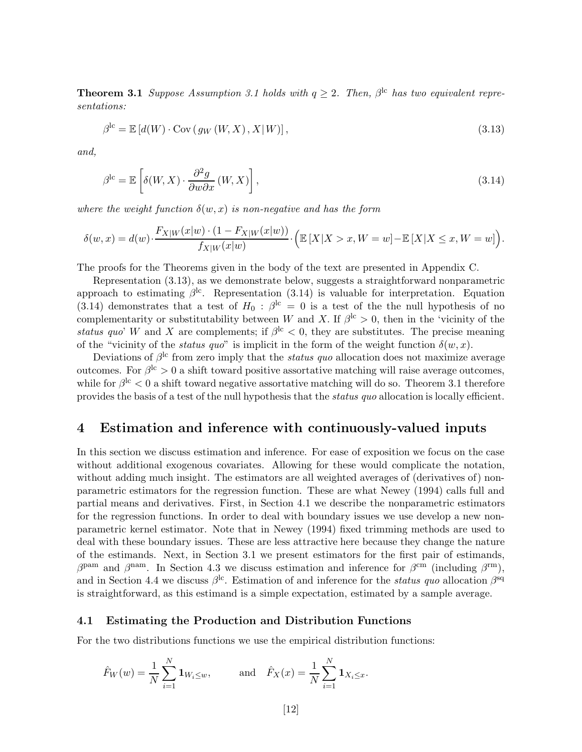**Theorem 3.1** *Suppose Assumption 3.1 holds with $q \geq 2$. Then, $\beta^{\text{lc}}$ has two equivalent representations:*

$$\beta^{\text{lc}} = \mathbb{E}\left[d(W) \cdot \text{Cov}\left(g_W\left(W, X\right), X | W\right)\right], \tag{3.13}$$

*and,*

$$\beta^{\text{lc}} = \mathbb{E}\left[\delta(W, X) \cdot \frac{\partial^2 g}{\partial w \partial x}\left(W, X\right)\right], \tag{3.14}$$

*where the weight function $\delta(w, x)$ is non-negative and has the form*

$$\delta(w, x) = d(w) \cdot \frac{F_{X|W}(x|w) \cdot (1 - F_{X|W}(x|w))}{f_{X|W}(x|w)} \cdot \Big(\mathbb{E}\left[X | X > x, W = w\right] - \mathbb{E}\left[X | X \leq x, W = w\right]\Big).$$

The proofs for the Theorems given in the body of the text are presented in Appendix C.

Representation (3.13), as we demonstrate below, suggests a straightforward nonparametric approach to estimating $\beta^{\text{lc}}$. Representation (3.14) is valuable for interpretation. Equation (3.14) demonstrates that a test of $H_0 : \beta^{\text{lc}} = 0$ is a test of the the null hypothesis of no complementarity or substitutability between $W$ and $X$. If $\beta^{\text{lc}} > 0$, then in the 'vicinity of the *status quo*' $W$ and $X$ are complements; if $\beta^{\text{lc}} < 0$, they are substitutes. The precise meaning of the "vicinity of the *status quo*" is implicit in the form of the weight function $\delta(w, x)$.

Deviations of $\beta^{\text{lc}}$ from zero imply that the *status quo* allocation does not maximize average outcomes. For $\beta^{\text{lc}} > 0$ a shift toward positive assortative matching will raise average outcomes, while for $\beta^{\text{lc}} < 0$ a shift toward negative assortative matching will do so. Theorem 3.1 therefore provides the basis of a test of the null hypothesis that the *status quo* allocation is locally efficient.

## 4 Estimation and inference with continuously-valued inputs

In this section we discuss estimation and inference. For ease of exposition we focus on the case without additional exogenous covariates. Allowing for these would complicate the notation, without adding much insight. The estimators are all weighted averages of (derivatives of) nonparametric estimators for the regression function. These are what Newey (1994) calls full and partial means and derivatives. First, in Section 4.1 we describe the nonparametric estimators for the regression functions. In order to deal with boundary issues we use develop a new nonparametric kernel estimator. Note that in Newey (1994) fixed trimming methods are used to deal with these boundary issues. These are less attractive here because they change the nature of the estimands. Next, in Section 3.1 we present estimators for the first pair of estimands, $\beta^{\text{pam}}$ and $\beta^{\text{nam}}$. In Section 4.3 we discuss estimation and inference for $\beta^{\text{cm}}$ (including $\beta^{\text{rm}}$), and in Section 4.4 we discuss $\beta^{\text{lc}}$. Estimation of and inference for the *status quo* allocation $\beta^{\text{sq}}$ is straightforward, as this estimand is a simple expectation, estimated by a sample average.

### 4.1 Estimating the Production and Distribution Functions

For the two distributions functions we use the empirical distribution functions:

$$\hat{F}_W(w) = \frac{1}{N} \sum_{i=1}^{N} \mathbf{1}_{W_i \leq w}, \qquad \text{and} \quad \hat{F}_X(x) = \frac{1}{N} \sum_{i=1}^{N} \mathbf{1}_{X_i \leq x}.$$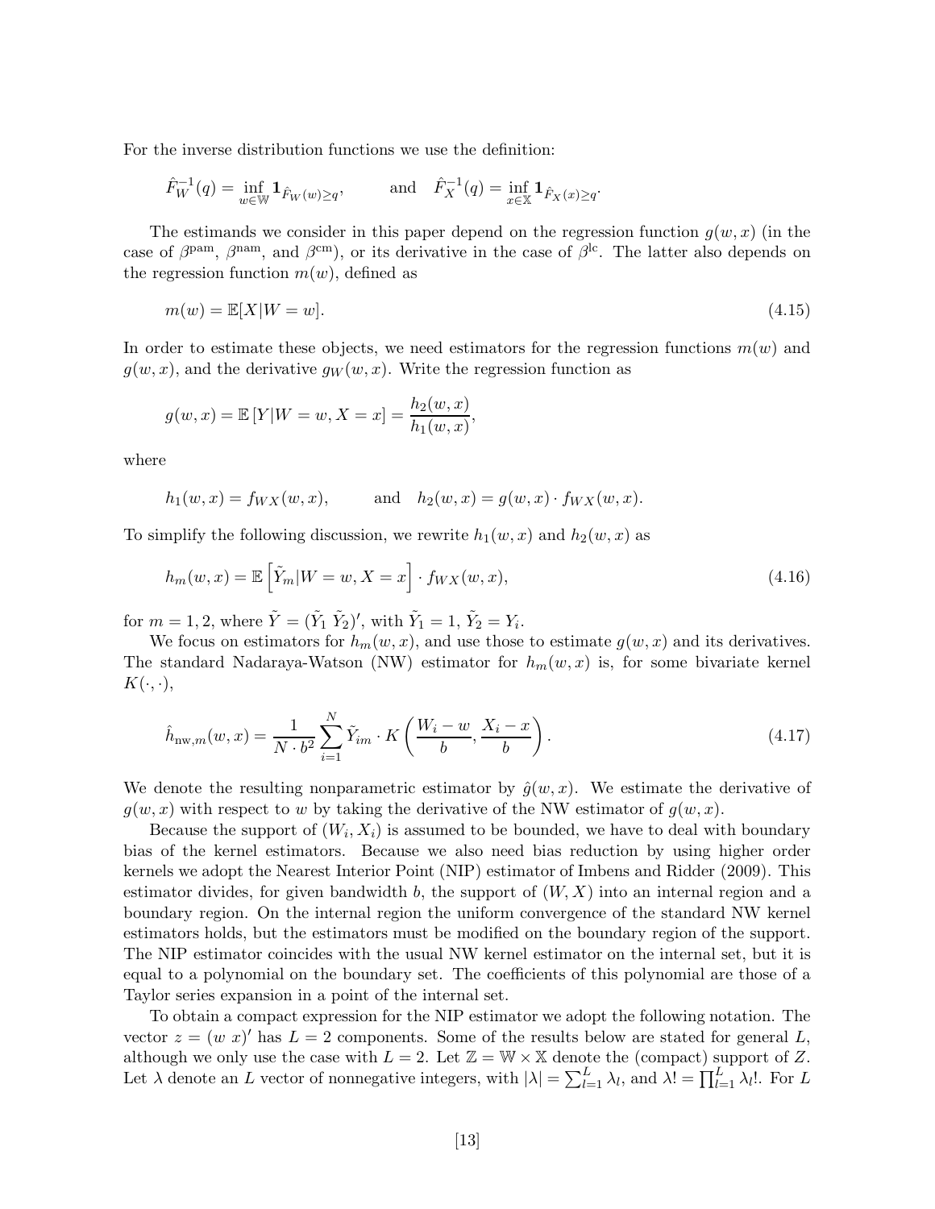For the inverse distribution functions we use the definition:

$$\hat{F}_W^{-1}(q) = \inf_{w \in \mathbb{W}} \mathbf{1}_{\hat{F}_W(w) \geq q}, \qquad \text{and} \quad \hat{F}_X^{-1}(q) = \inf_{x \in \mathbb{X}} \mathbf{1}_{\hat{F}_X(x) \geq q}.$$

The estimands we consider in this paper depend on the regression function $g(w, x)$ (in the case of $\beta^{\text{pam}}$, $\beta^{\text{nam}}$, and $\beta^{\text{cm}}$), or its derivative in the case of $\beta^{\text{lc}}$. The latter also depends on the regression function $m(w)$, defined as

$$m(w) = \mathbb{E}[X|W = w]. \tag{4.15}$$

In order to estimate these objects, we need estimators for the regression functions $m(w)$ and $g(w, x)$, and the derivative $g_W(w, x)$. Write the regression function as

$$g(w, x) = \mathbb{E}\left[Y|W = w, X = x\right] = \frac{h_2(w, x)}{h_1(w, x)},$$

where

$$h_1(w, x) = f_{WX}(w, x), \qquad \text{and} \quad h_2(w, x) = g(w, x) \cdot f_{WX}(w, x).$$

To simplify the following discussion, we rewrite $h_1(w, x)$ and $h_2(w, x)$ as

$$h_m(w, x) = \mathbb{E}\left[\tilde{Y}_m|W = w, X = x\right] \cdot f_{WX}(w, x), \tag{4.16}$$

for $m = 1, 2$, where $\tilde{Y} = (\tilde{Y}_1\ \tilde{Y}_2)'$, with $\tilde{Y}_1 = 1$, $\tilde{Y}_2 = Y_i$.

We focus on estimators for $h_m(w, x)$, and use those to estimate $g(w, x)$ and its derivatives. The standard Nadaraya-Watson (NW) estimator for $h_m(w, x)$ is, for some bivariate kernel $K(\cdot, \cdot)$,

$$\hat{h}_{\text{nw},m}(w, x) = \frac{1}{N \cdot b^2} \sum_{i=1}^{N} \tilde{Y}_{im} \cdot K\left(\frac{W_i - w}{b}, \frac{X_i - x}{b}\right). \tag{4.17}$$

We denote the resulting nonparametric estimator by $\hat{g}(w, x)$. We estimate the derivative of $g(w, x)$ with respect to $w$ by taking the derivative of the NW estimator of $g(w, x)$.

Because the support of $(W_i, X_i)$ is assumed to be bounded, we have to deal with boundary bias of the kernel estimators. Because we also need bias reduction by using higher order kernels we adopt the Nearest Interior Point (NIP) estimator of Imbens and Ridder (2009). This estimator divides, for given bandwidth $b$, the support of $(W, X)$ into an internal region and a boundary region. On the internal region the uniform convergence of the standard NW kernel estimators holds, but the estimators must be modified on the boundary region of the support. The NIP estimator coincides with the usual NW kernel estimator on the internal set, but it is equal to a polynomial on the boundary set. The coefficients of this polynomial are those of a Taylor series expansion in a point of the internal set.

To obtain a compact expression for the NIP estimator we adopt the following notation. The vector $z = (w\ x)'$ has $L = 2$ components. Some of the results below are stated for general $L$, although we only use the case with $L = 2$. Let $\mathbb{Z} = \mathbb{W} \times \mathbb{X}$ denote the (compact) support of $Z$. Let $\lambda$ denote an $L$ vector of nonnegative integers, with $|\lambda| = \sum_{l=1}^{L} \lambda_l$, and $\lambda! = \prod_{l=1}^{L} \lambda_l!$. For $L$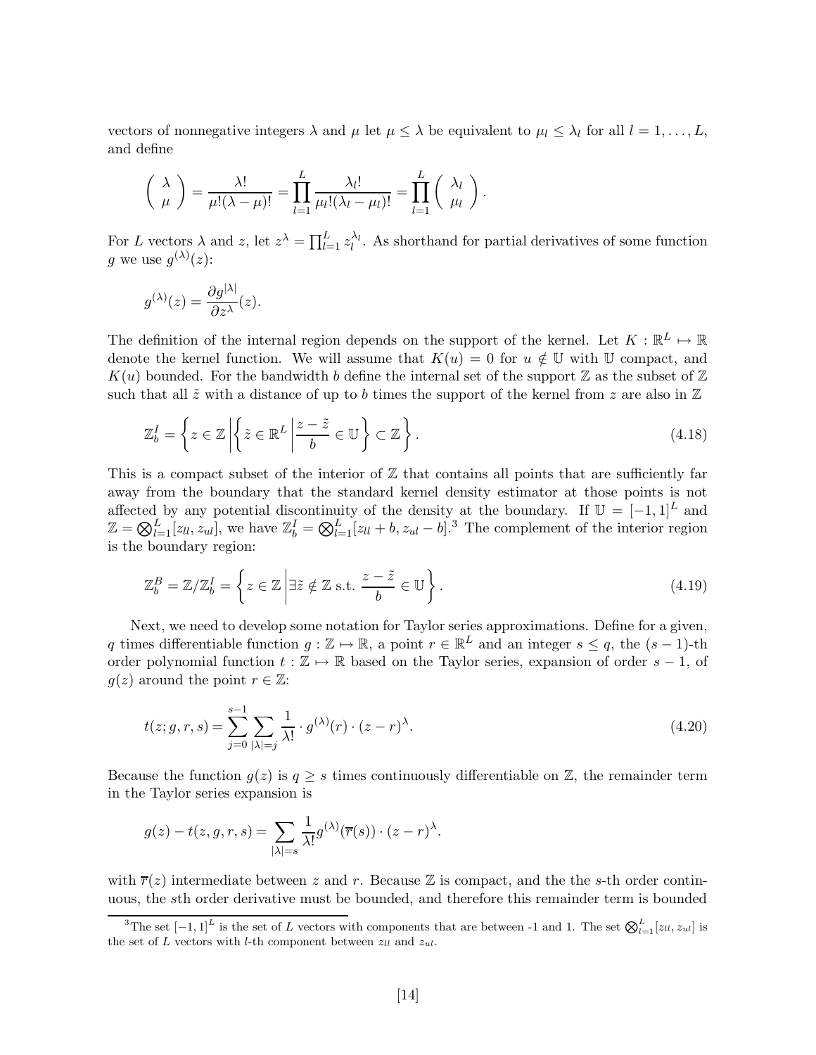vectors of nonnegative integers $\lambda$ and $\mu$ let $\mu \leq \lambda$ be equivalent to $\mu_l \leq \lambda_l$ for all $l = 1, \ldots, L$, and define

$$\left( \begin{array}{c} \lambda \\ \mu \end{array} \right) = \frac{\lambda!}{\mu!(\lambda - \mu)!} = \prod_{l=1}^{L} \frac{\lambda_l!}{\mu_l!(\lambda_l - \mu_l)!} = \prod_{l=1}^{L} \left( \begin{array}{c} \lambda_l \\ \mu_l \end{array} \right).$$

For $L$ vectors $\lambda$ and $z$, let $z^\lambda = \prod_{l=1}^{L} z_l^{\lambda_l}$. As shorthand for partial derivatives of some function $g$ we use $g^{(\lambda)}(z)$:

$$g^{(\lambda)}(z) = \frac{\partial g^{|\lambda|}}{\partial z^\lambda}(z).$$

The definition of the internal region depends on the support of the kernel. Let $K : \mathbb{R}^L \mapsto \mathbb{R}$ denote the kernel function. We will assume that $K(u) = 0$ for $u \notin \mathbb{U}$ with $\mathbb{U}$ compact, and $K(u)$ bounded. For the bandwidth $b$ define the internal set of the support $\mathbb{Z}$ as the subset of $\mathbb{Z}$ such that all $\tilde{z}$ with a distance of up to $b$ times the support of the kernel from $z$ are also in $\mathbb{Z}$

$$\mathbb{Z}_b^I = \left\{ z \in \mathbb{Z} \left| \left\{ \tilde{z} \in \mathbb{R}^L \left| \frac{z - \tilde{z}}{b} \in \mathbb{U} \right. \right\} \subset \mathbb{Z} \right. \right\}. \tag{4.18}$$

This is a compact subset of the interior of $\mathbb{Z}$ that contains all points that are sufficiently far away from the boundary that the standard kernel density estimator at those points is not affected by any potential discontinuity of the density at the boundary. If $\mathbb{U} = [-1, 1]^L$ and $\mathbb{Z} = \bigotimes_{l=1}^{L} [z_{ll}, z_{ul}]$, we have $\mathbb{Z}_b^I = \bigotimes_{l=1}^{L} [z_{ll} + b, z_{ul} - b]$.[3] The complement of the interior region is the boundary region:

$$\mathbb{Z}_b^B = \mathbb{Z}/\mathbb{Z}_b^I = \left\{ z \in \mathbb{Z} \left| \exists \tilde{z} \notin \mathbb{Z} \text{ s.t. } \frac{z - \tilde{z}}{b} \in \mathbb{U} \right. \right\}. \tag{4.19}$$

Next, we need to develop some notation for Taylor series approximations. Define for a given, $q$ times differentiable function $g : \mathbb{Z} \mapsto \mathbb{R}$, a point $r \in \mathbb{R}^L$ and an integer $s \leq q$, the $(s-1)$-th order polynomial function $t : \mathbb{Z} \mapsto \mathbb{R}$ based on the Taylor series, expansion of order $s - 1$, of $g(z)$ around the point $r \in \mathbb{Z}$:

$$t(z; g, r, s) = \sum_{j=0}^{s-1} \sum_{|\lambda|=j} \frac{1}{\lambda!} \cdot g^{(\lambda)}(r) \cdot (z - r)^\lambda. \tag{4.20}$$

Because the function $g(z)$ is $q \geq s$ times continuously differentiable on $\mathbb{Z}$, the remainder term in the Taylor series expansion is

$$g(z) - t(z, g, r, s) = \sum_{|\lambda|=s} \frac{1}{\lambda!} g^{(\lambda)}(\overline{r}(s)) \cdot (z - r)^\lambda.$$

with $\overline{r}(z)$ intermediate between $z$ and $r$. Because $\mathbb{Z}$ is compact, and the the $s$-th order continuous, the $s$th order derivative must be bounded, and therefore this remainder term is bounded

[3] The set $[-1, 1]^L$ is the set of $L$ vectors with components that are between -1 and 1. The set $\bigotimes_{l=1}^{L} [z_{ll}, z_{ul}]$ is the set of $L$ vectors with $l$-th component between $z_{ll}$ and $z_{ul}$.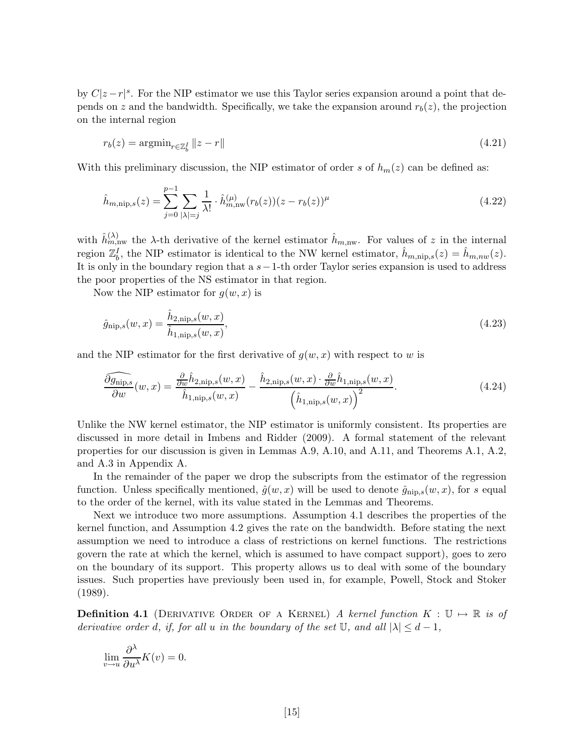by $C|z-r|^s$. For the NIP estimator we use this Taylor series expansion around a point that depends on $z$ and the bandwidth. Specifically, we take the expansion around $r_b(z)$, the projection on the internal region

$$r_b(z) = \text{argmin}_{r \in \mathbb{Z}_b^I} \|z - r\| \tag{4.21}$$

With this preliminary discussion, the NIP estimator of order $s$ of $h_m(z)$ can be defined as:

$$\hat{h}_{m,\text{nip},s}(z) = \sum_{j=0}^{p-1} \sum_{|\lambda|=j} \frac{1}{\lambda!} \cdot \hat{h}_{m,\text{nw}}^{(\mu)}(r_b(z))(z - r_b(z))^{\mu} \tag{4.22}$$

with $\hat{h}_{m,\text{nw}}^{(\lambda)}$ the $\lambda$-th derivative of the kernel estimator $\hat{h}_{m,\text{nw}}$. For values of $z$ in the internal region $\mathbb{Z}_b^I$, the NIP estimator is identical to the NW kernel estimator, $\hat{h}_{m,\text{nip},s}(z) = \hat{h}_{m,nw}(z)$. It is only in the boundary region that a $s-1$-th order Taylor series expansion is used to address the poor properties of the NS estimator in that region.

Now the NIP estimator for $g(w, x)$ is

$$\hat{g}_{\text{nip},s}(w, x) = \frac{\hat{h}_{2,\text{nip},s}(w, x)}{\hat{h}_{1,\text{nip},s}(w, x)}, \tag{4.23}$$

and the NIP estimator for the first derivative of $g(w, x)$ with respect to $w$ is

$$\widehat{\frac{\partial g_{\text{nip},s}}{\partial w}}(w, x) = \frac{\frac{\partial}{\partial w}\hat{h}_{2,\text{nip},s}(w, x)}{\hat{h}_{1,\text{nip},s}(w, x)} - \frac{\hat{h}_{2,\text{nip},s}(w, x) \cdot \frac{\partial}{\partial w}\hat{h}_{1,\text{nip},s}(w, x)}{\left(\hat{h}_{1,\text{nip},s}(w, x)\right)^2}. \tag{4.24}$$

Unlike the NW kernel estimator, the NIP estimator is uniformly consistent. Its properties are discussed in more detail in Imbens and Ridder (2009). A formal statement of the relevant properties for our discussion is given in Lemmas A.9, A.10, and A.11, and Theorems A.1, A.2, and A.3 in Appendix A.

In the remainder of the paper we drop the subscripts from the estimator of the regression function. Unless specifically mentioned, $\hat{g}(w, x)$ will be used to denote $\hat{g}_{\text{nip},s}(w, x)$, for $s$ equal to the order of the kernel, with its value stated in the Lemmas and Theorems.

Next we introduce two more assumptions. Assumption 4.1 describes the properties of the kernel function, and Assumption 4.2 gives the rate on the bandwidth. Before stating the next assumption we need to introduce a class of restrictions on kernel functions. The restrictions govern the rate at which the kernel, which is assumed to have compact support), goes to zero on the boundary of its support. This property allows us to deal with some of the boundary issues. Such properties have previously been used in, for example, Powell, Stock and Stoker (1989).

**Definition 4.1** (Derivative Order of a Kernel) *A kernel function $K : \mathbb{U} \mapsto \mathbb{R}$ is of derivative order $d$, if, for all $u$ in the boundary of the set $\mathbb{U}$, and all $|\lambda| \leq d - 1$,*

$$\lim_{v \to u} \frac{\partial^{\lambda}}{\partial u^{\lambda}} K(v) = 0.$$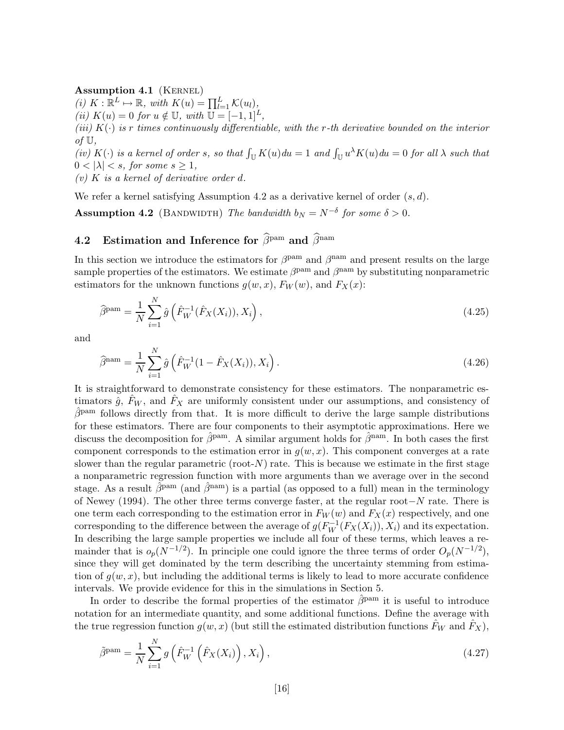**Assumption 4.1** (Kernel)
*(i)* $K : \mathbb{R}^L \mapsto \mathbb{R}$, *with* $K(u) = \prod_{l=1}^{L} \mathcal{K}(u_l)$,
*(ii)* $K(u) = 0$ *for* $u \notin \mathbb{U}$, *with* $\mathbb{U} = [-1, 1]^L$,
*(iii)* $K(\cdot)$ *is* $r$ *times continuously differentiable, with the* $r$*-th derivative bounded on the interior of* $\mathbb{U}$,
*(iv)* $K(\cdot)$ *is a kernel of order* $s$, *so that* $\int_{\mathbb{U}} K(u)du = 1$ *and* $\int_{\mathbb{U}} u^{\lambda} K(u)du = 0$ *for all* $\lambda$ *such that* $0 < |\lambda| < s$, *for some* $s \geq 1$,
*(v)* $K$ *is a kernel of derivative order* $d$.

We refer a kernel satisfying Assumption 4.2 as a derivative kernel of order $(s, d)$.

**Assumption 4.2** (Bandwidth) *The bandwidth* $b_N = N^{-\delta}$ *for some* $\delta > 0$.

## 4.2 Estimation and Inference for $\widehat{\beta}^{\text{pam}}$ and $\widehat{\beta}^{\text{nam}}$

In this section we introduce the estimators for $\beta^{\text{pam}}$ and $\beta^{\text{nam}}$ and present results on the large sample properties of the estimators. We estimate $\beta^{\text{pam}}$ and $\beta^{\text{nam}}$ by substituting nonparametric estimators for the unknown functions $g(w, x)$, $F_W(w)$, and $F_X(x)$:

$$\widehat{\beta}^{\text{pam}} = \frac{1}{N} \sum_{i=1}^{N} \hat{g}\left(\hat{F}_W^{-1}(\hat{F}_X(X_i)), X_i\right), \tag{4.25}$$

and

$$\widehat{\beta}^{\text{nam}} = \frac{1}{N} \sum_{i=1}^{N} \hat{g}\left(\hat{F}_W^{-1}(1 - \hat{F}_X(X_i)), X_i\right). \tag{4.26}$$

It is straightforward to demonstrate consistency for these estimators. The nonparametric estimators $\hat{g}$, $\hat{F}_W$, and $\hat{F}_X$ are uniformly consistent under our assumptions, and consistency of $\hat{\beta}^{\text{pam}}$ follows directly from that. It is more difficult to derive the large sample distributions for these estimators. There are four components to their asymptotic approximations. Here we discuss the decomposition for $\hat{\beta}^{\text{pam}}$. A similar argument holds for $\hat{\beta}^{\text{nam}}$. In both cases the first component corresponds to the estimation error in $g(w, x)$. This component converges at a rate slower than the regular parametric (root-$N$) rate. This is because we estimate in the first stage a nonparametric regression function with more arguments than we average over in the second stage. As a result $\hat{\beta}^{\text{pam}}$ (and $\hat{\beta}^{\text{nam}}$) is a partial (as opposed to a full) mean in the terminology of Newey (1994). The other three terms converge faster, at the regular root$-N$ rate. There is one term each corresponding to the estimation error in $F_W(w)$ and $F_X(x)$ respectively, and one corresponding to the difference between the average of $g(F_W^{-1}(F_X(X_i)), X_i)$ and its expectation. In describing the large sample properties we include all four of these terms, which leaves a remainder that is $o_p(N^{-1/2})$. In principle one could ignore the three terms of order $O_p(N^{-1/2})$, since they will get dominated by the term describing the uncertainty stemming from estimation of $g(w, x)$, but including the additional terms is likely to lead to more accurate confidence intervals. We provide evidence for this in the simulations in Section 5.

In order to describe the formal properties of the estimator $\hat{\beta}^{\text{pam}}$ it is useful to introduce notation for an intermediate quantity, and some additional functions. Define the average with the true regression function $g(w, x)$ (but still the estimated distribution functions $\hat{F}_W$ and $\hat{F}_X$),

$$\tilde{\beta}^{\text{pam}} = \frac{1}{N} \sum_{i=1}^{N} g\left(\hat{F}_W^{-1}\left(\hat{F}_X(X_i)\right), X_i\right), \tag{4.27}$$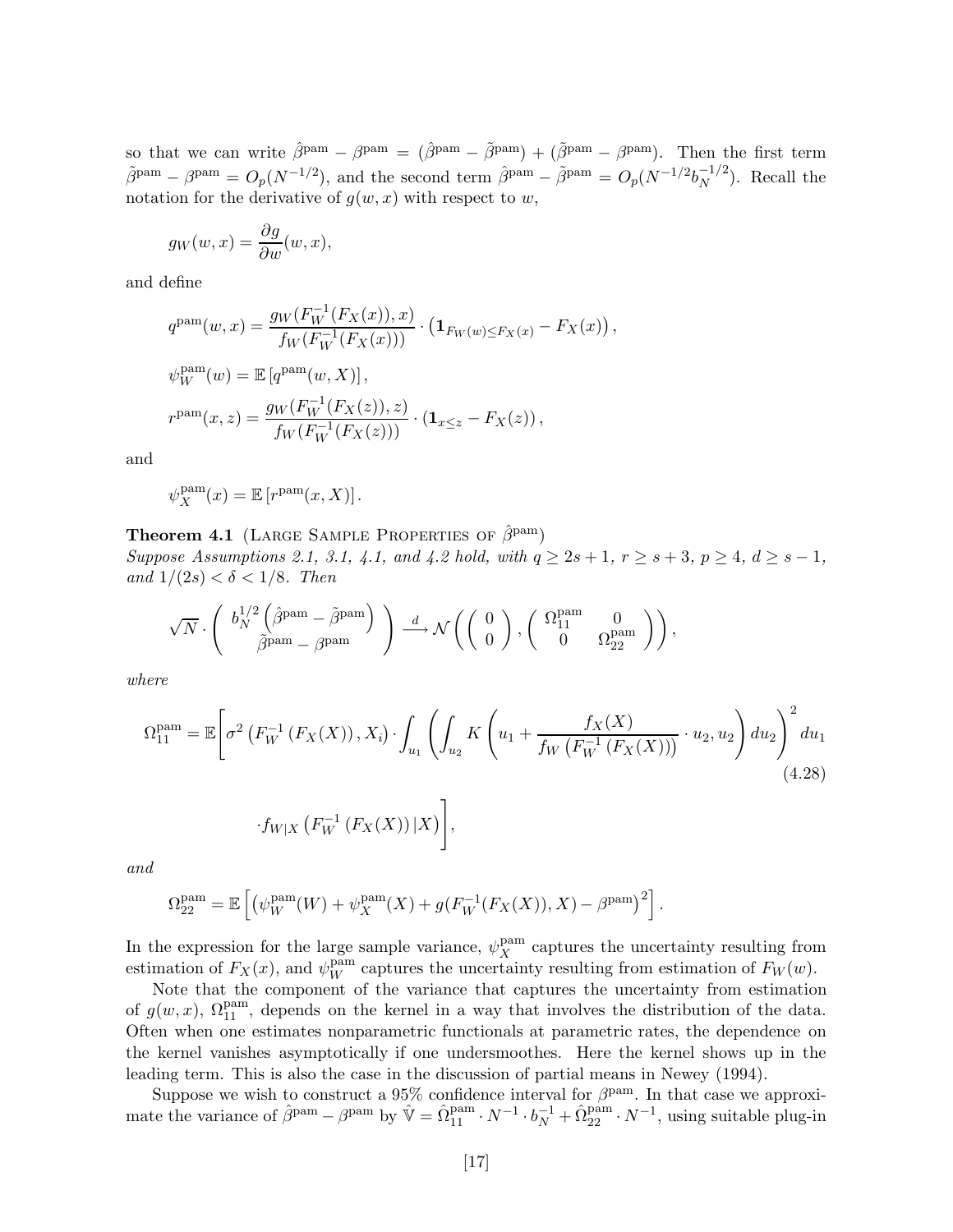so that we can write $\hat{\beta}^{\text{pam}} - \beta^{\text{pam}} = (\hat{\beta}^{\text{pam}} - \tilde{\beta}^{\text{pam}}) + (\tilde{\beta}^{\text{pam}} - \beta^{\text{pam}})$. Then the first term $\tilde{\beta}^{\text{pam}} - \beta^{\text{pam}} = O_p(N^{-1/2})$, and the second term $\hat{\beta}^{\text{pam}} - \tilde{\beta}^{\text{pam}} = O_p(N^{-1/2}b_N^{-1/2})$. Recall the notation for the derivative of $g(w,x)$ with respect to $w$,

$$g_W(w,x) = \frac{\partial g}{\partial w}(w,x),$$

and define

$$q^{\text{pam}}(w,x) = \frac{g_W(F_W^{-1}(F_X(x)),x)}{f_W(F_W^{-1}(F_X(x)))} \cdot \left(\mathbf{1}_{F_W(w)\leq F_X(x)} - F_X(x)\right),$$

$$\psi_W^{\text{pam}}(w) = \mathbb{E}\left[q^{\text{pam}}(w,X)\right],$$

$$r^{\text{pam}}(x,z) = \frac{g_W(F_W^{-1}(F_X(z)),z)}{f_W(F_W^{-1}(F_X(z)))} \cdot \left(\mathbf{1}_{x\leq z} - F_X(z)\right),$$

and

$$\psi_X^{\text{pam}}(x) = \mathbb{E}\left[r^{\text{pam}}(x,X)\right].$$

**Theorem 4.1** (Large Sample Properties of $\hat{\beta}^{\text{pam}}$)
*Suppose Assumptions 2.1, 3.1, 4.1, and 4.2 hold, with $q \geq 2s+1$, $r \geq s+3$, $p \geq 4$, $d \geq s-1$, and $1/(2s) < \delta < 1/8$. Then*

$$\sqrt{N} \cdot \begin{pmatrix} b_N^{1/2}\left(\hat{\beta}^{\text{pam}} - \tilde{\beta}^{\text{pam}}\right) \\ \tilde{\beta}^{\text{pam}} - \beta^{\text{pam}} \end{pmatrix} \xrightarrow{d} \mathcal{N}\left( \begin{pmatrix} 0 \\ 0 \end{pmatrix}, \begin{pmatrix} \Omega_{11}^{\text{pam}} & 0 \\ 0 & \Omega_{22}^{\text{pam}} \end{pmatrix} \right),$$

*where*

$$\Omega_{11}^{\text{pam}} = \mathbb{E}\Bigg[\sigma^2\left(F_W^{-1}\left(F_X(X)\right),X_i\right) \cdot \int_{u_1}\left(\int_{u_2} K\left(u_1 + \frac{f_X(X)}{f_W\left(F_W^{-1}\left(F_X(X)\right)\right)}\cdot u_2, u_2\right)du_2\right)^2 du_1 \tag{4.28}$$

$$\cdot f_{W|X}\left(F_W^{-1}\left(F_X(X)\right)|X\right)\Bigg],$$

*and*

$$\Omega_{22}^{\text{pam}} = \mathbb{E}\left[\left(\psi_W^{\text{pam}}(W) + \psi_X^{\text{pam}}(X) + g(F_W^{-1}(F_X(X)),X) - \beta^{\text{pam}}\right)^2\right].$$

In the expression for the large sample variance, $\psi_X^{\text{pam}}$ captures the uncertainty resulting from estimation of $F_X(x)$, and $\psi_W^{\text{pam}}$ captures the uncertainty resulting from estimation of $F_W(w)$.

Note that the component of the variance that captures the uncertainty from estimation of $g(w,x)$, $\Omega_{11}^{\text{pam}}$, depends on the kernel in a way that involves the distribution of the data. Often when one estimates nonparametric functionals at parametric rates, the dependence on the kernel vanishes asymptotically if one undersmoothes. Here the kernel shows up in the leading term. This is also the case in the discussion of partial means in Newey (1994).

Suppose we wish to construct a 95% confidence interval for $\beta^{\text{pam}}$. In that case we approximate the variance of $\hat{\beta}^{\text{pam}} - \beta^{\text{pam}}$ by $\hat{\mathbb{V}} = \hat{\Omega}_{11}^{\text{pam}} \cdot N^{-1} \cdot b_N^{-1} + \hat{\Omega}_{22}^{\text{pam}} \cdot N^{-1}$, using suitable plug-in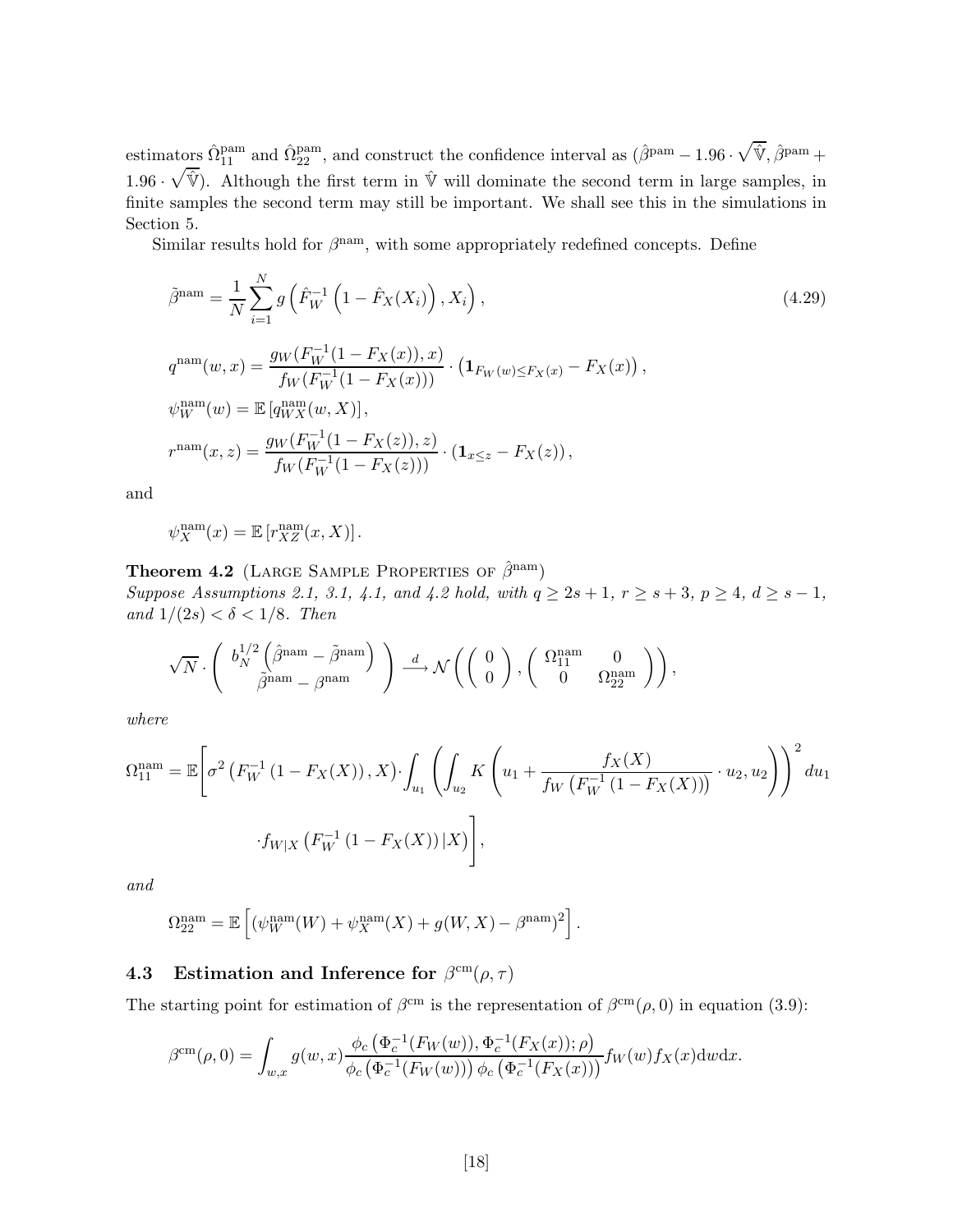estimators $\hat{\Omega}_{11}^{\text{pam}}$ and $\hat{\Omega}_{22}^{\text{pam}}$, and construct the confidence interval as $(\hat{\beta}^{\text{pam}} - 1.96 \cdot \sqrt{\hat{\mathbb{V}}}, \hat{\beta}^{\text{pam}} + 1.96 \cdot \sqrt{\hat{\mathbb{V}}})$. Although the first term in $\hat{\mathbb{V}}$ will dominate the second term in large samples, in finite samples the second term may still be important. We shall see this in the simulations in Section 5.

Similar results hold for $\beta^{\text{nam}}$, with some appropriately redefined concepts. Define

$$\tilde{\beta}^{\text{nam}} = \frac{1}{N}\sum_{i=1}^{N} g\left(\hat{F}_W^{-1}\left(1 - \hat{F}_X(X_i)\right), X_i\right), \tag{4.29}$$

$$q^{\text{nam}}(w,x) = \frac{g_W(F_W^{-1}(1-F_X(x)),x)}{f_W(F_W^{-1}(1-F_X(x)))} \cdot \left(\mathbf{1}_{F_W(w)\leq F_X(x)} - F_X(x)\right),$$

$$\psi_W^{\text{nam}}(w) = \mathbb{E}\left[q_{WX}^{\text{nam}}(w,X)\right],$$

$$r^{\text{nam}}(x,z) = \frac{g_W(F_W^{-1}(1-F_X(z)),z)}{f_W(F_W^{-1}(1-F_X(z)))} \cdot \left(\mathbf{1}_{x\leq z} - F_X(z)\right),$$

and

$$\psi_X^{\text{nam}}(x) = \mathbb{E}\left[r_{XZ}^{\text{nam}}(x,X)\right].$$

**Theorem 4.2** (Large Sample Properties of $\hat{\beta}^{\text{nam}}$)
*Suppose Assumptions 2.1, 3.1, 4.1, and 4.2 hold, with $q \geq 2s+1$, $r \geq s+3$, $p \geq 4$, $d \geq s-1$, and $1/(2s) < \delta < 1/8$. Then*

$$\sqrt{N} \cdot \begin{pmatrix} b_N^{1/2}\left(\hat{\beta}^{\text{nam}} - \tilde{\beta}^{\text{nam}}\right) \\ \tilde{\beta}^{\text{nam}} - \beta^{\text{nam}} \end{pmatrix} \xrightarrow{d} \mathcal{N}\left(\begin{pmatrix} 0 \\ 0 \end{pmatrix}, \begin{pmatrix} \Omega_{11}^{\text{nam}} & 0 \\ 0 & \Omega_{22}^{\text{nam}} \end{pmatrix}\right),$$

*where*

$$\Omega_{11}^{\text{nam}} = \mathbb{E}\Bigg[\sigma^2\left(F_W^{-1}\left(1-F_X(X)\right), X\right) \cdot \int_{u_1}\left(\int_{u_2} K\left(u_1 + \frac{f_X(X)}{f_W\left(F_W^{-1}\left(1-F_X(X)\right)\right)} \cdot u_2, u_2\right)\right)^2 du_1$$

$$\cdot f_{W|X}\left(F_W^{-1}\left(1-F_X(X)\right)|X\right)\Bigg],$$

*and*

$$\Omega_{22}^{\text{nam}} = \mathbb{E}\left[\left(\psi_W^{\text{nam}}(W) + \psi_X^{\text{nam}}(X) + g(W,X) - \beta^{\text{nam}}\right)^2\right].$$

### 4.3 Estimation and Inference for $\beta^{\text{cm}}(\rho,\tau)$

The starting point for estimation of $\beta^{\text{cm}}$ is the representation of $\beta^{\text{cm}}(\rho,0)$ in equation (3.9):

$$\beta^{\text{cm}}(\rho,0) = \int_{w,x} g(w,x)\frac{\phi_c\left(\Phi_c^{-1}(F_W(w)), \Phi_c^{-1}(F_X(x)); \rho\right)}{\phi_c\left(\Phi_c^{-1}(F_W(w))\right)\phi_c\left(\Phi_c^{-1}(F_X(x))\right)} f_W(w) f_X(x) \mathrm{d}w\mathrm{d}x.$$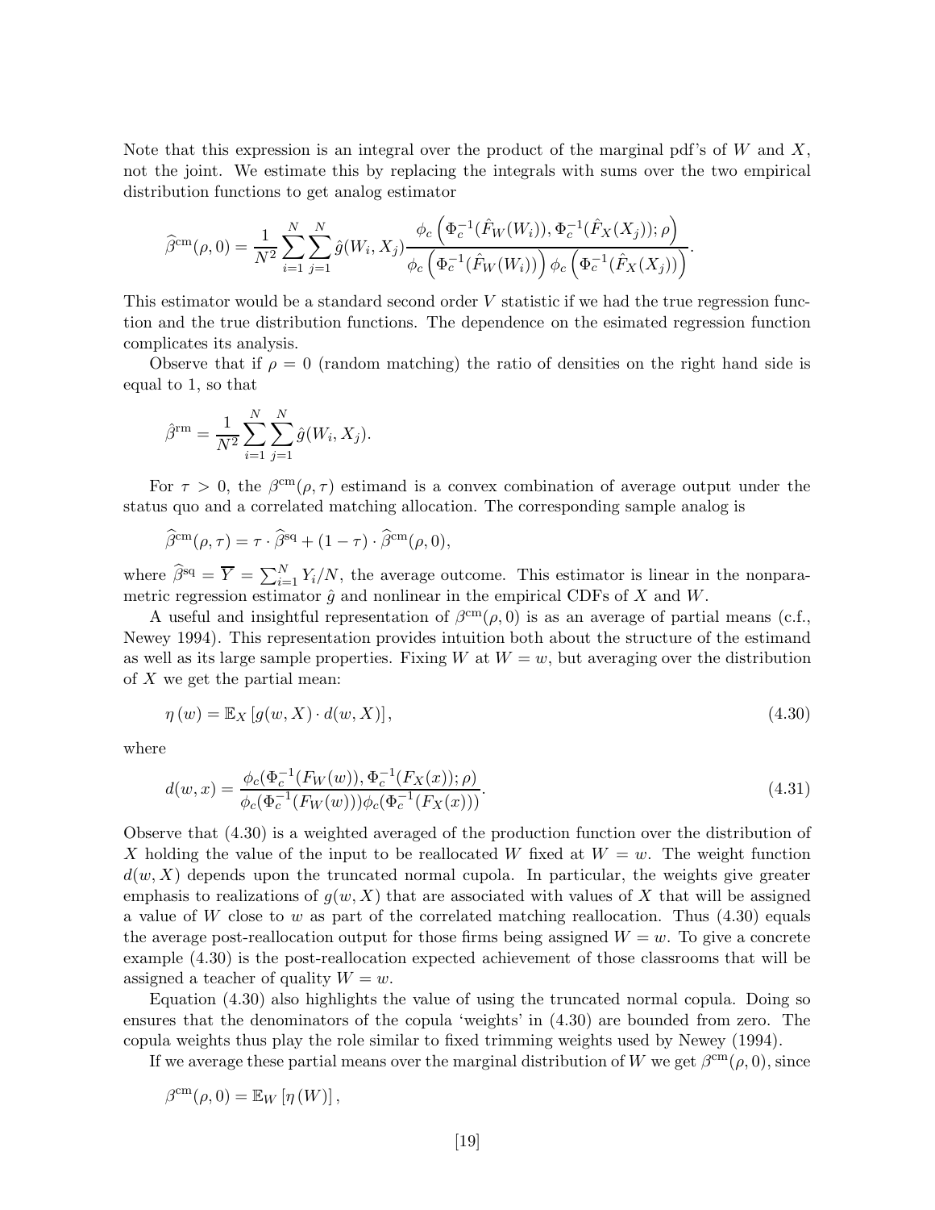Note that this expression is an integral over the product of the marginal pdf's of $W$ and $X$, not the joint. We estimate this by replacing the integrals with sums over the two empirical distribution functions to get analog estimator

$$\widehat{\beta}^{\mathrm{cm}}(\rho,0)=\frac{1}{N^2}\sum_{i=1}^{N}\sum_{j=1}^{N}\hat{g}(W_i,X_j)\frac{\phi_c\left(\Phi_c^{-1}(\hat{F}_W(W_i)),\Phi_c^{-1}(\hat{F}_X(X_j));\rho\right)}{\phi_c\left(\Phi_c^{-1}(\hat{F}_W(W_i))\right)\phi_c\left(\Phi_c^{-1}(\hat{F}_X(X_j))\right)}.$$

This estimator would be a standard second order $V$ statistic if we had the true regression function and the true distribution functions. The dependence on the esimated regression function complicates its analysis.

Observe that if $\rho=0$ (random matching) the ratio of densities on the right hand side is equal to 1, so that

$$\hat{\beta}^{\mathrm{rm}}=\frac{1}{N^2}\sum_{i=1}^{N}\sum_{j=1}^{N}\hat{g}(W_i,X_j).$$

For $\tau>0$, the $\beta^{\mathrm{cm}}(\rho,\tau)$ estimand is a convex combination of average output under the status quo and a correlated matching allocation. The corresponding sample analog is

$$\widehat{\beta}^{\mathrm{cm}}(\rho,\tau)=\tau\cdot\widehat{\beta}^{\mathrm{sq}}+(1-\tau)\cdot\widehat{\beta}^{\mathrm{cm}}(\rho,0),$$

where $\widehat{\beta}^{\mathrm{sq}}=\overline{Y}=\sum_{i=1}^{N}Y_i/N$, the average outcome. This estimator is linear in the nonparametric regression estimator $\hat{g}$ and nonlinear in the empirical CDFs of $X$ and $W$.

A useful and insightful representation of $\beta^{\mathrm{cm}}(\rho,0)$ is as an average of partial means (c.f., Newey 1994). This representation provides intuition both about the structure of the estimand as well as its large sample properties. Fixing $W$ at $W=w$, but averaging over the distribution of $X$ we get the partial mean:

$$\eta(w)=\mathbb{E}_X\left[g(w,X)\cdot d(w,X)\right], \tag{4.30}$$

where

$$d(w,x)=\frac{\phi_c(\Phi_c^{-1}(F_W(w)),\Phi_c^{-1}(F_X(x));\rho)}{\phi_c(\Phi_c^{-1}(F_W(w)))\phi_c(\Phi_c^{-1}(F_X(x)))}. \tag{4.31}$$

Observe that (4.30) is a weighted averaged of the production function over the distribution of $X$ holding the value of the input to be reallocated $W$ fixed at $W=w$. The weight function $d(w,X)$ depends upon the truncated normal cupola. In particular, the weights give greater emphasis to realizations of $g(w,X)$ that are associated with values of $X$ that will be assigned a value of $W$ close to $w$ as part of the correlated matching reallocation. Thus (4.30) equals the average post-reallocation output for those firms being assigned $W=w$. To give a concrete example (4.30) is the post-reallocation expected achievement of those classrooms that will be assigned a teacher of quality $W=w$.

Equation (4.30) also highlights the value of using the truncated normal copula. Doing so ensures that the denominators of the copula 'weights' in (4.30) are bounded from zero. The copula weights thus play the role similar to fixed trimming weights used by Newey (1994).

If we average these partial means over the marginal distribution of $W$ we get $\beta^{\mathrm{cm}}(\rho,0)$, since

$$\beta^{\mathrm{cm}}(\rho,0)=\mathbb{E}_W\left[\eta(W)\right],$$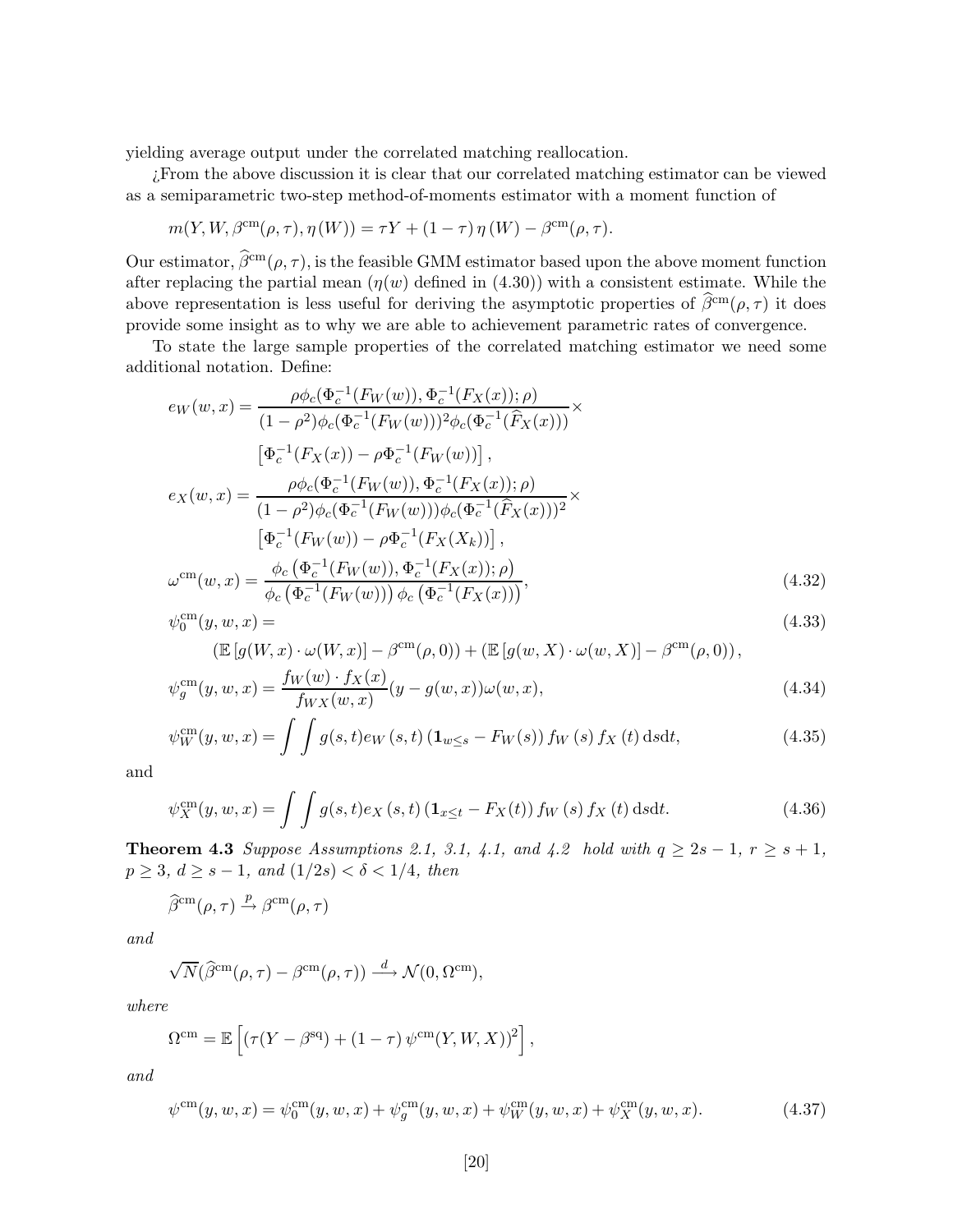yielding average output under the correlated matching reallocation.

¿From the above discussion it is clear that our correlated matching estimator can be viewed as a semiparametric two-step method-of-moments estimator with a moment function of

$$m(Y,W,\beta^{\text{cm}}(\rho,\tau),\eta(W)) = \tau Y + (1-\tau)\,\eta\,(W) - \beta^{\text{cm}}(\rho,\tau).$$

Our estimator, $\widehat{\beta}^{\text{cm}}(\rho,\tau)$, is the feasible GMM estimator based upon the above moment function after replacing the partial mean ($\eta(w)$ defined in (4.30)) with a consistent estimate. While the above representation is less useful for deriving the asymptotic properties of $\widehat{\beta}^{\text{cm}}(\rho,\tau)$ it does provide some insight as to why we are able to achievement parametric rates of convergence.

To state the large sample properties of the correlated matching estimator we need some additional notation. Define:

$$e_W(w,x) = \frac{\rho\phi_c(\Phi_c^{-1}(F_W(w)),\Phi_c^{-1}(F_X(x));\rho)}{(1-\rho^2)\phi_c(\Phi_c^{-1}(F_W(w)))^2\phi_c(\Phi_c^{-1}(\widehat{F}_X(x)))}\times$$
$$\left[\Phi_c^{-1}(F_X(x)) - \rho\Phi_c^{-1}(F_W(w))\right],$$

$$e_X(w,x) = \frac{\rho\phi_c(\Phi_c^{-1}(F_W(w)),\Phi_c^{-1}(F_X(x));\rho)}{(1-\rho^2)\phi_c(\Phi_c^{-1}(F_W(w)))\phi_c(\Phi_c^{-1}(\widehat{F}_X(x)))^2}\times$$
$$\left[\Phi_c^{-1}(F_W(w)) - \rho\Phi_c^{-1}(F_X(X_k))\right],$$

$$\omega^{\text{cm}}(w,x) = \frac{\phi_c\left(\Phi_c^{-1}(F_W(w)),\Phi_c^{-1}(F_X(x));\rho\right)}{\phi_c\left(\Phi_c^{-1}(F_W(w))\right)\phi_c\left(\Phi_c^{-1}(F_X(x))\right)}, \tag{4.32}$$

$$\psi_0^{\text{cm}}(y,w,x) = \tag{4.33}$$
$$\left(\mathbb{E}\left[g(W,x)\cdot\omega(W,x)\right] - \beta^{\text{cm}}(\rho,0)\right) + \left(\mathbb{E}\left[g(w,X)\cdot\omega(w,X)\right] - \beta^{\text{cm}}(\rho,0)\right),$$

$$\psi_g^{\text{cm}}(y,w,x) = \frac{f_W(w)\cdot f_X(x)}{f_{WX}(w,x)}(y - g(w,x))\omega(w,x), \tag{4.34}$$

$$\psi_W^{\text{cm}}(y,w,x) = \int\int g(s,t)e_W(s,t)\left(\mathbf{1}_{w\leq s} - F_W(s)\right)f_W(s)\,f_X(t)\,\mathrm{d}s\mathrm{d}t, \tag{4.35}$$

and

$$\psi_X^{\text{cm}}(y,w,x) = \int\int g(s,t)e_X(s,t)\left(\mathbf{1}_{x\leq t} - F_X(t)\right)f_W(s)\,f_X(t)\,\mathrm{d}s\mathrm{d}t. \tag{4.36}$$

**Theorem 4.3** *Suppose Assumptions 2.1, 3.1, 4.1, and 4.2 hold with $q \geq 2s-1$, $r \geq s+1$, $p \geq 3$, $d \geq s-1$, and $(1/2s) < \delta < 1/4$, then*

$$\widehat{\beta}^{\text{cm}}(\rho,\tau) \xrightarrow{p} \beta^{\text{cm}}(\rho,\tau)$$

*and*

$$\sqrt{N}(\widehat{\beta}^{\text{cm}}(\rho,\tau) - \beta^{\text{cm}}(\rho,\tau)) \xrightarrow{d} \mathcal{N}(0,\Omega^{\text{cm}}),$$

*where*

$$\Omega^{\text{cm}} = \mathbb{E}\left[\left(\tau(Y-\beta^{\text{sq}}) + (1-\tau)\,\psi^{\text{cm}}(Y,W,X)\right)^2\right],$$

*and*

$$\psi^{\text{cm}}(y,w,x) = \psi_0^{\text{cm}}(y,w,x) + \psi_g^{\text{cm}}(y,w,x) + \psi_W^{\text{cm}}(y,w,x) + \psi_X^{\text{cm}}(y,w,x). \tag{4.37}$$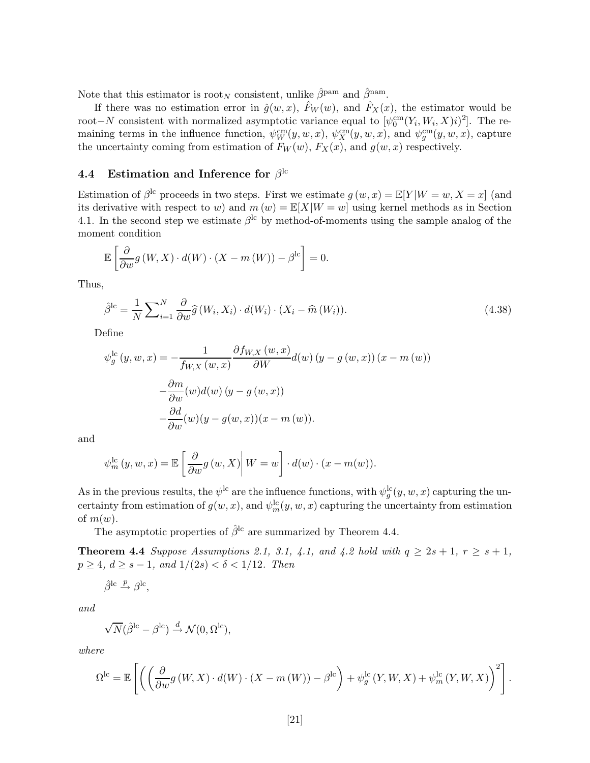Note that this estimator is root$_N$ consistent, unlike $\hat{\beta}^{\text{pam}}$ and $\hat{\beta}^{\text{nam}}$.

If there was no estimation error in $\hat{g}(w,x)$, $\hat{F}_W(w)$, and $\hat{F}_X(x)$, the estimator would be root$-N$ consistent with normalized asymptotic variance equal to $[\psi_0^{\text{cm}}(Y_i, W_i, X)i)^2]$. The remaining terms in the influence function, $\psi_W^{\text{cm}}(y,w,x)$, $\psi_X^{\text{cm}}(y,w,x)$, and $\psi_g^{\text{cm}}(y,w,x)$, capture the uncertainty coming from estimation of $F_W(w)$, $F_X(x)$, and $g(w,x)$ respectively.

### 4.4 Estimation and Inference for $\beta^{\text{lc}}$

Estimation of $\beta^{\text{lc}}$ proceeds in two steps. First we estimate $g(w,x) = \mathbb{E}[Y|W=w, X=x]$ (and its derivative with respect to $w$) and $m(w) = \mathbb{E}[X|W=w]$ using kernel methods as in Section 4.1. In the second step we estimate $\beta^{\text{lc}}$ by method-of-moments using the sample analog of the moment condition

$$\mathbb{E}\left[\frac{\partial}{\partial w} g(W,X) \cdot d(W) \cdot (X - m(W)) - \beta^{\text{lc}}\right] = 0.$$

Thus,

$$\hat{\beta}^{\text{lc}} = \frac{1}{N}\sum_{i=1}^{N} \frac{\partial}{\partial w}\widehat{g}(W_i, X_i) \cdot d(W_i) \cdot (X_i - \widehat{m}(W_i)). \tag{4.38}$$

Define

$$\begin{aligned}
\psi_g^{\text{lc}}(y,w,x) = &-\frac{1}{f_{W,X}(w,x)}\frac{\partial f_{W,X}(w,x)}{\partial W} d(w)\,(y - g(w,x))\,(x - m(w)) \\
&-\frac{\partial m}{\partial w}(w) d(w)\,(y - g(w,x)) \\
&-\frac{\partial d}{\partial w}(w)(y - g(w,x))(x - m(w)).
\end{aligned}$$

and

$$\psi_m^{\text{lc}}(y,w,x) = \mathbb{E}\left[\left.\frac{\partial}{\partial w} g(w,X)\right| W=w\right] \cdot d(w) \cdot (x - m(w)).$$

As in the previous results, the $\psi^{\text{lc}}$ are the influence functions, with $\psi_g^{\text{lc}}(y,w,x)$ capturing the uncertainty from estimation of $g(w,x)$, and $\psi_m^{\text{lc}}(y,w,x)$ capturing the uncertainty from estimation of $m(w)$.

The asymptotic properties of $\hat{\beta}^{\text{lc}}$ are summarized by Theorem 4.4.

**Theorem 4.4** *Suppose Assumptions 2.1, 3.1, 4.1, and 4.2 hold with $q \geq 2s+1$, $r \geq s+1$, $p \geq 4$, $d \geq s-1$, and $1/(2s) < \delta < 1/12$. Then*

$$\hat{\beta}^{\text{lc}} \xrightarrow{p} \beta^{\text{lc}},$$

*and*

$$\sqrt{N}(\hat{\beta}^{\text{lc}} - \beta^{\text{lc}}) \xrightarrow{d} \mathcal{N}(0, \Omega^{\text{lc}}),$$

*where*

$$\Omega^{\text{lc}} = \mathbb{E}\left[\left(\left(\frac{\partial}{\partial w} g(W,X) \cdot d(W) \cdot (X - m(W)) - \beta^{\text{lc}}\right) + \psi_g^{\text{lc}}(Y,W,X) + \psi_m^{\text{lc}}(Y,W,X)\right)^2\right].$$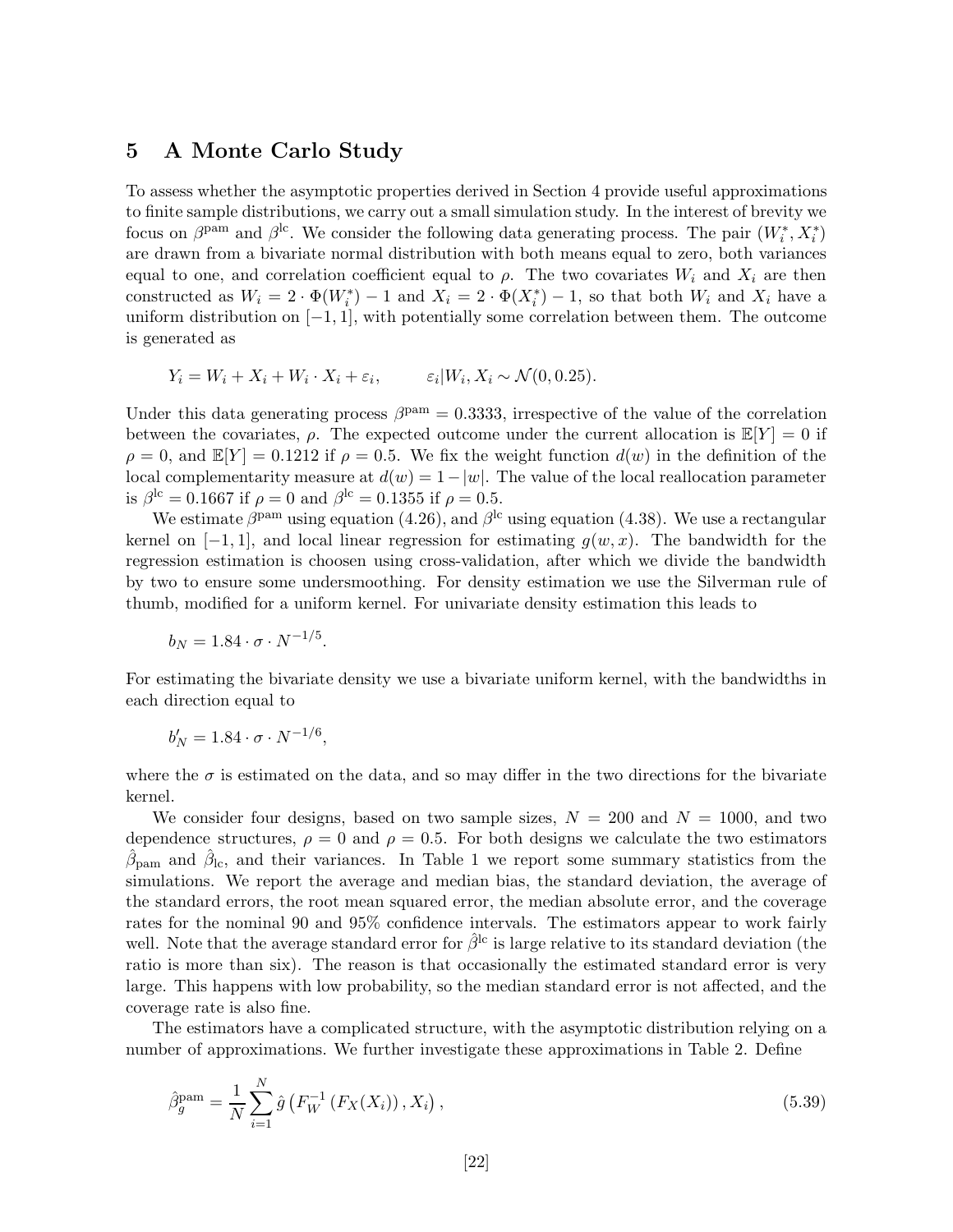## 5 A Monte Carlo Study

To assess whether the asymptotic properties derived in Section 4 provide useful approximations to finite sample distributions, we carry out a small simulation study. In the interest of brevity we focus on $\beta^{\rm pam}$ and $\beta^{\rm lc}$. We consider the following data generating process. The pair $(W_i^*, X_i^*)$ are drawn from a bivariate normal distribution with both means equal to zero, both variances equal to one, and correlation coefficient equal to $\rho$. The two covariates $W_i$ and $X_i$ are then constructed as $W_i = 2 \cdot \Phi(W_i^*) - 1$ and $X_i = 2 \cdot \Phi(X_i^*) - 1$, so that both $W_i$ and $X_i$ have a uniform distribution on $[-1, 1]$, with potentially some correlation between them. The outcome is generated as

$$Y_i = W_i + X_i + W_i \cdot X_i + \varepsilon_i, \qquad \varepsilon_i | W_i, X_i \sim \mathcal{N}(0, 0.25).$$

Under this data generating process $\beta^{\rm pam} = 0.3333$, irrespective of the value of the correlation between the covariates, $\rho$. The expected outcome under the current allocation is $\mathbb{E}[Y] = 0$ if $\rho = 0$, and $\mathbb{E}[Y] = 0.1212$ if $\rho = 0.5$. We fix the weight function $d(w)$ in the definition of the local complementarity measure at $d(w) = 1 - |w|$. The value of the local reallocation parameter is $\beta^{\rm lc} = 0.1667$ if $\rho = 0$ and $\beta^{\rm lc} = 0.1355$ if $\rho = 0.5$.

We estimate $\beta^{\rm pam}$ using equation (4.26), and $\beta^{\rm lc}$ using equation (4.38). We use a rectangular kernel on $[-1, 1]$, and local linear regression for estimating $g(w, x)$. The bandwidth for the regression estimation is choosen using cross-validation, after which we divide the bandwidth by two to ensure some undersmoothing. For density estimation we use the Silverman rule of thumb, modified for a uniform kernel. For univariate density estimation this leads to

$$b_N = 1.84 \cdot \sigma \cdot N^{-1/5}.$$

For estimating the bivariate density we use a bivariate uniform kernel, with the bandwidths in each direction equal to

$$b'_N = 1.84 \cdot \sigma \cdot N^{-1/6},$$

where the $\sigma$ is estimated on the data, and so may differ in the two directions for the bivariate kernel.

We consider four designs, based on two sample sizes, $N = 200$ and $N = 1000$, and two dependence structures, $\rho = 0$ and $\rho = 0.5$. For both designs we calculate the two estimators $\hat{\beta}_{\rm pam}$ and $\hat{\beta}_{\rm lc}$, and their variances. In Table 1 we report some summary statistics from the simulations. We report the average and median bias, the standard deviation, the average of the standard errors, the root mean squared error, the median absolute error, and the coverage rates for the nominal 90 and 95% confidence intervals. The estimators appear to work fairly well. Note that the average standard error for $\hat{\beta}^{\rm lc}$ is large relative to its standard deviation (the ratio is more than six). The reason is that occasionally the estimated standard error is very large. This happens with low probability, so the median standard error is not affected, and the coverage rate is also fine.

The estimators have a complicated structure, with the asymptotic distribution relying on a number of approximations. We further investigate these approximations in Table 2. Define

$$\hat{\beta}_g^{\rm pam} = \frac{1}{N} \sum_{i=1}^{N} \hat{g}\left(F_W^{-1}\left(F_X(X_i)\right), X_i\right), \tag{5.39}$$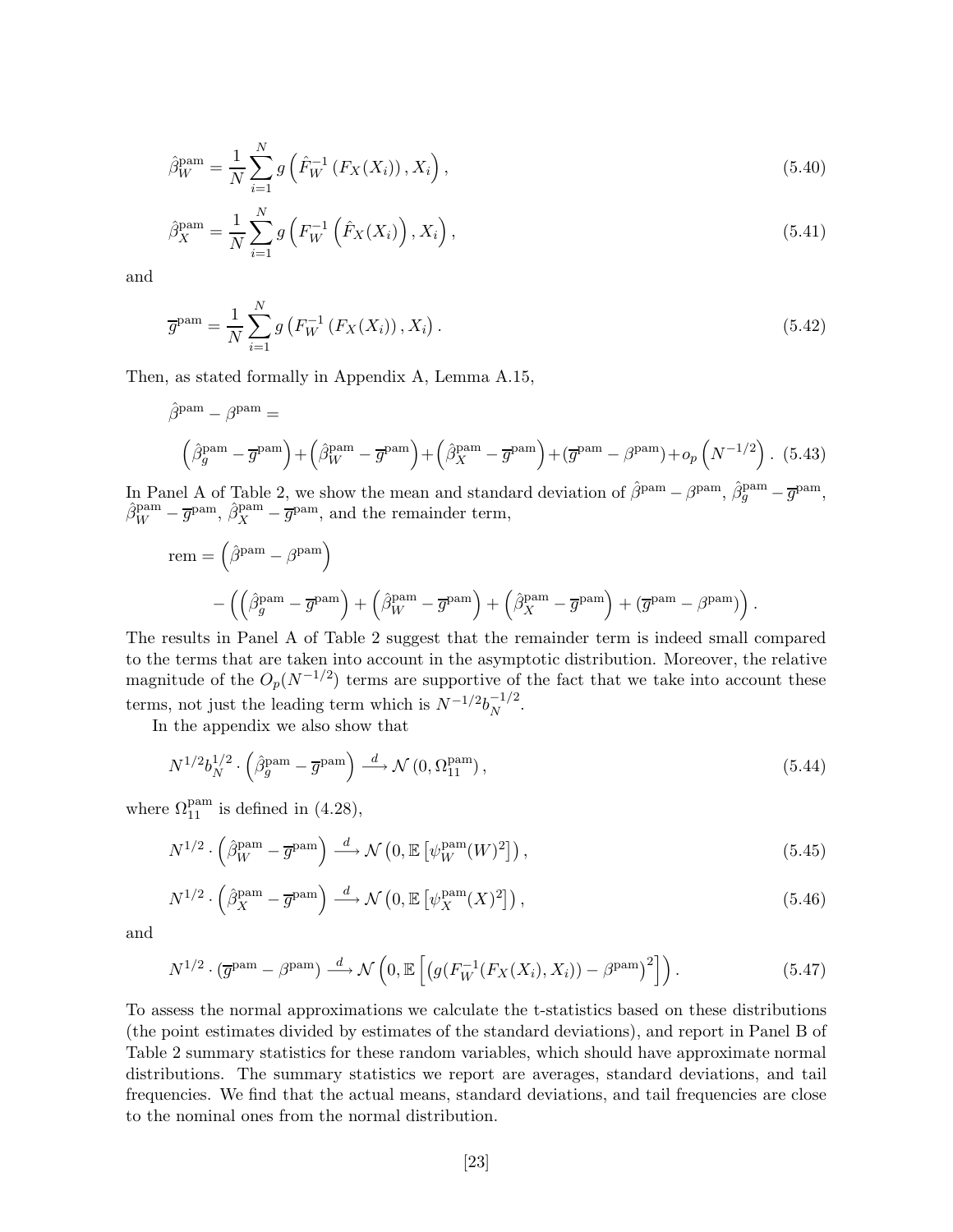$$\hat{\beta}_W^{\text{pam}} = \frac{1}{N}\sum_{i=1}^{N} g\left(\hat{F}_W^{-1}\left(F_X(X_i)\right), X_i\right), \tag{5.40}$$

$$\hat{\beta}_X^{\text{pam}} = \frac{1}{N}\sum_{i=1}^{N} g\left(F_W^{-1}\left(\hat{F}_X(X_i)\right), X_i\right), \tag{5.41}$$

and

$$\overline{g}^{\text{pam}} = \frac{1}{N}\sum_{i=1}^{N} g\left(F_W^{-1}\left(F_X(X_i)\right), X_i\right). \tag{5.42}$$

Then, as stated formally in Appendix A, Lemma A.15,

$$\hat{\beta}^{\text{pam}} - \beta^{\text{pam}} =$$

$$\left(\hat{\beta}_g^{\text{pam}} - \overline{g}^{\text{pam}}\right) + \left(\hat{\beta}_W^{\text{pam}} - \overline{g}^{\text{pam}}\right) + \left(\hat{\beta}_X^{\text{pam}} - \overline{g}^{\text{pam}}\right) + \left(\overline{g}^{\text{pam}} - \beta^{\text{pam}}\right) + o_p\left(N^{-1/2}\right). \tag{5.43}$$

In Panel A of Table 2, we show the mean and standard deviation of $\hat{\beta}^{\text{pam}} - \beta^{\text{pam}}$, $\hat{\beta}_g^{\text{pam}} - \overline{g}^{\text{pam}}$, $\hat{\beta}_W^{\text{pam}} - \overline{g}^{\text{pam}}$, $\hat{\beta}_X^{\text{pam}} - \overline{g}^{\text{pam}}$, and the remainder term,

$$\text{rem} = \left(\hat{\beta}^{\text{pam}} - \beta^{\text{pam}}\right)$$

$$- \left(\left(\hat{\beta}_g^{\text{pam}} - \overline{g}^{\text{pam}}\right) + \left(\hat{\beta}_W^{\text{pam}} - \overline{g}^{\text{pam}}\right) + \left(\hat{\beta}_X^{\text{pam}} - \overline{g}^{\text{pam}}\right) + \left(\overline{g}^{\text{pam}} - \beta^{\text{pam}}\right)\right).$$

The results in Panel A of Table 2 suggest that the remainder term is indeed small compared to the terms that are taken into account in the asymptotic distribution. Moreover, the relative magnitude of the $O_p(N^{-1/2})$ terms are supportive of the fact that we take into account these terms, not just the leading term which is $N^{-1/2}b_N^{-1/2}$.

In the appendix we also show that

$$N^{1/2}b_N^{1/2} \cdot \left(\hat{\beta}_g^{\text{pam}} - \overline{g}^{\text{pam}}\right) \xrightarrow{d} \mathcal{N}\left(0, \Omega_{11}^{\text{pam}}\right), \tag{5.44}$$

where $\Omega_{11}^{\text{pam}}$ is defined in (4.28),

$$N^{1/2} \cdot \left(\hat{\beta}_W^{\text{pam}} - \overline{g}^{\text{pam}}\right) \xrightarrow{d} \mathcal{N}\left(0, \mathbb{E}\left[\psi_W^{\text{pam}}(W)^2\right]\right), \tag{5.45}$$

$$N^{1/2} \cdot \left(\hat{\beta}_X^{\text{pam}} - \overline{g}^{\text{pam}}\right) \xrightarrow{d} \mathcal{N}\left(0, \mathbb{E}\left[\psi_X^{\text{pam}}(X)^2\right]\right), \tag{5.46}$$

and

$$N^{1/2} \cdot \left(\overline{g}^{\text{pam}} - \beta^{\text{pam}}\right) \xrightarrow{d} \mathcal{N}\left(0, \mathbb{E}\left[\left(g(F_W^{-1}(F_X(X_i), X_i)) - \beta^{\text{pam}}\right)^2\right]\right). \tag{5.47}$$

To assess the normal approximations we calculate the t-statistics based on these distributions (the point estimates divided by estimates of the standard deviations), and report in Panel B of Table 2 summary statistics for these random variables, which should have approximate normal distributions. The summary statistics we report are averages, standard deviations, and tail frequencies. We find that the actual means, standard deviations, and tail frequencies are close to the nominal ones from the normal distribution.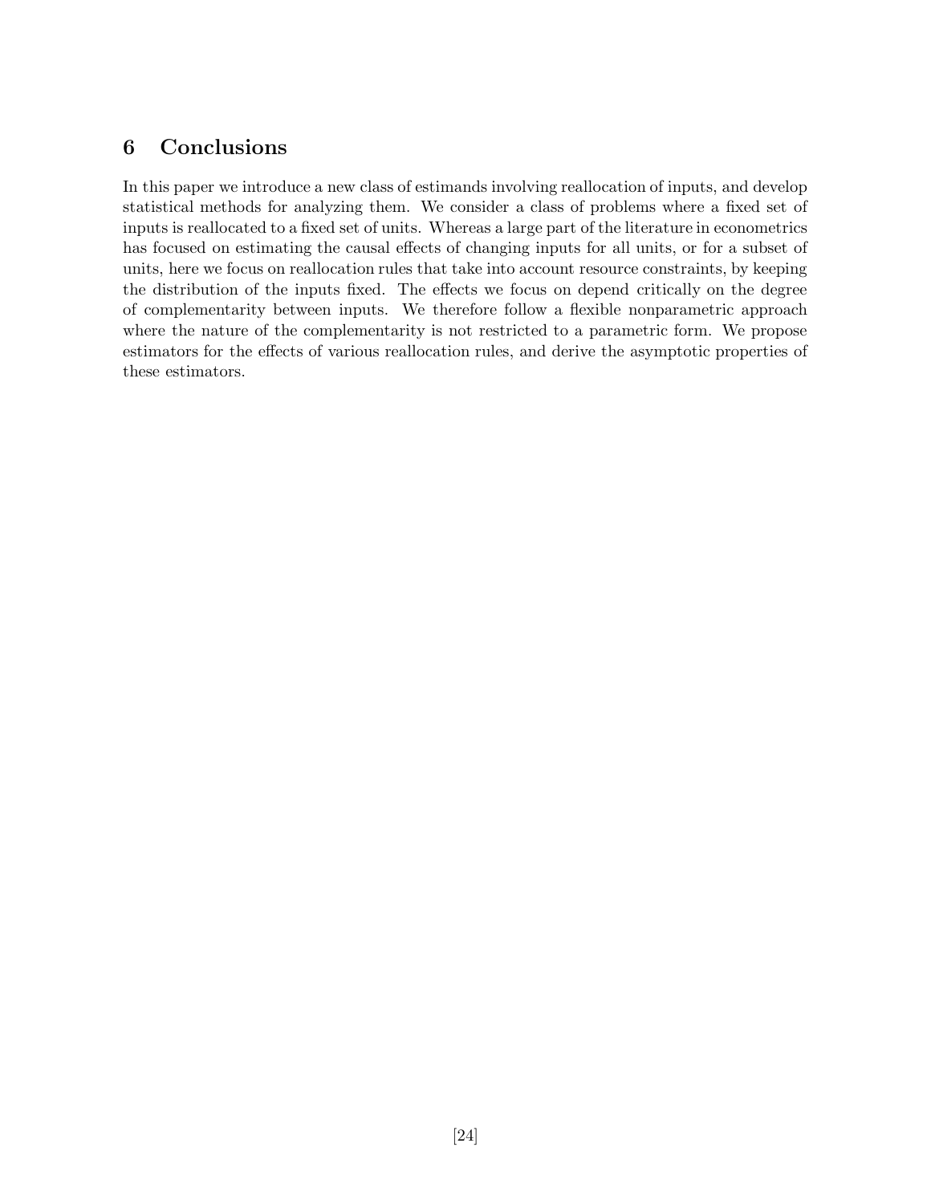## 6 Conclusions

In this paper we introduce a new class of estimands involving reallocation of inputs, and develop statistical methods for analyzing them. We consider a class of problems where a fixed set of inputs is reallocated to a fixed set of units. Whereas a large part of the literature in econometrics has focused on estimating the causal effects of changing inputs for all units, or for a subset of units, here we focus on reallocation rules that take into account resource constraints, by keeping the distribution of the inputs fixed. The effects we focus on depend critically on the degree of complementarity between inputs. We therefore follow a flexible nonparametric approach where the nature of the complementarity is not restricted to a parametric form. We propose estimators for the effects of various reallocation rules, and derive the asymptotic properties of these estimators.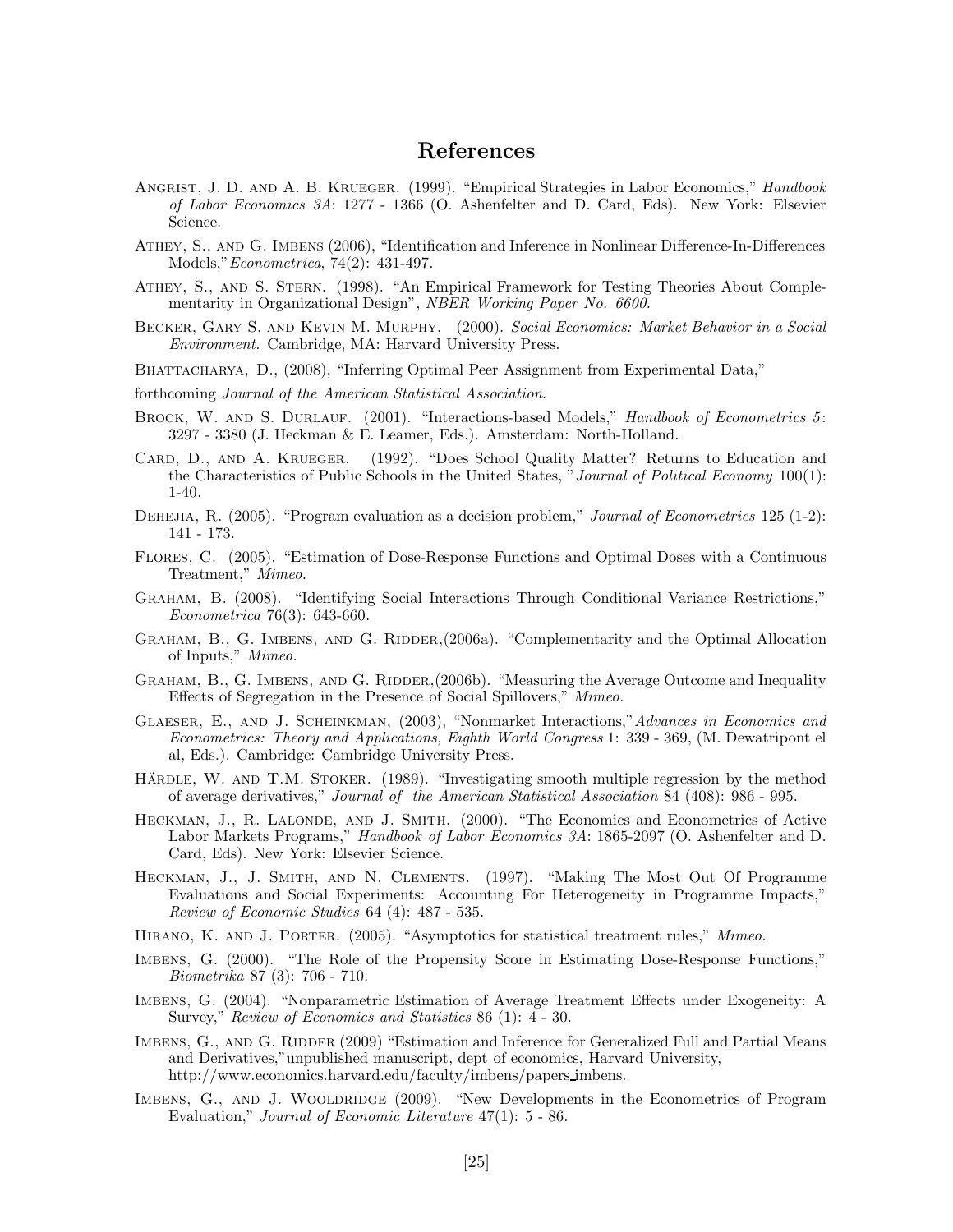# References

Angrist, J. D. and A. B. Krueger. (1999). "Empirical Strategies in Labor Economics," *Handbook of Labor Economics 3A*: 1277 - 1366 (O. Ashenfelter and D. Card, Eds). New York: Elsevier Science.

Athey, S., and G. Imbens (2006), "Identification and Inference in Nonlinear Difference-In-Differences Models,"*Econometrica*, 74(2): 431-497.

Athey, S., and S. Stern. (1998). "An Empirical Framework for Testing Theories About Complementarity in Organizational Design", *NBER Working Paper No. 6600.*

Becker, Gary S. and Kevin M. Murphy. (2000). *Social Economics: Market Behavior in a Social Environment.* Cambridge, MA: Harvard University Press.

Bhattacharya, D., (2008), "Inferring Optimal Peer Assignment from Experimental Data,"

forthcoming *Journal of the American Statistical Association*.

Brock, W. and S. Durlauf. (2001). "Interactions-based Models," *Handbook of Econometrics 5*: 3297 - 3380 (J. Heckman & E. Leamer, Eds.). Amsterdam: North-Holland.

Card, D., and A. Krueger. (1992). "Does School Quality Matter? Returns to Education and the Characteristics of Public Schools in the United States, "*Journal of Political Economy* 100(1): 1-40.

Dehejia, R. (2005). "Program evaluation as a decision problem," *Journal of Econometrics* 125 (1-2): 141 - 173.

Flores, C. (2005). "Estimation of Dose-Response Functions and Optimal Doses with a Continuous Treatment," *Mimeo.*

Graham, B. (2008). "Identifying Social Interactions Through Conditional Variance Restrictions," *Econometrica* 76(3): 643-660.

Graham, B., G. Imbens, and G. Ridder,(2006a). "Complementarity and the Optimal Allocation of Inputs," *Mimeo.*

Graham, B., G. Imbens, and G. Ridder,(2006b). "Measuring the Average Outcome and Inequality Effects of Segregation in the Presence of Social Spillovers," *Mimeo.*

Glaeser, E., and J. Scheinkman, (2003), "Nonmarket Interactions,"*Advances in Economics and Econometrics: Theory and Applications, Eighth World Congress* 1: 339 - 369, (M. Dewatripont el al, Eds.). Cambridge: Cambridge University Press.

Härdle, W. and T.M. Stoker. (1989). "Investigating smooth multiple regression by the method of average derivatives," *Journal of the American Statistical Association* 84 (408): 986 - 995.

Heckman, J., R. Lalonde, and J. Smith. (2000). "The Economics and Econometrics of Active Labor Markets Programs," *Handbook of Labor Economics 3A*: 1865-2097 (O. Ashenfelter and D. Card, Eds). New York: Elsevier Science.

Heckman, J., J. Smith, and N. Clements. (1997). "Making The Most Out Of Programme Evaluations and Social Experiments: Accounting For Heterogeneity in Programme Impacts," *Review of Economic Studies* 64 (4): 487 - 535.

Hirano, K. and J. Porter. (2005). "Asymptotics for statistical treatment rules," *Mimeo.*

Imbens, G. (2000). "The Role of the Propensity Score in Estimating Dose-Response Functions," *Biometrika* 87 (3): 706 - 710.

Imbens, G. (2004). "Nonparametric Estimation of Average Treatment Effects under Exogeneity: A Survey," *Review of Economics and Statistics* 86 (1): 4 - 30.

Imbens, G., and G. Ridder (2009) "Estimation and Inference for Generalized Full and Partial Means and Derivatives,"unpublished manuscript, dept of economics, Harvard University, http://www.economics.harvard.edu/faculty/imbens/papers_imbens.

Imbens, G., and J. Wooldridge (2009). "New Developments in the Econometrics of Program Evaluation," *Journal of Economic Literature* 47(1): 5 - 86.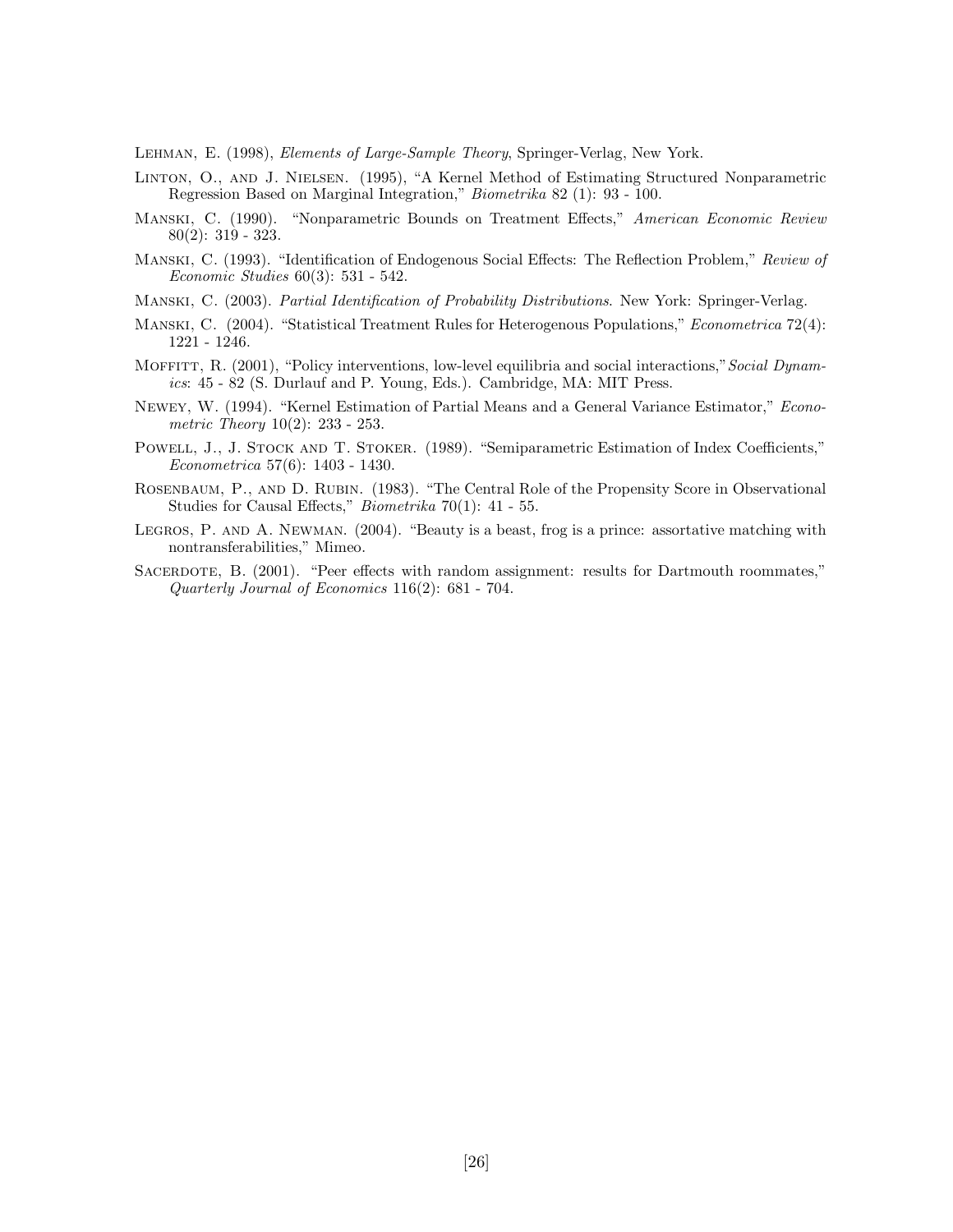Lehman, E. (1998), *Elements of Large-Sample Theory*, Springer-Verlag, New York.

Linton, O., and J. Nielsen. (1995), "A Kernel Method of Estimating Structured Nonparametric Regression Based on Marginal Integration," *Biometrika* 82 (1): 93 - 100.

Manski, C. (1990). "Nonparametric Bounds on Treatment Effects," *American Economic Review* 80(2): 319 - 323.

Manski, C. (1993). "Identification of Endogenous Social Effects: The Reflection Problem," *Review of Economic Studies* 60(3): 531 - 542.

Manski, C. (2003). *Partial Identification of Probability Distributions*. New York: Springer-Verlag.

Manski, C. (2004). "Statistical Treatment Rules for Heterogenous Populations," *Econometrica* 72(4): 1221 - 1246.

Moffitt, R. (2001), "Policy interventions, low-level equilibria and social interactions," *Social Dynamics*: 45 - 82 (S. Durlauf and P. Young, Eds.). Cambridge, MA: MIT Press.

Newey, W. (1994). "Kernel Estimation of Partial Means and a General Variance Estimator," *Econometric Theory* 10(2): 233 - 253.

Powell, J., J. Stock and T. Stoker. (1989). "Semiparametric Estimation of Index Coefficients," *Econometrica* 57(6): 1403 - 1430.

Rosenbaum, P., and D. Rubin. (1983). "The Central Role of the Propensity Score in Observational Studies for Causal Effects," *Biometrika* 70(1): 41 - 55.

Legros, P. and A. Newman. (2004). "Beauty is a beast, frog is a prince: assortative matching with nontransferabilities," Mimeo.

Sacerdote, B. (2001). "Peer effects with random assignment: results for Dartmouth roommates," *Quarterly Journal of Economics* 116(2): 681 - 704.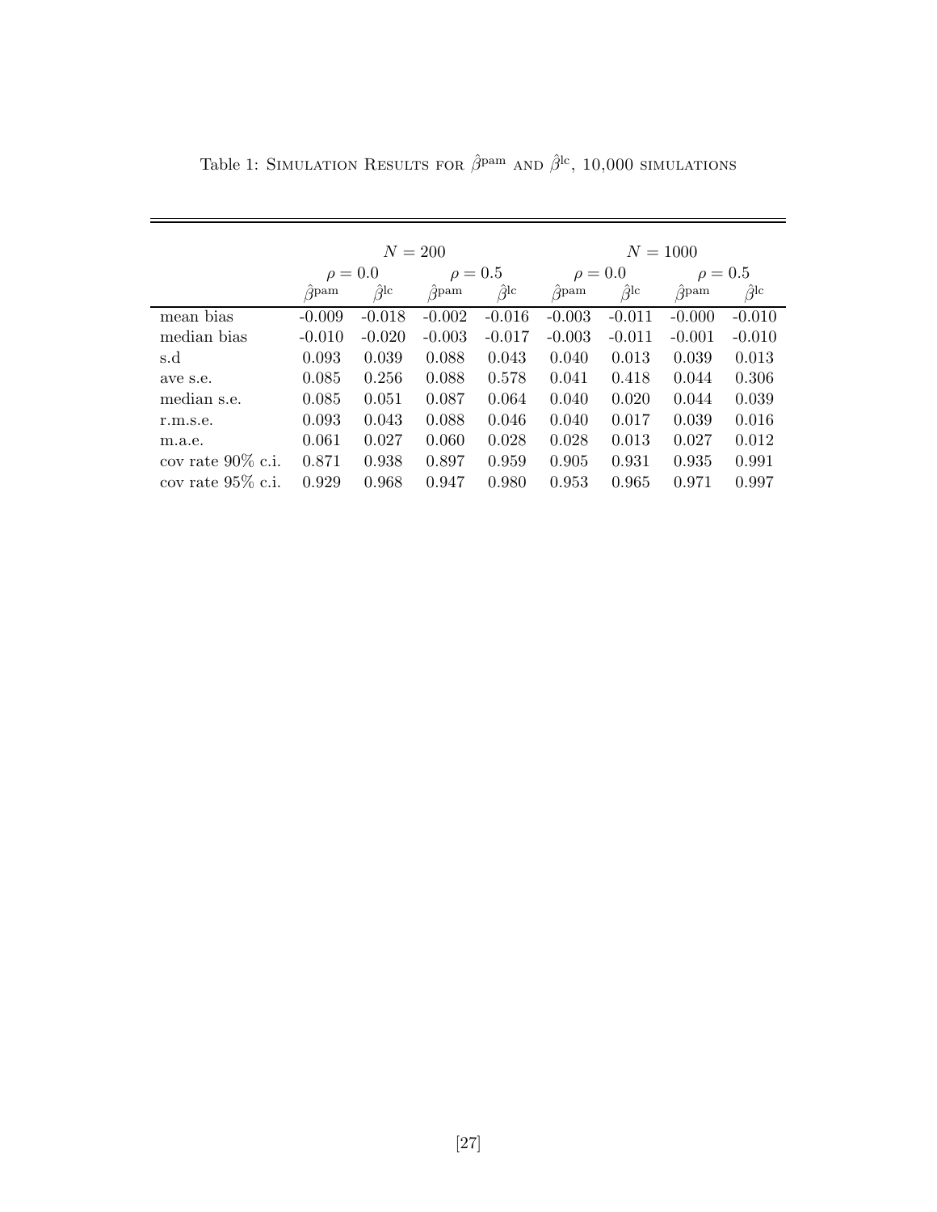Table 1: Simulation Results for $\hat{\beta}^{\text{pam}}$ and $\hat{\beta}^{\text{lc}}$, 10,000 simulations

| | $N = 200$ | | | | $N = 1000$ | | | |
|---|---|---|---|---|---|---|---|---|
| | $\rho = 0.0$ | | $\rho = 0.5$ | | $\rho = 0.0$ | | $\rho = 0.5$ | |
| | $\hat{\beta}^{\text{pam}}$ | $\hat{\beta}^{\text{lc}}$ | $\hat{\beta}^{\text{pam}}$ | $\hat{\beta}^{\text{lc}}$ | $\hat{\beta}^{\text{pam}}$ | $\hat{\beta}^{\text{lc}}$ | $\hat{\beta}^{\text{pam}}$ | $\hat{\beta}^{\text{lc}}$ |
| mean bias | -0.009 | -0.018 | -0.002 | -0.016 | -0.003 | -0.011 | -0.000 | -0.010 |
| median bias | -0.010 | -0.020 | -0.003 | -0.017 | -0.003 | -0.011 | -0.001 | -0.010 |
| s.d | 0.093 | 0.039 | 0.088 | 0.043 | 0.040 | 0.013 | 0.039 | 0.013 |
| ave s.e. | 0.085 | 0.256 | 0.088 | 0.578 | 0.041 | 0.418 | 0.044 | 0.306 |
| median s.e. | 0.085 | 0.051 | 0.087 | 0.064 | 0.040 | 0.020 | 0.044 | 0.039 |
| r.m.s.e. | 0.093 | 0.043 | 0.088 | 0.046 | 0.040 | 0.017 | 0.039 | 0.016 |
| m.a.e. | 0.061 | 0.027 | 0.060 | 0.028 | 0.028 | 0.013 | 0.027 | 0.012 |
| cov rate 90% c.i. | 0.871 | 0.938 | 0.897 | 0.959 | 0.905 | 0.931 | 0.935 | 0.991 |
| cov rate 95% c.i. | 0.929 | 0.968 | 0.947 | 0.980 | 0.953 | 0.965 | 0.971 | 0.997 |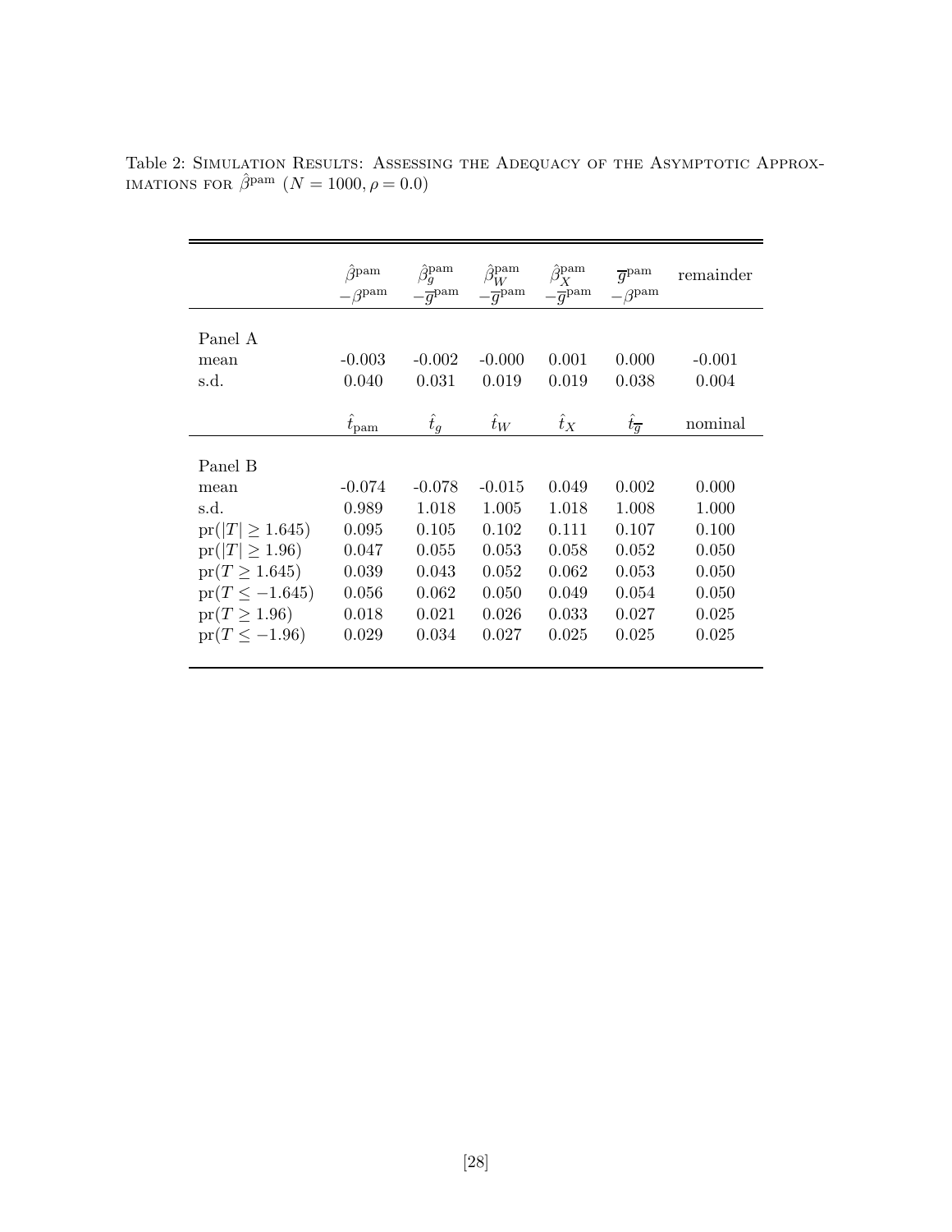Table 2: Simulation Results: Assessing the Adequacy of the Asymptotic Approximations for $\hat{\beta}^{\text{pam}}$ $(N = 1000, \rho = 0.0)$

| | $\hat{\beta}^{\text{pam}} - \beta^{\text{pam}}$ | $\hat{\beta}_g^{\text{pam}} - \overline{g}^{\text{pam}}$ | $\hat{\beta}_W^{\text{pam}} - \overline{g}^{\text{pam}}$ | $\hat{\beta}_X^{\text{pam}} - \overline{g}^{\text{pam}}$ | $\overline{g}^{\text{pam}} - \beta^{\text{pam}}$ | remainder |
|---|---|---|---|---|---|---|
| Panel A | | | | | | |
| mean | -0.003 | -0.002 | -0.000 | 0.001 | 0.000 | -0.001 |
| s.d. | 0.040 | 0.031 | 0.019 | 0.019 | 0.038 | 0.004 |
| | $\hat{t}_{\text{pam}}$ | $\hat{t}_g$ | $\hat{t}_W$ | $\hat{t}_X$ | $\hat{t}_{\overline{g}}$ | nominal |
| Panel B | | | | | | |
| mean | -0.074 | -0.078 | -0.015 | 0.049 | 0.002 | 0.000 |
| s.d. | 0.989 | 1.018 | 1.005 | 1.018 | 1.008 | 1.000 |
| $\text{pr}(\lvert T\rvert \geq 1.645)$ | 0.095 | 0.105 | 0.102 | 0.111 | 0.107 | 0.100 |
| $\text{pr}(\lvert T\rvert \geq 1.96)$ | 0.047 | 0.055 | 0.053 | 0.058 | 0.052 | 0.050 |
| $\text{pr}(T \geq 1.645)$ | 0.039 | 0.043 | 0.052 | 0.062 | 0.053 | 0.050 |
| $\text{pr}(T \leq -1.645)$ | 0.056 | 0.062 | 0.050 | 0.049 | 0.054 | 0.050 |
| $\text{pr}(T \geq 1.96)$ | 0.018 | 0.021 | 0.026 | 0.033 | 0.027 | 0.025 |
| $\text{pr}(T \leq -1.96)$ | 0.029 | 0.034 | 0.027 | 0.025 | 0.025 | 0.025 |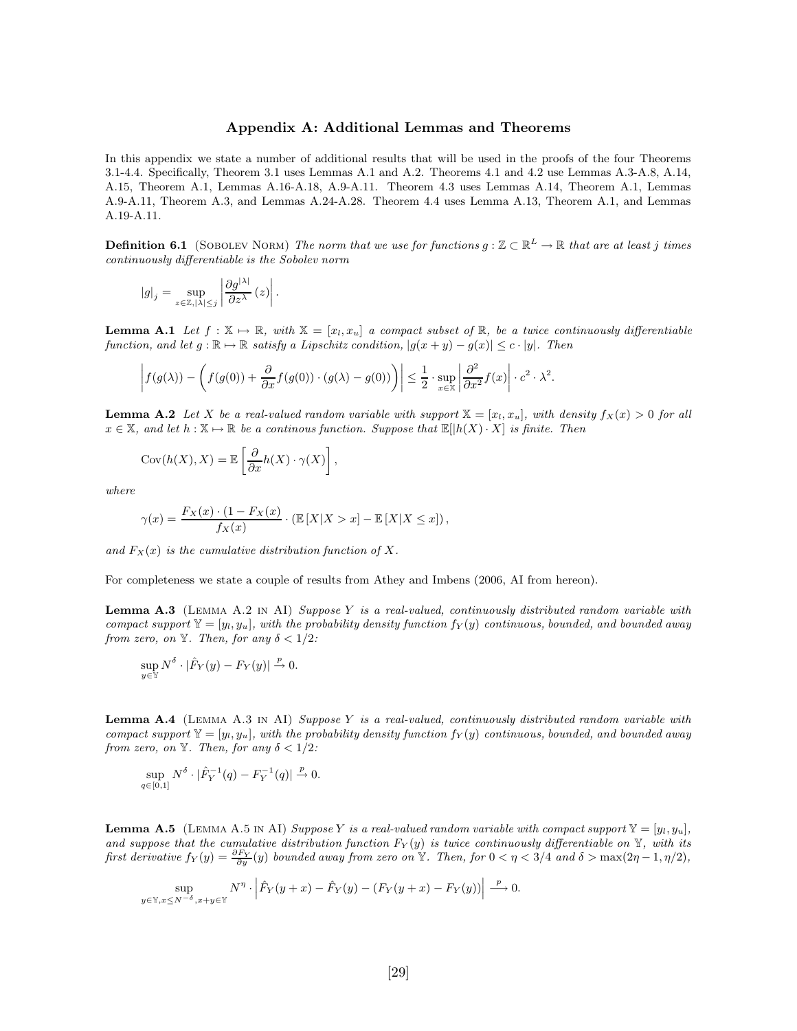## Appendix A: Additional Lemmas and Theorems

In this appendix we state a number of additional results that will be used in the proofs of the four Theorems 3.1-4.4. Specifically, Theorem 3.1 uses Lemmas A.1 and A.2. Theorems 4.1 and 4.2 use Lemmas A.3-A.8, A.14, A.15, Theorem A.1, Lemmas A.16-A.18, A.9-A.11. Theorem 4.3 uses Lemmas A.14, Theorem A.1, Lemmas A.9-A.11, Theorem A.3, and Lemmas A.24-A.28. Theorem 4.4 uses Lemma A.13, Theorem A.1, and Lemmas A.19-A.11.

**Definition 6.1** (Sobolev Norm) *The norm that we use for functions $g : \mathbb{Z} \subset \mathbb{R}^L \to \mathbb{R}$ that are at least $j$ times continuously differentiable is the Sobolev norm*

$$|g|_j = \sup_{z\in\mathbb{Z}, |\lambda|\leq j} \left| \frac{\partial g^{|\lambda|}}{\partial z^{\lambda}}(z) \right|.$$

**Lemma A.1** *Let $f : \mathbb{X} \mapsto \mathbb{R}$, with $\mathbb{X} = [x_l, x_u]$ a compact subset of $\mathbb{R}$, be a twice continuously differentiable function, and let $g : \mathbb{R} \mapsto \mathbb{R}$ satisfy a Lipschitz condition, $|g(x+y) - g(x)| \leq c \cdot |y|$. Then*

$$\left| f(g(\lambda)) - \left( f(g(0)) + \frac{\partial}{\partial x} f(g(0)) \cdot (g(\lambda) - g(0)) \right) \right| \leq \frac{1}{2} \cdot \sup_{x\in\mathbb{X}} \left| \frac{\partial^2}{\partial x^2} f(x) \right| \cdot c^2 \cdot \lambda^2.$$

**Lemma A.2** *Let $X$ be a real-valued random variable with support $\mathbb{X} = [x_l, x_u]$, with density $f_X(x) > 0$ for all $x \in \mathbb{X}$, and let $h : \mathbb{X} \mapsto \mathbb{R}$ be a continous function. Suppose that $\mathbb{E}[|h(X) \cdot X]$ is finite. Then*

$$\text{Cov}(h(X), X) = \mathbb{E}\left[ \frac{\partial}{\partial x} h(X) \cdot \gamma(X) \right],$$

*where*

$$\gamma(x) = \frac{F_X(x) \cdot (1 - F_X(x)}{f_X(x)} \cdot \left( \mathbb{E}\left[X|X > x\right] - \mathbb{E}\left[X|X \leq x\right] \right),$$

*and $F_X(x)$ is the cumulative distribution function of $X$.*

For completeness we state a couple of results from Athey and Imbens (2006, AI from hereon).

**Lemma A.3** (Lemma A.2 in AI) *Suppose $Y$ is a real-valued, continuously distributed random variable with compact support $\mathbb{Y} = [y_l, y_u]$, with the probability density function $f_Y(y)$ continuous, bounded, and bounded away from zero, on $\mathbb{Y}$. Then, for any $\delta < 1/2$:*

$$\sup_{y\in\mathbb{Y}} N^{\delta} \cdot |\hat{F}_Y(y) - F_Y(y)| \xrightarrow{p} 0.$$

**Lemma A.4** (Lemma A.3 in AI) *Suppose $Y$ is a real-valued, continuously distributed random variable with compact support $\mathbb{Y} = [y_l, y_u]$, with the probability density function $f_Y(y)$ continuous, bounded, and bounded away from zero, on $\mathbb{Y}$. Then, for any $\delta < 1/2$:*

$$\sup_{q\in[0,1]} N^{\delta} \cdot |\hat{F}_Y^{-1}(q) - F_Y^{-1}(q)| \xrightarrow{p} 0.$$

**Lemma A.5** (Lemma A.5 in AI) *Suppose $Y$ is a real-valued random variable with compact support $\mathbb{Y} = [y_l, y_u]$, and suppose that the cumulative distribution function $F_Y(y)$ is twice continuously differentiable on $\mathbb{Y}$, with its first derivative $f_Y(y) = \frac{\partial F_Y}{\partial y}(y)$ bounded away from zero on $\mathbb{Y}$. Then, for $0 < \eta < 3/4$ and $\delta > \max(2\eta - 1, \eta/2)$,*

$$\sup_{y\in\mathbb{Y}, x\leq N^{-\delta}, x+y\in\mathbb{Y}} N^{\eta} \cdot \left| \hat{F}_Y(y + x) - \hat{F}_Y(y) - (F_Y(y + x) - F_Y(y)) \right| \xrightarrow{p} 0.$$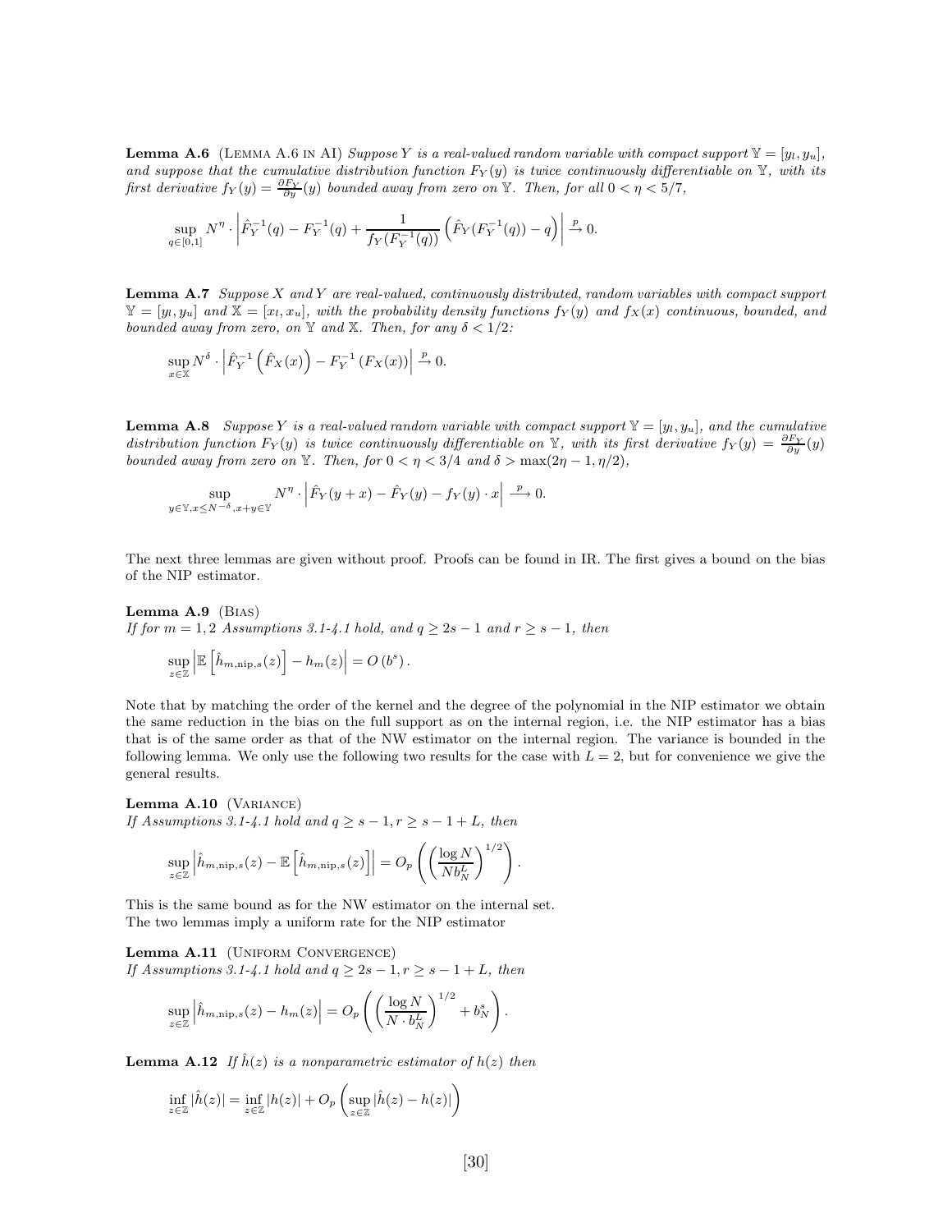**Lemma A.6** (Lemma A.6 in AI) *Suppose $Y$ is a real-valued random variable with compact support $\mathbb{Y} = [y_l, y_u]$, and suppose that the cumulative distribution function $F_Y(y)$ is twice continuously differentiable on $\mathbb{Y}$, with its first derivative $f_Y(y) = \frac{\partial F_Y}{\partial y}(y)$ bounded away from zero on $\mathbb{Y}$. Then, for all $0 < \eta < 5/7$,*

$$\sup_{q \in [0,1]} N^\eta \cdot \left| \hat{F}_Y^{-1}(q) - F_Y^{-1}(q) + \frac{1}{f_Y(F_Y^{-1}(q))} \left( \hat{F}_Y(F_Y^{-1}(q)) - q \right) \right| \xrightarrow{p} 0.$$

**Lemma A.7** *Suppose $X$ and $Y$ are real-valued, continuously distributed, random variables with compact support $\mathbb{Y} = [y_l, y_u]$ and $\mathbb{X} = [x_l, x_u]$, with the probability density functions $f_Y(y)$ and $f_X(x)$ continuous, bounded, and bounded away from zero, on $\mathbb{Y}$ and $\mathbb{X}$. Then, for any $\delta < 1/2$:*

$$\sup_{x \in \mathbb{X}} N^\delta \cdot \left| \hat{F}_Y^{-1}\left(\hat{F}_X(x)\right) - F_Y^{-1}\left(F_X(x)\right) \right| \xrightarrow{p} 0.$$

**Lemma A.8** *Suppose $Y$ is a real-valued random variable with compact support $\mathbb{Y} = [y_l, y_u]$, and the cumulative distribution function $F_Y(y)$ is twice continuously differentiable on $\mathbb{Y}$, with its first derivative $f_Y(y) = \frac{\partial F_Y}{\partial y}(y)$ bounded away from zero on $\mathbb{Y}$. Then, for $0 < \eta < 3/4$ and $\delta > \max(2\eta - 1, \eta/2)$,*

$$\sup_{y \in \mathbb{Y}, x \leq N^{-\delta}, x+y \in \mathbb{Y}} N^\eta \cdot \left| \hat{F}_Y(y + x) - \hat{F}_Y(y) - f_Y(y) \cdot x \right| \xrightarrow{p} 0.$$

The next three lemmas are given without proof. Proofs can be found in IR. The first gives a bound on the bias of the NIP estimator.

**Lemma A.9** (Bias)
*If for $m = 1, 2$ Assumptions 3.1-4.1 hold, and $q \geq 2s - 1$ and $r \geq s - 1$, then*

$$\sup_{z \in \mathbb{Z}} \left| \mathbb{E}\left[\hat{h}_{m,\text{nip},s}(z)\right] - h_m(z) \right| = O\left(b^s\right).$$

Note that by matching the order of the kernel and the degree of the polynomial in the NIP estimator we obtain the same reduction in the bias on the full support as on the internal region, i.e. the NIP estimator has a bias that is of the same order as that of the NW estimator on the internal region. The variance is bounded in the following lemma. We only use the following two results for the case with $L = 2$, but for convenience we give the general results.

**Lemma A.10** (Variance)
*If Assumptions 3.1-4.1 hold and $q \geq s - 1, r \geq s - 1 + L$, then*

$$\sup_{z \in \mathbb{Z}} \left| \hat{h}_{m,\text{nip},s}(z) - \mathbb{E}\left[\hat{h}_{m,\text{nip},s}(z)\right] \right| = O_p\left( \left( \frac{\log N}{N b_N^L} \right)^{1/2} \right).$$

This is the same bound as for the NW estimator on the internal set.
The two lemmas imply a uniform rate for the NIP estimator

**Lemma A.11** (Uniform Convergence)
*If Assumptions 3.1-4.1 hold and $q \geq 2s - 1, r \geq s - 1 + L$, then*

$$\sup_{z \in \mathbb{Z}} \left| \hat{h}_{m,\text{nip},s}(z) - h_m(z) \right| = O_p\left( \left( \frac{\log N}{N \cdot b_N^L} \right)^{1/2} + b_N^s \right).$$

**Lemma A.12** *If $\hat{h}(z)$ is a nonparametric estimator of $h(z)$ then*

$$\inf_{z \in \mathbb{Z}} |\hat{h}(z)| = \inf_{z \in \mathbb{Z}} |h(z)| + O_p\left( \sup_{z \in \mathbb{Z}} |\hat{h}(z) - h(z)| \right)$$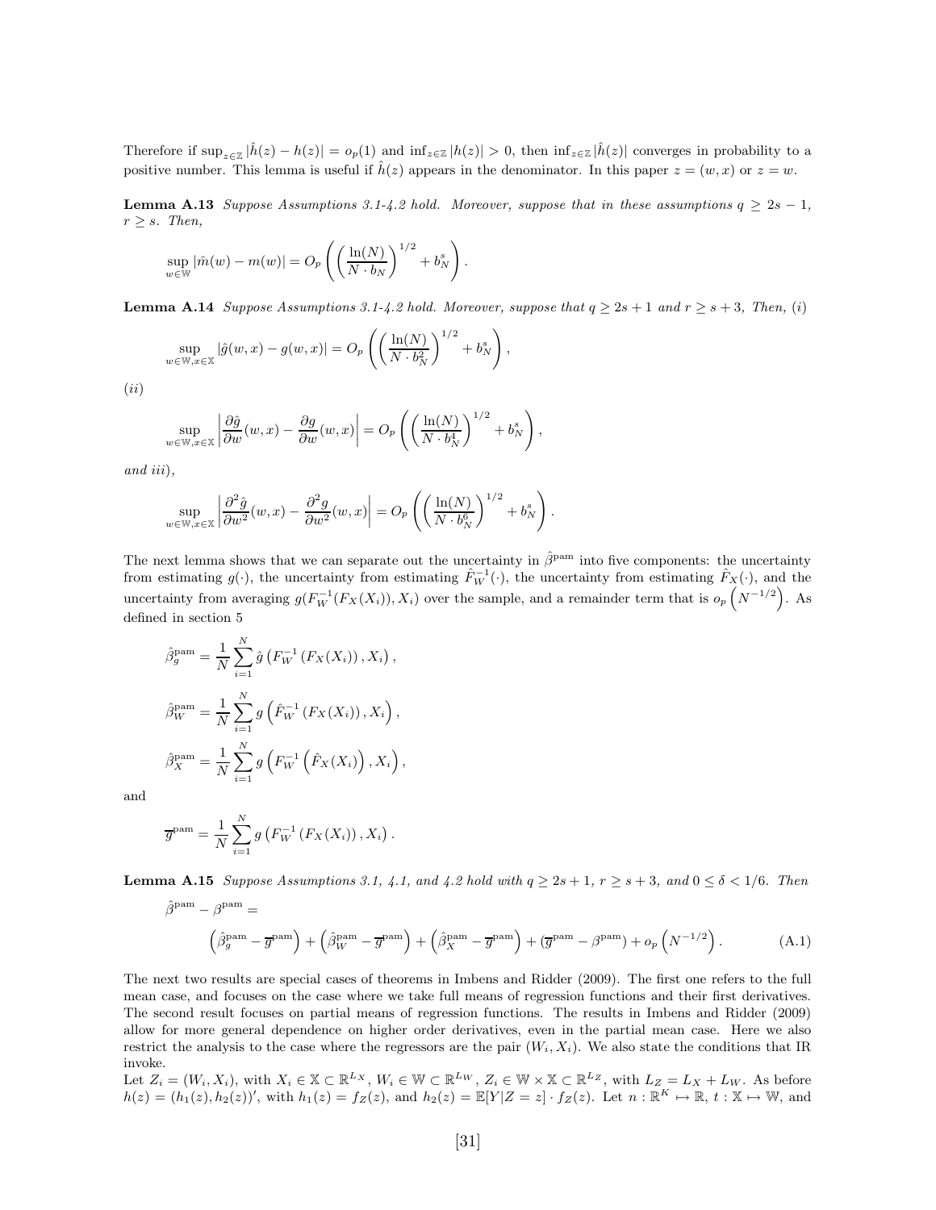Therefore if $\sup_{z\in\mathbb{Z}} |\hat{h}(z) - h(z)| = o_p(1)$ and $\inf_{z\in\mathbb{Z}} |h(z)| > 0$, then $\inf_{z\in\mathbb{Z}} |\hat{h}(z)|$ converges in probability to a positive number. This lemma is useful if $\hat{h}(z)$ appears in the denominator. In this paper $z = (w, x)$ or $z = w$.

**Lemma A.13** *Suppose Assumptions 3.1-4.2 hold. Moreover, suppose that in these assumptions $q \geq 2s - 1$, $r \geq s$. Then,*

$$\sup_{w\in\mathbb{W}} |\hat{m}(w) - m(w)| = O_p\left(\left(\frac{\ln(N)}{N \cdot b_N}\right)^{1/2} + b_N^s\right).$$

**Lemma A.14** *Suppose Assumptions 3.1-4.2 hold. Moreover, suppose that $q \geq 2s + 1$ and $r \geq s + 3$, Then, (i)*

$$\sup_{w\in\mathbb{W}, x\in\mathbb{X}} |\hat{g}(w, x) - g(w, x)| = O_p\left(\left(\frac{\ln(N)}{N \cdot b_N^2}\right)^{1/2} + b_N^s\right),$$

*(ii)*

$$\sup_{w\in\mathbb{W}, x\in\mathbb{X}} \left|\frac{\partial \hat{g}}{\partial w}(w, x) - \frac{\partial g}{\partial w}(w, x)\right| = O_p\left(\left(\frac{\ln(N)}{N \cdot b_N^4}\right)^{1/2} + b_N^s\right),$$

*and iii),*

$$\sup_{w\in\mathbb{W}, x\in\mathbb{X}} \left|\frac{\partial^2 \hat{g}}{\partial w^2}(w, x) - \frac{\partial^2 g}{\partial w^2}(w, x)\right| = O_p\left(\left(\frac{\ln(N)}{N \cdot b_N^6}\right)^{1/2} + b_N^s\right).$$

The next lemma shows that we can separate out the uncertainty in $\hat{\beta}^{\text{pam}}$ into five components: the uncertainty from estimating $g(\cdot)$, the uncertainty from estimating $\hat{F}_W^{-1}(\cdot)$, the uncertainty from estimating $\hat{F}_X(\cdot)$, and the uncertainty from averaging $g(F_W^{-1}(F_X(X_i)), X_i)$ over the sample, and a remainder term that is $o_p\left(N^{-1/2}\right)$. As defined in section 5

$$\hat{\beta}_g^{\text{pam}} = \frac{1}{N}\sum_{i=1}^N \hat{g}\left(F_W^{-1}\left(F_X(X_i)\right), X_i\right),$$

$$\hat{\beta}_W^{\text{pam}} = \frac{1}{N}\sum_{i=1}^N g\left(\hat{F}_W^{-1}\left(F_X(X_i)\right), X_i\right),$$

$$\hat{\beta}_X^{\text{pam}} = \frac{1}{N}\sum_{i=1}^N g\left(F_W^{-1}\left(\hat{F}_X(X_i)\right), X_i\right),$$

and

$$\overline{g}^{\text{pam}} = \frac{1}{N}\sum_{i=1}^N g\left(F_W^{-1}\left(F_X(X_i)\right), X_i\right).$$

**Lemma A.15** *Suppose Assumptions 3.1, 4.1, and 4.2 hold with $q \geq 2s + 1$, $r \geq s + 3$, and $0 \leq \delta < 1/6$. Then*

$$\hat{\beta}^{\text{pam}} - \beta^{\text{pam}} =$$
$$\left(\hat{\beta}_g^{\text{pam}} - \overline{g}^{\text{pam}}\right) + \left(\hat{\beta}_W^{\text{pam}} - \overline{g}^{\text{pam}}\right) + \left(\hat{\beta}_X^{\text{pam}} - \overline{g}^{\text{pam}}\right) + \left(\overline{g}^{\text{pam}} - \beta^{\text{pam}}\right) + o_p\left(N^{-1/2}\right). \tag{A.1}$$

The next two results are special cases of theorems in Imbens and Ridder (2009). The first one refers to the full mean case, and focuses on the case where we take full means of regression functions and their first derivatives. The second result focuses on partial means of regression functions. The results in Imbens and Ridder (2009) allow for more general dependence on higher order derivatives, even in the partial mean case. Here we also restrict the analysis to the case where the regressors are the pair $(W_i, X_i)$. We also state the conditions that IR invoke.

Let $Z_i = (W_i, X_i)$, with $X_i \in \mathbb{X} \subset \mathbb{R}^{L_X}$, $W_i \in \mathbb{W} \subset \mathbb{R}^{L_W}$, $Z_i \in \mathbb{W} \times \mathbb{X} \subset \mathbb{R}^{L_Z}$, with $L_Z = L_X + L_W$. As before $h(z) = (h_1(z), h_2(z))'$, with $h_1(z) = f_Z(z)$, and $h_2(z) = \mathbb{E}[Y|Z = z] \cdot f_Z(z)$. Let $n : \mathbb{R}^K \mapsto \mathbb{R}$, $t : \mathbb{X} \mapsto \mathbb{W}$, and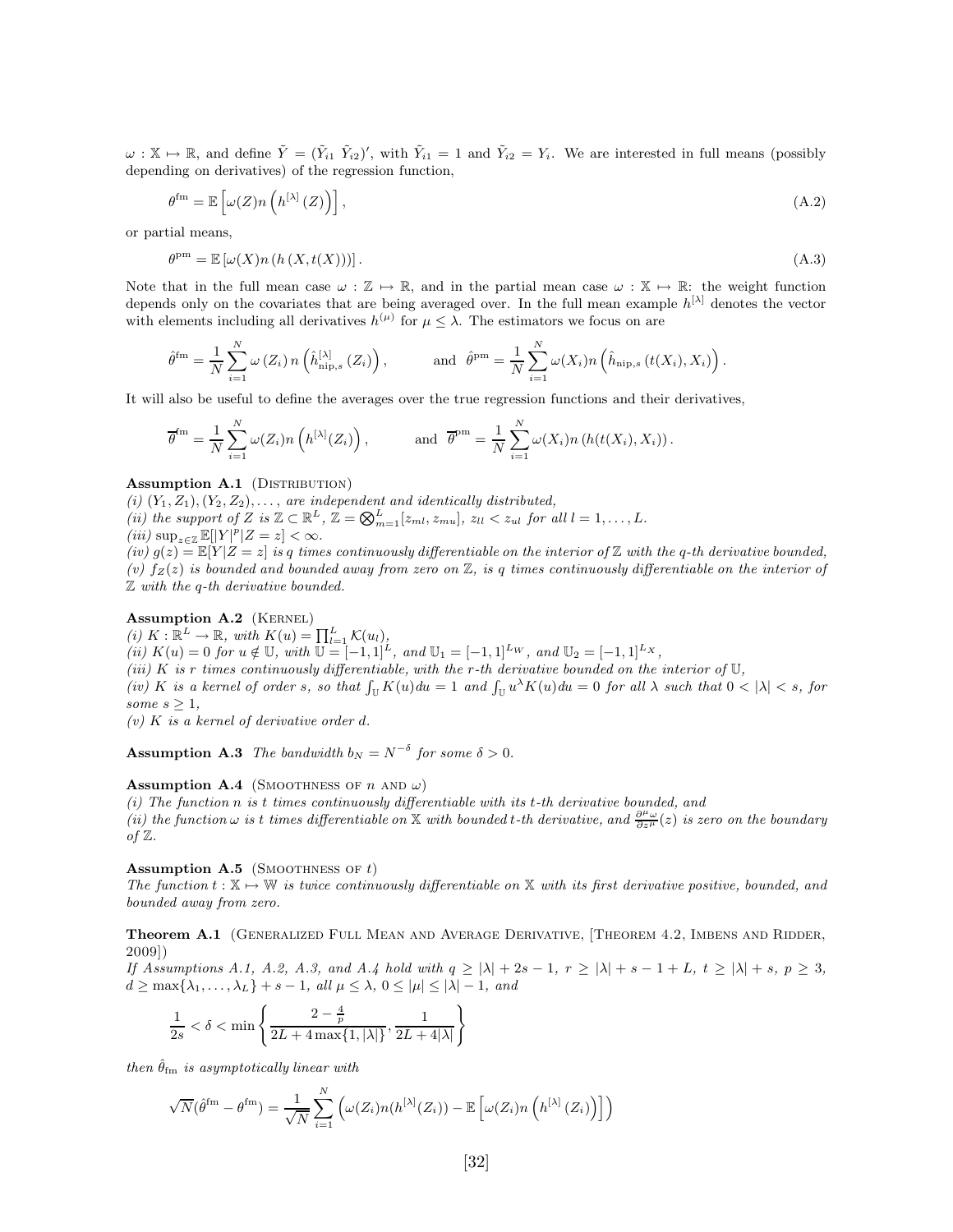$\omega : \mathbb{X} \mapsto \mathbb{R}$, and define $\tilde{Y} = (\tilde{Y}_{i1}\ \tilde{Y}_{i2})'$, with $\tilde{Y}_{i1} = 1$ and $\tilde{Y}_{i2} = Y_i$. We are interested in full means (possibly depending on derivatives) of the regression function,

$$\theta^{\text{fm}} = \mathbb{E}\left[\omega(Z) n\left(h^{[\lambda]}(Z)\right)\right], \tag{A.2}$$

or partial means,

$$\theta^{\text{pm}} = \mathbb{E}\left[\omega(X) n\left(h\left(X, t(X)\right)\right)\right]. \tag{A.3}$$

Note that in the full mean case $\omega : \mathbb{Z} \mapsto \mathbb{R}$, and in the partial mean case $\omega : \mathbb{X} \mapsto \mathbb{R}$: the weight function depends only on the covariates that are being averaged over. In the full mean example $h^{[\lambda]}$ denotes the vector with elements including all derivatives $h^{(\mu)}$ for $\mu \leq \lambda$. The estimators we focus on are

$$\hat{\theta}^{\text{fm}} = \frac{1}{N}\sum_{i=1}^{N} \omega\left(Z_i\right) n\left(\hat{h}^{[\lambda]}_{\text{nip},s}\left(Z_i\right)\right), \qquad \text{and} \quad \hat{\theta}^{\text{pm}} = \frac{1}{N}\sum_{i=1}^{N} \omega(X_i) n\left(\hat{h}_{\text{nip},s}\left(t(X_i), X_i\right)\right).$$

It will also be useful to define the averages over the true regression functions and their derivatives,

$$\overline{\theta}^{\text{fm}} = \frac{1}{N}\sum_{i=1}^{N} \omega(Z_i) n\left(h^{[\lambda]}(Z_i)\right), \qquad \text{and} \quad \overline{\theta}^{\text{pm}} = \frac{1}{N}\sum_{i=1}^{N} \omega(X_i) n\left(h(t(X_i), X_i)\right).$$

**Assumption A.1** (Distribution)
*(i)* $(Y_1, Z_1), (Y_2, Z_2), \ldots,$ *are independent and identically distributed,*
*(ii) the support of* $Z$ *is* $\mathbb{Z} \subset \mathbb{R}^L$, $\mathbb{Z} = \bigotimes_{m=1}^{L}[z_{ml}, z_{mu}]$, $z_{ll} < z_{ul}$ *for all* $l = 1, \ldots, L$.
*(iii)* $\sup_{z\in\mathbb{Z}} \mathbb{E}[|Y|^p | Z = z] < \infty$.
*(iv)* $g(z) = \mathbb{E}[Y|Z = z]$ *is* $q$ *times continuously differentiable on the interior of* $\mathbb{Z}$ *with the* $q$*-th derivative bounded,*
*(v)* $f_Z(z)$ *is bounded and bounded away from zero on* $\mathbb{Z}$*, is* $q$ *times continuously differentiable on the interior of* $\mathbb{Z}$ *with the* $q$*-th derivative bounded.*

**Assumption A.2** (Kernel)
*(i)* $K : \mathbb{R}^L \to \mathbb{R}$*, with* $K(u) = \prod_{l=1}^{L} \mathcal{K}(u_l)$,
*(ii)* $K(u) = 0$ *for* $u \notin \mathbb{U}$*, with* $\mathbb{U} = [-1, 1]^L$*, and* $\mathbb{U}_1 = [-1, 1]^{L_W}$*, and* $\mathbb{U}_2 = [-1, 1]^{L_X}$,
*(iii)* $K$ *is* $r$ *times continuously differentiable, with the* $r$*-th derivative bounded on the interior of* $\mathbb{U}$,
*(iv)* $K$ *is a kernel of order* $s$*, so that* $\int_{\mathbb{U}} K(u)du = 1$ *and* $\int_{\mathbb{U}} u^{\lambda} K(u)du = 0$ *for all* $\lambda$ *such that* $0 < |\lambda| < s$*, for some* $s \geq 1$,
*(v)* $K$ *is a kernel of derivative order* $d$.

**Assumption A.3** *The bandwidth* $b_N = N^{-\delta}$ *for some* $\delta > 0$.

**Assumption A.4** (Smoothness of $n$ and $\omega$)
*(i) The function* $n$ *is* $t$ *times continuously differentiable with its* $t$*-th derivative bounded, and*
*(ii) the function* $\omega$ *is* $t$ *times differentiable on* $\mathbb{X}$ *with bounded* $t$*-th derivative, and* $\frac{\partial^{\mu}\omega}{\partial z^{\mu}}(z)$ *is zero on the boundary of* $\mathbb{Z}$.

**Assumption A.5** (Smoothness of $t$)
*The function* $t : \mathbb{X} \mapsto \mathbb{W}$ *is twice continuously differentiable on* $\mathbb{X}$ *with its first derivative positive, bounded, and bounded away from zero.*

**Theorem A.1** (Generalized Full Mean and Average Derivative, [Theorem 4.2, Imbens and Ridder, 2009])
*If Assumptions A.1, A.2, A.3, and A.4 hold with* $q \geq |\lambda| + 2s - 1$, $r \geq |\lambda| + s - 1 + L$, $t \geq |\lambda| + s$, $p \geq 3$, $d \geq \max\{\lambda_1, \ldots, \lambda_L\} + s - 1$*, all* $\mu \leq \lambda$, $0 \leq |\mu| \leq |\lambda| - 1$*, and*

$$\frac{1}{2s} < \delta < \min\left\{\frac{2 - \frac{4}{p}}{2L + 4\max\{1, |\lambda|\}}, \frac{1}{2L + 4|\lambda|}\right\}$$

*then* $\hat{\theta}_{\text{fm}}$ *is asymptotically linear with*

$$\sqrt{N}(\hat{\theta}^{\text{fm}} - \theta^{\text{fm}}) = \frac{1}{\sqrt{N}}\sum_{i=1}^{N}\left(\omega(Z_i) n(h^{[\lambda]}(Z_i)) - \mathbb{E}\left[\omega(Z_i) n\left(h^{[\lambda]}\left(Z_i\right)\right)\right]\right)$$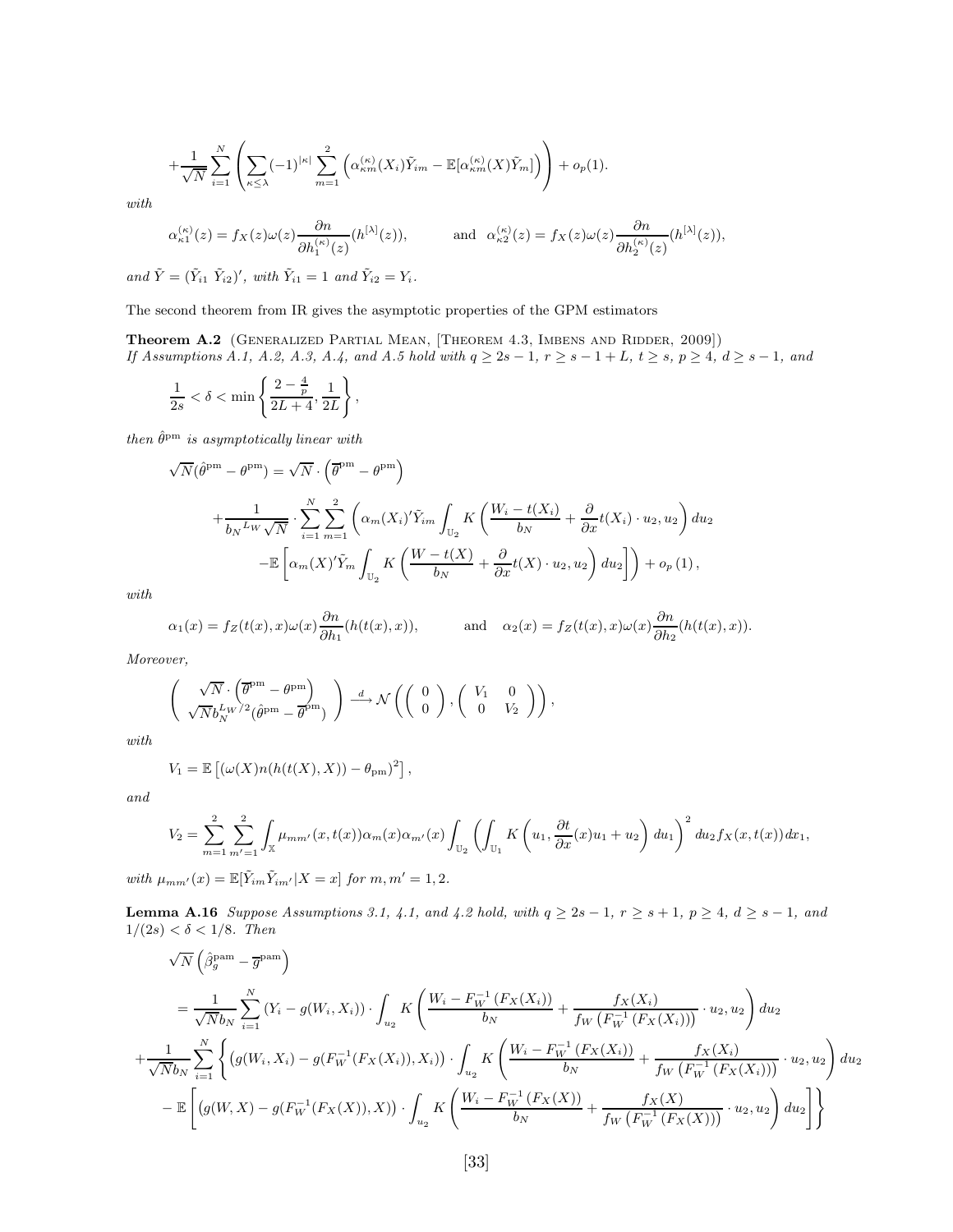$$
+\frac{1}{\sqrt{N}}\sum_{i=1}^{N}\left(\sum_{\kappa\leq\lambda}(-1)^{|\kappa|}\sum_{m=1}^{2}\left(\alpha_{\kappa m}^{(\kappa)}(X_i)\tilde{Y}_{im}-\mathbb{E}[\alpha_{\kappa m}^{(\kappa)}(X)\tilde{Y}_m]\right)\right)+o_p(1).
$$

*with*

$$
\alpha_{\kappa 1}^{(\kappa)}(z)=f_X(z)\omega(z)\frac{\partial n}{\partial h_1^{(\kappa)}(z)}(h^{[\lambda]}(z)),\qquad\text{and}\quad \alpha_{\kappa 2}^{(\kappa)}(z)=f_X(z)\omega(z)\frac{\partial n}{\partial h_2^{(\kappa)}(z)}(h^{[\lambda]}(z)),
$$

*and* $\tilde{Y}=(\tilde{Y}_{i1}\ \tilde{Y}_{i2})'$*, with* $\tilde{Y}_{i1}=1$ *and* $\tilde{Y}_{i2}=Y_i$.

The second theorem from IR gives the asymptotic properties of the GPM estimators

**Theorem A.2** (Generalized Partial Mean, [Theorem 4.3, Imbens and Ridder, 2009]) *If Assumptions A.1, A.2, A.3, A.4, and A.5 hold with* $q\geq 2s-1$*,* $r\geq s-1+L$*,* $t\geq s$*,* $p\geq 4$*,* $d\geq s-1$*, and*

$$
\frac{1}{2s}<\delta<\min\left\{\frac{2-\frac{4}{p}}{2L+4},\frac{1}{2L}\right\},
$$

*then* $\hat{\theta}^{\text{pm}}$ *is asymptotically linear with*

$$
\begin{aligned}
\sqrt{N}(\hat{\theta}^{\text{pm}}-\theta^{\text{pm}})&=\sqrt{N}\cdot\left(\overline{\theta}^{\text{pm}}-\theta^{\text{pm}}\right)\\
&+\frac{1}{b_N{}^{L_W}\sqrt{N}}\cdot\sum_{i=1}^{N}\sum_{m=1}^{2}\left(\alpha_m(X_i)'\tilde{Y}_{im}\int_{\mathbb{U}_2}K\left(\frac{W_i-t(X_i)}{b_N}+\frac{\partial}{\partial x}t(X_i)\cdot u_2,u_2\right)du_2\right.\\
&\left.\qquad-\mathbb{E}\left[\alpha_m(X)'\tilde{Y}_m\int_{\mathbb{U}_2}K\left(\frac{W-t(X)}{b_N}+\frac{\partial}{\partial x}t(X)\cdot u_2,u_2\right)du_2\right]\right)+o_p\left(1\right),
\end{aligned}
$$

*with*

$$
\alpha_1(x)=f_Z(t(x),x)\omega(x)\frac{\partial n}{\partial h_1}(h(t(x),x)),\qquad\text{and}\quad\alpha_2(x)=f_Z(t(x),x)\omega(x)\frac{\partial n}{\partial h_2}(h(t(x),x)).
$$

*Moreover,*

$$
\left(\begin{array}{c}\sqrt{N}\cdot\left(\overline{\theta}^{\text{pm}}-\theta^{\text{pm}}\right)\\ \sqrt{N}b_N^{L_W/2}(\hat{\theta}^{\text{pm}}-\overline{\theta}^{\text{pm}})\end{array}\right)\xrightarrow{d}\mathcal{N}\left(\left(\begin{array}{c}0\\0\end{array}\right),\left(\begin{array}{cc}V_1&0\\0&V_2\end{array}\right)\right),
$$

*with*

$$
V_1=\mathbb{E}\left[(\omega(X)n(h(t(X),X))-\theta_{\text{pm}})^2\right],
$$

*and*

$$
V_2=\sum_{m=1}^{2}\sum_{m'=1}^{2}\int_{\mathbb{X}}\mu_{mm'}(x,t(x))\alpha_m(x)\alpha_{m'}(x)\int_{\mathbb{U}_2}\left(\int_{\mathbb{U}_1}K\left(u_1,\frac{\partial t}{\partial x}(x)u_1+u_2\right)du_1\right)^2du_2 f_X(x,t(x))dx_1,
$$

*with* $\mu_{mm'}(x)=\mathbb{E}[\tilde{Y}_{im}\tilde{Y}_{im'}|X=x]$ *for* $m,m'=1,2$.

**Lemma A.16** *Suppose Assumptions 3.1, 4.1, and 4.2 hold, with* $q\geq 2s-1$*,* $r\geq s+1$*,* $p\geq 4$*,* $d\geq s-1$*, and* $1/(2s)<\delta<1/8$*. Then*

$$
\begin{aligned}
&\sqrt{N}\left(\hat{\beta}_g^{\text{pam}}-\overline{g}^{\text{pam}}\right)\\
&=\frac{1}{\sqrt{N}b_N}\sum_{i=1}^{N}(Y_i-g(W_i,X_i))\cdot\int_{u_2}K\left(\frac{W_i-F_W^{-1}(F_X(X_i))}{b_N}+\frac{f_X(X_i)}{f_W\left(F_W^{-1}(F_X(X_i))\right)}\cdot u_2,u_2\right)du_2\\
&+\frac{1}{\sqrt{N}b_N}\sum_{i=1}^{N}\left\{\left(g(W_i,X_i)-g(F_W^{-1}(F_X(X_i)),X_i)\right)\cdot\int_{u_2}K\left(\frac{W_i-F_W^{-1}(F_X(X_i))}{b_N}+\frac{f_X(X_i)}{f_W\left(F_W^{-1}(F_X(X_i))\right)}\cdot u_2,u_2\right)du_2\right.\\
&\left.-\mathbb{E}\left[\left(g(W,X)-g(F_W^{-1}(F_X(X)),X)\right)\cdot\int_{u_2}K\left(\frac{W_i-F_W^{-1}(F_X(X))}{b_N}+\frac{f_X(X)}{f_W\left(F_W^{-1}(F_X(X))\right)}\cdot u_2,u_2\right)du_2\right]\right\}
\end{aligned}
$$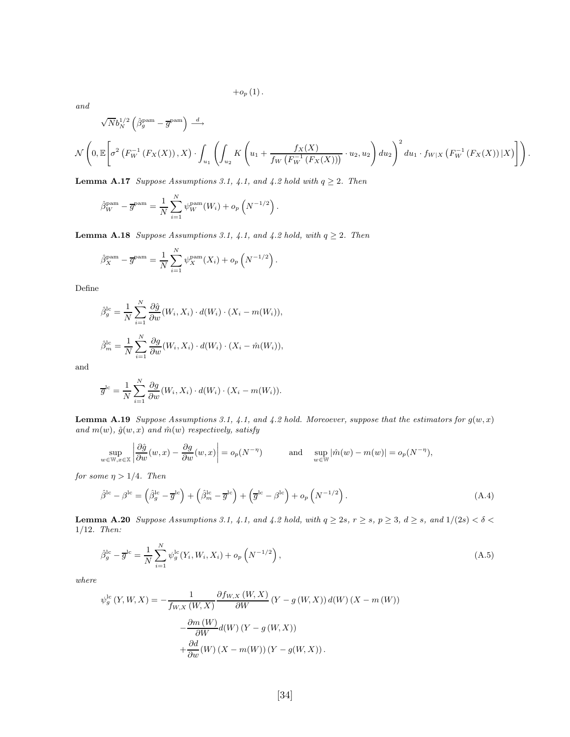$$+o_p(1).$$

*and*

$$\sqrt{N} b_N^{1/2}\left(\hat{\beta}_g^{\text{pam}} - \overline{g}^{\text{pam}}\right) \xrightarrow{d}$$

$$\mathcal{N}\left(0, \mathbb{E}\left[\sigma^2\left(F_W^{-1}\left(F_X(X)\right), X\right) \cdot \int_{u_1}\left(\int_{u_2} K\left(u_1 + \frac{f_X(X)}{f_W\left(F_W^{-1}\left(F_X(X)\right)\right)} \cdot u_2, u_2\right) du_2\right)^2 du_1 \cdot f_{W|X}\left(F_W^{-1}\left(F_X(X)\right)|X\right)\right]\right).$$

**Lemma A.17** *Suppose Assumptions 3.1, 4.1, and 4.2 hold with $q \geq 2$. Then*

$$\hat{\beta}_W^{\text{pam}} - \overline{g}^{\text{pam}} = \frac{1}{N}\sum_{i=1}^{N} \psi_W^{\text{pam}}(W_i) + o_p\left(N^{-1/2}\right).$$

**Lemma A.18** *Suppose Assumptions 3.1, 4.1, and 4.2 hold, with $q \geq 2$. Then*

$$\hat{\beta}_X^{\text{pam}} - \overline{g}^{\text{pam}} = \frac{1}{N}\sum_{i=1}^{N} \psi_X^{\text{pam}}(X_i) + o_p\left(N^{-1/2}\right).$$

Define

$$\hat{\beta}_g^{\text{lc}} = \frac{1}{N}\sum_{i=1}^{N} \frac{\partial \hat{g}}{\partial w}(W_i, X_i) \cdot d(W_i) \cdot (X_i - m(W_i)),$$

$$\hat{\beta}_m^{\text{lc}} = \frac{1}{N}\sum_{i=1}^{N} \frac{\partial g}{\partial w}(W_i, X_i) \cdot d(W_i) \cdot (X_i - \hat{m}(W_i)),$$

and

$$\overline{g}^{\text{lc}} = \frac{1}{N}\sum_{i=1}^{N} \frac{\partial g}{\partial w}(W_i, X_i) \cdot d(W_i) \cdot (X_i - m(W_i)).$$

**Lemma A.19** *Suppose Assumptions 3.1, 4.1, and 4.2 hold. Moreoever, suppose that the estimators for $g(w,x)$ and $m(w)$, $\hat{g}(w,x)$ and $\hat{m}(w)$ respectively, satisfy*

$$\sup_{w \in \mathbb{W}, x \in \mathbb{X}}\left|\frac{\partial \hat{g}}{\partial w}(w,x) - \frac{\partial g}{\partial w}(w,x)\right| = o_p(N^{-\eta}) \qquad \text{and} \quad \sup_{w \in \mathbb{W}}|\hat{m}(w) - m(w)| = o_p(N^{-\eta}),$$

*for some $\eta > 1/4$. Then*

$$\hat{\beta}^{\text{lc}} - \beta^{\text{lc}} = \left(\hat{\beta}_g^{\text{lc}} - \overline{g}^{\text{lc}}\right) + \left(\hat{\beta}_m^{\text{lc}} - \overline{g}^{\text{lc}}\right) + \left(\overline{g}^{\text{lc}} - \beta^{\text{lc}}\right) + o_p\left(N^{-1/2}\right). \tag{A.4}$$

**Lemma A.20** *Suppose Assumptions 3.1, 4.1, and 4.2 hold, with $q \geq 2s$, $r \geq s$, $p \geq 3$, $d \geq s$, and $1/(2s) < \delta < 1/12$. Then:*

$$\hat{\beta}_g^{\text{lc}} - \overline{g}^{\text{lc}} = \frac{1}{N}\sum_{i=1}^{N} \psi_g^{\text{lc}}(Y_i, W_i, X_i) + o_p\left(N^{-1/2}\right), \tag{A.5}$$

*where*

$$\begin{aligned}
\psi_g^{\text{lc}}(Y, W, X) = &-\frac{1}{f_{W,X}(W,X)}\frac{\partial f_{W,X}(W,X)}{\partial W}\left(Y - g(W,X)\right) d(W)\left(X - m(W)\right) \\
&-\frac{\partial m(W)}{\partial W} d(W)\left(Y - g(W,X)\right) \\
&+\frac{\partial d}{\partial w}(W)\left(X - m(W)\right)\left(Y - g(W,X)\right).
\end{aligned}$$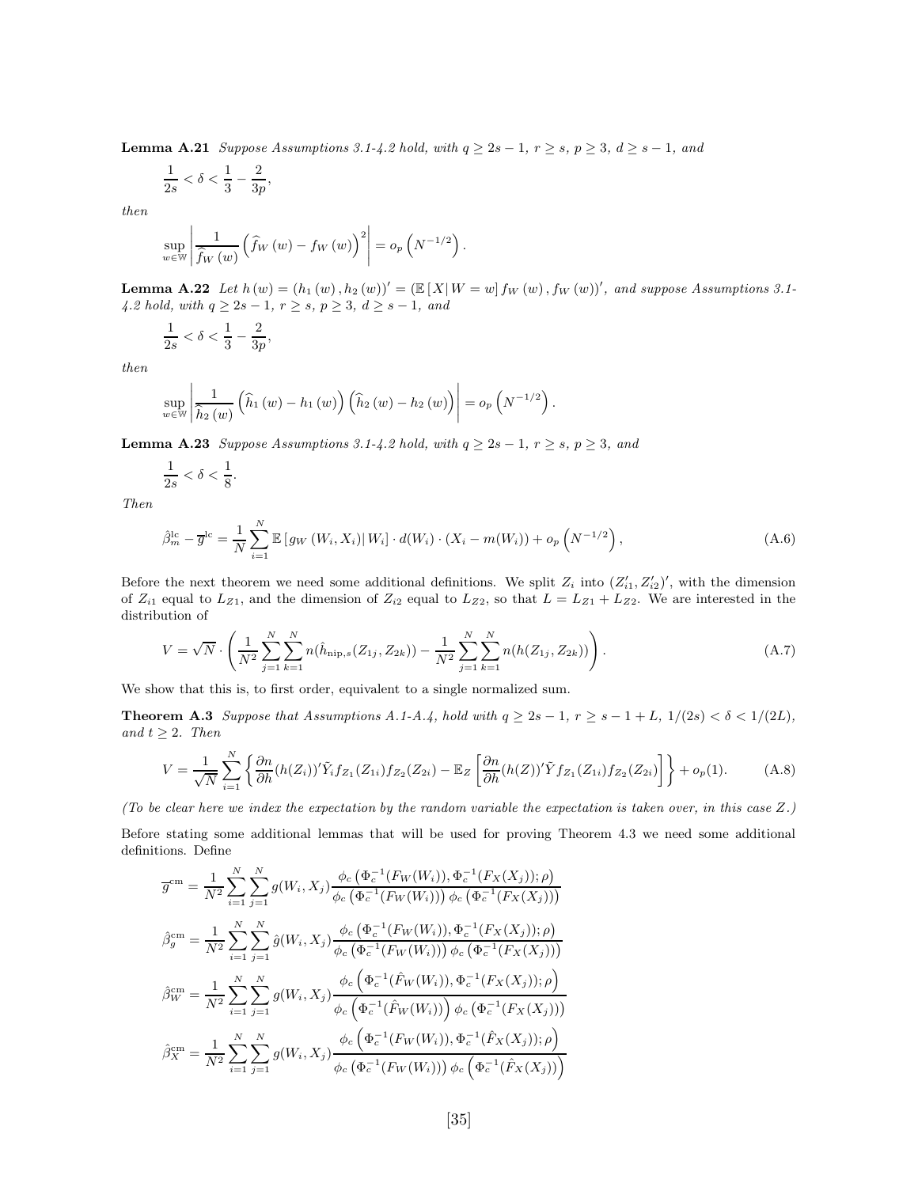**Lemma A.21** *Suppose Assumptions 3.1-4.2 hold, with $q \geq 2s-1$, $r \geq s$, $p \geq 3$, $d \geq s-1$, and*

$$\frac{1}{2s} < \delta < \frac{1}{3} - \frac{2}{3p},$$

*then*

$$\sup_{w \in \mathbb{W}} \left| \frac{1}{\widehat{f}_W(w)} \left( \widehat{f}_W(w) - f_W(w) \right)^2 \right| = o_p\left(N^{-1/2}\right).$$

**Lemma A.22** *Let $h(w) = (h_1(w), h_2(w))' = (\mathbb{E}[X|W=w] f_W(w), f_W(w))'$, and suppose Assumptions 3.1-4.2 hold, with $q \geq 2s-1$, $r \geq s$, $p \geq 3$, $d \geq s-1$, and*

$$\frac{1}{2s} < \delta < \frac{1}{3} - \frac{2}{3p},$$

*then*

$$\sup_{w \in \mathbb{W}} \left| \frac{1}{\widehat{h}_2(w)} \left( \widehat{h}_1(w) - h_1(w) \right) \left( \widehat{h}_2(w) - h_2(w) \right) \right| = o_p\left(N^{-1/2}\right).$$

**Lemma A.23** *Suppose Assumptions 3.1-4.2 hold, with $q \geq 2s-1$, $r \geq s$, $p \geq 3$, and*

$$\frac{1}{2s} < \delta < \frac{1}{8}.$$

*Then*

$$\hat{\beta}_m^{\mathrm{lc}} - \overline{g}^{\mathrm{lc}} = \frac{1}{N} \sum_{i=1}^{N} \mathbb{E}\left[ g_W(W_i, X_i) \middle| W_i \right] \cdot d(W_i) \cdot (X_i - m(W_i)) + o_p\left(N^{-1/2}\right), \tag{A.6}$$

Before the next theorem we need some additional definitions. We split $Z_i$ into $(Z_{i1}', Z_{i2}')'$, with the dimension of $Z_{i1}$ equal to $L_{Z1}$, and the dimension of $Z_{i2}$ equal to $L_{Z2}$, so that $L = L_{Z1} + L_{Z2}$. We are interested in the distribution of

$$V = \sqrt{N} \cdot \left( \frac{1}{N^2} \sum_{j=1}^{N} \sum_{k=1}^{N} n(\hat{h}_{\mathrm{nip},s}(Z_{1j}, Z_{2k})) - \frac{1}{N^2} \sum_{j=1}^{N} \sum_{k=1}^{N} n(h(Z_{1j}, Z_{2k})) \right). \tag{A.7}$$

We show that this is, to first order, equivalent to a single normalized sum.

**Theorem A.3** *Suppose that Assumptions A.1-A.4, hold with $q \geq 2s-1$, $r \geq s-1+L$, $1/(2s) < \delta < 1/(2L)$, and $t \geq 2$. Then*

$$V = \frac{1}{\sqrt{N}} \sum_{i=1}^{N} \left\{ \frac{\partial n}{\partial h}(h(Z_i))' \tilde{Y}_i f_{Z_1}(Z_{1i}) f_{Z_2}(Z_{2i}) - \mathbb{E}_Z\left[ \frac{\partial n}{\partial h}(h(Z))' \tilde{Y} f_{Z_1}(Z_{1i}) f_{Z_2}(Z_{2i}) \right] \right\} + o_p(1). \tag{A.8}$$

*(To be clear here we index the expectation by the random variable the expectation is taken over, in this case $Z$.)*

Before stating some additional lemmas that will be used for proving Theorem 4.3 we need some additional definitions. Define

$$\overline{g}^{\mathrm{cm}} = \frac{1}{N^2} \sum_{i=1}^{N} \sum_{j=1}^{N} g(W_i, X_j) \frac{\phi_c\left(\Phi_c^{-1}(F_W(W_i)), \Phi_c^{-1}(F_X(X_j)); \rho\right)}{\phi_c\left(\Phi_c^{-1}(F_W(W_i))\right) \phi_c\left(\Phi_c^{-1}(F_X(X_j))\right)}$$

$$\hat{\beta}_g^{\mathrm{cm}} = \frac{1}{N^2} \sum_{i=1}^{N} \sum_{j=1}^{N} \hat{g}(W_i, X_j) \frac{\phi_c\left(\Phi_c^{-1}(F_W(W_i)), \Phi_c^{-1}(F_X(X_j)); \rho\right)}{\phi_c\left(\Phi_c^{-1}(F_W(W_i))\right) \phi_c\left(\Phi_c^{-1}(F_X(X_j))\right)}$$

$$\hat{\beta}_W^{\mathrm{cm}} = \frac{1}{N^2} \sum_{i=1}^{N} \sum_{j=1}^{N} g(W_i, X_j) \frac{\phi_c\left(\Phi_c^{-1}(\hat{F}_W(W_i)), \Phi_c^{-1}(F_X(X_j)); \rho\right)}{\phi_c\left(\Phi_c^{-1}(\hat{F}_W(W_i))\right) \phi_c\left(\Phi_c^{-1}(F_X(X_j))\right)}$$

$$\hat{\beta}_X^{\mathrm{cm}} = \frac{1}{N^2} \sum_{i=1}^{N} \sum_{j=1}^{N} g(W_i, X_j) \frac{\phi_c\left(\Phi_c^{-1}(F_W(W_i)), \Phi_c^{-1}(\hat{F}_X(X_j)); \rho\right)}{\phi_c\left(\Phi_c^{-1}(F_W(W_i))\right) \phi_c\left(\Phi_c^{-1}(\hat{F}_X(X_j))\right)}$$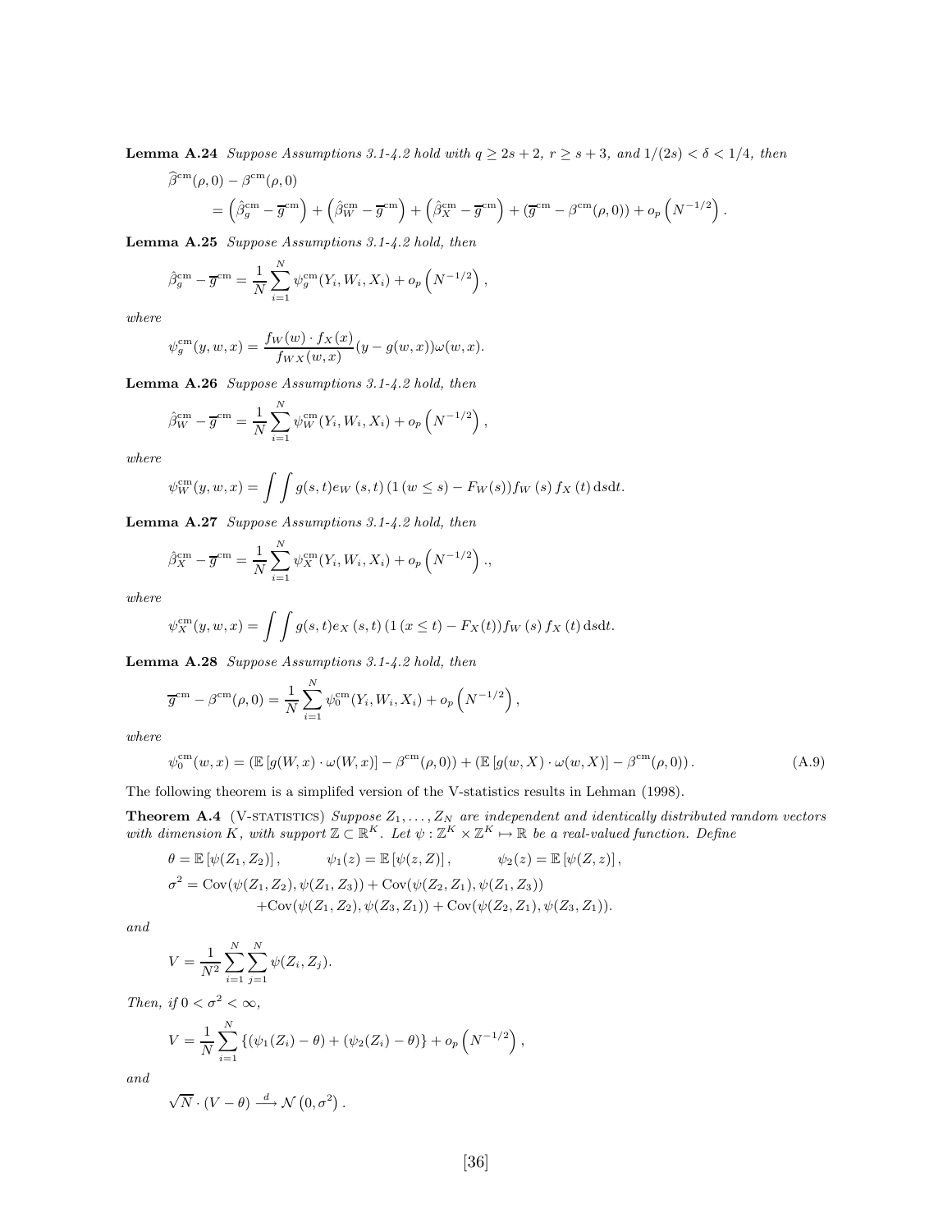**Lemma A.24** *Suppose Assumptions 3.1-4.2 hold with $q \geq 2s+2$, $r \geq s+3$, and $1/(2s) < \delta < 1/4$, then*

$$
\begin{aligned}
&\widehat{\beta}^{\text{cm}}(\rho,0) - \beta^{\text{cm}}(\rho,0) \\
&\quad = \left(\hat{\beta}_g^{\text{cm}} - \overline{g}^{\text{cm}}\right) + \left(\hat{\beta}_W^{\text{cm}} - \overline{g}^{\text{cm}}\right) + \left(\hat{\beta}_X^{\text{cm}} - \overline{g}^{\text{cm}}\right) + \left(\overline{g}^{\text{cm}} - \beta^{\text{cm}}(\rho,0)\right) + o_p\left(N^{-1/2}\right).
\end{aligned}
$$

**Lemma A.25** *Suppose Assumptions 3.1-4.2 hold, then*

$$
\hat{\beta}_g^{\text{cm}} - \overline{g}^{\text{cm}} = \frac{1}{N}\sum_{i=1}^{N} \psi_g^{\text{cm}}(Y_i, W_i, X_i) + o_p\left(N^{-1/2}\right),
$$

*where*

$$
\psi_g^{\text{cm}}(y,w,x) = \frac{f_W(w)\cdot f_X(x)}{f_{WX}(w,x)}(y - g(w,x))\omega(w,x).
$$

**Lemma A.26** *Suppose Assumptions 3.1-4.2 hold, then*

$$
\hat{\beta}_W^{\text{cm}} - \overline{g}^{\text{cm}} = \frac{1}{N}\sum_{i=1}^{N} \psi_W^{\text{cm}}(Y_i, W_i, X_i) + o_p\left(N^{-1/2}\right),
$$

*where*

$$
\psi_W^{\text{cm}}(y,w,x) = \int\int g(s,t) e_W(s,t)\left(1\left(w \leq s\right) - F_W(s)\right) f_W(s) f_X(t)\, \mathrm{d}s\mathrm{d}t.
$$

**Lemma A.27** *Suppose Assumptions 3.1-4.2 hold, then*

$$
\hat{\beta}_X^{\text{cm}} - \overline{g}^{\text{cm}} = \frac{1}{N}\sum_{i=1}^{N} \psi_X^{\text{cm}}(Y_i, W_i, X_i) + o_p\left(N^{-1/2}\right).,
$$

*where*

$$
\psi_X^{\text{cm}}(y,w,x) = \int\int g(s,t) e_X(s,t)\left(1\left(x \leq t\right) - F_X(t)\right) f_W(s) f_X(t)\, \mathrm{d}s\mathrm{d}t.
$$

**Lemma A.28** *Suppose Assumptions 3.1-4.2 hold, then*

$$
\overline{g}^{\text{cm}} - \beta^{\text{cm}}(\rho,0) = \frac{1}{N}\sum_{i=1}^{N} \psi_0^{\text{cm}}(Y_i, W_i, X_i) + o_p\left(N^{-1/2}\right),
$$

*where*

$$
\psi_0^{\text{cm}}(w,x) = \left(\mathbb{E}\left[g(W,x)\cdot\omega(W,x)\right] - \beta^{\text{cm}}(\rho,0)\right) + \left(\mathbb{E}\left[g(w,X)\cdot\omega(w,X)\right] - \beta^{\text{cm}}(\rho,0)\right). \tag{A.9}
$$

The following theorem is a simplifed version of the V-statistics results in Lehman (1998).

**Theorem A.4** (V-STATISTICS) *Suppose $Z_1,\ldots,Z_N$ are independent and identically distributed random vectors with dimension $K$, with support $\mathbb{Z} \subset \mathbb{R}^K$. Let $\psi : \mathbb{Z}^K \times \mathbb{Z}^K \mapsto \mathbb{R}$ be a real-valued function. Define*

$$
\begin{aligned}
&\theta = \mathbb{E}\left[\psi(Z_1,Z_2)\right], \qquad \psi_1(z) = \mathbb{E}\left[\psi(z,Z)\right], \qquad \psi_2(z) = \mathbb{E}\left[\psi(Z,z)\right], \\
&\sigma^2 = \mathrm{Cov}(\psi(Z_1,Z_2),\psi(Z_1,Z_3)) + \mathrm{Cov}(\psi(Z_2,Z_1),\psi(Z_1,Z_3)) \\
&\qquad\quad + \mathrm{Cov}(\psi(Z_1,Z_2),\psi(Z_3,Z_1)) + \mathrm{Cov}(\psi(Z_2,Z_1),\psi(Z_3,Z_1)).
\end{aligned}
$$

*and*

$$
V = \frac{1}{N^2}\sum_{i=1}^{N}\sum_{j=1}^{N}\psi(Z_i,Z_j).
$$

*Then, if $0 < \sigma^2 < \infty$,*

$$
V = \frac{1}{N}\sum_{i=1}^{N}\left\{(\psi_1(Z_i) - \theta) + (\psi_2(Z_i) - \theta)\right\} + o_p\left(N^{-1/2}\right),
$$

*and*

$$
\sqrt{N}\cdot(V - \theta) \xrightarrow{d} \mathcal{N}\left(0,\sigma^2\right).
$$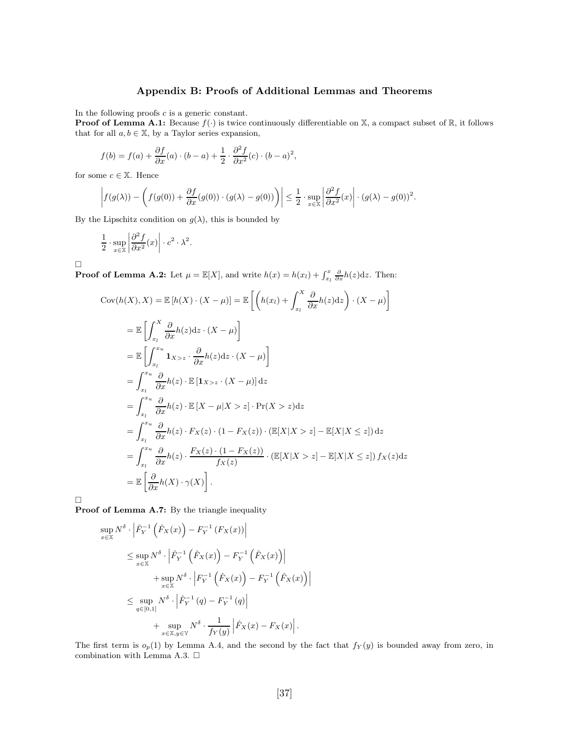## Appendix B: Proofs of Additional Lemmas and Theorems

In the following proofs $c$ is a generic constant.

**Proof of Lemma A.1:** Because $f(\cdot)$ is twice continuously differentiable on $\mathbb{X}$, a compact subset of $\mathbb{R}$, it follows that for all $a, b \in \mathbb{X}$, by a Taylor series expansion,

$$f(b) = f(a) + \frac{\partial f}{\partial x}(a) \cdot (b-a) + \frac{1}{2} \cdot \frac{\partial^2 f}{\partial x^2}(c) \cdot (b-a)^2,$$

for some $c \in \mathbb{X}$. Hence

$$\left| f(g(\lambda)) - \left( f(g(0)) + \frac{\partial f}{\partial x}(g(0)) \cdot (g(\lambda) - g(0)) \right) \right| \leq \frac{1}{2} \cdot \sup_{x \in \mathbb{X}} \left| \frac{\partial^2 f}{\partial x^2}(x) \right| \cdot (g(\lambda) - g(0))^2.$$

By the Lipschitz condition on $g(\lambda)$, this is bounded by

$$\frac{1}{2} \cdot \sup_{x \in \mathbb{X}} \left| \frac{\partial^2 f}{\partial x^2}(x) \right| \cdot c^2 \cdot \lambda^2.$$

□

**Proof of Lemma A.2:** Let $\mu = \mathbb{E}[X]$, and write $h(x) = h(x_l) + \int_{x_l}^{x} \frac{\partial}{\partial x} h(z) \mathrm{d}z$. Then:

$$\mathrm{Cov}(h(X), X) = \mathbb{E}\left[h(X) \cdot (X - \mu)\right] = \mathbb{E}\left[ \left( h(x_l) + \int_{x_l}^{X} \frac{\partial}{\partial x} h(z) \mathrm{d}z \right) \cdot (X - \mu) \right]$$

$$= \mathbb{E}\left[ \int_{x_l}^{X} \frac{\partial}{\partial x} h(z) \mathrm{d}z \cdot (X - \mu) \right]$$

$$= \mathbb{E}\left[ \int_{x_l}^{x_u} \mathbf{1}_{X > z} \cdot \frac{\partial}{\partial x} h(z) \mathrm{d}z \cdot (X - \mu) \right]$$

$$= \int_{x_l}^{x_u} \frac{\partial}{\partial x} h(z) \cdot \mathbb{E}\left[ \mathbf{1}_{X > z} \cdot (X - \mu) \right] \mathrm{d}z$$

$$= \int_{x_l}^{x_u} \frac{\partial}{\partial x} h(z) \cdot \mathbb{E}\left[ X - \mu | X > z \right] \cdot \Pr(X > z) \mathrm{d}z$$

$$= \int_{x_l}^{x_u} \frac{\partial}{\partial x} h(z) \cdot F_X(z) \cdot (1 - F_X(z)) \cdot \left( \mathbb{E}[X|X > z] - \mathbb{E}[X|X \leq z] \right) \mathrm{d}z$$

$$= \int_{x_l}^{x_u} \frac{\partial}{\partial x} h(z) \cdot \frac{F_X(z) \cdot (1 - F_X(z))}{f_X(z)} \cdot \left( \mathbb{E}[X|X > z] - \mathbb{E}[X|X \leq z] \right) f_X(z) \mathrm{d}z$$

$$= \mathbb{E}\left[ \frac{\partial}{\partial x} h(X) \cdot \gamma(X) \right].$$

□

**Proof of Lemma A.7:** By the triangle inequality

$$\sup_{x \in \mathbb{X}} N^{\delta} \cdot \left| \hat{F}_Y^{-1}\left(\hat{F}_X(x)\right) - F_Y^{-1}\left(F_X(x)\right) \right|$$

$$\leq \sup_{x \in \mathbb{X}} N^{\delta} \cdot \left| \hat{F}_Y^{-1}\left(\hat{F}_X(x)\right) - F_Y^{-1}\left(\hat{F}_X(x)\right) \right|$$

$$+ \sup_{x \in \mathbb{X}} N^{\delta} \cdot \left| F_Y^{-1}\left(\hat{F}_X(x)\right) - F_Y^{-1}\left(F_X(x)\right) \right|$$

$$\leq \sup_{q \in [0,1]} N^{\delta} \cdot \left| \hat{F}_Y^{-1}(q) - F_Y^{-1}(q) \right|$$

$$+ \sup_{x \in \mathbb{X}, y \in \mathbb{Y}} N^{\delta} \cdot \frac{1}{f_Y(y)} \left| \hat{F}_X(x) - F_X(x) \right|.$$

The first term is $o_p(1)$ by Lemma A.4, and the second by the fact that $f_Y(y)$ is bounded away from zero, in combination with Lemma A.3. □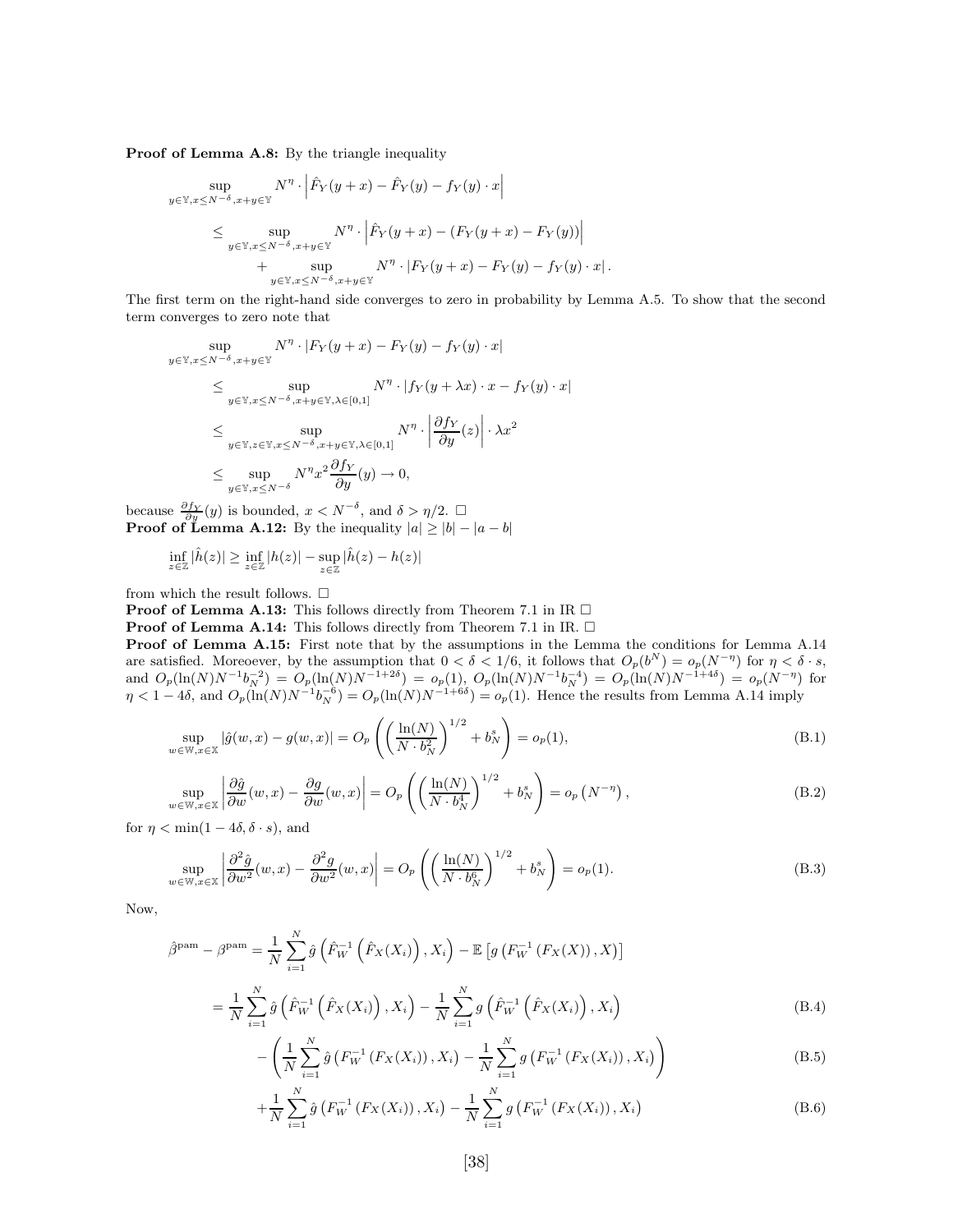**Proof of Lemma A.8:** By the triangle inequality

$$
\begin{aligned}
&\sup_{y\in\mathbb{Y},x\leq N^{-\delta},x+y\in\mathbb{Y}} N^{\eta}\cdot\left|\hat{F}_Y(y+x)-\hat{F}_Y(y)-f_Y(y)\cdot x\right| \\
&\leq \sup_{y\in\mathbb{Y},x\leq N^{-\delta},x+y\in\mathbb{Y}} N^{\eta}\cdot\left|\hat{F}_Y(y+x)-(F_Y(y+x)-F_Y(y))\right| \\
&\qquad + \sup_{y\in\mathbb{Y},x\leq N^{-\delta},x+y\in\mathbb{Y}} N^{\eta}\cdot\left|F_Y(y+x)-F_Y(y)-f_Y(y)\cdot x\right|.
\end{aligned}
$$

The first term on the right-hand side converges to zero in probability by Lemma A.5. To show that the second term converges to zero note that

$$
\begin{aligned}
&\sup_{y\in\mathbb{Y},x\leq N^{-\delta},x+y\in\mathbb{Y}} N^{\eta}\cdot\left|F_Y(y+x)-F_Y(y)-f_Y(y)\cdot x\right| \\
&\leq \sup_{y\in\mathbb{Y},x\leq N^{-\delta},x+y\in\mathbb{Y},\lambda\in[0,1]} N^{\eta}\cdot\left|f_Y(y+\lambda x)\cdot x-f_Y(y)\cdot x\right| \\
&\leq \sup_{y\in\mathbb{Y},z\in\mathbb{Y},x\leq N^{-\delta},x+y\in\mathbb{Y},\lambda\in[0,1]} N^{\eta}\cdot\left|\frac{\partial f_Y}{\partial y}(z)\right|\cdot\lambda x^2 \\
&\leq \sup_{y\in\mathbb{Y},x\leq N^{-\delta}} N^{\eta}x^2\frac{\partial f_Y}{\partial y}(y)\to 0,
\end{aligned}
$$

because $\frac{\partial f_Y}{\partial y}(y)$ is bounded, $x<N^{-\delta}$, and $\delta>\eta/2$. □

**Proof of Lemma A.12:** By the inequality $|a|\geq|b|-|a-b|$

$$
\inf_{z\in\mathbb{Z}}|\hat{h}(z)|\geq\inf_{z\in\mathbb{Z}}|h(z)|-\sup_{z\in\mathbb{Z}}|\hat{h}(z)-h(z)|
$$

from which the result follows. □

**Proof of Lemma A.13:** This follows directly from Theorem 7.1 in IR □

**Proof of Lemma A.14:** This follows directly from Theorem 7.1 in IR. □

**Proof of Lemma A.15:** First note that by the assumptions in the Lemma the conditions for Lemma A.14 are satisfied. Moreoever, by the assumption that $0<\delta<1/6$, it follows that $O_p(b^N)=o_p(N^{-\eta})$ for $\eta<\delta\cdot s$, and $O_p(\ln(N)N^{-1}b_N^{-2})=O_p(\ln(N)N^{-1+2\delta})=o_p(1)$, $O_p(\ln(N)N^{-1}b_N^{-4})=O_p(\ln(N)N^{-1+4\delta})=o_p(N^{-\eta})$ for $\eta<1-4\delta$, and $O_p(\ln(N)N^{-1}b_N^{-6})=O_p(\ln(N)N^{-1+6\delta})=o_p(1)$. Hence the results from Lemma A.14 imply

$$
\sup_{w\in\mathbb{W},x\in\mathbb{X}}|\hat{g}(w,x)-g(w,x)|=O_p\left(\left(\frac{\ln(N)}{N\cdot b_N^2}\right)^{1/2}+b_N^s\right)=o_p(1), \tag{B.1}
$$

$$
\sup_{w\in\mathbb{W},x\in\mathbb{X}}\left|\frac{\partial\hat{g}}{\partial w}(w,x)-\frac{\partial g}{\partial w}(w,x)\right|=O_p\left(\left(\frac{\ln(N)}{N\cdot b_N^4}\right)^{1/2}+b_N^s\right)=o_p\left(N^{-\eta}\right), \tag{B.2}
$$

for $\eta<\min(1-4\delta,\delta\cdot s)$, and

$$
\sup_{w\in\mathbb{W},x\in\mathbb{X}}\left|\frac{\partial^2\hat{g}}{\partial w^2}(w,x)-\frac{\partial^2 g}{\partial w^2}(w,x)\right|=O_p\left(\left(\frac{\ln(N)}{N\cdot b_N^6}\right)^{1/2}+b_N^s\right)=o_p(1). \tag{B.3}
$$

Now,

$$
\hat{\beta}^{\text{pam}}-\beta^{\text{pam}}=\frac{1}{N}\sum_{i=1}^N\hat{g}\left(\hat{F}_W^{-1}\left(\hat{F}_X(X_i)\right),X_i\right)-\mathbb{E}\left[g\left(F_W^{-1}\left(F_X(X)\right),X\right)\right]
$$

$$
=\frac{1}{N}\sum_{i=1}^N\hat{g}\left(\hat{F}_W^{-1}\left(\hat{F}_X(X_i)\right),X_i\right)-\frac{1}{N}\sum_{i=1}^N g\left(\hat{F}_W^{-1}\left(\hat{F}_X(X_i)\right),X_i\right) \tag{B.4}
$$

$$
-\left(\frac{1}{N}\sum_{i=1}^N\hat{g}\left(F_W^{-1}\left(F_X(X_i)\right),X_i\right)-\frac{1}{N}\sum_{i=1}^N g\left(F_W^{-1}\left(F_X(X_i)\right),X_i\right)\right) \tag{B.5}
$$

$$
+\frac{1}{N}\sum_{i=1}^N\hat{g}\left(F_W^{-1}\left(F_X(X_i)\right),X_i\right)-\frac{1}{N}\sum_{i=1}^N g\left(F_W^{-1}\left(F_X(X_i)\right),X_i\right) \tag{B.6}
$$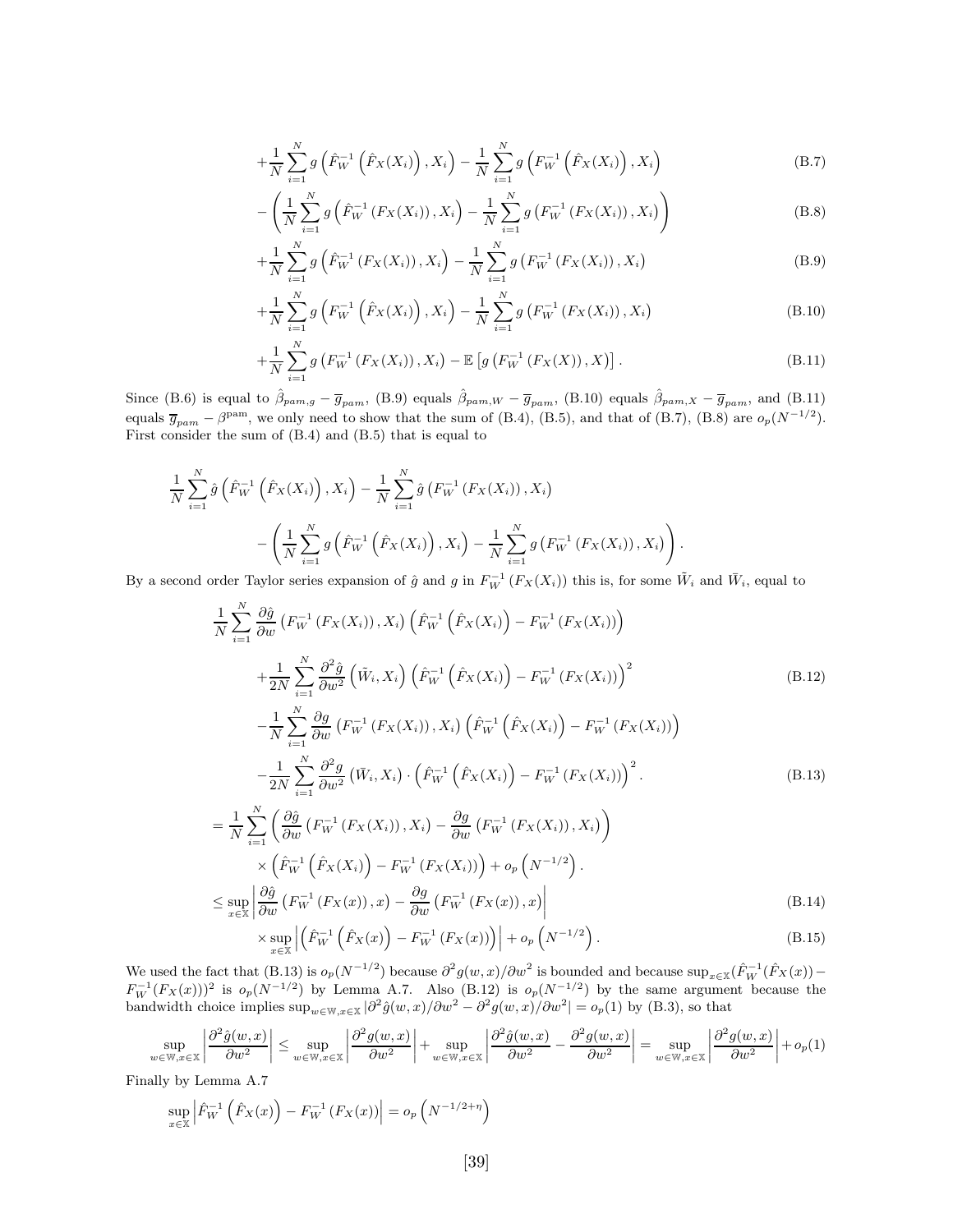$$+\frac{1}{N}\sum_{i=1}^{N} g\left(\hat{F}_W^{-1}\left(\hat{F}_X(X_i)\right), X_i\right) - \frac{1}{N}\sum_{i=1}^{N} g\left(F_W^{-1}\left(\hat{F}_X(X_i)\right), X_i\right) \tag{B.7}$$

$$-\left(\frac{1}{N}\sum_{i=1}^{N} g\left(\hat{F}_W^{-1}\left(F_X(X_i)\right), X_i\right) - \frac{1}{N}\sum_{i=1}^{N} g\left(F_W^{-1}\left(F_X(X_i)\right), X_i\right)\right) \tag{B.8}$$

$$+\frac{1}{N}\sum_{i=1}^{N} g\left(\hat{F}_W^{-1}\left(F_X(X_i)\right), X_i\right) - \frac{1}{N}\sum_{i=1}^{N} g\left(F_W^{-1}\left(F_X(X_i)\right), X_i\right) \tag{B.9}$$

$$+\frac{1}{N}\sum_{i=1}^{N} g\left(F_W^{-1}\left(\hat{F}_X(X_i)\right), X_i\right) - \frac{1}{N}\sum_{i=1}^{N} g\left(F_W^{-1}\left(F_X(X_i)\right), X_i\right) \tag{B.10}$$

$$+\frac{1}{N}\sum_{i=1}^{N} g\left(F_W^{-1}\left(F_X(X_i)\right), X_i\right) - \mathbb{E}\left[g\left(F_W^{-1}\left(F_X(X)\right), X\right)\right]. \tag{B.11}$$

Since (B.6) is equal to $\hat{\beta}_{pam,g} - \overline{g}_{pam}$, (B.9) equals $\hat{\beta}_{pam,W} - \overline{g}_{pam}$, (B.10) equals $\hat{\beta}_{pam,X} - \overline{g}_{pam}$, and (B.11) equals $\overline{g}_{pam} - \beta^{\text{pam}}$, we only need to show that the sum of (B.4), (B.5), and that of (B.7), (B.8) are $o_p(N^{-1/2})$. First consider the sum of (B.4) and (B.5) that is equal to

$$\frac{1}{N}\sum_{i=1}^{N} \hat{g}\left(\hat{F}_W^{-1}\left(\hat{F}_X(X_i)\right), X_i\right) - \frac{1}{N}\sum_{i=1}^{N} \hat{g}\left(F_W^{-1}\left(F_X(X_i)\right), X_i\right)$$
$$-\left(\frac{1}{N}\sum_{i=1}^{N} g\left(\hat{F}_W^{-1}\left(\hat{F}_X(X_i)\right), X_i\right) - \frac{1}{N}\sum_{i=1}^{N} g\left(F_W^{-1}\left(F_X(X_i)\right), X_i\right)\right).$$

By a second order Taylor series expansion of $\hat{g}$ and $g$ in $F_W^{-1}\left(F_X(X_i)\right)$ this is, for some $\tilde{W}_i$ and $\bar{W}_i$, equal to

$$\frac{1}{N}\sum_{i=1}^{N} \frac{\partial \hat{g}}{\partial w}\left(F_W^{-1}\left(F_X(X_i)\right), X_i\right)\left(\hat{F}_W^{-1}\left(\hat{F}_X(X_i)\right) - F_W^{-1}\left(F_X(X_i)\right)\right)$$
$$+\frac{1}{2N}\sum_{i=1}^{N} \frac{\partial^2 \hat{g}}{\partial w^2}\left(\tilde{W}_i, X_i\right)\left(\hat{F}_W^{-1}\left(\hat{F}_X(X_i)\right) - F_W^{-1}\left(F_X(X_i)\right)\right)^2 \tag{B.12}$$
$$-\frac{1}{N}\sum_{i=1}^{N} \frac{\partial g}{\partial w}\left(F_W^{-1}\left(F_X(X_i)\right), X_i\right)\left(\hat{F}_W^{-1}\left(\hat{F}_X(X_i)\right) - F_W^{-1}\left(F_X(X_i)\right)\right)$$
$$-\frac{1}{2N}\sum_{i=1}^{N} \frac{\partial^2 g}{\partial w^2}\left(\bar{W}_i, X_i\right)\cdot\left(\hat{F}_W^{-1}\left(\hat{F}_X(X_i)\right) - F_W^{-1}\left(F_X(X_i)\right)\right)^2. \tag{B.13}$$

$$= \frac{1}{N}\sum_{i=1}^{N}\left(\frac{\partial \hat{g}}{\partial w}\left(F_W^{-1}\left(F_X(X_i)\right), X_i\right) - \frac{\partial g}{\partial w}\left(F_W^{-1}\left(F_X(X_i)\right), X_i\right)\right)$$
$$\times\left(\hat{F}_W^{-1}\left(\hat{F}_X(X_i)\right) - F_W^{-1}\left(F_X(X_i)\right)\right) + o_p\left(N^{-1/2}\right).$$

$$\leq \sup_{x\in\mathbb{X}}\left|\frac{\partial \hat{g}}{\partial w}\left(F_W^{-1}\left(F_X(x)\right), x\right) - \frac{\partial g}{\partial w}\left(F_W^{-1}\left(F_X(x)\right), x\right)\right| \tag{B.14}$$
$$\times \sup_{x\in\mathbb{X}}\left|\left(\hat{F}_W^{-1}\left(\hat{F}_X(x)\right) - F_W^{-1}\left(F_X(x)\right)\right)\right| + o_p\left(N^{-1/2}\right). \tag{B.15}$$

We used the fact that (B.13) is $o_p(N^{-1/2})$ because $\partial^2 g(w,x)/\partial w^2$ is bounded and because $\sup_{x\in\mathbb{X}}(\hat{F}_W^{-1}(\hat{F}_X(x)) - F_W^{-1}(F_X(x)))^2$ is $o_p(N^{-1/2})$ by Lemma A.7. Also (B.12) is $o_p(N^{-1/2})$ by the same argument because the bandwidth choice implies $\sup_{w\in\mathbb{W},x\in\mathbb{X}}|\partial^2\hat{g}(w,x)/\partial w^2 - \partial^2 g(w,x)/\partial w^2| = o_p(1)$ by (B.3), so that

$$\sup_{w\in\mathbb{W},x\in\mathbb{X}}\left|\frac{\partial^2 \hat{g}(w,x)}{\partial w^2}\right| \leq \sup_{w\in\mathbb{W},x\in\mathbb{X}}\left|\frac{\partial^2 g(w,x)}{\partial w^2}\right| + \sup_{w\in\mathbb{W},x\in\mathbb{X}}\left|\frac{\partial^2 \hat{g}(w,x)}{\partial w^2} - \frac{\partial^2 g(w,x)}{\partial w^2}\right| = \sup_{w\in\mathbb{W},x\in\mathbb{X}}\left|\frac{\partial^2 g(w,x)}{\partial w^2}\right| + o_p(1)$$

Finally by Lemma A.7

$$\sup_{x\in\mathbb{X}}\left|\hat{F}_W^{-1}\left(\hat{F}_X(x)\right) - F_W^{-1}\left(F_X(x)\right)\right| = o_p\left(N^{-1/2+\eta}\right)$$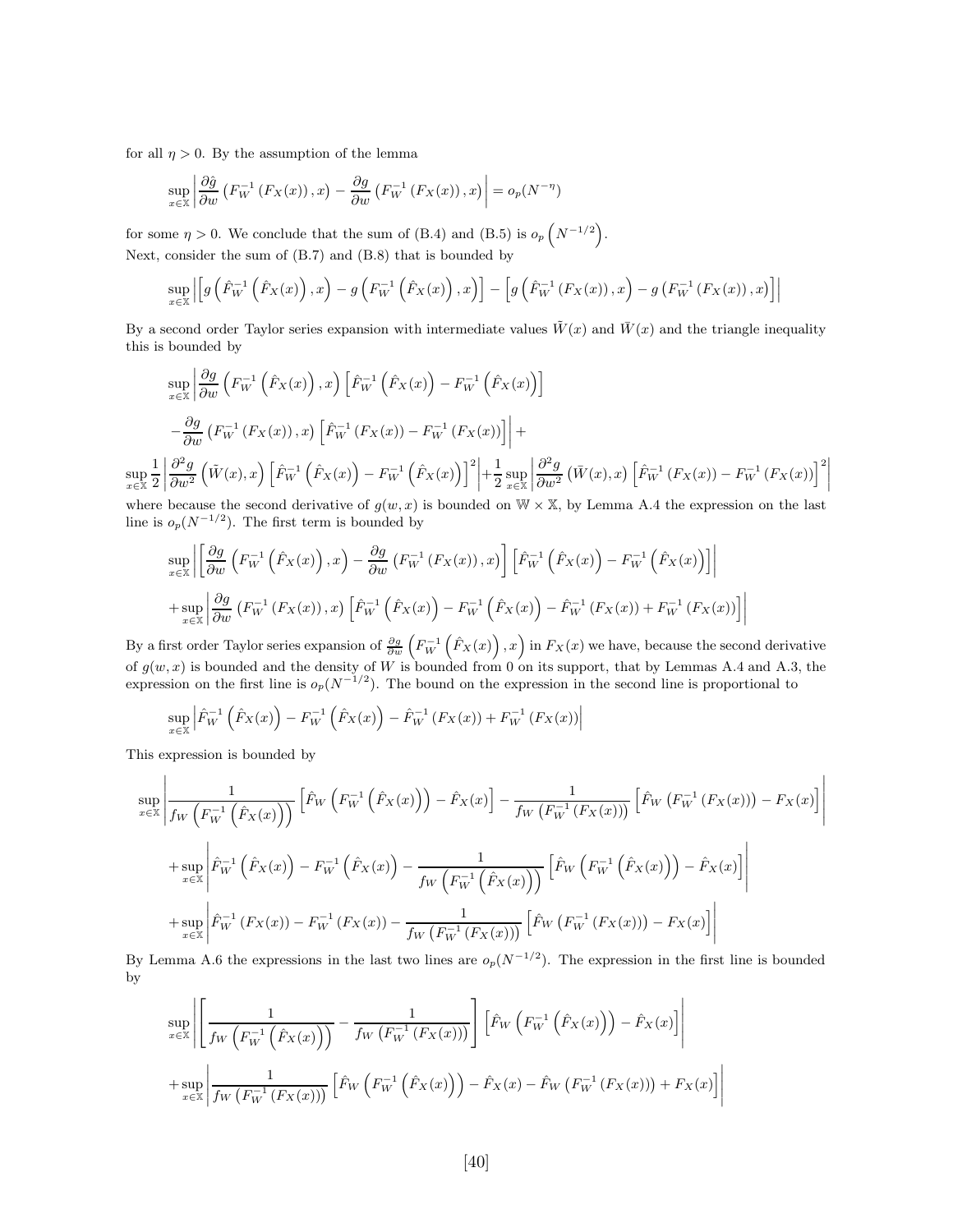for all $\eta > 0$. By the assumption of the lemma

$$\sup_{x\in\mathbb{X}} \left| \frac{\partial \hat{g}}{\partial w}\left(F_W^{-1}\left(F_X(x)\right), x\right) - \frac{\partial g}{\partial w}\left(F_W^{-1}\left(F_X(x)\right), x\right) \right| = o_p(N^{-\eta})$$

for some $\eta > 0$. We conclude that the sum of (B.4) and (B.5) is $o_p\left(N^{-1/2}\right)$.

Next, consider the sum of (B.7) and (B.8) that is bounded by

$$\sup_{x\in\mathbb{X}} \left| \left[ g\left(\hat{F}_W^{-1}\left(\hat{F}_X(x)\right), x\right) - g\left(F_W^{-1}\left(\hat{F}_X(x)\right), x\right)\right] - \left[ g\left(\hat{F}_W^{-1}\left(F_X(x)\right), x\right) - g\left(F_W^{-1}\left(F_X(x)\right), x\right)\right] \right|$$

By a second order Taylor series expansion with intermediate values $\tilde{W}(x)$ and $\bar{W}(x)$ and the triangle inequality this is bounded by

$$\sup_{x\in\mathbb{X}} \left| \frac{\partial g}{\partial w}\left(F_W^{-1}\left(\hat{F}_X(x)\right), x\right)\left[\hat{F}_W^{-1}\left(\hat{F}_X(x)\right) - F_W^{-1}\left(\hat{F}_X(x)\right)\right] \right.$$

$$\left. - \frac{\partial g}{\partial w}\left(F_W^{-1}\left(F_X(x)\right), x\right)\left[\hat{F}_W^{-1}\left(F_X(x)\right) - F_W^{-1}\left(F_X(x)\right)\right] \right| +$$

$$\sup_{x\in\mathbb{X}} \frac{1}{2}\left| \frac{\partial^2 g}{\partial w^2}\left(\tilde{W}(x), x\right)\left[\hat{F}_W^{-1}\left(\hat{F}_X(x)\right) - F_W^{-1}\left(\hat{F}_X(x)\right)\right]^2 \right| + \frac{1}{2}\sup_{x\in\mathbb{X}}\left| \frac{\partial^2 g}{\partial w^2}\left(\bar{W}(x), x\right)\left[\hat{F}_W^{-1}\left(F_X(x)\right) - F_W^{-1}\left(F_X(x)\right)\right]^2 \right|$$

where because the second derivative of $g(w, x)$ is bounded on $\mathbb{W} \times \mathbb{X}$, by Lemma A.4 the expression on the last line is $o_p(N^{-1/2})$. The first term is bounded by

$$\sup_{x\in\mathbb{X}} \left| \left[ \frac{\partial g}{\partial w}\left(F_W^{-1}\left(\hat{F}_X(x)\right), x\right) - \frac{\partial g}{\partial w}\left(F_W^{-1}\left(F_X(x)\right), x\right)\right]\left[\hat{F}_W^{-1}\left(\hat{F}_X(x)\right) - F_W^{-1}\left(\hat{F}_X(x)\right)\right] \right|$$

$$+ \sup_{x\in\mathbb{X}} \left| \frac{\partial g}{\partial w}\left(F_W^{-1}\left(F_X(x)\right), x\right)\left[\hat{F}_W^{-1}\left(\hat{F}_X(x)\right) - F_W^{-1}\left(\hat{F}_X(x)\right) - \hat{F}_W^{-1}\left(F_X(x)\right) + F_W^{-1}\left(F_X(x)\right)\right] \right|$$

By a first order Taylor series expansion of $\frac{\partial g}{\partial w}\left(F_W^{-1}\left(\hat{F}_X(x)\right), x\right)$ in $F_X(x)$ we have, because the second derivative of $g(w, x)$ is bounded and the density of $W$ is bounded from 0 on its support, that by Lemmas A.4 and A.3, the expression on the first line is $o_p(N^{-1/2})$. The bound on the expression in the second line is proportional to

$$\sup_{x\in\mathbb{X}} \left| \hat{F}_W^{-1}\left(\hat{F}_X(x)\right) - F_W^{-1}\left(\hat{F}_X(x)\right) - \hat{F}_W^{-1}\left(F_X(x)\right) + F_W^{-1}\left(F_X(x)\right) \right|$$

This expression is bounded by

$$\sup_{x\in\mathbb{X}} \left| \frac{1}{f_W\left(F_W^{-1}\left(\hat{F}_X(x)\right)\right)}\left[\hat{F}_W\left(F_W^{-1}\left(\hat{F}_X(x)\right)\right) - \hat{F}_X(x)\right] - \frac{1}{f_W\left(F_W^{-1}\left(F_X(x)\right)\right)}\left[\hat{F}_W\left(F_W^{-1}\left(F_X(x)\right)\right) - F_X(x)\right] \right|$$

$$+ \sup_{x\in\mathbb{X}} \left| \hat{F}_W^{-1}\left(\hat{F}_X(x)\right) - F_W^{-1}\left(\hat{F}_X(x)\right) - \frac{1}{f_W\left(F_W^{-1}\left(\hat{F}_X(x)\right)\right)}\left[\hat{F}_W\left(F_W^{-1}\left(\hat{F}_X(x)\right)\right) - \hat{F}_X(x)\right] \right|$$

$$+ \sup_{x\in\mathbb{X}} \left| \hat{F}_W^{-1}\left(F_X(x)\right) - F_W^{-1}\left(F_X(x)\right) - \frac{1}{f_W\left(F_W^{-1}\left(F_X(x)\right)\right)}\left[\hat{F}_W\left(F_W^{-1}\left(F_X(x)\right)\right) - F_X(x)\right] \right|$$

By Lemma A.6 the expressions in the last two lines are $o_p(N^{-1/2})$. The expression in the first line is bounded by

$$\sup_{x\in\mathbb{X}} \left| \left[ \frac{1}{f_W\left(F_W^{-1}\left(\hat{F}_X(x)\right)\right)} - \frac{1}{f_W\left(F_W^{-1}\left(F_X(x)\right)\right)} \right]\left[\hat{F}_W\left(F_W^{-1}\left(\hat{F}_X(x)\right)\right) - \hat{F}_X(x)\right] \right|$$

$$+ \sup_{x\in\mathbb{X}} \left| \frac{1}{f_W\left(F_W^{-1}\left(F_X(x)\right)\right)}\left[\hat{F}_W\left(F_W^{-1}\left(\hat{F}_X(x)\right)\right) - \hat{F}_X(x) - \hat{F}_W\left(F_W^{-1}\left(F_X(x)\right)\right) + F_X(x)\right] \right|$$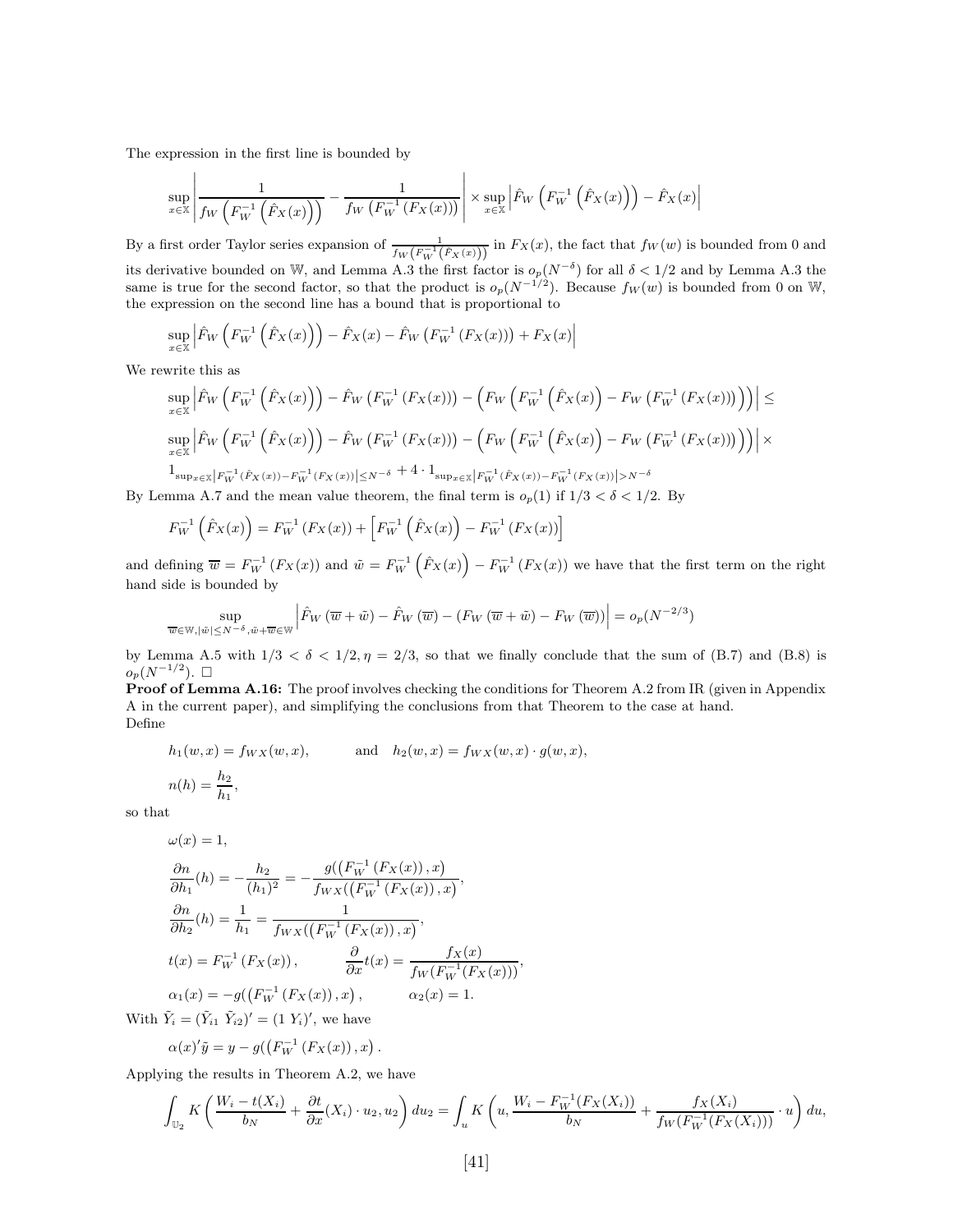The expression in the first line is bounded by

$$\sup_{x\in\mathbb{X}}\left|\frac{1}{f_W\left(F_W^{-1}\left(\hat{F}_X(x)\right)\right)}-\frac{1}{f_W\left(F_W^{-1}\left(F_X(x)\right)\right)}\right|\times\sup_{x\in\mathbb{X}}\left|\hat{F}_W\left(F_W^{-1}\left(\hat{F}_X(x)\right)\right)-\hat{F}_X(x)\right|$$

By a first order Taylor series expansion of $\frac{1}{f_W\left(F_W^{-1}\left(\hat{F}_X(x)\right)\right)}$ in $F_X(x)$, the fact that $f_W(w)$ is bounded from 0 and its derivative bounded on $\mathbb{W}$, and Lemma A.3 the first factor is $o_p(N^{-\delta})$ for all $\delta < 1/2$ and by Lemma A.3 the same is true for the second factor, so that the product is $o_p(N^{-1/2})$. Because $f_W(w)$ is bounded from 0 on $\mathbb{W}$, the expression on the second line has a bound that is proportional to

$$\sup_{x\in\mathbb{X}}\left|\hat{F}_W\left(F_W^{-1}\left(\hat{F}_X(x)\right)\right)-\hat{F}_X(x)-\hat{F}_W\left(F_W^{-1}\left(F_X(x)\right)\right)+F_X(x)\right|$$

We rewrite this as

$$\sup_{x\in\mathbb{X}}\left|\hat{F}_W\left(F_W^{-1}\left(\hat{F}_X(x)\right)\right)-\hat{F}_W\left(F_W^{-1}\left(F_X(x)\right)\right)-\left(F_W\left(F_W^{-1}\left(\hat{F}_X(x)\right)-F_W\left(F_W^{-1}\left(F_X(x)\right)\right)\right)\right)\right|\leq$$

$$\sup_{x\in\mathbb{X}}\left|\hat{F}_W\left(F_W^{-1}\left(\hat{F}_X(x)\right)\right)-\hat{F}_W\left(F_W^{-1}\left(F_X(x)\right)\right)-\left(F_W\left(F_W^{-1}\left(\hat{F}_X(x)\right)-F_W\left(F_W^{-1}\left(F_X(x)\right)\right)\right)\right)\right|\times$$

$$1_{\sup_{x\in\mathbb{X}}\left|F_W^{-1}(\hat{F}_X(x))-F_W^{-1}(F_X(x))\right|\leq N^{-\delta}}+4\cdot 1_{\sup_{x\in\mathbb{X}}\left|F_W^{-1}(\hat{F}_X(x))-F_W^{-1}(F_X(x))\right|>N^{-\delta}}$$

By Lemma A.7 and the mean value theorem, the final term is $o_p(1)$ if $1/3 < \delta < 1/2$. By

$$F_W^{-1}\left(\hat{F}_X(x)\right)=F_W^{-1}\left(F_X(x)\right)+\left[F_W^{-1}\left(\hat{F}_X(x)\right)-F_W^{-1}\left(F_X(x)\right)\right]$$

and defining $\overline{w}=F_W^{-1}\left(F_X(x)\right)$ and $\tilde{w}=F_W^{-1}\left(\hat{F}_X(x)\right)-F_W^{-1}\left(F_X(x)\right)$ we have that the first term on the right hand side is bounded by

$$\sup_{\overline{w}\in\mathbb{W},|\tilde{w}|\leq N^{-\delta},\tilde{w}+\overline{w}\in\mathbb{W}}\left|\hat{F}_W\left(\overline{w}+\tilde{w}\right)-\hat{F}_W\left(\overline{w}\right)-\left(F_W\left(\overline{w}+\tilde{w}\right)-F_W\left(\overline{w}\right)\right)\right|=o_p(N^{-2/3})$$

by Lemma A.5 with $1/3 < \delta < 1/2, \eta = 2/3$, so that we finally conclude that the sum of (B.7) and (B.8) is $o_p(N^{-1/2})$. $\square$

**Proof of Lemma A.16:** The proof involves checking the conditions for Theorem A.2 from IR (given in Appendix A in the current paper), and simplifying the conclusions from that Theorem to the case at hand.
Define

$$h_1(w,x)=f_{WX}(w,x),\qquad\text{and}\quad h_2(w,x)=f_{WX}(w,x)\cdot g(w,x),$$

$$n(h)=\frac{h_2}{h_1},$$

so that

$$\omega(x)=1,$$

$$\frac{\partial n}{\partial h_1}(h)=-\frac{h_2}{(h_1)^2}=-\frac{g(\left(F_W^{-1}\left(F_X(x)\right),x\right)}{f_{WX}(\left(F_W^{-1}\left(F_X(x)\right),x\right)},$$

$$\frac{\partial n}{\partial h_2}(h)=\frac{1}{h_1}=\frac{1}{f_{WX}(\left(F_W^{-1}\left(F_X(x)\right),x\right)},$$

$$t(x)=F_W^{-1}\left(F_X(x)\right),\qquad \frac{\partial}{\partial x}t(x)=\frac{f_X(x)}{f_W(F_W^{-1}(F_X(x)))},$$

$$\alpha_1(x)=-g(\left(F_W^{-1}\left(F_X(x)\right),x\right),\qquad \alpha_2(x)=1.$$

With $\tilde{Y}_i=(\tilde{Y}_{i1}\ \tilde{Y}_{i2})'=(1\ Y_i)'$, we have

$$\alpha(x)'\tilde{y}=y-g(\left(F_W^{-1}\left(F_X(x)\right),x\right).$$

Applying the results in Theorem A.2, we have

$$\int_{\mathbb{U}_2}K\left(\frac{W_i-t(X_i)}{b_N}+\frac{\partial t}{\partial x}(X_i)\cdot u_2,u_2\right)du_2=\int_u K\left(u,\frac{W_i-F_W^{-1}(F_X(X_i))}{b_N}+\frac{f_X(X_i)}{f_W(F_W^{-1}(F_X(X_i)))}\cdot u\right)du,$$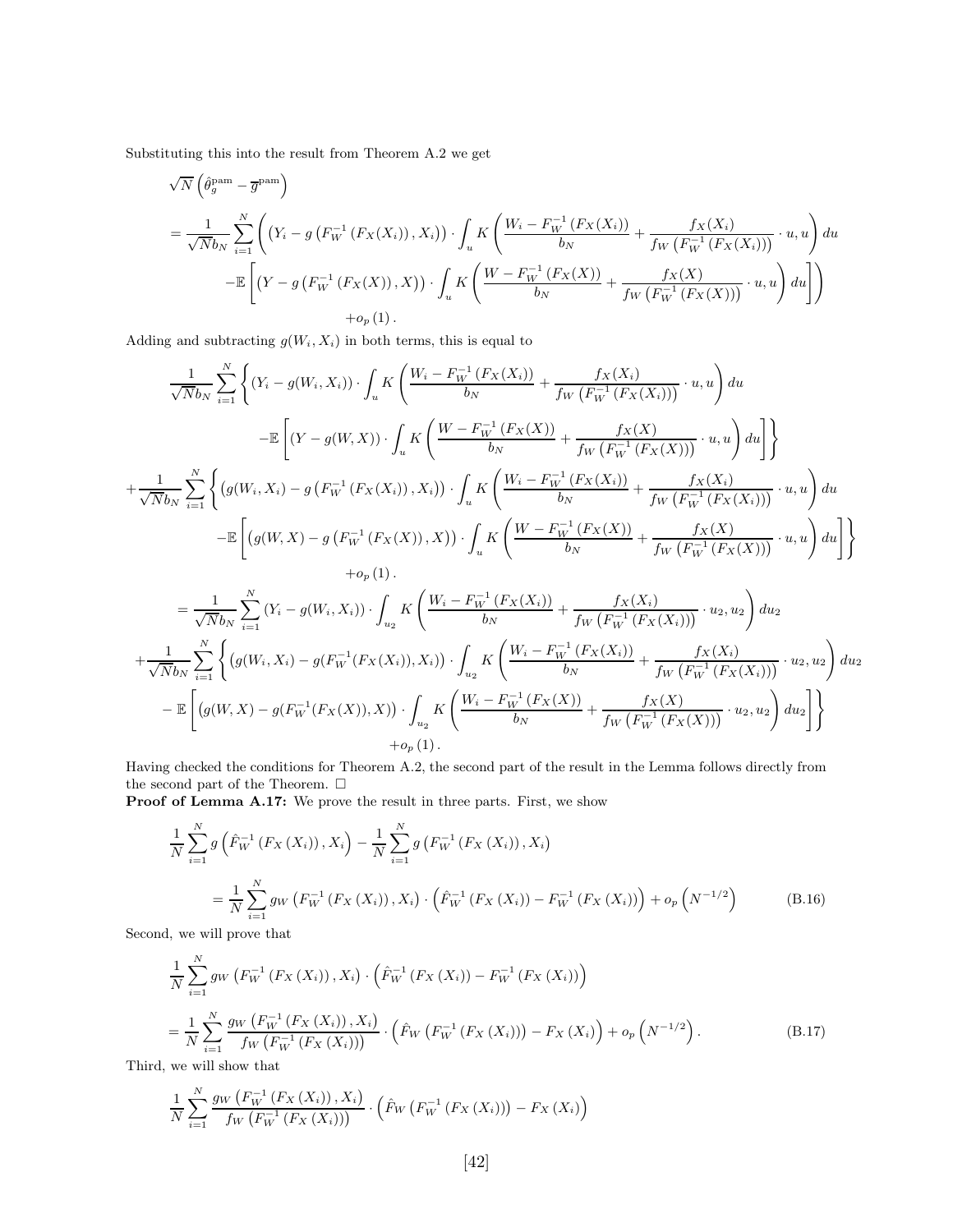Substituting this into the result from Theorem A.2 we get

$$
\begin{aligned}
&\sqrt{N}\left(\hat{\theta}_g^{\text{pam}} - \overline{g}^{\text{pam}}\right) \\
&= \frac{1}{\sqrt{N} b_N} \sum_{i=1}^{N} \left( \left(Y_i - g\left(F_W^{-1}\left(F_X(X_i)\right), X_i\right)\right) \cdot \int_u K\left( \frac{W_i - F_W^{-1}\left(F_X(X_i)\right)}{b_N} + \frac{f_X(X_i)}{f_W\left(F_W^{-1}\left(F_X(X_i)\right)\right)} \cdot u, u \right) du \right. \\
&\qquad \left. - \mathbb{E}\left[ \left(Y - g\left(F_W^{-1}\left(F_X(X)\right), X\right)\right) \cdot \int_u K\left( \frac{W - F_W^{-1}\left(F_X(X)\right)}{b_N} + \frac{f_X(X)}{f_W\left(F_W^{-1}\left(F_X(X)\right)\right)} \cdot u, u \right) du \right] \right) \\
&\qquad + o_p(1).
\end{aligned}
$$

Adding and subtracting $g(W_i, X_i)$ in both terms, this is equal to

$$
\begin{aligned}
&\frac{1}{\sqrt{N} b_N} \sum_{i=1}^{N} \left\{ \left(Y_i - g(W_i, X_i)\right) \cdot \int_u K\left( \frac{W_i - F_W^{-1}\left(F_X(X_i)\right)}{b_N} + \frac{f_X(X_i)}{f_W\left(F_W^{-1}\left(F_X(X_i)\right)\right)} \cdot u, u \right) du \right. \\
&\qquad \left. - \mathbb{E}\left[ \left(Y - g(W, X)\right) \cdot \int_u K\left( \frac{W - F_W^{-1}\left(F_X(X)\right)}{b_N} + \frac{f_X(X)}{f_W\left(F_W^{-1}\left(F_X(X)\right)\right)} \cdot u, u \right) du \right] \right\} \\
&+ \frac{1}{\sqrt{N} b_N} \sum_{i=1}^{N} \left\{ \left(g(W_i, X_i) - g\left(F_W^{-1}\left(F_X(X_i)\right), X_i\right)\right) \cdot \int_u K\left( \frac{W_i - F_W^{-1}\left(F_X(X_i)\right)}{b_N} + \frac{f_X(X_i)}{f_W\left(F_W^{-1}\left(F_X(X_i)\right)\right)} \cdot u, u \right) du \right. \\
&\qquad \left. - \mathbb{E}\left[ \left(g(W, X) - g\left(F_W^{-1}\left(F_X(X)\right), X\right)\right) \cdot \int_u K\left( \frac{W - F_W^{-1}\left(F_X(X)\right)}{b_N} + \frac{f_X(X)}{f_W\left(F_W^{-1}\left(F_X(X)\right)\right)} \cdot u, u \right) du \right] \right\} \\
&\qquad + o_p(1). \\
&= \frac{1}{\sqrt{N} b_N} \sum_{i=1}^{N} \left(Y_i - g(W_i, X_i)\right) \cdot \int_{u_2} K\left( \frac{W_i - F_W^{-1}\left(F_X(X_i)\right)}{b_N} + \frac{f_X(X_i)}{f_W\left(F_W^{-1}\left(F_X(X_i)\right)\right)} \cdot u_2, u_2 \right) du_2 \\
&+ \frac{1}{\sqrt{N} b_N} \sum_{i=1}^{N} \left\{ \left(g(W_i, X_i) - g(F_W^{-1}(F_X(X_i)), X_i)\right) \cdot \int_{u_2} K\left( \frac{W_i - F_W^{-1}\left(F_X(X_i)\right)}{b_N} + \frac{f_X(X_i)}{f_W\left(F_W^{-1}\left(F_X(X_i)\right)\right)} \cdot u_2, u_2 \right) du_2 \right. \\
&\quad \left. - \mathbb{E}\left[ \left(g(W, X) - g(F_W^{-1}(F_X(X)), X)\right) \cdot \int_{u_2} K\left( \frac{W_i - F_W^{-1}\left(F_X(X)\right)}{b_N} + \frac{f_X(X)}{f_W\left(F_W^{-1}\left(F_X(X)\right)\right)} \cdot u_2, u_2 \right) du_2 \right] \right\} \\
&\qquad + o_p(1).
\end{aligned}
$$

Having checked the conditions for Theorem A.2, the second part of the result in the Lemma follows directly from the second part of the Theorem. □

**Proof of Lemma A.17:** We prove the result in three parts. First, we show

$$
\begin{aligned}
&\frac{1}{N} \sum_{i=1}^{N} g\left(\hat{F}_W^{-1}\left(F_X\left(X_i\right)\right), X_i\right) - \frac{1}{N} \sum_{i=1}^{N} g\left(F_W^{-1}\left(F_X\left(X_i\right)\right), X_i\right) \\
&\qquad = \frac{1}{N} \sum_{i=1}^{N} g_W\left(F_W^{-1}\left(F_X\left(X_i\right)\right), X_i\right) \cdot \left(\hat{F}_W^{-1}\left(F_X\left(X_i\right)\right) - F_W^{-1}\left(F_X\left(X_i\right)\right)\right) + o_p\left(N^{-1/2}\right) \qquad \text{(B.16)}
\end{aligned}
$$

Second, we will prove that

$$
\begin{aligned}
&\frac{1}{N} \sum_{i=1}^{N} g_W\left(F_W^{-1}\left(F_X\left(X_i\right)\right), X_i\right) \cdot \left(\hat{F}_W^{-1}\left(F_X\left(X_i\right)\right) - F_W^{-1}\left(F_X\left(X_i\right)\right)\right) \\
&= \frac{1}{N} \sum_{i=1}^{N} \frac{g_W\left(F_W^{-1}\left(F_X\left(X_i\right)\right), X_i\right)}{f_W\left(F_W^{-1}\left(F_X\left(X_i\right)\right)\right)} \cdot \left(\hat{F}_W\left(F_W^{-1}\left(F_X\left(X_i\right)\right)\right) - F_X\left(X_i\right)\right) + o_p\left(N^{-1/2}\right). \qquad \text{(B.17)}
\end{aligned}
$$

Third, we will show that

$$
\frac{1}{N} \sum_{i=1}^{N} \frac{g_W\left(F_W^{-1}\left(F_X\left(X_i\right)\right), X_i\right)}{f_W\left(F_W^{-1}\left(F_X\left(X_i\right)\right)\right)} \cdot \left(\hat{F}_W\left(F_W^{-1}\left(F_X\left(X_i\right)\right)\right) - F_X\left(X_i\right)\right)
$$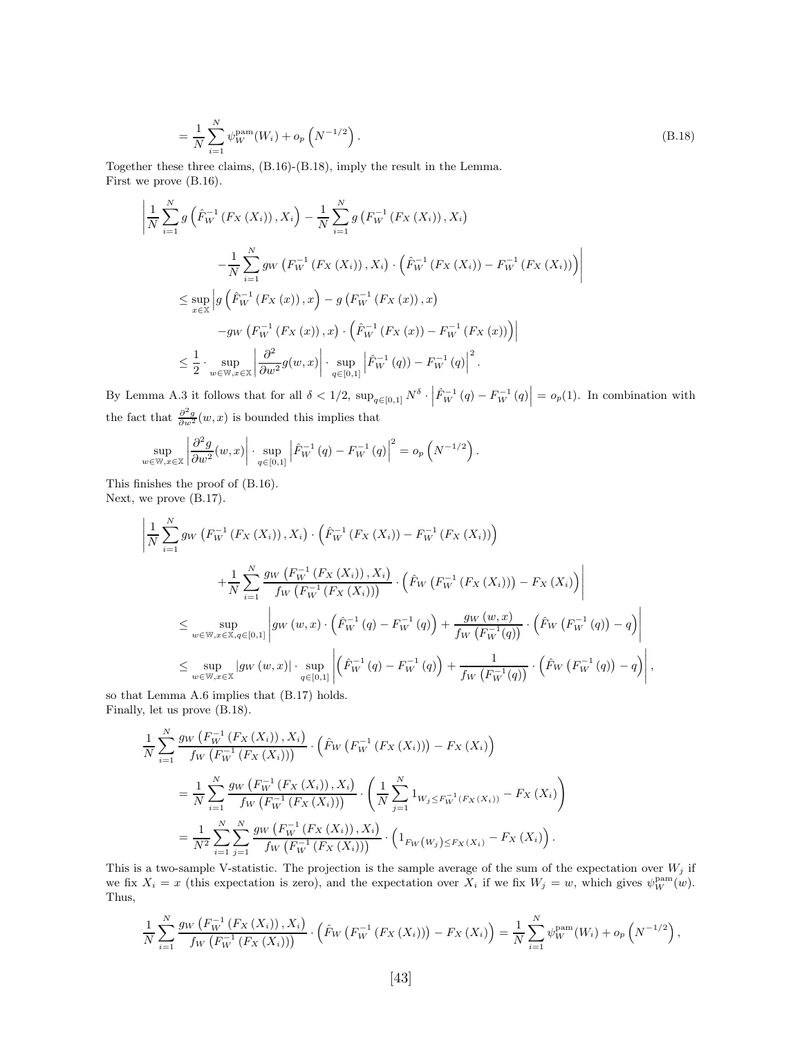$$= \frac{1}{N}\sum_{i=1}^{N} \psi_W^{\text{pam}}(W_i) + o_p\left(N^{-1/2}\right). \tag{B.18}$$

Together these three claims, (B.16)-(B.18), imply the result in the Lemma.
First we prove (B.16).

$$\begin{aligned}
&\left| \frac{1}{N}\sum_{i=1}^{N} g\left(\hat{F}_W^{-1}\left(F_X\left(X_i\right)\right), X_i\right) - \frac{1}{N}\sum_{i=1}^{N} g\left(F_W^{-1}\left(F_X\left(X_i\right)\right), X_i\right) \right. \\
&\qquad \left. -\frac{1}{N}\sum_{i=1}^{N} g_W\left(F_W^{-1}\left(F_X\left(X_i\right)\right), X_i\right)\cdot\left(\hat{F}_W^{-1}\left(F_X\left(X_i\right)\right) - F_W^{-1}\left(F_X\left(X_i\right)\right)\right)\right| \\
&\leq \sup_{x\in\mathbb{X}} \left| g\left(\hat{F}_W^{-1}\left(F_X\left(x\right)\right), x\right) - g\left(F_W^{-1}\left(F_X\left(x\right)\right), x\right) \right. \\
&\qquad \left. - g_W\left(F_W^{-1}\left(F_X\left(x\right)\right), x\right)\cdot\left(\hat{F}_W^{-1}\left(F_X\left(x\right)\right) - F_W^{-1}\left(F_X\left(x\right)\right)\right)\right| \\
&\leq \frac{1}{2}\cdot \sup_{w\in\mathbb{W}, x\in\mathbb{X}} \left|\frac{\partial^2}{\partial w^2} g(w,x)\right| \cdot \sup_{q\in[0,1]} \left|\hat{F}_W^{-1}\left(q\right)) - F_W^{-1}\left(q\right)\right|^2.
\end{aligned}$$

By Lemma A.3 it follows that for all $\delta < 1/2$, $\sup_{q\in[0,1]} N^{\delta}\cdot\left|\hat{F}_W^{-1}\left(q\right) - F_W^{-1}\left(q\right)\right| = o_p(1)$. In combination with the fact that $\frac{\partial^2 g}{\partial w^2}(w,x)$ is bounded this implies that

$$\sup_{w\in\mathbb{W}, x\in\mathbb{X}} \left|\frac{\partial^2 g}{\partial w^2}(w,x)\right| \cdot \sup_{q\in[0,1]} \left|\hat{F}_W^{-1}\left(q\right) - F_W^{-1}\left(q\right)\right|^2 = o_p\left(N^{-1/2}\right).$$

This finishes the proof of (B.16).
Next, we prove (B.17).

$$\begin{aligned}
&\left| \frac{1}{N}\sum_{i=1}^{N} g_W\left(F_W^{-1}\left(F_X\left(X_i\right)\right), X_i\right)\cdot\left(\hat{F}_W^{-1}\left(F_X\left(X_i\right)\right) - F_W^{-1}\left(F_X\left(X_i\right)\right)\right) \right. \\
&\qquad \left. + \frac{1}{N}\sum_{i=1}^{N} \frac{g_W\left(F_W^{-1}\left(F_X\left(X_i\right)\right), X_i\right)}{f_W\left(F_W^{-1}\left(F_X\left(X_i\right)\right)\right)}\cdot\left(\hat{F}_W\left(F_W^{-1}\left(F_X\left(X_i\right)\right)\right) - F_X\left(X_i\right)\right)\right| \\
&\leq \sup_{w\in\mathbb{W}, x\in\mathbb{X}, q\in[0,1]} \left| g_W\left(w,x\right)\cdot\left(\hat{F}_W^{-1}\left(q\right) - F_W^{-1}\left(q\right)\right) + \frac{g_W\left(w,x\right)}{f_W\left(F_W^{-1}(q)\right)}\cdot\left(\hat{F}_W\left(F_W^{-1}\left(q\right)\right) - q\right)\right| \\
&\leq \sup_{w\in\mathbb{W}, x\in\mathbb{X}} \left|g_W\left(w,x\right)\right| \cdot \sup_{q\in[0,1]} \left| \left(\hat{F}_W^{-1}\left(q\right) - F_W^{-1}\left(q\right)\right) + \frac{1}{f_W\left(F_W^{-1}(q)\right)}\cdot\left(\hat{F}_W\left(F_W^{-1}\left(q\right)\right) - q\right)\right|,
\end{aligned}$$

so that Lemma A.6 implies that (B.17) holds.
Finally, let us prove (B.18).

$$\begin{aligned}
&\frac{1}{N}\sum_{i=1}^{N} \frac{g_W\left(F_W^{-1}\left(F_X\left(X_i\right)\right), X_i\right)}{f_W\left(F_W^{-1}\left(F_X\left(X_i\right)\right)\right)}\cdot\left(\hat{F}_W\left(F_W^{-1}\left(F_X\left(X_i\right)\right)\right) - F_X\left(X_i\right)\right) \\
&\quad = \frac{1}{N}\sum_{i=1}^{N} \frac{g_W\left(F_W^{-1}\left(F_X\left(X_i\right)\right), X_i\right)}{f_W\left(F_W^{-1}\left(F_X\left(X_i\right)\right)\right)}\cdot\left(\frac{1}{N}\sum_{j=1}^{N} 1_{W_j\leq F_W^{-1}\left(F_X\left(X_i\right)\right)} - F_X\left(X_i\right)\right) \\
&\quad = \frac{1}{N^2}\sum_{i=1}^{N}\sum_{j=1}^{N} \frac{g_W\left(F_W^{-1}\left(F_X\left(X_i\right)\right), X_i\right)}{f_W\left(F_W^{-1}\left(F_X\left(X_i\right)\right)\right)}\cdot\left(1_{F_W\left(W_j\right)\leq F_X\left(X_i\right)} - F_X\left(X_i\right)\right).
\end{aligned}$$

This is a two-sample V-statistic. The projection is the sample average of the sum of the expectation over $W_j$ if we fix $X_i = x$ (this expectation is zero), and the expectation over $X_i$ if we fix $W_j = w$, which gives $\psi_W^{\text{pam}}(w)$. Thus,

$$\frac{1}{N}\sum_{i=1}^{N} \frac{g_W\left(F_W^{-1}\left(F_X\left(X_i\right)\right), X_i\right)}{f_W\left(F_W^{-1}\left(F_X\left(X_i\right)\right)\right)}\cdot\left(\hat{F}_W\left(F_W^{-1}\left(F_X\left(X_i\right)\right)\right) - F_X\left(X_i\right)\right) = \frac{1}{N}\sum_{i=1}^{N} \psi_W^{\text{pam}}(W_i) + o_p\left(N^{-1/2}\right),$$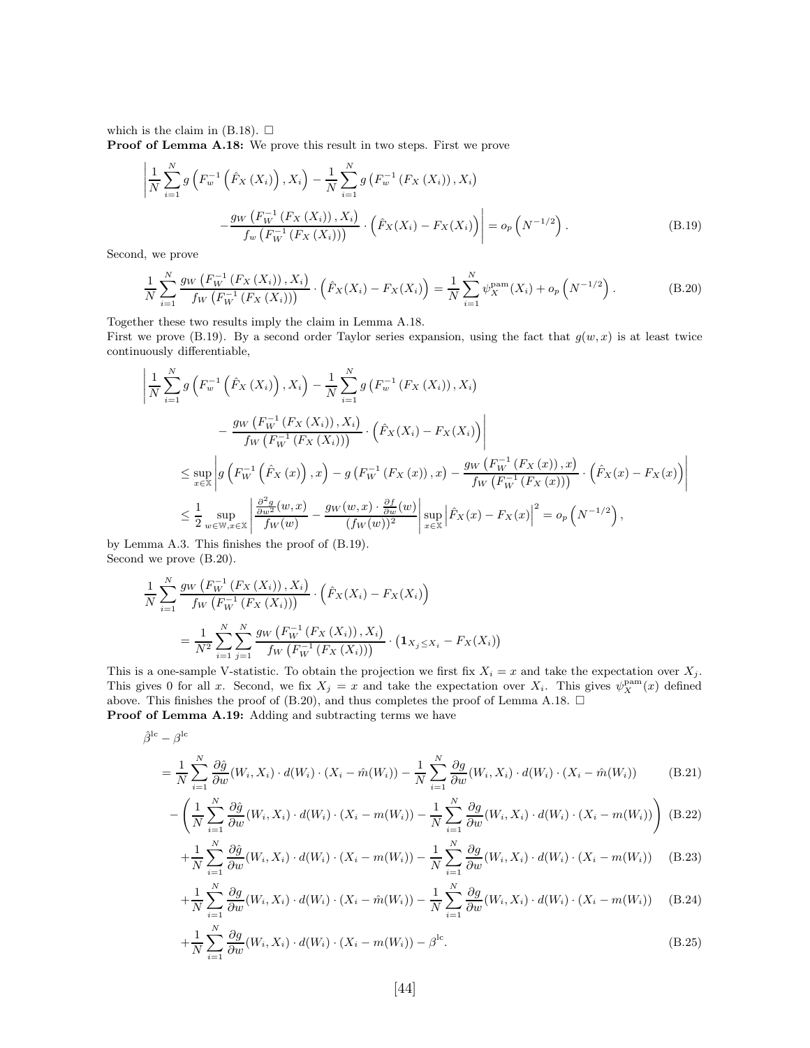which is the claim in (B.18). $\square$

**Proof of Lemma A.18:** We prove this result in two steps. First we prove

$$\left| \frac{1}{N}\sum_{i=1}^{N} g\left(F_w^{-1}\left(\hat{F}_X\left(X_i\right)\right), X_i\right) - \frac{1}{N}\sum_{i=1}^{N} g\left(F_w^{-1}\left(F_X\left(X_i\right)\right), X_i\right) \right.$$
$$\left. - \frac{g_W\left(F_W^{-1}\left(F_X\left(X_i\right)\right), X_i\right)}{f_w\left(F_W^{-1}\left(F_X\left(X_i\right)\right)\right)} \cdot \left(\hat{F}_X(X_i) - F_X(X_i)\right) \right| = o_p\left(N^{-1/2}\right). \tag{B.19}$$

Second, we prove

$$\frac{1}{N}\sum_{i=1}^{N} \frac{g_W\left(F_W^{-1}\left(F_X\left(X_i\right)\right), X_i\right)}{f_W\left(F_W^{-1}\left(F_X\left(X_i\right)\right)\right)} \cdot \left(\hat{F}_X(X_i) - F_X(X_i)\right) = \frac{1}{N}\sum_{i=1}^{N} \psi_X^{\text{pam}}(X_i) + o_p\left(N^{-1/2}\right). \tag{B.20}$$

Together these two results imply the claim in Lemma A.18.

First we prove (B.19). By a second order Taylor series expansion, using the fact that $g(w,x)$ is at least twice continuously differentiable,

$$\left| \frac{1}{N}\sum_{i=1}^{N} g\left(F_w^{-1}\left(\hat{F}_X\left(X_i\right)\right), X_i\right) - \frac{1}{N}\sum_{i=1}^{N} g\left(F_w^{-1}\left(F_X\left(X_i\right)\right), X_i\right) \right.$$
$$\left. - \frac{g_W\left(F_W^{-1}\left(F_X\left(X_i\right)\right), X_i\right)}{f_W\left(F_W^{-1}\left(F_X\left(X_i\right)\right)\right)} \cdot \left(\hat{F}_X(X_i) - F_X(X_i)\right) \right|$$
$$\leq \sup_{x\in\mathbb{X}} \left| g\left(F_W^{-1}\left(\hat{F}_X\left(x\right)\right), x\right) - g\left(F_W^{-1}\left(F_X\left(x\right)\right), x\right) - \frac{g_W\left(F_W^{-1}\left(F_X\left(x\right)\right), x\right)}{f_W\left(F_W^{-1}\left(F_X\left(x\right)\right)\right)} \cdot \left(\hat{F}_X(x) - F_X(x)\right) \right|$$
$$\leq \frac{1}{2} \sup_{w\in\mathbb{W}, x\in\mathbb{X}} \left| \frac{\frac{\partial^2 g}{\partial w^2}(w,x)}{f_W(w)} - \frac{g_W(w,x)\cdot\frac{\partial f}{\partial w}(w)}{(f_W(w))^2} \right| \sup_{x\in\mathbb{X}} \left| \hat{F}_X(x) - F_X(x) \right|^2 = o_p\left(N^{-1/2}\right),$$

by Lemma A.3. This finishes the proof of (B.19).

Second we prove (B.20).

$$\frac{1}{N}\sum_{i=1}^{N} \frac{g_W\left(F_W^{-1}\left(F_X\left(X_i\right)\right), X_i\right)}{f_W\left(F_W^{-1}\left(F_X\left(X_i\right)\right)\right)} \cdot \left(\hat{F}_X(X_i) - F_X(X_i)\right)$$
$$= \frac{1}{N^2}\sum_{i=1}^{N}\sum_{j=1}^{N} \frac{g_W\left(F_W^{-1}\left(F_X\left(X_i\right)\right), X_i\right)}{f_W\left(F_W^{-1}\left(F_X\left(X_i\right)\right)\right)} \cdot \left(\mathbf{1}_{X_j\leq X_i} - F_X(X_i)\right)$$

This is a one-sample V-statistic. To obtain the projection we first fix $X_i = x$ and take the expectation over $X_j$. This gives 0 for all $x$. Second, we fix $X_j = x$ and take the expectation over $X_i$. This gives $\psi_X^{\text{pam}}(x)$ defined above. This finishes the proof of (B.20), and thus completes the proof of Lemma A.18. $\square$

**Proof of Lemma A.19:** Adding and subtracting terms we have

$$\hat{\beta}^{\text{lc}} - \beta^{\text{lc}}$$
$$= \frac{1}{N}\sum_{i=1}^{N} \frac{\partial \hat{g}}{\partial w}(W_i, X_i)\cdot d(W_i)\cdot(X_i - \hat{m}(W_i)) - \frac{1}{N}\sum_{i=1}^{N} \frac{\partial g}{\partial w}(W_i, X_i)\cdot d(W_i)\cdot(X_i - \hat{m}(W_i)) \tag{B.21}$$
$$-\left(\frac{1}{N}\sum_{i=1}^{N} \frac{\partial \hat{g}}{\partial w}(W_i, X_i)\cdot d(W_i)\cdot(X_i - m(W_i)) - \frac{1}{N}\sum_{i=1}^{N} \frac{\partial g}{\partial w}(W_i, X_i)\cdot d(W_i)\cdot(X_i - m(W_i))\right) \tag{B.22}$$
$$+\frac{1}{N}\sum_{i=1}^{N} \frac{\partial \hat{g}}{\partial w}(W_i, X_i)\cdot d(W_i)\cdot(X_i - m(W_i)) - \frac{1}{N}\sum_{i=1}^{N} \frac{\partial g}{\partial w}(W_i, X_i)\cdot d(W_i)\cdot(X_i - m(W_i)) \tag{B.23}$$
$$+\frac{1}{N}\sum_{i=1}^{N} \frac{\partial g}{\partial w}(W_i, X_i)\cdot d(W_i)\cdot(X_i - \hat{m}(W_i)) - \frac{1}{N}\sum_{i=1}^{N} \frac{\partial g}{\partial w}(W_i, X_i)\cdot d(W_i)\cdot(X_i - m(W_i)) \tag{B.24}$$
$$+\frac{1}{N}\sum_{i=1}^{N} \frac{\partial g}{\partial w}(W_i, X_i)\cdot d(W_i)\cdot(X_i - m(W_i)) - \beta^{\text{lc}}. \tag{B.25}$$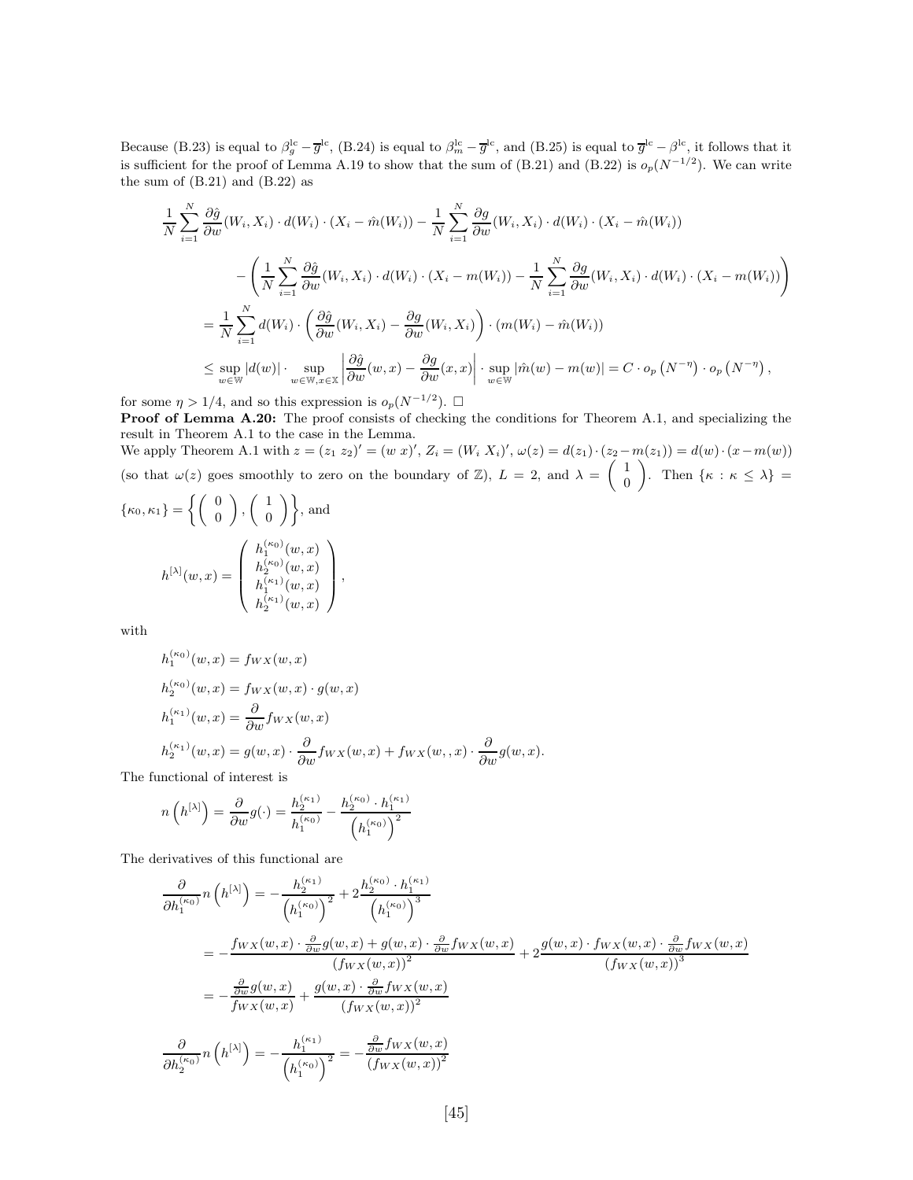Because (B.23) is equal to $\beta_g^{\rm lc} - \overline{g}^{\rm lc}$, (B.24) is equal to $\beta_m^{\rm lc} - \overline{g}^{\rm lc}$, and (B.25) is equal to $\overline{g}^{\rm lc} - \beta^{\rm lc}$, it follows that it is sufficient for the proof of Lemma A.19 to show that the sum of (B.21) and (B.22) is $o_p(N^{-1/2})$. We can write the sum of (B.21) and (B.22) as

$$
\begin{aligned}
&\frac{1}{N}\sum_{i=1}^N \frac{\partial \hat{g}}{\partial w}(W_i,X_i)\cdot d(W_i)\cdot (X_i - \hat{m}(W_i)) - \frac{1}{N}\sum_{i=1}^N \frac{\partial g}{\partial w}(W_i,X_i)\cdot d(W_i)\cdot (X_i - \hat{m}(W_i)) \\
&\qquad - \left(\frac{1}{N}\sum_{i=1}^N \frac{\partial \hat{g}}{\partial w}(W_i,X_i)\cdot d(W_i)\cdot (X_i - m(W_i)) - \frac{1}{N}\sum_{i=1}^N \frac{\partial g}{\partial w}(W_i,X_i)\cdot d(W_i)\cdot (X_i - m(W_i))\right) \\
&= \frac{1}{N}\sum_{i=1}^N d(W_i)\cdot\left(\frac{\partial \hat{g}}{\partial w}(W_i,X_i) - \frac{\partial g}{\partial w}(W_i,X_i)\right)\cdot (m(W_i) - \hat{m}(W_i)) \\
&\le \sup_{w\in\mathbb{W}} |d(w)|\cdot \sup_{w\in\mathbb{W},x\in\mathbb{X}}\left|\frac{\partial \hat{g}}{\partial w}(w,x) - \frac{\partial g}{\partial w}(x,x)\right|\cdot \sup_{w\in\mathbb{W}}|\hat{m}(w)-m(w)| = C\cdot o_p\left(N^{-\eta}\right)\cdot o_p\left(N^{-\eta}\right),
\end{aligned}
$$

for some $\eta > 1/4$, and so this expression is $o_p(N^{-1/2})$. □

**Proof of Lemma A.20:** The proof consists of checking the conditions for Theorem A.1, and specializing the result in Theorem A.1 to the case in the Lemma.

We apply Theorem A.1 with $z = (z_1\ z_2)' = (w\ x)'$, $Z_i = (W_i\ X_i)'$, $\omega(z) = d(z_1)\cdot(z_2 - m(z_1)) = d(w)\cdot(x - m(w))$ (so that $\omega(z)$ goes smoothly to zero on the boundary of $\mathbb{Z}$), $L = 2$, and $\lambda = \begin{pmatrix} 1 \\ 0 \end{pmatrix}$. Then $\{\kappa : \kappa \le \lambda\} = \{\kappa_0, \kappa_1\} = \left\{\begin{pmatrix} 0 \\ 0 \end{pmatrix}, \begin{pmatrix} 1 \\ 0 \end{pmatrix}\right\}$, and

$$
h^{[\lambda]}(w,x) = \begin{pmatrix} h_1^{(\kappa_0)}(w,x) \\ h_2^{(\kappa_0)}(w,x) \\ h_1^{(\kappa_1)}(w,x) \\ h_2^{(\kappa_1)}(w,x) \end{pmatrix},
$$

with

$$
\begin{aligned}
h_1^{(\kappa_0)}(w,x) &= f_{WX}(w,x) \\
h_2^{(\kappa_0)}(w,x) &= f_{WX}(w,x)\cdot g(w,x) \\
h_1^{(\kappa_1)}(w,x) &= \frac{\partial}{\partial w} f_{WX}(w,x) \\
h_2^{(\kappa_1)}(w,x) &= g(w,x)\cdot \frac{\partial}{\partial w} f_{WX}(w,x) + f_{WX}(w,,x)\cdot \frac{\partial}{\partial w} g(w,x).
\end{aligned}
$$

The functional of interest is

$$
n\left(h^{[\lambda]}\right) = \frac{\partial}{\partial w} g(\cdot) = \frac{h_2^{(\kappa_1)}}{h_1^{(\kappa_0)}} - \frac{h_2^{(\kappa_0)}\cdot h_1^{(\kappa_1)}}{\left(h_1^{(\kappa_0)}\right)^2}
$$

The derivatives of this functional are

$$
\begin{aligned}
\frac{\partial}{\partial h_1^{(\kappa_0)}} n\left(h^{[\lambda]}\right) &= -\frac{h_2^{(\kappa_1)}}{\left(h_1^{(\kappa_0)}\right)^2} + 2\frac{h_2^{(\kappa_0)}\cdot h_1^{(\kappa_1)}}{\left(h_1^{(\kappa_0)}\right)^3} \\
&= -\frac{f_{WX}(w,x)\cdot \frac{\partial}{\partial w} g(w,x) + g(w,x)\cdot \frac{\partial}{\partial w} f_{WX}(w,x)}{\left(f_{WX}(w,x)\right)^2} + 2\frac{g(w,x)\cdot f_{WX}(w,x)\cdot \frac{\partial}{\partial w} f_{WX}(w,x)}{\left(f_{WX}(w,x)\right)^3} \\
&= -\frac{\frac{\partial}{\partial w} g(w,x)}{f_{WX}(w,x)} + \frac{g(w,x)\cdot \frac{\partial}{\partial w} f_{WX}(w,x)}{\left(f_{WX}(w,x)\right)^2}
\end{aligned}
$$

$$
\frac{\partial}{\partial h_2^{(\kappa_0)}} n\left(h^{[\lambda]}\right) = -\frac{h_1^{(\kappa_1)}}{\left(h_1^{(\kappa_0)}\right)^2} = -\frac{\frac{\partial}{\partial w} f_{WX}(w,x)}{\left(f_{WX}(w,x)\right)^2}
$$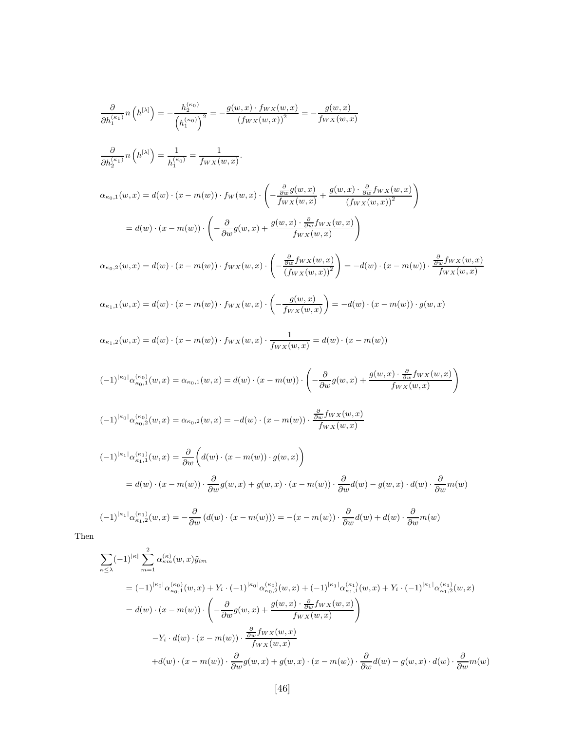$$\frac{\partial}{\partial h_1^{(\kappa_1)}} n\left(h^{[\lambda]}\right) = -\frac{h_2^{(\kappa_0)}}{\left(h_1^{(\kappa_0)}\right)^2} = -\frac{g(w,x) \cdot f_{WX}(w,x)}{\left(f_{WX}(w,x)\right)^2} = -\frac{g(w,x)}{f_{WX}(w,x)}$$

$$\frac{\partial}{\partial h_2^{(\kappa_1)}} n\left(h^{[\lambda]}\right) = \frac{1}{h_1^{(\kappa_0)}} = \frac{1}{f_{WX}(w,x)}.$$

$$\begin{aligned}
\alpha_{\kappa_0,1}(w,x) &= d(w) \cdot (x - m(w)) \cdot f_W(w,x) \cdot \left( -\frac{\frac{\partial}{\partial w} g(w,x)}{f_{WX}(w,x)} + \frac{g(w,x) \cdot \frac{\partial}{\partial w} f_{WX}(w,x)}{\left(f_{WX}(w,x)\right)^2} \right) \\
&= d(w) \cdot (x - m(w)) \cdot \left( -\frac{\partial}{\partial w} g(w,x) + \frac{g(w,x) \cdot \frac{\partial}{\partial w} f_{WX}(w,x)}{f_{WX}(w,x)} \right)
\end{aligned}$$

$$\alpha_{\kappa_0,2}(w,x) = d(w) \cdot (x - m(w)) \cdot f_{WX}(w,x) \cdot \left( -\frac{\frac{\partial}{\partial w} f_{WX}(w,x)}{\left(f_{WX}(w,x)\right)^2} \right) = -d(w) \cdot (x - m(w)) \cdot \frac{\frac{\partial}{\partial w} f_{WX}(w,x)}{f_{WX}(w,x)}$$

$$\alpha_{\kappa_1,1}(w,x) = d(w) \cdot (x - m(w)) \cdot f_{WX}(w,x) \cdot \left( -\frac{g(w,x)}{f_{WX}(w,x)} \right) = -d(w) \cdot (x - m(w)) \cdot g(w,x)$$

$$\alpha_{\kappa_1,2}(w,x) = d(w) \cdot (x - m(w)) \cdot f_{WX}(w,x) \cdot \frac{1}{f_{WX}(w,x)} = d(w) \cdot (x - m(w))$$

$$(-1)^{|\kappa_0|} \alpha_{\kappa_0,1}^{(\kappa_0)}(w,x) = \alpha_{\kappa_0,1}(w,x) = d(w) \cdot (x - m(w)) \cdot \left( -\frac{\partial}{\partial w} g(w,x) + \frac{g(w,x) \cdot \frac{\partial}{\partial w} f_{WX}(w,x)}{f_{WX}(w,x)} \right)$$

$$(-1)^{|\kappa_0|} \alpha_{\kappa_0,2}^{(\kappa_0)}(w,x) = \alpha_{\kappa_0,2}(w,x) = -d(w) \cdot (x - m(w)) \cdot \frac{\frac{\partial}{\partial w} f_{WX}(w,x)}{f_{WX}(w,x)}$$

$$\begin{aligned}
(-1)^{|\kappa_1|} \alpha_{\kappa_1,1}^{(\kappa_1)}(w,x) &= \frac{\partial}{\partial w} \Big( d(w) \cdot (x - m(w)) \cdot g(w,x) \Big) \\
&= d(w) \cdot (x - m(w)) \cdot \frac{\partial}{\partial w} g(w,x) + g(w,x) \cdot (x - m(w)) \cdot \frac{\partial}{\partial w} d(w) - g(w,x) \cdot d(w) \cdot \frac{\partial}{\partial w} m(w)
\end{aligned}$$

$$(-1)^{|\kappa_1|} \alpha_{\kappa_1,2}^{(\kappa_1)}(w,x) = -\frac{\partial}{\partial w} \left( d(w) \cdot (x - m(w)) \right) = -(x - m(w)) \cdot \frac{\partial}{\partial w} d(w) + d(w) \cdot \frac{\partial}{\partial w} m(w)$$

Then

$$\begin{aligned}
&\sum_{\kappa \leq \lambda} (-1)^{|\kappa|} \sum_{m=1}^{2} \alpha_{\kappa m}^{(\kappa)}(w,x) \tilde{y}_{im} \\
&= (-1)^{|\kappa_0|} \alpha_{\kappa_0,1}^{(\kappa_0)}(w,x) + Y_i \cdot (-1)^{|\kappa_0|} \alpha_{\kappa_0,2}^{(\kappa_0)}(w,x) + (-1)^{|\kappa_1|} \alpha_{\kappa_1,1}^{(\kappa_1)}(w,x) + Y_i \cdot (-1)^{|\kappa_1|} \alpha_{\kappa_1,2}^{(\kappa_1)}(w,x) \\
&= d(w) \cdot (x - m(w)) \cdot \left( -\frac{\partial}{\partial w} g(w,x) + \frac{g(w,x) \cdot \frac{\partial}{\partial w} f_{WX}(w,x)}{f_{WX}(w,x)} \right) \\
&\qquad - Y_i \cdot d(w) \cdot (x - m(w)) \cdot \frac{\frac{\partial}{\partial w} f_{WX}(w,x)}{f_{WX}(w,x)} \\
&\qquad + d(w) \cdot (x - m(w)) \cdot \frac{\partial}{\partial w} g(w,x) + g(w,x) \cdot (x - m(w)) \cdot \frac{\partial}{\partial w} d(w) - g(w,x) \cdot d(w) \cdot \frac{\partial}{\partial w} m(w)
\end{aligned}$$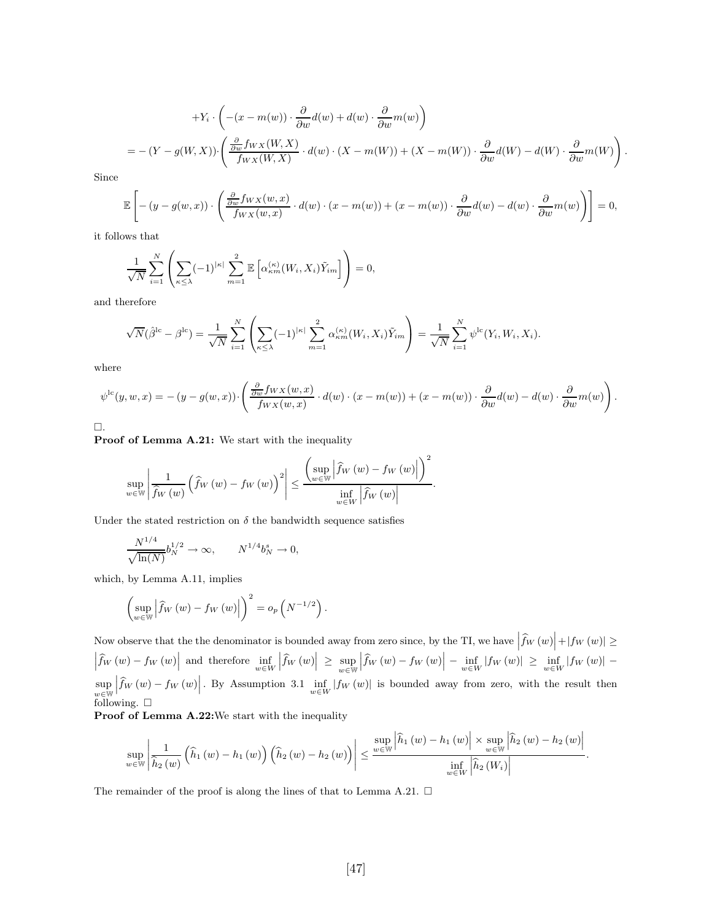$$+Y_i \cdot \left( -(x - m(w)) \cdot \frac{\partial}{\partial w} d(w) + d(w) \cdot \frac{\partial}{\partial w} m(w) \right)$$

$$= -\left(Y - g(W, X)\right) \cdot \left( \frac{\frac{\partial}{\partial w} f_{WX}(W, X)}{f_{WX}(W, X)} \cdot d(w) \cdot (X - m(W)) + (X - m(W)) \cdot \frac{\partial}{\partial w} d(W) - d(W) \cdot \frac{\partial}{\partial w} m(W) \right).$$

Since

$$\mathbb{E}\left[ -\left(y - g(w, x)\right) \cdot \left( \frac{\frac{\partial}{\partial w} f_{WX}(w, x)}{f_{WX}(w, x)} \cdot d(w) \cdot (x - m(w)) + (x - m(w)) \cdot \frac{\partial}{\partial w} d(w) - d(w) \cdot \frac{\partial}{\partial w} m(w) \right) \right] = 0,$$

it follows that

$$\frac{1}{\sqrt{N}} \sum_{i=1}^{N} \left( \sum_{\kappa \leq \lambda} (-1)^{|\kappa|} \sum_{m=1}^{2} \mathbb{E}\left[ \alpha_{\kappa m}^{(\kappa)}(W_i, X_i) \tilde{Y}_{im} \right] \right) = 0,$$

and therefore

$$\sqrt{N}(\hat{\beta}^{\text{lc}} - \beta^{\text{lc}}) = \frac{1}{\sqrt{N}} \sum_{i=1}^{N} \left( \sum_{\kappa \leq \lambda} (-1)^{|\kappa|} \sum_{m=1}^{2} \alpha_{\kappa m}^{(\kappa)}(W_i, X_i) \tilde{Y}_{im} \right) = \frac{1}{\sqrt{N}} \sum_{i=1}^{N} \psi^{\text{lc}}(Y_i, W_i, X_i).$$

where

$$\psi^{\text{lc}}(y, w, x) = -\left(y - g(w, x)\right) \cdot \left( \frac{\frac{\partial}{\partial w} f_{WX}(w, x)}{f_{WX}(w, x)} \cdot d(w) \cdot (x - m(w)) + (x - m(w)) \cdot \frac{\partial}{\partial w} d(w) - d(w) \cdot \frac{\partial}{\partial w} m(w) \right).$$

□.

**Proof of Lemma A.21:** We start with the inequality

$$\sup_{w \in \mathbb{W}} \left| \frac{1}{\widehat{f}_W(w)} \left( \widehat{f}_W(w) - f_W(w) \right)^2 \right| \leq \frac{\left( \sup_{w \in \mathbb{W}} \left| \widehat{f}_W(w) - f_W(w) \right| \right)^2}{\inf_{w \in W} \left| \widehat{f}_W(w) \right|}.$$

Under the stated restriction on $\delta$ the bandwidth sequence satisfies

$$\frac{N^{1/4}}{\sqrt{\ln(N)}} b_N^{1/2} \to \infty, \qquad N^{1/4} b_N^s \to 0,$$

which, by Lemma A.11, implies

$$\left( \sup_{w \in \mathbb{W}} \left| \widehat{f}_W(w) - f_W(w) \right| \right)^2 = o_p\left( N^{-1/2} \right).$$

Now observe that the the denominator is bounded away from zero since, by the TI, we have $\left|\widehat{f}_W(w)\right| + |f_W(w)| \geq \left|\widehat{f}_W(w) - f_W(w)\right|$ and therefore $\inf_{w \in W} \left|\widehat{f}_W(w)\right| \geq \sup_{w \in \mathbb{W}} \left|\widehat{f}_W(w) - f_W(w)\right| - \inf_{w \in W} |f_W(w)| \geq \inf_{w \in W} |f_W(w)| - \sup_{w \in \mathbb{W}} \left|\widehat{f}_W(w) - f_W(w)\right|$. By Assumption 3.1 $\inf_{w \in W} |f_W(w)|$ is bounded away from zero, with the result then following. □

**Proof of Lemma A.22:**We start with the inequality

$$\sup_{w \in \mathbb{W}} \left| \frac{1}{\widehat{h}_2(w)} \left( \widehat{h}_1(w) - h_1(w) \right) \left( \widehat{h}_2(w) - h_2(w) \right) \right| \leq \frac{\sup_{w \in \mathbb{W}} \left| \widehat{h}_1(w) - h_1(w) \right| \times \sup_{w \in \mathbb{W}} \left| \widehat{h}_2(w) - h_2(w) \right|}{\inf_{w \in W} \left| \widehat{h}_2(W_i) \right|}.$$

The remainder of the proof is along the lines of that to Lemma A.21. □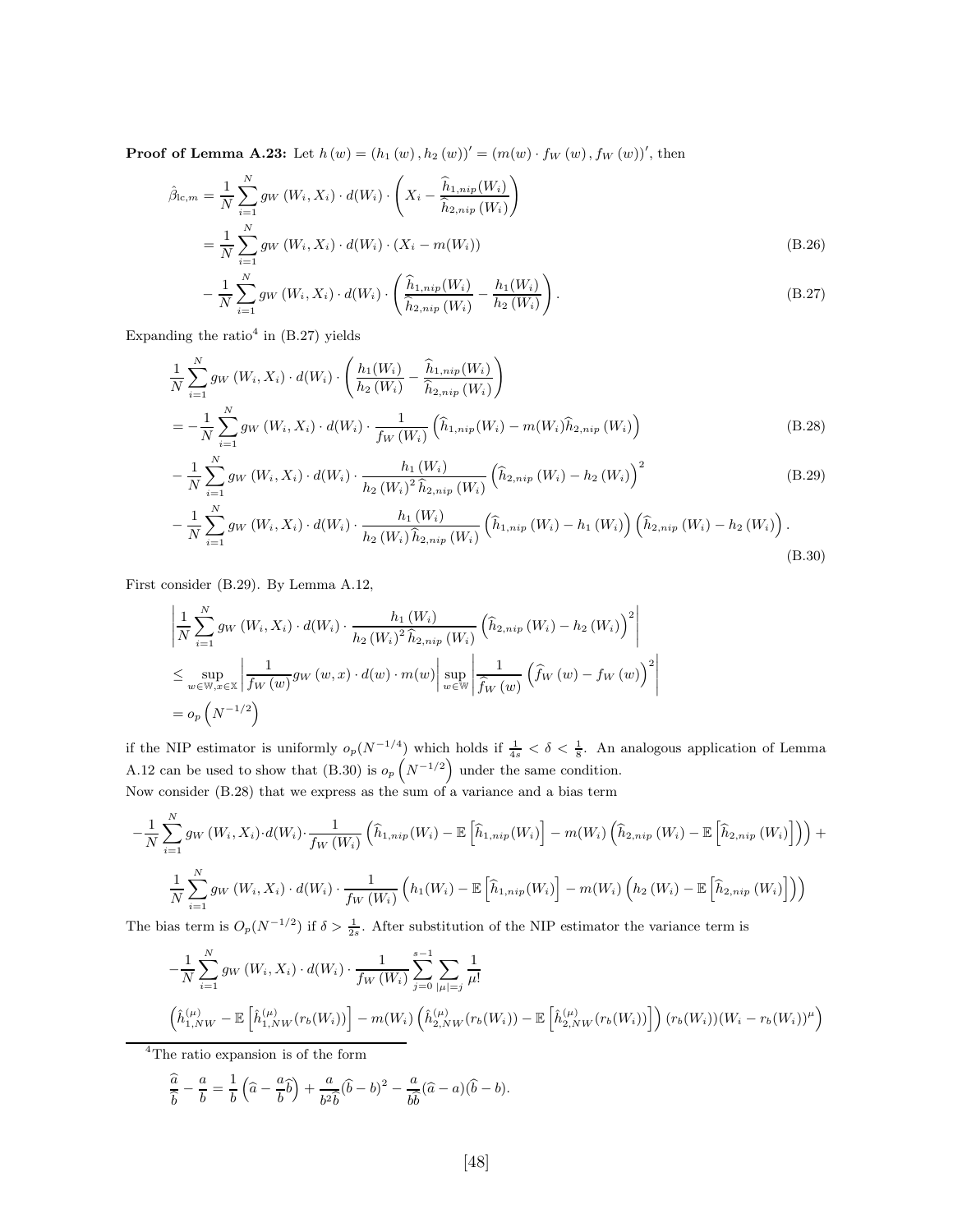**Proof of Lemma A.23:** Let $h(w) = (h_1(w), h_2(w))' = (m(w) \cdot f_W(w), f_W(w))'$, then

$$
\begin{aligned}
\hat{\beta}_{\text{lc},m} &= \frac{1}{N}\sum_{i=1}^{N} g_W(W_i, X_i) \cdot d(W_i) \cdot \left( X_i - \frac{\widehat{h}_{1,nip}(W_i)}{\widehat{h}_{2,nip}(W_i)} \right) \\
&= \frac{1}{N}\sum_{i=1}^{N} g_W(W_i, X_i) \cdot d(W_i) \cdot (X_i - m(W_i)) \qquad \text{(B.26)} \\
&\quad - \frac{1}{N}\sum_{i=1}^{N} g_W(W_i, X_i) \cdot d(W_i) \cdot \left( \frac{\widehat{h}_{1,nip}(W_i)}{\widehat{h}_{2,nip}(W_i)} - \frac{h_1(W_i)}{h_2(W_i)} \right). \qquad \text{(B.27)}
\end{aligned}
$$

Expanding the ratio[4] in (B.27) yields

$$
\begin{aligned}
&\frac{1}{N}\sum_{i=1}^{N} g_W(W_i, X_i) \cdot d(W_i) \cdot \left( \frac{h_1(W_i)}{h_2(W_i)} - \frac{\widehat{h}_{1,nip}(W_i)}{\widehat{h}_{2,nip}(W_i)} \right) \\
&= -\frac{1}{N}\sum_{i=1}^{N} g_W(W_i, X_i) \cdot d(W_i) \cdot \frac{1}{f_W(W_i)} \left( \widehat{h}_{1,nip}(W_i) - m(W_i)\widehat{h}_{2,nip}(W_i) \right) \qquad \text{(B.28)} \\
&\quad - \frac{1}{N}\sum_{i=1}^{N} g_W(W_i, X_i) \cdot d(W_i) \cdot \frac{h_1(W_i)}{h_2(W_i)^2 \, \widehat{h}_{2,nip}(W_i)} \left( \widehat{h}_{2,nip}(W_i) - h_2(W_i) \right)^2 \qquad \text{(B.29)} \\
&\quad - \frac{1}{N}\sum_{i=1}^{N} g_W(W_i, X_i) \cdot d(W_i) \cdot \frac{h_1(W_i)}{h_2(W_i) \, \widehat{h}_{2,nip}(W_i)} \left( \widehat{h}_{1,nip}(W_i) - h_1(W_i) \right) \left( \widehat{h}_{2,nip}(W_i) - h_2(W_i) \right). \qquad \text{(B.30)}
\end{aligned}
$$

First consider (B.29). By Lemma A.12,

$$
\begin{aligned}
&\left| \frac{1}{N}\sum_{i=1}^{N} g_W(W_i, X_i) \cdot d(W_i) \cdot \frac{h_1(W_i)}{h_2(W_i)^2 \, \widehat{h}_{2,nip}(W_i)} \left( \widehat{h}_{2,nip}(W_i) - h_2(W_i) \right)^2 \right| \\
&\leq \sup_{w \in \mathbb{W}, x \in \mathbb{X}} \left| \frac{1}{f_W(w)} g_W(w, x) \cdot d(w) \cdot m(w) \right| \sup_{w \in \mathbb{W}} \left| \frac{1}{\widehat{f}_W(w)} \left( \widehat{f}_W(w) - f_W(w) \right)^2 \right| \\
&= o_p\left( N^{-1/2} \right)
\end{aligned}
$$

if the NIP estimator is uniformly $o_p(N^{-1/4})$ which holds if $\frac{1}{4s} < \delta < \frac{1}{8}$. An analogous application of Lemma A.12 can be used to show that (B.30) is $o_p\left(N^{-1/2}\right)$ under the same condition.

Now consider (B.28) that we express as the sum of a variance and a bias term

$$
\begin{aligned}
-\frac{1}{N}\sum_{i=1}^{N} g_W(W_i, X_i) \cdot d(W_i) \cdot \frac{1}{f_W(W_i)} \left( \widehat{h}_{1,nip}(W_i) - \mathbb{E}\left[\widehat{h}_{1,nip}(W_i)\right] - m(W_i) \left( \widehat{h}_{2,nip}(W_i) - \mathbb{E}\left[\widehat{h}_{2,nip}(W_i)\right] \right) \right) + \\
\frac{1}{N}\sum_{i=1}^{N} g_W(W_i, X_i) \cdot d(W_i) \cdot \frac{1}{f_W(W_i)} \left( h_1(W_i) - \mathbb{E}\left[\widehat{h}_{1,nip}(W_i)\right] - m(W_i) \left( h_2(W_i) - \mathbb{E}\left[\widehat{h}_{2,nip}(W_i)\right] \right) \right)
\end{aligned}
$$

The bias term is $O_p(N^{-1/2})$ if $\delta > \frac{1}{2s}$. After substitution of the NIP estimator the variance term is

$$
\begin{aligned}
&-\frac{1}{N}\sum_{i=1}^{N} g_W(W_i, X_i) \cdot d(W_i) \cdot \frac{1}{f_W(W_i)} \sum_{j=0}^{s-1} \sum_{|\mu|=j} \frac{1}{\mu!} \\
&\left( \hat{h}_{1,NW}^{(\mu)} - \mathbb{E}\left[\hat{h}_{1,NW}^{(\mu)}(r_b(W_i))\right] - m(W_i) \left( \hat{h}_{2,NW}^{(\mu)}(r_b(W_i)) - \mathbb{E}\left[\hat{h}_{2,NW}^{(\mu)}(r_b(W_i))\right] \right) (r_b(W_i)) (W_i - r_b(W_i))^{\mu} \right)
\end{aligned}
$$

[4] The ratio expansion is of the form

$$
\frac{\widehat{a}}{\widehat{b}} - \frac{a}{b} = \frac{1}{b}\left( \widehat{a} - \frac{a}{b}\widehat{b} \right) + \frac{a}{b^2 \widehat{b}} (\widehat{b} - b)^2 - \frac{a}{b\widehat{b}} (\widehat{a} - a)(\widehat{b} - b).
$$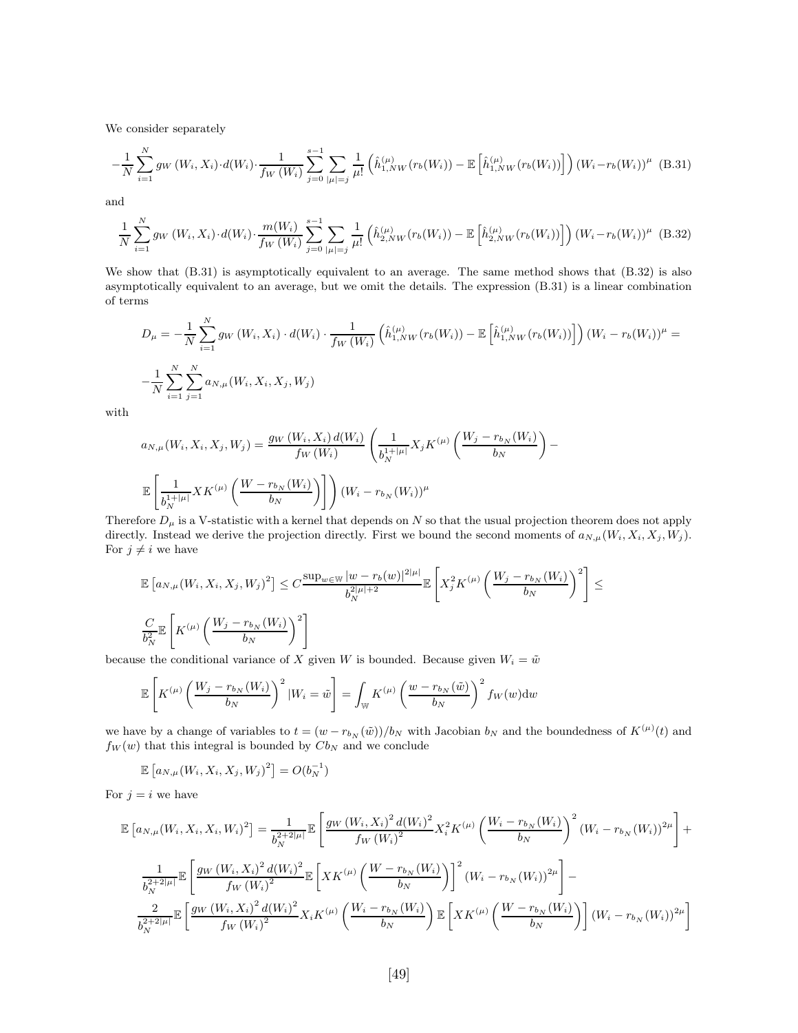We consider separately

$$-\frac{1}{N}\sum_{i=1}^{N} g_W\left(W_i,X_i\right)\cdot d(W_i)\cdot\frac{1}{f_W\left(W_i\right)}\sum_{j=0}^{s-1}\sum_{|\mu|=j}\frac{1}{\mu!}\left(\hat{h}_{1,NW}^{(\mu)}(r_b(W_i))-\mathbb{E}\left[\hat{h}_{1,NW}^{(\mu)}(r_b(W_i))\right]\right)(W_i-r_b(W_i))^{\mu} \quad \text{(B.31)}$$

and

$$\frac{1}{N}\sum_{i=1}^{N} g_W\left(W_i,X_i\right)\cdot d(W_i)\cdot\frac{m(W_i)}{f_W\left(W_i\right)}\sum_{j=0}^{s-1}\sum_{|\mu|=j}\frac{1}{\mu!}\left(\hat{h}_{2,NW}^{(\mu)}(r_b(W_i))-\mathbb{E}\left[\hat{h}_{2,NW}^{(\mu)}(r_b(W_i))\right]\right)(W_i-r_b(W_i))^{\mu} \quad \text{(B.32)}$$

We show that (B.31) is asymptotically equivalent to an average. The same method shows that (B.32) is also asymptotically equivalent to an average, but we omit the details. The expression (B.31) is a linear combination of terms

$$D_\mu = -\frac{1}{N}\sum_{i=1}^{N} g_W\left(W_i,X_i\right)\cdot d(W_i)\cdot\frac{1}{f_W\left(W_i\right)}\left(\hat{h}_{1,NW}^{(\mu)}(r_b(W_i))-\mathbb{E}\left[\hat{h}_{1,NW}^{(\mu)}(r_b(W_i))\right]\right)(W_i-r_b(W_i))^{\mu} =$$

$$-\frac{1}{N}\sum_{i=1}^{N}\sum_{j=1}^{N} a_{N,\mu}(W_i,X_i,X_j,W_j)$$

with

$$a_{N,\mu}(W_i,X_i,X_j,W_j)=\frac{g_W\left(W_i,X_i\right)d(W_i)}{f_W\left(W_i\right)}\left(\frac{1}{b_N^{1+|\mu|}}X_jK^{(\mu)}\left(\frac{W_j-r_{b_N}(W_i)}{b_N}\right)-\right.$$

$$\left.\mathbb{E}\left[\frac{1}{b_N^{1+|\mu|}}XK^{(\mu)}\left(\frac{W-r_{b_N}(W_i)}{b_N}\right)\right]\right)(W_i-r_{b_N}(W_i))^{\mu}$$

Therefore $D_\mu$ is a V-statistic with a kernel that depends on $N$ so that the usual projection theorem does not apply directly. Instead we derive the projection directly. First we bound the second moments of $a_{N,\mu}(W_i,X_i,X_j,W_j)$. For $j\neq i$ we have

$$\mathbb{E}\left[a_{N,\mu}(W_i,X_i,X_j,W_j)^2\right]\le C\frac{\sup_{w\in\mathbb{W}}|w-r_b(w)|^{2|\mu|}}{b_N^{2|\mu|+2}}\mathbb{E}\left[X_j^2K^{(\mu)}\left(\frac{W_j-r_{b_N}(W_i)}{b_N}\right)^2\right]\le$$

$$\frac{C}{b_N^2}\mathbb{E}\left[K^{(\mu)}\left(\frac{W_j-r_{b_N}(W_i)}{b_N}\right)^2\right]$$

because the conditional variance of $X$ given $W$ is bounded. Because given $W_i=\tilde{w}$

$$\mathbb{E}\left[K^{(\mu)}\left(\frac{W_j-r_{b_N}(W_i)}{b_N}\right)^2|W_i=\tilde{w}\right]=\int_{\mathbb{W}}K^{(\mu)}\left(\frac{w-r_{b_N}(\tilde{w})}{b_N}\right)^2 f_W(w)\mathrm{d}w$$

we have by a change of variables to $t=(w-r_{b_N}(\tilde{w}))/b_N$ with Jacobian $b_N$ and the boundedness of $K^{(\mu)}(t)$ and $f_W(w)$ that this integral is bounded by $Cb_N$ and we conclude

$$\mathbb{E}\left[a_{N,\mu}(W_i,X_i,X_j,W_j)^2\right]=O(b_N^{-1})$$

For $j=i$ we have

$$\mathbb{E}\left[a_{N,\mu}(W_i,X_i,X_i,W_i)^2\right]=\frac{1}{b_N^{2+2|\mu|}}\mathbb{E}\left[\frac{g_W\left(W_i,X_i\right)^2d(W_i)^2}{f_W\left(W_i\right)^2}X_i^2K^{(\mu)}\left(\frac{W_i-r_{b_N}(W_i)}{b_N}\right)^2(W_i-r_{b_N}(W_i))^{2\mu}\right]+$$

$$\frac{1}{b_N^{2+2|\mu|}}\mathbb{E}\left[\frac{g_W\left(W_i,X_i\right)^2d(W_i)^2}{f_W\left(W_i\right)^2}\mathbb{E}\left[XK^{(\mu)}\left(\frac{W-r_{b_N}(W_i)}{b_N}\right)\right]^2(W_i-r_{b_N}(W_i))^{2\mu}\right]-$$

$$\frac{2}{b_N^{2+2|\mu|}}\mathbb{E}\left[\frac{g_W\left(W_i,X_i\right)^2d(W_i)^2}{f_W\left(W_i\right)^2}X_iK^{(\mu)}\left(\frac{W_i-r_{b_N}(W_i)}{b_N}\right)\mathbb{E}\left[XK^{(\mu)}\left(\frac{W-r_{b_N}(W_i)}{b_N}\right)\right](W_i-r_{b_N}(W_i))^{2\mu}\right]$$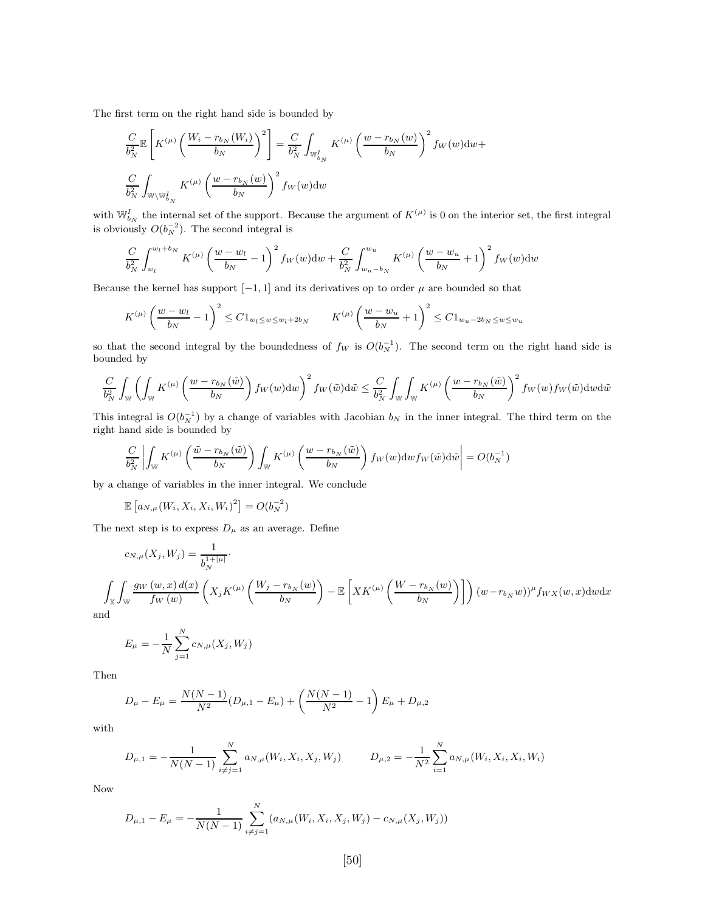The first term on the right hand side is bounded by

$$\frac{C}{b_N^2}\mathbb{E}\left[K^{(\mu)}\left(\frac{W_i - r_{b_N}(W_i)}{b_N}\right)^2\right] = \frac{C}{b_N^2}\int_{\mathbb{W}^I_{b_N}} K^{(\mu)}\left(\frac{w - r_{b_N}(w)}{b_N}\right)^2 f_W(w)\mathrm{d}w +$$

$$\frac{C}{b_N^2}\int_{\mathbb{W}\setminus\mathbb{W}^I_{b_N}} K^{(\mu)}\left(\frac{w - r_{b_N}(w)}{b_N}\right)^2 f_W(w)\mathrm{d}w$$

with $\mathbb{W}^I_{b_N}$ the internal set of the support. Because the argument of $K^{(\mu)}$ is 0 on the interior set, the first integral is obviously $O(b_N^{-2})$. The second integral is

$$\frac{C}{b_N^2}\int_{w_l}^{w_l+b_N} K^{(\mu)}\left(\frac{w - w_l}{b_N} - 1\right)^2 f_W(w)\mathrm{d}w + \frac{C}{b_N^2}\int_{w_u - b_N}^{w_u} K^{(\mu)}\left(\frac{w - w_u}{b_N} + 1\right)^2 f_W(w)\mathrm{d}w$$

Because the kernel has support $[-1,1]$ and its derivatives op to order $\mu$ are bounded so that

$$K^{(\mu)}\left(\frac{w - w_l}{b_N} - 1\right)^2 \leq C1_{w_l \leq w \leq w_l + 2b_N} \qquad K^{(\mu)}\left(\frac{w - w_u}{b_N} + 1\right)^2 \leq C1_{w_u - 2b_N \leq w \leq w_u}$$

so that the second integral by the boundedness of $f_W$ is $O(b_N^{-1})$. The second term on the right hand side is bounded by

$$\frac{C}{b_N^2}\int_{\mathbb{W}}\left(\int_{\mathbb{W}} K^{(\mu)}\left(\frac{w - r_{b_N}(\tilde{w})}{b_N}\right) f_W(w)\mathrm{d}w\right)^2 f_W(\tilde{w})\mathrm{d}\tilde{w} \leq \frac{C}{b_N^2}\int_{\mathbb{W}}\int_{\mathbb{W}} K^{(\mu)}\left(\frac{w - r_{b_N}(\tilde{w})}{b_N}\right)^2 f_W(w) f_W(\tilde{w})\mathrm{d}w\mathrm{d}\tilde{w}$$

This integral is $O(b_N^{-1})$ by a change of variables with Jacobian $b_N$ in the inner integral. The third term on the right hand side is bounded by

$$\frac{C}{b_N^2}\left|\int_{\mathbb{W}} K^{(\mu)}\left(\frac{\tilde{w} - r_{b_N}(\tilde{w})}{b_N}\right)\int_{\mathbb{W}} K^{(\mu)}\left(\frac{w - r_{b_N}(\tilde{w})}{b_N}\right) f_W(w)\mathrm{d}w f_W(\tilde{w})\mathrm{d}\tilde{w}\right| = O(b_N^{-1})$$

by a change of variables in the inner integral. We conclude

$$\mathbb{E}\left[a_{N,\mu}(W_i, X_i, X_i, W_i)^2\right] = O(b_N^{-2})$$

The next step is to express $D_\mu$ as an average. Define

$$c_{N,\mu}(X_j, W_j) = \frac{1}{b_N^{1+|\mu|}}\cdot$$

$$\int_{\mathbb{X}}\int_{\mathbb{W}} \frac{g_W(w,x)\, d(x)}{f_W(w)}\left(X_j K^{(\mu)}\left(\frac{W_j - r_{b_N}(w)}{b_N}\right) - \mathbb{E}\left[X K^{(\mu)}\left(\frac{W - r_{b_N}(w)}{b_N}\right)\right]\right)(w - r_{b_N} w))^\mu f_{WX}(w,x)\mathrm{d}w\mathrm{d}x$$

and

$$E_\mu = -\frac{1}{N}\sum_{j=1}^N c_{N,\mu}(X_j, W_j)$$

Then

$$D_\mu - E_\mu = \frac{N(N-1)}{N^2}(D_{\mu,1} - E_\mu) + \left(\frac{N(N-1)}{N^2} - 1\right)E_\mu + D_{\mu,2}$$

with

$$D_{\mu,1} = -\frac{1}{N(N-1)}\sum_{i \neq j = 1}^N a_{N,\mu}(W_i, X_i, X_j, W_j) \qquad D_{\mu,2} = -\frac{1}{N^2}\sum_{i=1}^N a_{N,\mu}(W_i, X_i, X_i, W_i)$$

Now

$$D_{\mu,1} - E_\mu = -\frac{1}{N(N-1)}\sum_{i \neq j = 1}^N \left(a_{N,\mu}(W_i, X_i, X_j, W_j) - c_{N,\mu}(X_j, W_j)\right)$$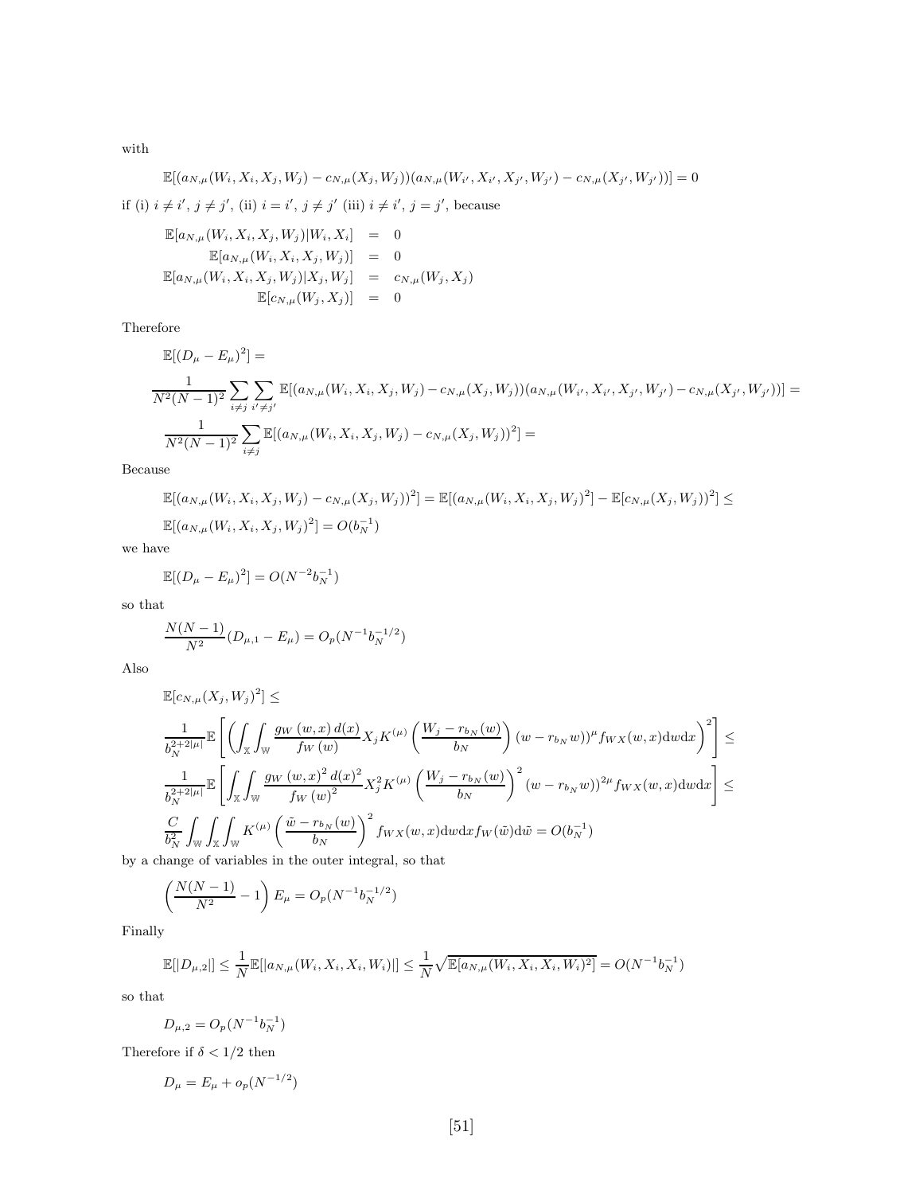with

$$\mathbb{E}[(a_{N,\mu}(W_i, X_i, X_j, W_j) - c_{N,\mu}(X_j, W_j))(a_{N,\mu}(W_{i'}, X_{i'}, X_{j'}, W_{j'}) - c_{N,\mu}(X_{j'}, W_{j'}))] = 0$$

if (i) $i \neq i'$, $j \neq j'$, (ii) $i = i'$, $j \neq j'$ (iii) $i \neq i'$, $j = j'$, because

$$\begin{aligned}
\mathbb{E}[a_{N,\mu}(W_i, X_i, X_j, W_j)|W_i, X_i] &= 0 \\
\mathbb{E}[a_{N,\mu}(W_i, X_i, X_j, W_j)] &= 0 \\
\mathbb{E}[a_{N,\mu}(W_i, X_i, X_j, W_j)|X_j, W_j] &= c_{N,\mu}(W_j, X_j) \\
\mathbb{E}[c_{N,\mu}(W_j, X_j)] &= 0
\end{aligned}$$

Therefore

$$\mathbb{E}[(D_\mu - E_\mu)^2] =$$

$$\frac{1}{N^2(N-1)^2} \sum_{i \neq j} \sum_{i' \neq j'} \mathbb{E}[(a_{N,\mu}(W_i, X_i, X_j, W_j) - c_{N,\mu}(X_j, W_j))(a_{N,\mu}(W_{i'}, X_{i'}, X_{j'}, W_{j'}) - c_{N,\mu}(X_{j'}, W_{j'}))] =$$

$$\frac{1}{N^2(N-1)^2} \sum_{i \neq j} \mathbb{E}[(a_{N,\mu}(W_i, X_i, X_j, W_j) - c_{N,\mu}(X_j, W_j))^2] =$$

Because

$$\mathbb{E}[(a_{N,\mu}(W_i, X_i, X_j, W_j) - c_{N,\mu}(X_j, W_j))^2] = \mathbb{E}[(a_{N,\mu}(W_i, X_i, X_j, W_j)^2] - \mathbb{E}[c_{N,\mu}(X_j, W_j))^2] \leq$$

$$\mathbb{E}[(a_{N,\mu}(W_i, X_i, X_j, W_j)^2] = O(b_N^{-1})$$

we have

$$\mathbb{E}[(D_\mu - E_\mu)^2] = O(N^{-2} b_N^{-1})$$

so that

$$\frac{N(N-1)}{N^2}(D_{\mu,1} - E_\mu) = O_p(N^{-1} b_N^{-1/2})$$

Also

$$\mathbb{E}[c_{N,\mu}(X_j, W_j)^2] \leq$$

$$\frac{1}{b_N^{2+2|\mu|}} \mathbb{E}\left[\left(\int_{\mathbb{X}} \int_{\mathbb{W}} \frac{g_W(w,x)\, d(x)}{f_W(w)} X_j K^{(\mu)}\left(\frac{W_j - r_{b_N}(w)}{b_N}\right)(w - r_{b_N} w))^\mu f_{WX}(w,x) \mathrm{d}w \mathrm{d}x\right)^2\right] \leq$$

$$\frac{1}{b_N^{2+2|\mu|}} \mathbb{E}\left[\int_{\mathbb{X}} \int_{\mathbb{W}} \frac{g_W(w,x)^2\, d(x)^2}{f_W(w)^2} X_j^2 K^{(\mu)}\left(\frac{W_j - r_{b_N}(w)}{b_N}\right)^2 (w - r_{b_N} w))^{2\mu} f_{WX}(w,x) \mathrm{d}w \mathrm{d}x\right] \leq$$

$$\frac{C}{b_N^2} \int_{\mathbb{W}} \int_{\mathbb{X}} \int_{\mathbb{W}} K^{(\mu)}\left(\frac{\tilde{w} - r_{b_N}(w)}{b_N}\right)^2 f_{WX}(w,x) \mathrm{d}w \mathrm{d}x f_W(\tilde{w}) \mathrm{d}\tilde{w} = O(b_N^{-1})$$

by a change of variables in the outer integral, so that

$$\left(\frac{N(N-1)}{N^2} - 1\right) E_\mu = O_p(N^{-1} b_N^{-1/2})$$

Finally

$$\mathbb{E}[|D_{\mu,2}|] \leq \frac{1}{N} \mathbb{E}[|a_{N,\mu}(W_i, X_i, X_i, W_i)|] \leq \frac{1}{N} \sqrt{\mathbb{E}[a_{N,\mu}(W_i, X_i, X_i, W_i)^2]} = O(N^{-1} b_N^{-1})$$

so that

$$D_{\mu,2} = O_p(N^{-1} b_N^{-1})$$

Therefore if $\delta < 1/2$ then

$$D_\mu = E_\mu + o_p(N^{-1/2})$$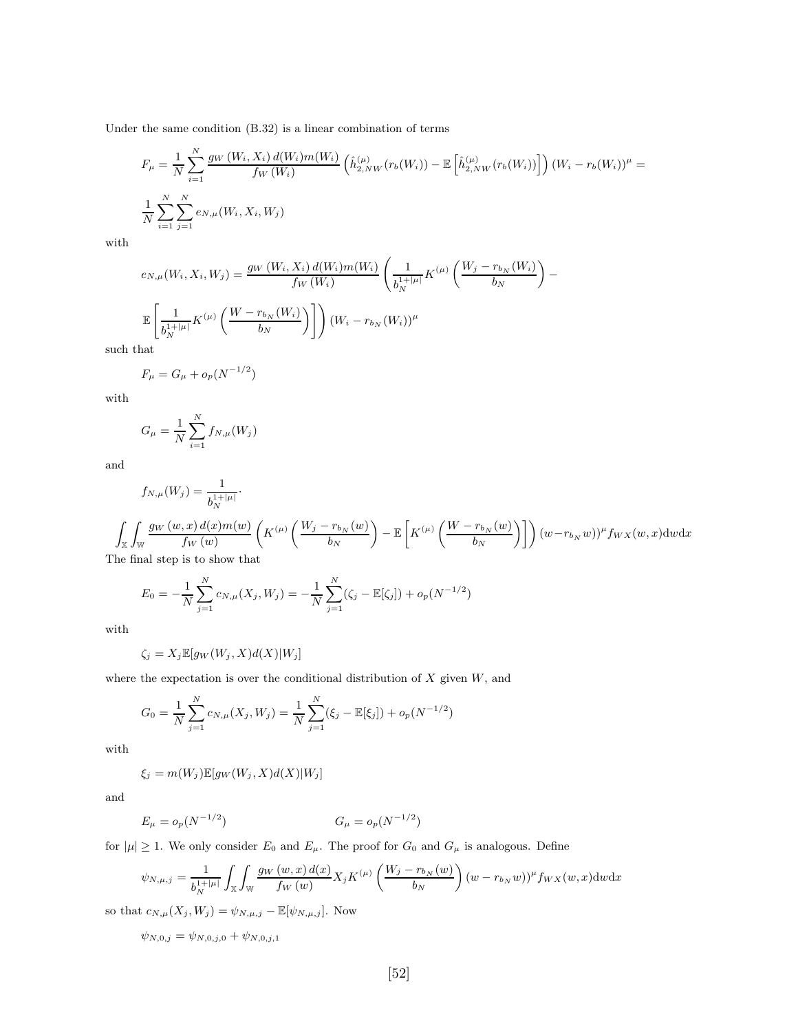Under the same condition (B.32) is a linear combination of terms

$$F_{\mu} = \frac{1}{N}\sum_{i=1}^{N} \frac{g_W\left(W_i, X_i\right) d(W_i) m(W_i)}{f_W\left(W_i\right)} \left(\hat{h}^{(\mu)}_{2,NW}(r_b(W_i)) - \mathbb{E}\left[\hat{h}^{(\mu)}_{2,NW}(r_b(W_i))\right]\right)(W_i - r_b(W_i))^{\mu} =$$

$$\frac{1}{N}\sum_{i=1}^{N}\sum_{j=1}^{N} e_{N,\mu}(W_i, X_i, W_j)$$

with

$$e_{N,\mu}(W_i, X_i, W_j) = \frac{g_W\left(W_i, X_i\right) d(W_i) m(W_i)}{f_W\left(W_i\right)} \left(\frac{1}{b_N^{1+|\mu|}} K^{(\mu)}\left(\frac{W_j - r_{b_N}(W_i)}{b_N}\right) - \right.$$

$$\left. \mathbb{E}\left[\frac{1}{b_N^{1+|\mu|}} K^{(\mu)}\left(\frac{W - r_{b_N}(W_i)}{b_N}\right)\right]\right)(W_i - r_{b_N}(W_i))^{\mu}$$

such that

$$F_{\mu} = G_{\mu} + o_p(N^{-1/2})$$

with

$$G_{\mu} = \frac{1}{N}\sum_{i=1}^{N} f_{N,\mu}(W_j)$$

and

$$f_{N,\mu}(W_j) = \frac{1}{b_N^{1+|\mu|}} \cdot$$

$$\int_{\mathbb{X}}\int_{\mathbb{W}} \frac{g_W\left(w, x\right) d(x) m(w)}{f_W\left(w\right)} \left(K^{(\mu)}\left(\frac{W_j - r_{b_N}(w)}{b_N}\right) - \mathbb{E}\left[K^{(\mu)}\left(\frac{W - r_{b_N}(w)}{b_N}\right)\right]\right)(w - r_{b_N} w))^{\mu} f_{WX}(w,x) \mathrm{d}w\mathrm{d}x$$

The final step is to show that

$$E_0 = -\frac{1}{N}\sum_{j=1}^{N} c_{N,\mu}(X_j, W_j) = -\frac{1}{N}\sum_{j=1}^{N}(\zeta_j - \mathbb{E}[\zeta_j]) + o_p(N^{-1/2})$$

with

$$\zeta_j = X_j \mathbb{E}[g_W(W_j, X) d(X) | W_j]$$

where the expectation is over the conditional distribution of $X$ given $W$, and

$$G_0 = \frac{1}{N}\sum_{j=1}^{N} c_{N,\mu}(X_j, W_j) = \frac{1}{N}\sum_{j=1}^{N}(\xi_j - \mathbb{E}[\xi_j]) + o_p(N^{-1/2})$$

with

$$\xi_j = m(W_j)\mathbb{E}[g_W(W_j, X) d(X) | W_j]$$

and

$$E_{\mu} = o_p(N^{-1/2}) \qquad\qquad G_{\mu} = o_p(N^{-1/2})$$

for $|\mu| \geq 1$. We only consider $E_0$ and $E_{\mu}$. The proof for $G_0$ and $G_{\mu}$ is analogous. Define

$$\psi_{N,\mu,j} = \frac{1}{b_N^{1+|\mu|}} \int_{\mathbb{X}}\int_{\mathbb{W}} \frac{g_W\left(w, x\right) d(x)}{f_W\left(w\right)} X_j K^{(\mu)}\left(\frac{W_j - r_{b_N}(w)}{b_N}\right)(w - r_{b_N} w))^{\mu} f_{WX}(w,x) \mathrm{d}w\mathrm{d}x$$

so that $c_{N,\mu}(X_j, W_j) = \psi_{N,\mu,j} - \mathbb{E}[\psi_{N,\mu,j}]$. Now

$$\psi_{N,0,j} = \psi_{N,0,j,0} + \psi_{N,0,j,1}$$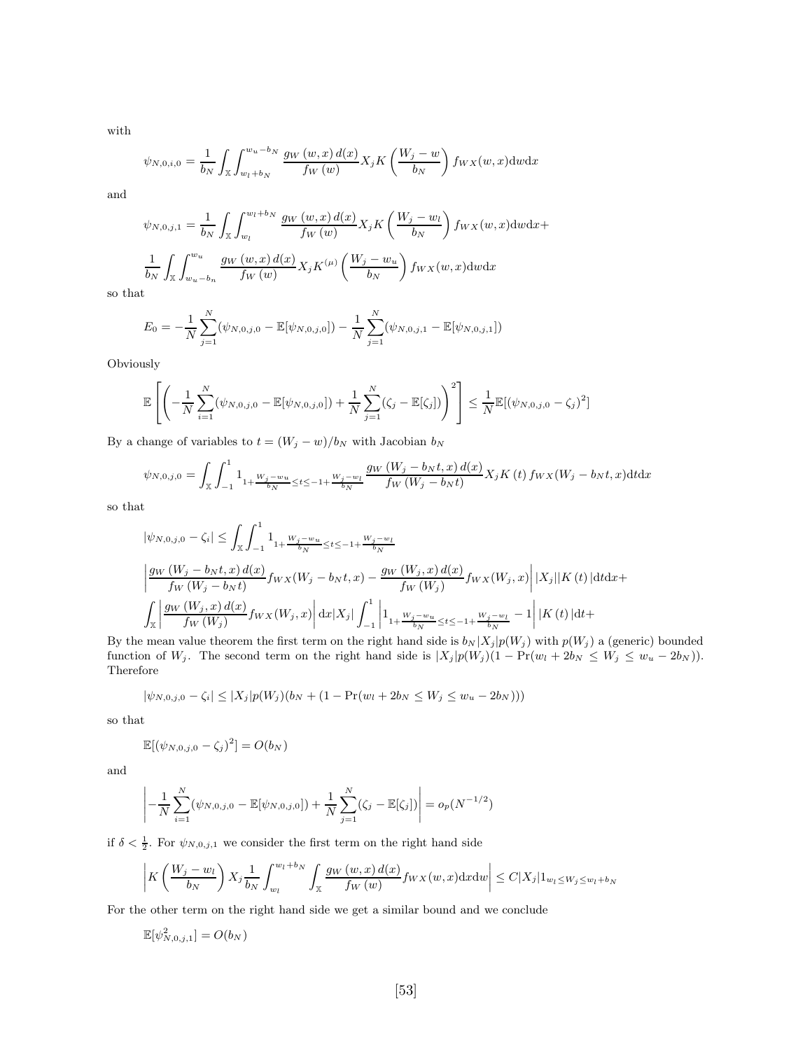with

$$\psi_{N,0,i,0} = \frac{1}{b_N} \int_{\mathbb{X}} \int_{w_l+b_N}^{w_u-b_N} \frac{g_W(w,x)\, d(x)}{f_W(w)} X_j K\left(\frac{W_j - w}{b_N}\right) f_{WX}(w,x) \mathrm{d}w \mathrm{d}x$$

and

$$\psi_{N,0,j,1} = \frac{1}{b_N} \int_{\mathbb{X}} \int_{w_l}^{w_l+b_N} \frac{g_W(w,x)\, d(x)}{f_W(w)} X_j K\left(\frac{W_j - w_l}{b_N}\right) f_{WX}(w,x) \mathrm{d}w \mathrm{d}x +$$

$$\frac{1}{b_N} \int_{\mathbb{X}} \int_{w_u-b_n}^{w_u} \frac{g_W(w,x)\, d(x)}{f_W(w)} X_j K^{(\mu)}\left(\frac{W_j - w_u}{b_N}\right) f_{WX}(w,x) \mathrm{d}w \mathrm{d}x$$

so that

$$E_0 = -\frac{1}{N}\sum_{j=1}^{N} (\psi_{N,0,j,0} - \mathbb{E}[\psi_{N,0,j,0}]) - \frac{1}{N}\sum_{j=1}^{N} (\psi_{N,0,j,1} - \mathbb{E}[\psi_{N,0,j,1}])$$

Obviously

$$\mathbb{E}\left[\left(-\frac{1}{N}\sum_{i=1}^{N} (\psi_{N,0,j,0} - \mathbb{E}[\psi_{N,0,j,0}]) + \frac{1}{N}\sum_{j=1}^{N} (\zeta_j - \mathbb{E}[\zeta_j])\right)^2\right] \leq \frac{1}{N}\mathbb{E}[(\psi_{N,0,j,0} - \zeta_j)^2]$$

By a change of variables to $t = (W_j - w)/b_N$ with Jacobian $b_N$

$$\psi_{N,0,j,0} = \int_{\mathbb{X}} \int_{-1}^{1} 1_{1+\frac{W_j - w_u}{b_N} \leq t \leq -1 + \frac{W_j - w_l}{b_N}} \frac{g_W(W_j - b_N t, x)\, d(x)}{f_W(W_j - b_N t)} X_j K(t) f_{WX}(W_j - b_N t, x) \mathrm{d}t \mathrm{d}x$$

so that

$$|\psi_{N,0,j,0} - \zeta_i| \leq \int_{\mathbb{X}} \int_{-1}^{1} 1_{1+\frac{W_j - w_u}{b_N} \leq t \leq -1 + \frac{W_j - w_l}{b_N}}$$

$$\left| \frac{g_W(W_j - b_N t, x)\, d(x)}{f_W(W_j - b_N t)} f_{WX}(W_j - b_N t, x) - \frac{g_W(W_j, x)\, d(x)}{f_W(W_j)} f_{WX}(W_j, x) \right| |X_j||K(t)| \mathrm{d}t \mathrm{d}x +$$

$$\int_{\mathbb{X}} \left| \frac{g_W(W_j, x)\, d(x)}{f_W(W_j)} f_{WX}(W_j, x) \right| \mathrm{d}x |X_j| \int_{-1}^{1} \left| 1_{1+\frac{W_j - w_u}{b_N} \leq t \leq -1 + \frac{W_j - w_l}{b_N}} - 1 \right| |K(t)| \mathrm{d}t +$$

By the mean value theorem the first term on the right hand side is $b_N |X_j| p(W_j)$ with $p(W_j)$ a (generic) bounded function of $W_j$. The second term on the right hand side is $|X_j| p(W_j)(1 - \Pr(w_l + 2b_N \leq W_j \leq w_u - 2b_N))$. Therefore

$$|\psi_{N,0,j,0} - \zeta_i| \leq |X_j| p(W_j)(b_N + (1 - \Pr(w_l + 2b_N \leq W_j \leq w_u - 2b_N)))$$

so that

$$\mathbb{E}[(\psi_{N,0,j,0} - \zeta_j)^2] = O(b_N)$$

and

$$\left| -\frac{1}{N}\sum_{i=1}^{N} (\psi_{N,0,j,0} - \mathbb{E}[\psi_{N,0,j,0}]) + \frac{1}{N}\sum_{j=1}^{N} (\zeta_j - \mathbb{E}[\zeta_j]) \right| = o_p(N^{-1/2})$$

if $\delta < \frac{1}{2}$. For $\psi_{N,0,j,1}$ we consider the first term on the right hand side

$$\left| K\left(\frac{W_j - w_l}{b_N}\right) X_j \frac{1}{b_N} \int_{w_l}^{w_l+b_N} \int_{\mathbb{X}} \frac{g_W(w,x)\, d(x)}{f_W(w)} f_{WX}(w,x) \mathrm{d}x \mathrm{d}w \right| \leq C|X_j| 1_{w_l \leq W_j \leq w_l + b_N}$$

For the other term on the right hand side we get a similar bound and we conclude

$$\mathbb{E}[\psi_{N,0,j,1}^2] = O(b_N)$$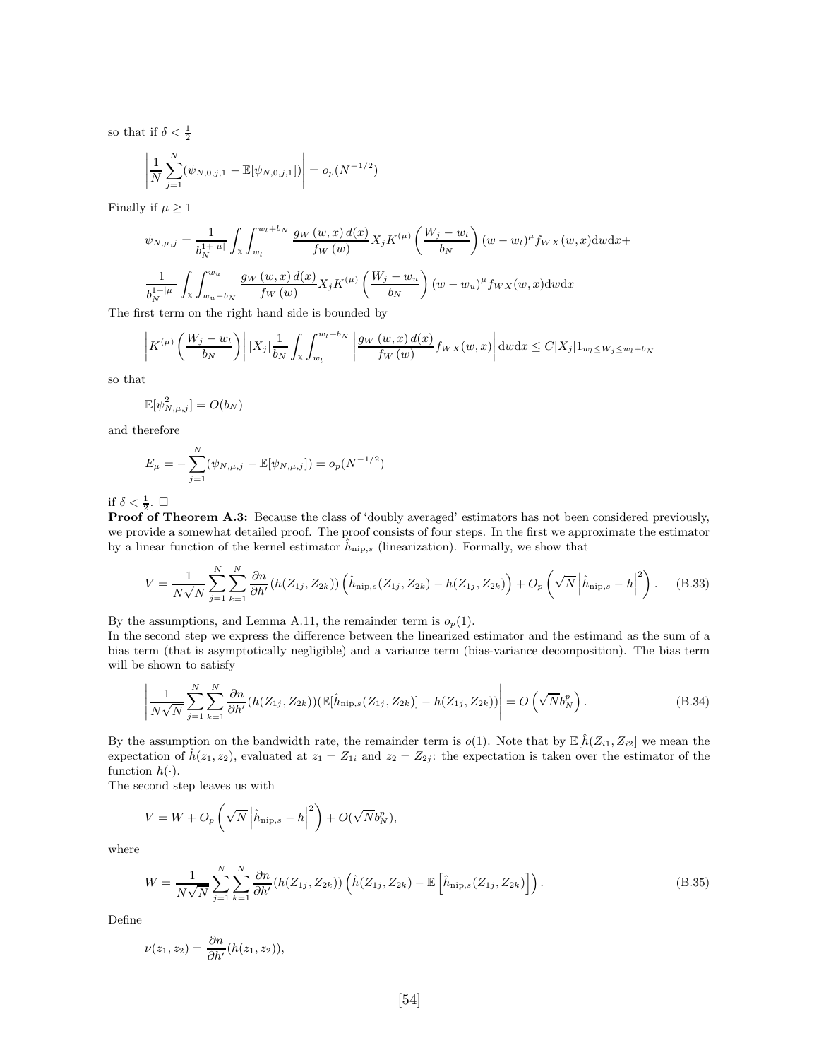so that if $\delta < \frac{1}{2}$

$$\left| \frac{1}{N} \sum_{j=1}^{N} (\psi_{N,0,j,1} - \mathbb{E}[\psi_{N,0,j,1}]) \right| = o_p(N^{-1/2})$$

Finally if $\mu \geq 1$

$$\psi_{N,\mu,j} = \frac{1}{b_N^{1+|\mu|}} \int_{\mathbb{X}} \int_{w_l}^{w_l+b_N} \frac{g_W(w,x)\, d(x)}{f_W(w)} X_j K^{(\mu)}\left(\frac{W_j - w_l}{b_N}\right)(w - w_l)^{\mu} f_{WX}(w,x) \mathrm{d}w\mathrm{d}x +$$

$$\frac{1}{b_N^{1+|\mu|}} \int_{\mathbb{X}} \int_{w_u - b_N}^{w_u} \frac{g_W(w,x)\, d(x)}{f_W(w)} X_j K^{(\mu)}\left(\frac{W_j - w_u}{b_N}\right)(w - w_u)^{\mu} f_{WX}(w,x) \mathrm{d}w\mathrm{d}x$$

The first term on the right hand side is bounded by

$$\left| K^{(\mu)}\left(\frac{W_j - w_l}{b_N}\right) \right| |X_j| \frac{1}{b_N} \int_{\mathbb{X}} \int_{w_l}^{w_l+b_N} \left| \frac{g_W(w,x)\, d(x)}{f_W(w)} f_{WX}(w,x) \right| \mathrm{d}w\mathrm{d}x \leq C|X_j| 1_{w_l \leq W_j \leq w_l + b_N}$$

so that

$$\mathbb{E}[\psi_{N,\mu,j}^2] = O(b_N)$$

and therefore

$$E_\mu = -\sum_{j=1}^{N} (\psi_{N,\mu,j} - \mathbb{E}[\psi_{N,\mu,j}]) = o_p(N^{-1/2})$$

if $\delta < \frac{1}{2}$. □

**Proof of Theorem A.3:** Because the class of 'doubly averaged' estimators has not been considered previously, we provide a somewhat detailed proof. The proof consists of four steps. In the first we approximate the estimator by a linear function of the kernel estimator $\hat{h}_{\text{nip},s}$ (linearization). Formally, we show that

$$V = \frac{1}{N\sqrt{N}} \sum_{j=1}^{N} \sum_{k=1}^{N} \frac{\partial n}{\partial h'}(h(Z_{1j}, Z_{2k})) \left( \hat{h}_{\text{nip},s}(Z_{1j}, Z_{2k}) - h(Z_{1j}, Z_{2k}) \right) + O_p\left( \sqrt{N} \left| \hat{h}_{\text{nip},s} - h \right|^2 \right). \quad \text{(B.33)}$$

By the assumptions, and Lemma A.11, the remainder term is $o_p(1)$.

In the second step we express the difference between the linearized estimator and the estimand as the sum of a bias term (that is asymptotically negligible) and a variance term (bias-variance decomposition). The bias term will be shown to satisfy

$$\left| \frac{1}{N\sqrt{N}} \sum_{j=1}^{N} \sum_{k=1}^{N} \frac{\partial n}{\partial h'}(h(Z_{1j}, Z_{2k}))(\mathbb{E}[\hat{h}_{\text{nip},s}(Z_{1j}, Z_{2k})] - h(Z_{1j}, Z_{2k})) \right| = O\left( \sqrt{N} b_N^p \right). \quad \text{(B.34)}$$

By the assumption on the bandwidth rate, the remainder term is $o(1)$. Note that by $\mathbb{E}[\hat{h}(Z_{i1}, Z_{i2}]$ we mean the expectation of $\hat{h}(z_1, z_2)$, evaluated at $z_1 = Z_{1i}$ and $z_2 = Z_{2j}$: the expectation is taken over the estimator of the function $h(\cdot)$.

The second step leaves us with

$$V = W + O_p\left( \sqrt{N} \left| \hat{h}_{\text{nip},s} - h \right|^2 \right) + O(\sqrt{N} b_N^p),$$

where

$$W = \frac{1}{N\sqrt{N}} \sum_{j=1}^{N} \sum_{k=1}^{N} \frac{\partial n}{\partial h'}(h(Z_{1j}, Z_{2k})) \left( \hat{h}(Z_{1j}, Z_{2k}) - \mathbb{E}\left[ \hat{h}_{\text{nip},s}(Z_{1j}, Z_{2k}) \right] \right). \quad \text{(B.35)}$$

Define

$$\nu(z_1, z_2) = \frac{\partial n}{\partial h'}(h(z_1, z_2)),$$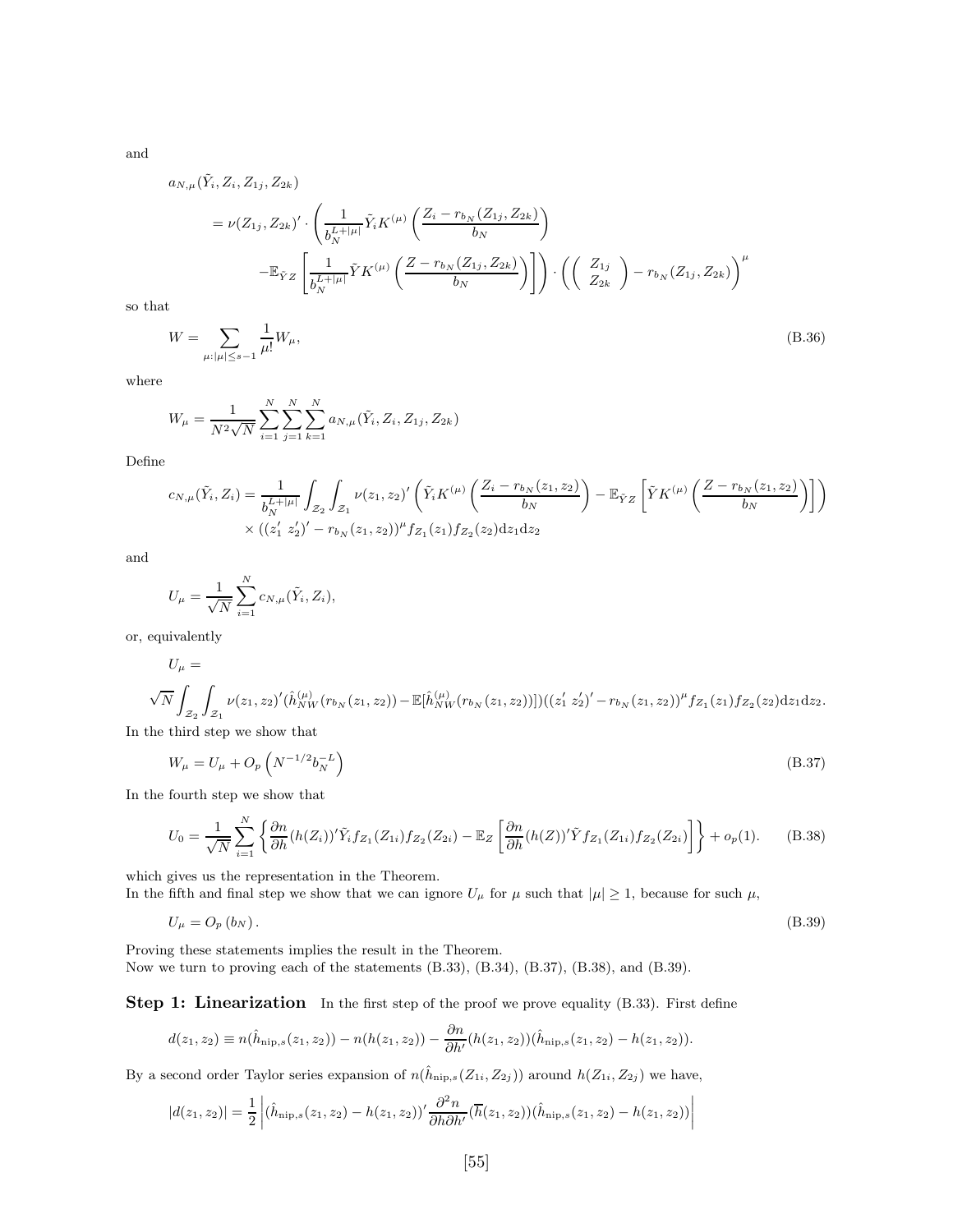and

$$
\begin{aligned}
&a_{N,\mu}(\tilde{Y}_i, Z_i, Z_{1j}, Z_{2k}) \\
&\quad = \nu(Z_{1j}, Z_{2k})' \cdot \left( \frac{1}{b_N^{L+|\mu|}} \tilde{Y}_i K^{(\mu)} \left( \frac{Z_i - r_{b_N}(Z_{1j}, Z_{2k})}{b_N} \right) \right. \\
&\qquad \left. - \mathbb{E}_{\tilde{Y}Z} \left[ \frac{1}{b_N^{L+|\mu|}} \tilde{Y} K^{(\mu)} \left( \frac{Z - r_{b_N}(Z_{1j}, Z_{2k})}{b_N} \right) \right] \right) \cdot \left( \left( \begin{array}{c} Z_{1j} \\ Z_{2k} \end{array} \right) - r_{b_N}(Z_{1j}, Z_{2k}) \right)^{\mu}
\end{aligned}
$$

so that

$$
W = \sum_{\mu:|\mu| \le s-1} \frac{1}{\mu!} W_\mu, \tag{B.36}
$$

where

$$
W_\mu = \frac{1}{N^2 \sqrt{N}} \sum_{i=1}^N \sum_{j=1}^N \sum_{k=1}^N a_{N,\mu}(\tilde{Y}_i, Z_i, Z_{1j}, Z_{2k})
$$

Define

$$
\begin{aligned}
c_{N,\mu}(\tilde{Y}_i, Z_i) = \frac{1}{b_N^{L+|\mu|}} \int_{\mathcal{Z}_2} \int_{\mathcal{Z}_1} \nu(z_1, z_2)' \left( \tilde{Y}_i K^{(\mu)} \left( \frac{Z_i - r_{b_N}(z_1, z_2)}{b_N} \right) - \mathbb{E}_{\tilde{Y}Z} \left[ \tilde{Y} K^{(\mu)} \left( \frac{Z - r_{b_N}(z_1, z_2)}{b_N} \right) \right] \right) \\
\times ((z_1' \ z_2')' - r_{b_N}(z_1, z_2))^{\mu} f_{Z_1}(z_1) f_{Z_2}(z_2) \mathrm{d}z_1 \mathrm{d}z_2
\end{aligned}
$$

and

$$
U_\mu = \frac{1}{\sqrt{N}} \sum_{i=1}^N c_{N,\mu}(\tilde{Y}_i, Z_i),
$$

or, equivalently

$$
U_\mu =
$$

$$
\sqrt{N} \int_{\mathcal{Z}_2} \int_{\mathcal{Z}_1} \nu(z_1, z_2)' (\hat{h}_{NW}^{(\mu)}(r_{b_N}(z_1, z_2)) - \mathbb{E}[\hat{h}_{NW}^{(\mu)}(r_{b_N}(z_1, z_2))]) ((z_1' \ z_2')' - r_{b_N}(z_1, z_2))^{\mu} f_{Z_1}(z_1) f_{Z_2}(z_2) \mathrm{d}z_1 \mathrm{d}z_2.
$$

In the third step we show that

$$
W_\mu = U_\mu + O_p\left(N^{-1/2} b_N^{-L}\right) \tag{B.37}
$$

In the fourth step we show that

$$
U_0 = \frac{1}{\sqrt{N}} \sum_{i=1}^N \left\{ \frac{\partial n}{\partial h}(h(Z_i))' \tilde{Y}_i f_{Z_1}(Z_{1i}) f_{Z_2}(Z_{2i}) - \mathbb{E}_Z \left[ \frac{\partial n}{\partial h}(h(Z))' \tilde{Y} f_{Z_1}(Z_{1i}) f_{Z_2}(Z_{2i}) \right] \right\} + o_p(1). \tag{B.38}
$$

which gives us the representation in the Theorem.
In the fifth and final step we show that we can ignore $U_\mu$ for $\mu$ such that $|\mu| \ge 1$, because for such $\mu$,

$$
U_\mu = O_p(b_N). \tag{B.39}
$$

Proving these statements implies the result in the Theorem.
Now we turn to proving each of the statements (B.33), (B.34), (B.37), (B.38), and (B.39).

**Step 1: Linearization** In the first step of the proof we prove equality (B.33). First define

$$
d(z_1, z_2) \equiv n(\hat{h}_{\mathrm{nip},s}(z_1, z_2)) - n(h(z_1, z_2)) - \frac{\partial n}{\partial h'}(h(z_1, z_2))(\hat{h}_{\mathrm{nip},s}(z_1, z_2) - h(z_1, z_2)).
$$

By a second order Taylor series expansion of $n(\hat{h}_{\mathrm{nip},s}(Z_{1i}, Z_{2j}))$ around $h(Z_{1i}, Z_{2j})$ we have,

$$
|d(z_1, z_2)| = \frac{1}{2} \left| (\hat{h}_{\mathrm{nip},s}(z_1, z_2) - h(z_1, z_2))' \frac{\partial^2 n}{\partial h \partial h'}(\overline{h}(z_1, z_2))(\hat{h}_{\mathrm{nip},s}(z_1, z_2) - h(z_1, z_2)) \right|
$$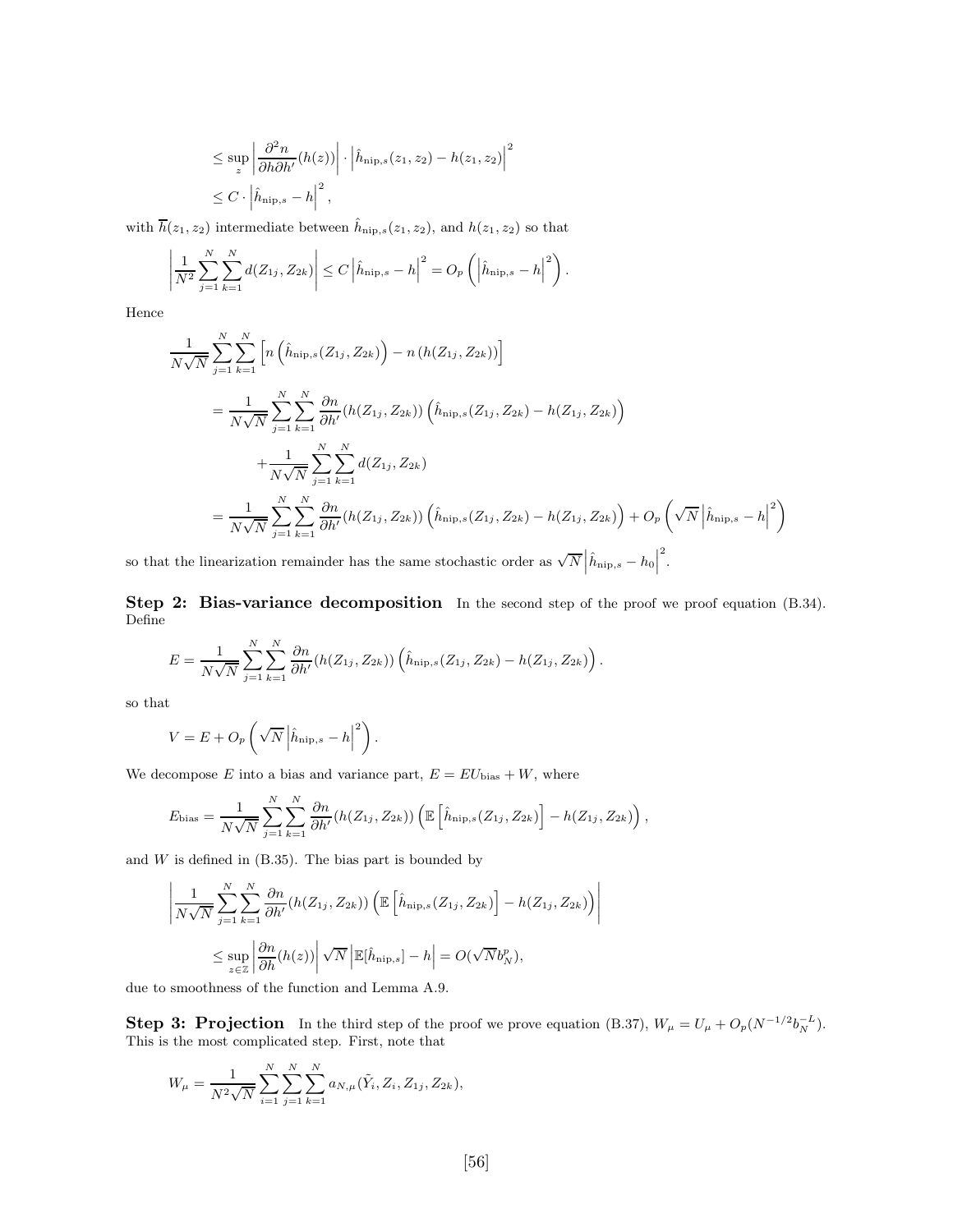$$
\begin{aligned}
&\le \sup_z \left| \frac{\partial^2 n}{\partial h \partial h'}(h(z)) \right| \cdot \left| \hat{h}_{\text{nip},s}(z_1, z_2) - h(z_1, z_2) \right|^2 \\
&\le C \cdot \left| \hat{h}_{\text{nip},s} - h \right|^2,
\end{aligned}
$$

with $\overline{h}(z_1, z_2)$ intermediate between $\hat{h}_{\text{nip},s}(z_1, z_2)$, and $h(z_1, z_2)$ so that

$$
\left| \frac{1}{N^2} \sum_{j=1}^{N} \sum_{k=1}^{N} d(Z_{1j}, Z_{2k}) \right| \le C \left| \hat{h}_{\text{nip},s} - h \right|^2 = O_p\left( \left| \hat{h}_{\text{nip},s} - h \right|^2 \right).
$$

Hence

$$
\begin{aligned}
&\frac{1}{N\sqrt{N}} \sum_{j=1}^{N} \sum_{k=1}^{N} \left[ n\left( \hat{h}_{\text{nip},s}(Z_{1j}, Z_{2k}) \right) - n\left( h(Z_{1j}, Z_{2k}) \right) \right] \\
&= \frac{1}{N\sqrt{N}} \sum_{j=1}^{N} \sum_{k=1}^{N} \frac{\partial n}{\partial h'}(h(Z_{1j}, Z_{2k})) \left( \hat{h}_{\text{nip},s}(Z_{1j}, Z_{2k}) - h(Z_{1j}, Z_{2k}) \right) \\
&\qquad + \frac{1}{N\sqrt{N}} \sum_{j=1}^{N} \sum_{k=1}^{N} d(Z_{1j}, Z_{2k}) \\
&= \frac{1}{N\sqrt{N}} \sum_{j=1}^{N} \sum_{k=1}^{N} \frac{\partial n}{\partial h'}(h(Z_{1j}, Z_{2k})) \left( \hat{h}_{\text{nip},s}(Z_{1j}, Z_{2k}) - h(Z_{1j}, Z_{2k}) \right) + O_p\left( \sqrt{N} \left| \hat{h}_{\text{nip},s} - h \right|^2 \right)
\end{aligned}
$$

so that the linearization remainder has the same stochastic order as $\sqrt{N}\left| \hat{h}_{\text{nip},s} - h_0 \right|^2$.

**Step 2: Bias-variance decomposition** In the second step of the proof we proof equation (B.34). Define

$$
E = \frac{1}{N\sqrt{N}} \sum_{j=1}^{N} \sum_{k=1}^{N} \frac{\partial n}{\partial h'}(h(Z_{1j}, Z_{2k})) \left( \hat{h}_{\text{nip},s}(Z_{1j}, Z_{2k}) - h(Z_{1j}, Z_{2k}) \right).
$$

so that

$$
V = E + O_p\left( \sqrt{N} \left| \hat{h}_{\text{nip},s} - h \right|^2 \right).
$$

We decompose $E$ into a bias and variance part, $E = EU_{\text{bias}} + W$, where

$$
E_{\text{bias}} = \frac{1}{N\sqrt{N}} \sum_{j=1}^{N} \sum_{k=1}^{N} \frac{\partial n}{\partial h'}(h(Z_{1j}, Z_{2k})) \left( \mathbb{E}\left[ \hat{h}_{\text{nip},s}(Z_{1j}, Z_{2k}) \right] - h(Z_{1j}, Z_{2k}) \right),
$$

and $W$ is defined in (B.35). The bias part is bounded by

$$
\begin{aligned}
&\left| \frac{1}{N\sqrt{N}} \sum_{j=1}^{N} \sum_{k=1}^{N} \frac{\partial n}{\partial h'}(h(Z_{1j}, Z_{2k})) \left( \mathbb{E}\left[ \hat{h}_{\text{nip},s}(Z_{1j}, Z_{2k}) \right] - h(Z_{1j}, Z_{2k}) \right) \right| \\
&\qquad \le \sup_{z \in \mathbb{Z}} \left| \frac{\partial n}{\partial h}(h(z)) \right| \sqrt{N} \left| \mathbb{E}[\hat{h}_{\text{nip},s}] - h \right| = O(\sqrt{N} b_N^p),
\end{aligned}
$$

due to smoothness of the function and Lemma A.9.

**Step 3: Projection** In the third step of the proof we prove equation (B.37), $W_\mu = U_\mu + O_p(N^{-1/2} b_N^{-L})$. This is the most complicated step. First, note that

$$
W_\mu = \frac{1}{N^2\sqrt{N}} \sum_{i=1}^{N} \sum_{j=1}^{N} \sum_{k=1}^{N} a_{N,\mu}(\tilde{Y}_i, Z_i, Z_{1j}, Z_{2k}),
$$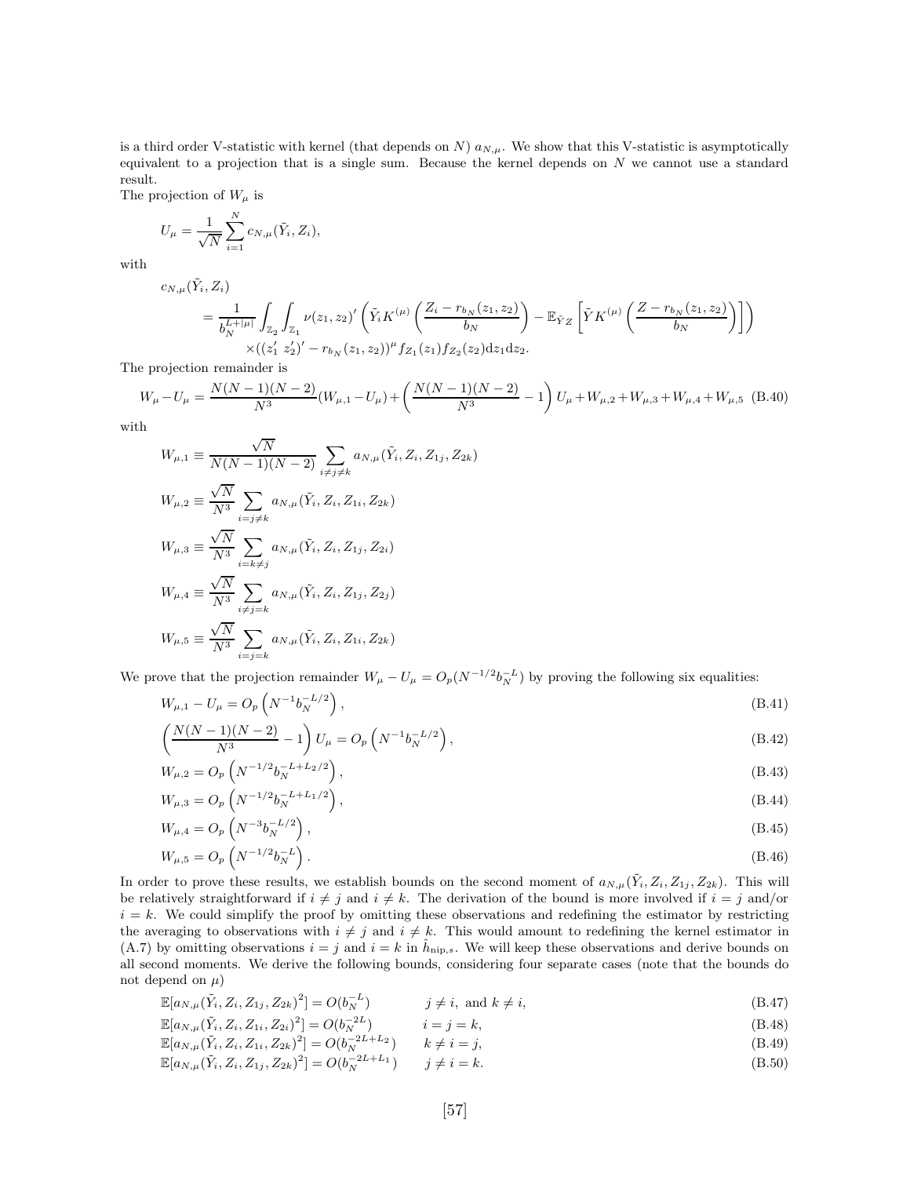is a third order V-statistic with kernel (that depends on $N$) $a_{N,\mu}$. We show that this V-statistic is asymptotically equivalent to a projection that is a single sum. Because the kernel depends on $N$ we cannot use a standard result.
The projection of $W_\mu$ is

$$U_\mu = \frac{1}{\sqrt{N}} \sum_{i=1}^{N} c_{N,\mu}(\tilde{Y}_i, Z_i),$$

with

$$\begin{aligned}
&c_{N,\mu}(\tilde{Y}_i, Z_i) \\
&\quad = \frac{1}{b_N^{L+|\mu|}} \int_{\mathbb{Z}_2} \int_{\mathbb{Z}_1} \nu(z_1, z_2)' \left( \tilde{Y}_i K^{(\mu)} \left( \frac{Z_i - r_{b_N}(z_1, z_2)}{b_N} \right) - \mathbb{E}_{\tilde{Y}Z} \left[ \tilde{Y} K^{(\mu)} \left( \frac{Z - r_{b_N}(z_1, z_2)}{b_N} \right) \right] \right) \\
&\qquad \times ((z_1' \ z_2')' - r_{b_N}(z_1, z_2))^\mu f_{Z_1}(z_1) f_{Z_2}(z_2) \mathrm{d}z_1 \mathrm{d}z_2.
\end{aligned}$$

The projection remainder is

$$W_\mu - U_\mu = \frac{N(N-1)(N-2)}{N^3}(W_{\mu,1} - U_\mu) + \left( \frac{N(N-1)(N-2)}{N^3} - 1 \right) U_\mu + W_{\mu,2} + W_{\mu,3} + W_{\mu,4} + W_{\mu,5} \quad \text{(B.40)}$$

with

$$W_{\mu,1} \equiv \frac{\sqrt{N}}{N(N-1)(N-2)} \sum_{i \neq j \neq k} a_{N,\mu}(\tilde{Y}_i, Z_i, Z_{1j}, Z_{2k})$$

$$W_{\mu,2} \equiv \frac{\sqrt{N}}{N^3} \sum_{i = j \neq k} a_{N,\mu}(\tilde{Y}_i, Z_i, Z_{1i}, Z_{2k})$$

$$W_{\mu,3} \equiv \frac{\sqrt{N}}{N^3} \sum_{i = k \neq j} a_{N,\mu}(\tilde{Y}_i, Z_i, Z_{1j}, Z_{2i})$$

$$W_{\mu,4} \equiv \frac{\sqrt{N}}{N^3} \sum_{i \neq j = k} a_{N,\mu}(\tilde{Y}_i, Z_i, Z_{1j}, Z_{2j})$$

$$W_{\mu,5} \equiv \frac{\sqrt{N}}{N^3} \sum_{i = j = k} a_{N,\mu}(\tilde{Y}_i, Z_i, Z_{1i}, Z_{2k})$$

We prove that the projection remainder $W_\mu - U_\mu = O_p(N^{-1/2} b_N^{-L})$ by proving the following six equalities:

$$W_{\mu,1} - U_\mu = O_p\left(N^{-1} b_N^{-L/2}\right), \quad \text{(B.41)}$$

$$\left( \frac{N(N-1)(N-2)}{N^3} - 1 \right) U_\mu = O_p\left(N^{-1} b_N^{-L/2}\right), \quad \text{(B.42)}$$

$$W_{\mu,2} = O_p\left(N^{-1/2} b_N^{-L+L_2/2}\right), \quad \text{(B.43)}$$

$$W_{\mu,3} = O_p\left(N^{-1/2} b_N^{-L+L_1/2}\right), \quad \text{(B.44)}$$

$$W_{\mu,4} = O_p\left(N^{-3} b_N^{-L/2}\right), \quad \text{(B.45)}$$

$$W_{\mu,5} = O_p\left(N^{-1/2} b_N^{-L}\right). \quad \text{(B.46)}$$

In order to prove these results, we establish bounds on the second moment of $a_{N,\mu}(\tilde{Y}_i, Z_i, Z_{1j}, Z_{2k})$. This will be relatively straightforward if $i \neq j$ and $i \neq k$. The derivation of the bound is more involved if $i = j$ and/or $i = k$. We could simplify the proof by omitting these observations and redefining the estimator by restricting the averaging to observations with $i \neq j$ and $i \neq k$. This would amount to redefining the kernel estimator in (A.7) by omitting observations $i = j$ and $i = k$ in $\hat{h}_{\text{nip},s}$. We will keep these observations and derive bounds on all second moments. We derive the following bounds, considering four separate cases (note that the bounds do not depend on $\mu$)

$$\mathbb{E}[a_{N,\mu}(\tilde{Y}_i, Z_i, Z_{1j}, Z_{2k})^2] = O(b_N^{-L}) \qquad j \neq i, \text{ and } k \neq i, \quad \text{(B.47)}$$

$$\mathbb{E}[a_{N,\mu}(\tilde{Y}_i, Z_i, Z_{1i}, Z_{2i})^2] = O(b_N^{-2L}) \qquad i = j = k, \quad \text{(B.48)}$$

$$\mathbb{E}[a_{N,\mu}(\tilde{Y}_i, Z_i, Z_{1i}, Z_{2k})^2] = O(b_N^{-2L+L_2}) \qquad k \neq i = j, \quad \text{(B.49)}$$

$$\mathbb{E}[a_{N,\mu}(\tilde{Y}_i, Z_i, Z_{1j}, Z_{2k})^2] = O(b_N^{-2L+L_1}) \qquad j \neq i = k. \quad \text{(B.50)}$$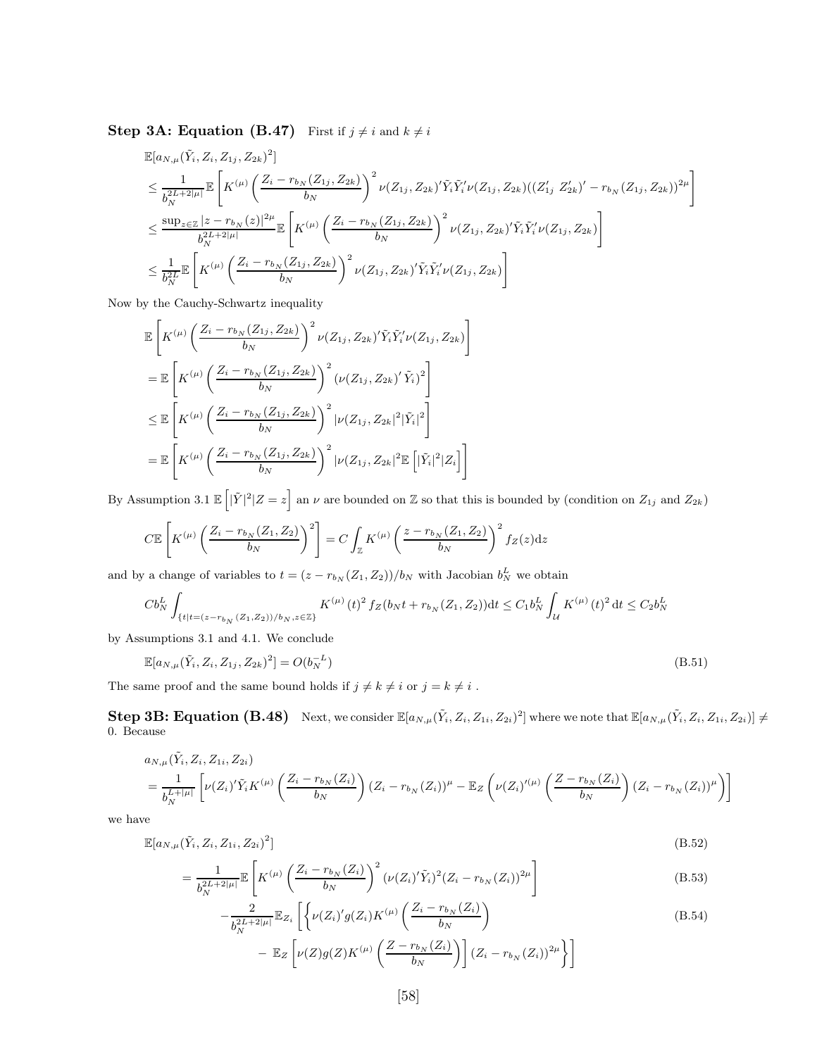**Step 3A: Equation (B.47)** First if $j \neq i$ and $k \neq i$

$$
\begin{aligned}
&\mathbb{E}[a_{N,\mu}(\tilde{Y}_i, Z_i, Z_{1j}, Z_{2k})^2] \\
&\leq \frac{1}{b_N^{2L+2|\mu|}} \mathbb{E}\left[ K^{(\mu)}\left( \frac{Z_i - r_{b_N}(Z_{1j}, Z_{2k})}{b_N} \right)^2 \nu(Z_{1j}, Z_{2k})' \tilde{Y}_i \tilde{Y}_i' \nu(Z_{1j}, Z_{2k}) ((Z_{1j}' \ Z_{2k}')' - r_{b_N}(Z_{1j}, Z_{2k}))^{2\mu} \right] \\
&\leq \frac{\sup_{z \in \mathbb{Z}} |z - r_{b_N}(z)|^{2\mu}}{b_N^{2L+2|\mu|}} \mathbb{E}\left[ K^{(\mu)}\left( \frac{Z_i - r_{b_N}(Z_{1j}, Z_{2k})}{b_N} \right)^2 \nu(Z_{1j}, Z_{2k})' \tilde{Y}_i \tilde{Y}_i' \nu(Z_{1j}, Z_{2k}) \right] \\
&\leq \frac{1}{b_N^{2L}} \mathbb{E}\left[ K^{(\mu)}\left( \frac{Z_i - r_{b_N}(Z_{1j}, Z_{2k})}{b_N} \right)^2 \nu(Z_{1j}, Z_{2k})' \tilde{Y}_i \tilde{Y}_i' \nu(Z_{1j}, Z_{2k}) \right]
\end{aligned}
$$

Now by the Cauchy-Schwartz inequality

$$
\begin{aligned}
&\mathbb{E}\left[ K^{(\mu)}\left( \frac{Z_i - r_{b_N}(Z_{1j}, Z_{2k})}{b_N} \right)^2 \nu(Z_{1j}, Z_{2k})' \tilde{Y}_i \tilde{Y}_i' \nu(Z_{1j}, Z_{2k}) \right] \\
&= \mathbb{E}\left[ K^{(\mu)}\left( \frac{Z_i - r_{b_N}(Z_{1j}, Z_{2k})}{b_N} \right)^2 (\nu(Z_{1j}, Z_{2k})' \tilde{Y}_i)^2 \right] \\
&\leq \mathbb{E}\left[ K^{(\mu)}\left( \frac{Z_i - r_{b_N}(Z_{1j}, Z_{2k})}{b_N} \right)^2 |\nu(Z_{1j}, Z_{2k}|^2 |\tilde{Y}_i|^2 \right] \\
&= \mathbb{E}\left[ K^{(\mu)}\left( \frac{Z_i - r_{b_N}(Z_{1j}, Z_{2k})}{b_N} \right)^2 |\nu(Z_{1j}, Z_{2k}|^2 \mathbb{E}\left[ |\tilde{Y}_i|^2 | Z_i \right] \right]
\end{aligned}
$$

By Assumption 3.1 $\mathbb{E}\left[ |\tilde{Y}|^2 | Z = z \right]$ an $\nu$ are bounded on $\mathbb{Z}$ so that this is bounded by (condition on $Z_{1j}$ and $Z_{2k}$)

$$
C\mathbb{E}\left[ K^{(\mu)}\left( \frac{Z_i - r_{b_N}(Z_1, Z_2)}{b_N} \right)^2 \right] = C \int_{\mathbb{Z}} K^{(\mu)}\left( \frac{z - r_{b_N}(Z_1, Z_2)}{b_N} \right)^2 f_Z(z) \mathrm{d}z
$$

and by a change of variables to $t = (z - r_{b_N}(Z_1, Z_2))/b_N$ with Jacobian $b_N^L$ we obtain

$$
C b_N^L \int_{\{t | t = (z - r_{b_N}(Z_1, Z_2))/b_N, z \in \mathbb{Z}\}} K^{(\mu)}(t)^2 f_Z(b_N t + r_{b_N}(Z_1, Z_2)) \mathrm{d}t \leq C_1 b_N^L \int_{\mathcal{U}} K^{(\mu)}(t)^2 \mathrm{d}t \leq C_2 b_N^L
$$

by Assumptions 3.1 and 4.1. We conclude

$$
\mathbb{E}[a_{N,\mu}(\tilde{Y}_i, Z_i, Z_{1j}, Z_{2k})^2] = O(b_N^{-L}) \tag{B.51}
$$

The same proof and the same bound holds if $j \neq k \neq i$ or $j = k \neq i$ .

**Step 3B: Equation (B.48)** Next, we consider $\mathbb{E}[a_{N,\mu}(\tilde{Y}_i, Z_i, Z_{1i}, Z_{2i})^2]$ where we note that $\mathbb{E}[a_{N,\mu}(\tilde{Y}_i, Z_i, Z_{1i}, Z_{2i})] \neq 0$. Because

$$
\begin{aligned}
&a_{N,\mu}(\tilde{Y}_i, Z_i, Z_{1i}, Z_{2i}) \\
&= \frac{1}{b_N^{L+|\mu|}} \left[ \nu(Z_i)' \tilde{Y}_i K^{(\mu)}\left( \frac{Z_i - r_{b_N}(Z_i)}{b_N} \right) (Z_i - r_{b_N}(Z_i))^{\mu} - \mathbb{E}_Z\left( \nu(Z_i)'^{(\mu)}\left( \frac{Z - r_{b_N}(Z_i)}{b_N} \right) (Z_i - r_{b_N}(Z_i))^{\mu} \right) \right]
\end{aligned}
$$

we have

$$
\begin{aligned}
&\mathbb{E}[a_{N,\mu}(\tilde{Y}_i, Z_i, Z_{1i}, Z_{2i})^2] && \text{(B.52)} \\
&= \frac{1}{b_N^{2L+2|\mu|}} \mathbb{E}\left[ K^{(\mu)}\left( \frac{Z_i - r_{b_N}(Z_i)}{b_N} \right)^2 (\nu(Z_i)' \tilde{Y}_i)^2 (Z_i - r_{b_N}(Z_i))^{2\mu} \right] && \text{(B.53)} \\
&\quad - \frac{2}{b_N^{2L+2|\mu|}} \mathbb{E}_{Z_i}\left[ \left\{ \nu(Z_i)' g(Z_i) K^{(\mu)}\left( \frac{Z_i - r_{b_N}(Z_i)}{b_N} \right) \right. \right. && \text{(B.54)} \\
&\quad \left. \left. - \ \mathbb{E}_Z\left[ \nu(Z) g(Z) K^{(\mu)}\left( \frac{Z - r_{b_N}(Z_i)}{b_N} \right) \right] (Z_i - r_{b_N}(Z_i))^{2\mu} \right\} \right]
\end{aligned}
$$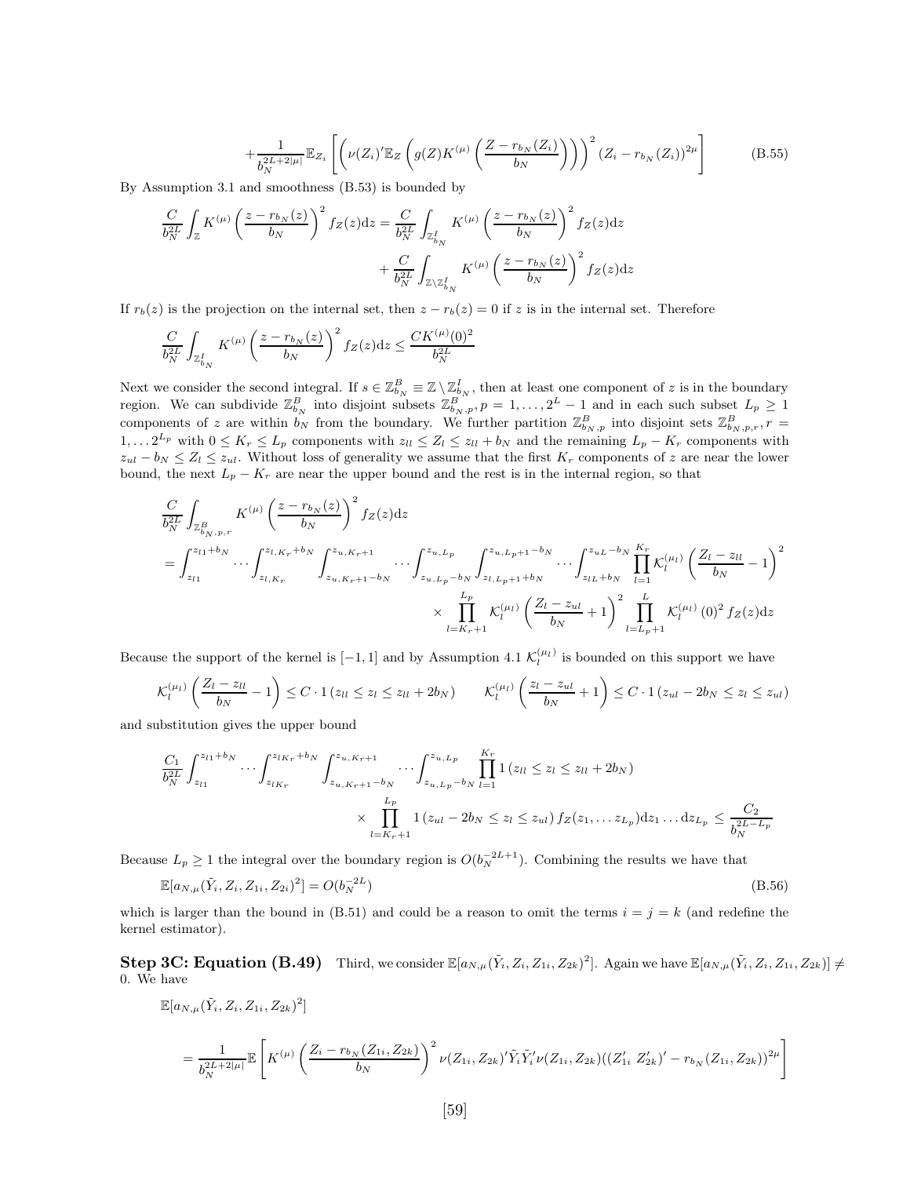$$+\frac{1}{b_N^{2L+2|\mu|}}\mathbb{E}_{Z_i}\left[\left(\nu(Z_i)'\mathbb{E}_Z\left(g(Z)K^{(\mu)}\left(\frac{Z-r_{b_N}(Z_i)}{b_N}\right)\right)\right)^2(Z_i-r_{b_N}(Z_i))^{2\mu}\right] \tag{B.55}$$

By Assumption 3.1 and smoothness (B.53) is bounded by

$$\frac{C}{b_N^{2L}}\int_{\mathbb{Z}}K^{(\mu)}\left(\frac{z-r_{b_N}(z)}{b_N}\right)^2 f_Z(z)\mathrm{d}z = \frac{C}{b_N^{2L}}\int_{\mathbb{Z}^I_{b_N}}K^{(\mu)}\left(\frac{z-r_{b_N}(z)}{b_N}\right)^2 f_Z(z)\mathrm{d}z + \frac{C}{b_N^{2L}}\int_{\mathbb{Z}\setminus\mathbb{Z}^I_{b_N}}K^{(\mu)}\left(\frac{z-r_{b_N}(z)}{b_N}\right)^2 f_Z(z)\mathrm{d}z$$

If $r_b(z)$ is the projection on the internal set, then $z-r_b(z)=0$ if $z$ is in the internal set. Therefore

$$\frac{C}{b_N^{2L}}\int_{\mathbb{Z}^I_{b_N}}K^{(\mu)}\left(\frac{z-r_{b_N}(z)}{b_N}\right)^2 f_Z(z)\mathrm{d}z \le \frac{CK^{(\mu)}(0)^2}{b_N^{2L}}$$

Next we consider the second integral. If $s\in\mathbb{Z}^B_{b_N}\equiv\mathbb{Z}\setminus\mathbb{Z}^I_{b_N}$, then at least one component of $z$ is in the boundary region. We can subdivide $\mathbb{Z}^B_{b_N}$ into disjoint subsets $\mathbb{Z}^B_{b_N,p}, p=1,\dots,2^L-1$ and in each such subset $L_p\ge 1$ components of $z$ are within $b_N$ from the boundary. We further partition $\mathbb{Z}^B_{b_N,p}$ into disjoint sets $\mathbb{Z}^B_{b_N,p,r}, r=1,\dots 2^{L_p}$ with $0\le K_r\le L_p$ components with $z_{ll}\le Z_l\le z_{ll}+b_N$ and the remaining $L_p-K_r$ components with $z_{ul}-b_N\le Z_l\le z_{ul}$. Without loss of generality we assume that the first $K_r$ components of $z$ are near the lower bound, the next $L_p-K_r$ are near the upper bound and the rest is in the internal region, so that

$$\begin{aligned}&\frac{C}{b_N^{2L}}\int_{\mathbb{Z}^B_{b_N,p,r}}K^{(\mu)}\left(\frac{z-r_{b_N}(z)}{b_N}\right)^2 f_Z(z)\mathrm{d}z\\ &=\int_{z_{l1}}^{z_{l1}+b_N}\cdots\int_{z_{l,K_r}}^{z_{l,K_r}+b_N}\int_{z_{u,K_r+1}-b_N}^{z_{u,K_r+1}}\cdots\int_{z_{u,L_p}-b_N}^{z_{u,L_p}}\int_{z_{l,L_p+1}+b_N}^{z_{u,L_p+1}-b_N}\cdots\int_{z_{lL}+b_N}^{z_{uL}-b_N}\prod_{l=1}^{K_r}\mathcal{K}_l^{(\mu_l)}\left(\frac{Z_l-z_{ll}}{b_N}-1\right)^2\\ &\qquad\times\prod_{l=K_r+1}^{L_p}\mathcal{K}_l^{(\mu_l)}\left(\frac{Z_l-z_{ul}}{b_N}+1\right)^2\prod_{l=L_p+1}^{L}\mathcal{K}_l^{(\mu_l)}(0)^2 f_Z(z)\mathrm{d}z\end{aligned}$$

Because the support of the kernel is $[-1,1]$ and by Assumption 4.1 $\mathcal{K}_l^{(\mu_l)}$ is bounded on this support we have

$$\mathcal{K}_l^{(\mu_l)}\left(\frac{Z_l-z_{ll}}{b_N}-1\right)\le C\cdot 1\left(z_{ll}\le z_l\le z_{ll}+2b_N\right)\qquad \mathcal{K}_l^{(\mu_l)}\left(\frac{z_l-z_{ul}}{b_N}+1\right)\le C\cdot 1\left(z_{ul}-2b_N\le z_l\le z_{ul}\right)$$

and substitution gives the upper bound

$$\begin{aligned}&\frac{C_1}{b_N^{2L}}\int_{z_{l1}}^{z_{l1}+b_N}\cdots\int_{z_{lK_r}}^{z_{lK_r}+b_N}\int_{z_{u,K_r+1}-b_N}^{z_{u,K_r+1}}\cdots\int_{z_{u,L_p}-b_N}^{z_{u,L_p}}\prod_{l=1}^{K_r}1\left(z_{ll}\le z_l\le z_{ll}+2b_N\right)\\ &\qquad\times\prod_{l=K_r+1}^{L_p}1\left(z_{ul}-2b_N\le z_l\le z_{ul}\right)f_Z(z_1,\dots z_{L_p})\mathrm{d}z_1\dots\mathrm{d}z_{L_p}\le\frac{C_2}{b_N^{2L-L_p}}\end{aligned}$$

Because $L_p\ge 1$ the integral over the boundary region is $O(b_N^{-2L+1})$. Combining the results we have that

$$\mathbb{E}[a_{N,\mu}(\tilde{Y}_i,Z_i,Z_{1i},Z_{2i})^2]=O(b_N^{-2L}) \tag{B.56}$$

which is larger than the bound in (B.51) and could be a reason to omit the terms $i=j=k$ (and redefine the kernel estimator).

**Step 3C: Equation (B.49)** Third, we consider $\mathbb{E}[a_{N,\mu}(\tilde{Y}_i,Z_i,Z_{1i},Z_{2k})^2]$. Again we have $\mathbb{E}[a_{N,\mu}(\tilde{Y}_i,Z_i,Z_{1i},Z_{2k})]\neq 0$. We have

$$\mathbb{E}[a_{N,\mu}(\tilde{Y}_i,Z_i,Z_{1i},Z_{2k})^2]$$

$$=\frac{1}{b_N^{2L+2|\mu|}}\mathbb{E}\left[K^{(\mu)}\left(\frac{Z_i-r_{b_N}(Z_{1i},Z_{2k})}{b_N}\right)^2\nu(Z_{1i},Z_{2k})'\tilde{Y}_i\tilde{Y}_i'\nu(Z_{1i},Z_{2k})((Z'_{1i}\ Z'_{2k})'-r_{b_N}(Z_{1i},Z_{2k}))^{2\mu}\right]$$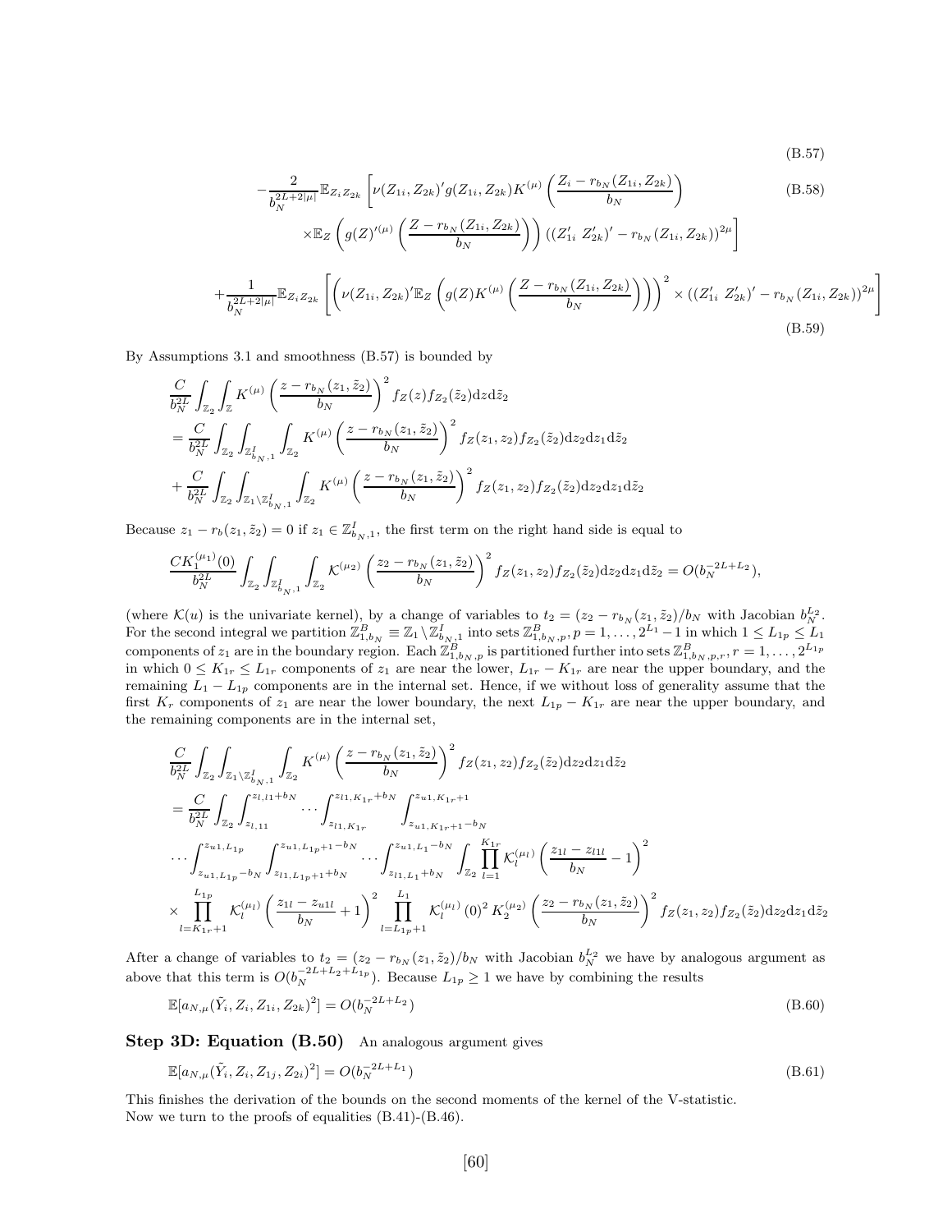$$\tag{B.57}$$

$$-\frac{2}{b_N^{2L+2|\mu|}}\mathbb{E}_{Z_i Z_{2k}}\left[\nu(Z_{1i},Z_{2k})'g(Z_{1i},Z_{2k})K^{(\mu)}\left(\frac{Z_i - r_{b_N}(Z_{1i},Z_{2k})}{b_N}\right)\right. \tag{B.58}$$

$$\left.\times\mathbb{E}_Z\left(g(Z)'^{(\mu)}\left(\frac{Z-r_{b_N}(Z_{1i},Z_{2k})}{b_N}\right)\right)((Z_{1i}'\ Z_{2k}')'-r_{b_N}(Z_{1i},Z_{2k}))^{2\mu}\right]$$

$$+\frac{1}{b_N^{2L+2|\mu|}}\mathbb{E}_{Z_i Z_{2k}}\left[\left(\nu(Z_{1i},Z_{2k})'\mathbb{E}_Z\left(g(Z)K^{(\mu)}\left(\frac{Z-r_{b_N}(Z_{1i},Z_{2k})}{b_N}\right)\right)\right)^2\times((Z_{1i}'\ Z_{2k}')'-r_{b_N}(Z_{1i},Z_{2k}))^{2\mu}\right] \tag{B.59}$$

By Assumptions 3.1 and smoothness (B.57) is bounded by

$$\frac{C}{b_N^{2L}}\int_{\mathbb{Z}_2}\int_{\mathbb{Z}}K^{(\mu)}\left(\frac{z-r_{b_N}(z_1,\tilde z_2)}{b_N}\right)^2 f_Z(z)f_{Z_2}(\tilde z_2)\mathrm{d}z\mathrm{d}\tilde z_2$$
$$=\frac{C}{b_N^{2L}}\int_{\mathbb{Z}_2}\int_{\mathbb{Z}^I_{b_N,1}}\int_{\mathbb{Z}_2}K^{(\mu)}\left(\frac{z-r_{b_N}(z_1,\tilde z_2)}{b_N}\right)^2 f_Z(z_1,z_2)f_{Z_2}(\tilde z_2)\mathrm{d}z_2\mathrm{d}z_1\mathrm{d}\tilde z_2$$
$$+\frac{C}{b_N^{2L}}\int_{\mathbb{Z}_2}\int_{\mathbb{Z}_1\setminus\mathbb{Z}^I_{b_N,1}}\int_{\mathbb{Z}_2}K^{(\mu)}\left(\frac{z-r_{b_N}(z_1,\tilde z_2)}{b_N}\right)^2 f_Z(z_1,z_2)f_{Z_2}(\tilde z_2)\mathrm{d}z_2\mathrm{d}z_1\mathrm{d}\tilde z_2$$

Because $z_1 - r_b(z_1,\tilde z_2) = 0$ if $z_1\in\mathbb{Z}^I_{b_N,1}$, the first term on the right hand side is equal to

$$\frac{CK_1^{(\mu_1)}(0)}{b_N^{2L}}\int_{\mathbb{Z}_2}\int_{\mathbb{Z}^I_{b_N,1}}\int_{\mathbb{Z}_2}\mathcal{K}^{(\mu_2)}\left(\frac{z_2-r_{b_N}(z_1,\tilde z_2)}{b_N}\right)^2 f_Z(z_1,z_2)f_{Z_2}(\tilde z_2)\mathrm{d}z_2\mathrm{d}z_1\mathrm{d}\tilde z_2 = O(b_N^{-2L+L_2}),$$

(where $\mathcal{K}(u)$ is the univariate kernel), by a change of variables to $t_2=(z_2-r_{b_N}(z_1,\tilde z_2))/b_N$ with Jacobian $b_N^{L_2}$. For the second integral we partition $\mathbb{Z}^B_{1,b_N}\equiv\mathbb{Z}_1\setminus\mathbb{Z}^I_{b_N,1}$ into sets $\mathbb{Z}^B_{1,b_N,p}, p=1,\ldots,2^{L_1}-1$ in which $1\le L_{1p}\le L_1$ components of $z_1$ are in the boundary region. Each $\mathbb{Z}^B_{1,b_N,p}$ is partitioned further into sets $\mathbb{Z}^B_{1,b_N,p,r}, r=1,\ldots,2^{L_{1p}}$ in which $0\le K_{1r}\le L_{1r}$ components of $z_1$ are near the lower, $L_{1r}-K_{1r}$ are near the upper boundary, and the remaining $L_1-L_{1p}$ components are in the internal set. Hence, if we without loss of generality assume that the first $K_r$ components of $z_1$ are near the lower boundary, the next $L_{1p}-K_{1r}$ are near the upper boundary, and the remaining components are in the internal set,

$$\frac{C}{b_N^{2L}}\int_{\mathbb{Z}_2}\int_{\mathbb{Z}_1\setminus\mathbb{Z}^I_{b_N,1}}\int_{\mathbb{Z}_2}K^{(\mu)}\left(\frac{z-r_{b_N}(z_1,\tilde z_2)}{b_N}\right)^2 f_Z(z_1,z_2)f_{Z_2}(\tilde z_2)\mathrm{d}z_2\mathrm{d}z_1\mathrm{d}\tilde z_2$$
$$=\frac{C}{b_N^{2L}}\int_{\mathbb{Z}_2}\int_{z_{l,11}}^{z_{l,l1}+b_N}\cdots\int_{z_{l1,K_{1r}}}^{z_{l1,K_{1r}}+b_N}\int_{z_{u1,K_{1r}+1}-b_N}^{z_{u1,K_{1r}+1}}$$
$$\cdots\int_{z_{u1,L_{1p}}-b_N}^{z_{u1,L_{1p}}}\int_{z_{l1,L_{1p}+1}+b_N}^{z_{u1,L_{1p}+1}-b_N}\cdots\int_{z_{l1,L_1}+b_N}^{z_{u1,L_1}-b_N}\int_{\mathbb{Z}_2}\prod_{l=1}^{K_{1r}}\mathcal{K}_l^{(\mu_l)}\left(\frac{z_{1l}-z_{l1l}}{b_N}-1\right)^2$$
$$\times\prod_{l=K_{1r}+1}^{L_{1p}}\mathcal{K}_l^{(\mu_l)}\left(\frac{z_{1l}-z_{u1l}}{b_N}+1\right)^2\prod_{l=L_{1p}+1}^{L_1}\mathcal{K}_l^{(\mu_l)}(0)^2K_2^{(\mu_2)}\left(\frac{z_2-r_{b_N}(z_1,\tilde z_2)}{b_N}\right)^2 f_Z(z_1,z_2)f_{Z_2}(\tilde z_2)\mathrm{d}z_2\mathrm{d}z_1\mathrm{d}\tilde z_2$$

After a change of variables to $t_2=(z_2-r_{b_N}(z_1,\tilde z_2))/b_N$ with Jacobian $b_N^{L_2}$ we have by analogous argument as above that this term is $O(b_N^{-2L+L_2+L_{1p}})$. Because $L_{1p}\ge 1$ we have by combining the results

$$\mathbb{E}[a_{N,\mu}(\tilde Y_i,Z_i,Z_{1i},Z_{2k})^2]=O(b_N^{-2L+L_2}) \tag{B.60}$$

**Step 3D: Equation (B.50)** An analogous argument gives

$$\mathbb{E}[a_{N,\mu}(\tilde Y_i,Z_i,Z_{1j},Z_{2i})^2]=O(b_N^{-2L+L_1}) \tag{B.61}$$

This finishes the derivation of the bounds on the second moments of the kernel of the V-statistic.
Now we turn to the proofs of equalities (B.41)-(B.46).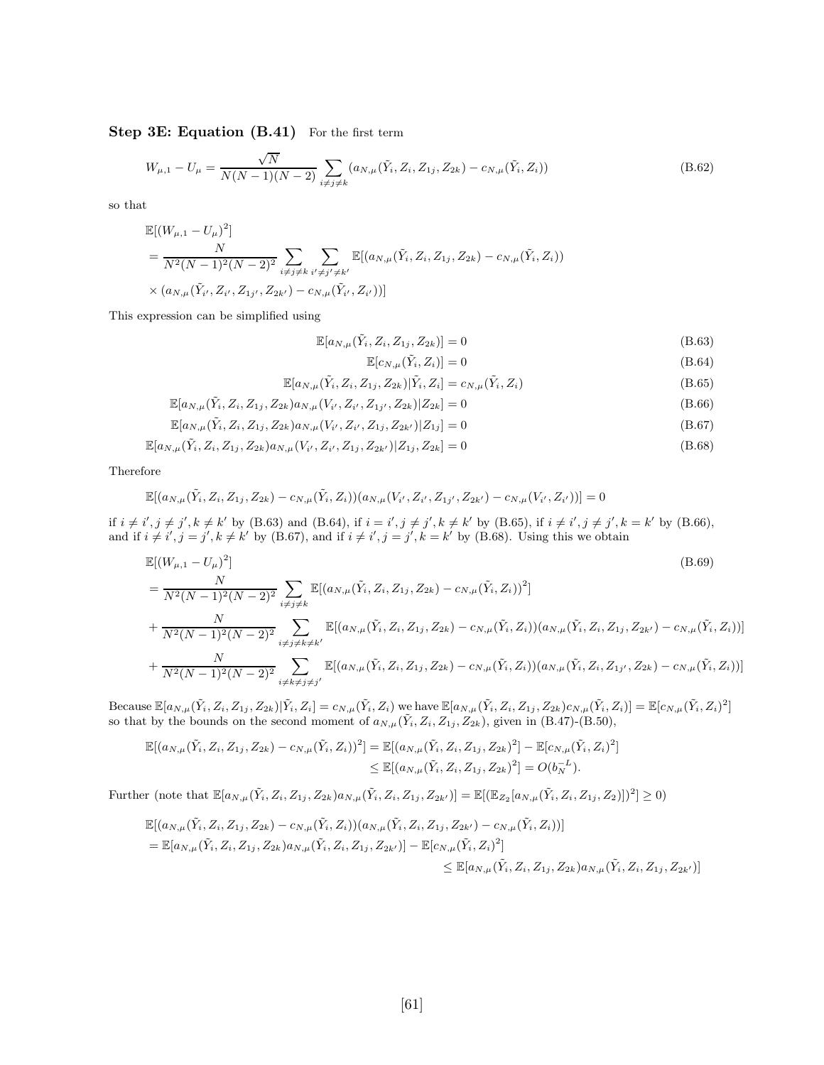**Step 3E: Equation (B.41)** For the first term

$$W_{\mu,1} - U_\mu = \frac{\sqrt{N}}{N(N-1)(N-2)} \sum_{i \neq j \neq k} (a_{N,\mu}(\tilde{Y}_i, Z_i, Z_{1j}, Z_{2k}) - c_{N,\mu}(\tilde{Y}_i, Z_i)) \tag{B.62}$$

so that

$$\begin{aligned}
&\mathbb{E}[(W_{\mu,1} - U_\mu)^2] \\
&= \frac{N}{N^2(N-1)^2(N-2)^2} \sum_{i \neq j \neq k} \sum_{i' \neq j' \neq k'} \mathbb{E}[(a_{N,\mu}(\tilde{Y}_i, Z_i, Z_{1j}, Z_{2k}) - c_{N,\mu}(\tilde{Y}_i, Z_i)) \\
&\times (a_{N,\mu}(\tilde{Y}_{i'}, Z_{i'}, Z_{1j'}, Z_{2k'}) - c_{N,\mu}(\tilde{Y}_{i'}, Z_{i'}))]
\end{aligned}$$

This expression can be simplified using

$$\mathbb{E}[a_{N,\mu}(\tilde{Y}_i, Z_i, Z_{1j}, Z_{2k})] = 0 \tag{B.63}$$

$$\mathbb{E}[c_{N,\mu}(\tilde{Y}_i, Z_i)] = 0 \tag{B.64}$$

$$\mathbb{E}[a_{N,\mu}(\tilde{Y}_i, Z_i, Z_{1j}, Z_{2k})|\tilde{Y}_i, Z_i] = c_{N,\mu}(\tilde{Y}_i, Z_i) \tag{B.65}$$

$$\mathbb{E}[a_{N,\mu}(\tilde{Y}_i, Z_i, Z_{1j}, Z_{2k}) a_{N,\mu}(V_{i'}, Z_{i'}, Z_{1j'}, Z_{2k})|Z_{2k}] = 0 \tag{B.66}$$

$$\mathbb{E}[a_{N,\mu}(\tilde{Y}_i, Z_i, Z_{1j}, Z_{2k}) a_{N,\mu}(V_{i'}, Z_{i'}, Z_{1j}, Z_{2k'})|Z_{1j}] = 0 \tag{B.67}$$

$$\mathbb{E}[a_{N,\mu}(\tilde{Y}_i, Z_i, Z_{1j}, Z_{2k}) a_{N,\mu}(V_{i'}, Z_{i'}, Z_{1j}, Z_{2k'})|Z_{1j}, Z_{2k}] = 0 \tag{B.68}$$

Therefore

$$\mathbb{E}[(a_{N,\mu}(\tilde{Y}_i, Z_i, Z_{1j}, Z_{2k}) - c_{N,\mu}(\tilde{Y}_i, Z_i))(a_{N,\mu}(V_{i'}, Z_{i'}, Z_{1j'}, Z_{2k'}) - c_{N,\mu}(V_{i'}, Z_{i'}))] = 0$$

if $i \neq i', j \neq j', k \neq k'$ by (B.63) and (B.64), if $i = i', j \neq j', k \neq k'$ by (B.65), if $i \neq i', j \neq j', k = k'$ by (B.66), and if $i \neq i', j = j', k \neq k'$ by (B.67), and if $i \neq i', j = j', k = k'$ by (B.68). Using this we obtain

$$\begin{aligned}
&\mathbb{E}[(W_{\mu,1} - U_\mu)^2] \qquad\qquad\qquad\qquad\qquad\qquad\qquad\qquad\qquad\qquad\qquad\qquad\qquad\qquad\qquad\qquad\qquad (B.69)\\
&= \frac{N}{N^2(N-1)^2(N-2)^2} \sum_{i \neq j \neq k} \mathbb{E}[(a_{N,\mu}(\tilde{Y}_i, Z_i, Z_{1j}, Z_{2k}) - c_{N,\mu}(\tilde{Y}_i, Z_i))^2] \\
&+ \frac{N}{N^2(N-1)^2(N-2)^2} \sum_{i \neq j \neq k \neq k'} \mathbb{E}[(a_{N,\mu}(\tilde{Y}_i, Z_i, Z_{1j}, Z_{2k}) - c_{N,\mu}(\tilde{Y}_i, Z_i))(a_{N,\mu}(\tilde{Y}_i, Z_i, Z_{1j}, Z_{2k'}) - c_{N,\mu}(\tilde{Y}_i, Z_i))] \\
&+ \frac{N}{N^2(N-1)^2(N-2)^2} \sum_{i \neq k \neq j \neq j'} \mathbb{E}[(a_{N,\mu}(\tilde{Y}_i, Z_i, Z_{1j}, Z_{2k}) - c_{N,\mu}(\tilde{Y}_i, Z_i))(a_{N,\mu}(\tilde{Y}_i, Z_i, Z_{1j'}, Z_{2k}) - c_{N,\mu}(\tilde{Y}_i, Z_i))]
\end{aligned}$$

Because $\mathbb{E}[a_{N,\mu}(\tilde{Y}_i, Z_i, Z_{1j}, Z_{2k})|\tilde{Y}_i, Z_i] = c_{N,\mu}(\tilde{Y}_i, Z_i)$ we have $\mathbb{E}[a_{N,\mu}(\tilde{Y}_i, Z_i, Z_{1j}, Z_{2k}) c_{N,\mu}(\tilde{Y}_i, Z_i)] = \mathbb{E}[c_{N,\mu}(\tilde{Y}_i, Z_i)^2]$ so that by the bounds on the second moment of $a_{N,\mu}(\tilde{Y}_i, Z_i, Z_{1j}, Z_{2k})$, given in (B.47)-(B.50),

$$\begin{aligned}
\mathbb{E}[(a_{N,\mu}(\tilde{Y}_i, Z_i, Z_{1j}, Z_{2k}) - c_{N,\mu}(\tilde{Y}_i, Z_i))^2] &= \mathbb{E}[(a_{N,\mu}(\tilde{Y}_i, Z_i, Z_{1j}, Z_{2k})^2] - \mathbb{E}[c_{N,\mu}(\tilde{Y}_i, Z_i)^2] \\
&\leq \mathbb{E}[(a_{N,\mu}(\tilde{Y}_i, Z_i, Z_{1j}, Z_{2k})^2] = O(b_N^{-L}).
\end{aligned}$$

Further (note that $\mathbb{E}[a_{N,\mu}(\tilde{Y}_i, Z_i, Z_{1j}, Z_{2k}) a_{N,\mu}(\tilde{Y}_i, Z_i, Z_{1j}, Z_{2k'})] = \mathbb{E}[(\mathbb{E}_{Z_2}[a_{N,\mu}(\tilde{Y}_i, Z_i, Z_{1j}, Z_2)])^2] \geq 0$)

$$\begin{aligned}
&\mathbb{E}[(a_{N,\mu}(\tilde{Y}_i, Z_i, Z_{1j}, Z_{2k}) - c_{N,\mu}(\tilde{Y}_i, Z_i))(a_{N,\mu}(\tilde{Y}_i, Z_i, Z_{1j}, Z_{2k'}) - c_{N,\mu}(\tilde{Y}_i, Z_i))] \\
&= \mathbb{E}[a_{N,\mu}(\tilde{Y}_i, Z_i, Z_{1j}, Z_{2k}) a_{N,\mu}(\tilde{Y}_i, Z_i, Z_{1j}, Z_{2k'})] - \mathbb{E}[c_{N,\mu}(\tilde{Y}_i, Z_i)^2] \\
&\qquad\qquad\qquad\qquad\qquad \leq \mathbb{E}[a_{N,\mu}(\tilde{Y}_i, Z_i, Z_{1j}, Z_{2k}) a_{N,\mu}(\tilde{Y}_i, Z_i, Z_{1j}, Z_{2k'})]
\end{aligned}$$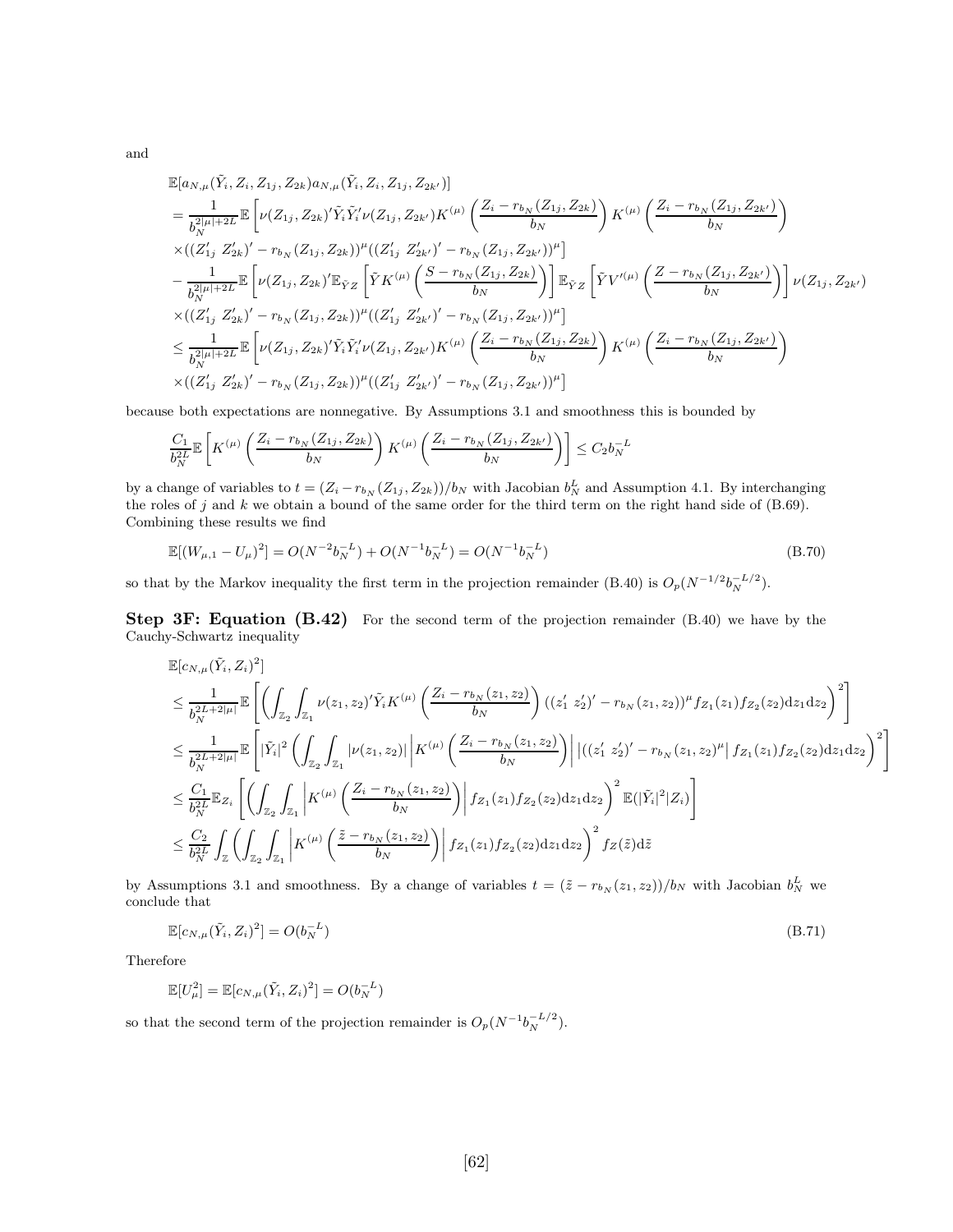and

$$
\begin{aligned}
&\mathbb{E}[a_{N,\mu}(\tilde{Y}_i, Z_i, Z_{1j}, Z_{2k})a_{N,\mu}(\tilde{Y}_i, Z_i, Z_{1j}, Z_{2k'})] \\
&= \frac{1}{b_N^{2|\mu|+2L}}\mathbb{E}\left[\nu(Z_{1j}, Z_{2k})'\tilde{Y}_i\tilde{Y}_i'\nu(Z_{1j}, Z_{2k'})K^{(\mu)}\left(\frac{Z_i - r_{b_N}(Z_{1j}, Z_{2k})}{b_N}\right)K^{(\mu)}\left(\frac{Z_i - r_{b_N}(Z_{1j}, Z_{2k'})}{b_N}\right)\right. \\
&\left.\times((Z_{1j}'\ Z_{2k}')' - r_{b_N}(Z_{1j}, Z_{2k}))^{\mu}((Z_{1j}'\ Z_{2k'}')' - r_{b_N}(Z_{1j}, Z_{2k'}))^{\mu}\right] \\
&- \frac{1}{b_N^{2|\mu|+2L}}\mathbb{E}\left[\nu(Z_{1j}, Z_{2k})'\mathbb{E}_{\tilde{Y}Z}\left[\tilde{Y}K^{(\mu)}\left(\frac{S - r_{b_N}(Z_{1j}, Z_{2k})}{b_N}\right)\right]\mathbb{E}_{\tilde{Y}Z}\left[\tilde{Y}V'^{(\mu)}\left(\frac{Z - r_{b_N}(Z_{1j}, Z_{2k'})}{b_N}\right)\right]\nu(Z_{1j}, Z_{2k'})\right. \\
&\left.\times((Z_{1j}'\ Z_{2k}')' - r_{b_N}(Z_{1j}, Z_{2k}))^{\mu}((Z_{1j}'\ Z_{2k'}')' - r_{b_N}(Z_{1j}, Z_{2k'}))^{\mu}\right] \\
&\leq \frac{1}{b_N^{2|\mu|+2L}}\mathbb{E}\left[\nu(Z_{1j}, Z_{2k})'\tilde{Y}_i\tilde{Y}_i'\nu(Z_{1j}, Z_{2k'})K^{(\mu)}\left(\frac{Z_i - r_{b_N}(Z_{1j}, Z_{2k})}{b_N}\right)K^{(\mu)}\left(\frac{Z_i - r_{b_N}(Z_{1j}, Z_{2k'})}{b_N}\right)\right. \\
&\left.\times((Z_{1j}'\ Z_{2k}')' - r_{b_N}(Z_{1j}, Z_{2k}))^{\mu}((Z_{1j}'\ Z_{2k'}')' - r_{b_N}(Z_{1j}, Z_{2k'}))^{\mu}\right]
\end{aligned}
$$

because both expectations are nonnegative. By Assumptions 3.1 and smoothness this is bounded by

$$
\frac{C_1}{b_N^{2L}}\mathbb{E}\left[K^{(\mu)}\left(\frac{Z_i - r_{b_N}(Z_{1j}, Z_{2k})}{b_N}\right)K^{(\mu)}\left(\frac{Z_i - r_{b_N}(Z_{1j}, Z_{2k'})}{b_N}\right)\right] \leq C_2 b_N^{-L}
$$

by a change of variables to $t = (Z_i - r_{b_N}(Z_{1j}, Z_{2k}))/b_N$ with Jacobian $b_N^L$ and Assumption 4.1. By interchanging the roles of $j$ and $k$ we obtain a bound of the same order for the third term on the right hand side of (B.69). Combining these results we find

$$
\mathbb{E}[(W_{\mu,1} - U_\mu)^2] = O(N^{-2}b_N^{-L}) + O(N^{-1}b_N^{-L}) = O(N^{-1}b_N^{-L}) \tag{B.70}
$$

so that by the Markov inequality the first term in the projection remainder (B.40) is $O_p(N^{-1/2}b_N^{-L/2})$.

**Step 3F: Equation (B.42)** For the second term of the projection remainder (B.40) we have by the Cauchy-Schwartz inequality

$$
\begin{aligned}
&\mathbb{E}[c_{N,\mu}(\tilde{Y}_i, Z_i)^2] \\
&\leq \frac{1}{b_N^{2L+2|\mu|}}\mathbb{E}\left[\left(\int_{\mathbb{Z}_2}\int_{\mathbb{Z}_1}\nu(z_1, z_2)'\tilde{Y}_iK^{(\mu)}\left(\frac{Z_i - r_{b_N}(z_1, z_2)}{b_N}\right)((z_1'\ z_2')' - r_{b_N}(z_1, z_2))^{\mu}f_{Z_1}(z_1)f_{Z_2}(z_2)\mathrm{d}z_1\mathrm{d}z_2\right)^2\right] \\
&\leq \frac{1}{b_N^{2L+2|\mu|}}\mathbb{E}\left[|\tilde{Y}_i|^2\left(\int_{\mathbb{Z}_2}\int_{\mathbb{Z}_1}|\nu(z_1, z_2)|\left|K^{(\mu)}\left(\frac{Z_i - r_{b_N}(z_1, z_2)}{b_N}\right)\right|\left|((z_1'\ z_2')' - r_{b_N}(z_1, z_2)^{\mu}\right|f_{Z_1}(z_1)f_{Z_2}(z_2)\mathrm{d}z_1\mathrm{d}z_2\right)^2\right] \\
&\leq \frac{C_1}{b_N^{2L}}\mathbb{E}_{Z_i}\left[\left(\int_{\mathbb{Z}_2}\int_{\mathbb{Z}_1}\left|K^{(\mu)}\left(\frac{Z_i - r_{b_N}(z_1, z_2)}{b_N}\right)\right|f_{Z_1}(z_1)f_{Z_2}(z_2)\mathrm{d}z_1\mathrm{d}z_2\right)^2\mathbb{E}(|\tilde{Y}_i|^2|Z_i)\right] \\
&\leq \frac{C_2}{b_N^{2L}}\int_{\mathbb{Z}}\left(\int_{\mathbb{Z}_2}\int_{\mathbb{Z}_1}\left|K^{(\mu)}\left(\frac{\tilde{z} - r_{b_N}(z_1, z_2)}{b_N}\right)\right|f_{Z_1}(z_1)f_{Z_2}(z_2)\mathrm{d}z_1\mathrm{d}z_2\right)^2 f_Z(\tilde{z})\mathrm{d}\tilde{z}
\end{aligned}
$$

by Assumptions 3.1 and smoothness. By a change of variables $t = (\tilde{z} - r_{b_N}(z_1, z_2))/b_N$ with Jacobian $b_N^L$ we conclude that

$$
\mathbb{E}[c_{N,\mu}(\tilde{Y}_i, Z_i)^2] = O(b_N^{-L}) \tag{B.71}
$$

Therefore

$$
\mathbb{E}[U_\mu^2] = \mathbb{E}[c_{N,\mu}(\tilde{Y}_i, Z_i)^2] = O(b_N^{-L})
$$

so that the second term of the projection remainder is $O_p(N^{-1}b_N^{-L/2})$.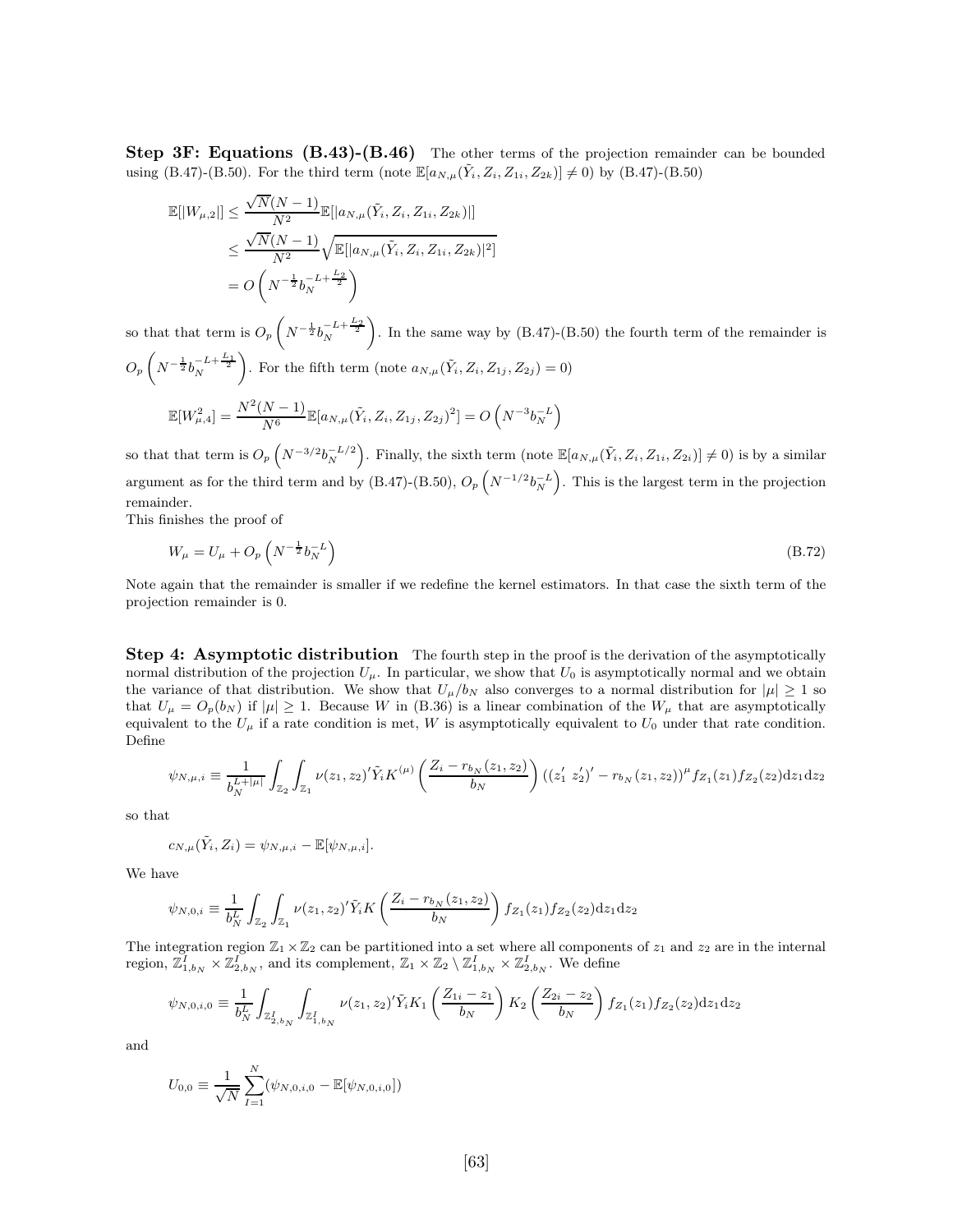**Step 3F: Equations (B.43)-(B.46)** The other terms of the projection remainder can be bounded using (B.47)-(B.50). For the third term (note $\mathbb{E}[a_{N,\mu}(\tilde{Y}_i, Z_i, Z_{1i}, Z_{2k})] \neq 0$) by (B.47)-(B.50)

$$
\begin{aligned}
\mathbb{E}[|W_{\mu,2}|] &\leq \frac{\sqrt{N}(N-1)}{N^2}\mathbb{E}[|a_{N,\mu}(\tilde{Y}_i, Z_i, Z_{1i}, Z_{2k})|] \\
&\leq \frac{\sqrt{N}(N-1)}{N^2}\sqrt{\mathbb{E}[|a_{N,\mu}(\tilde{Y}_i, Z_i, Z_{1i}, Z_{2k})|^2]} \\
&= O\left(N^{-\frac{1}{2}} b_N^{-L+\frac{L_2}{2}}\right)
\end{aligned}
$$

so that that term is $O_p\left(N^{-\frac{1}{2}} b_N^{-L+\frac{L_2}{2}}\right)$. In the same way by (B.47)-(B.50) the fourth term of the remainder is $O_p\left(N^{-\frac{1}{2}} b_N^{-L+\frac{L_1}{2}}\right)$. For the fifth term (note $a_{N,\mu}(\tilde{Y}_i, Z_i, Z_{1j}, Z_{2j}) = 0$)

$$
\mathbb{E}[W_{\mu,4}^2] = \frac{N^2(N-1)}{N^6}\mathbb{E}[a_{N,\mu}(\tilde{Y}_i, Z_i, Z_{1j}, Z_{2j})^2] = O\left(N^{-3} b_N^{-L}\right)
$$

so that that term is $O_p\left(N^{-3/2} b_N^{-L/2}\right)$. Finally, the sixth term (note $\mathbb{E}[a_{N,\mu}(\tilde{Y}_i, Z_i, Z_{1i}, Z_{2i})] \neq 0$) is by a similar argument as for the third term and by (B.47)-(B.50), $O_p\left(N^{-1/2} b_N^{-L}\right)$. This is the largest term in the projection remainder.

This finishes the proof of

$$
W_\mu = U_\mu + O_p\left(N^{-\frac{1}{2}} b_N^{-L}\right) \tag{B.72}
$$

Note again that the remainder is smaller if we redefine the kernel estimators. In that case the sixth term of the projection remainder is 0.

**Step 4: Asymptotic distribution** The fourth step in the proof is the derivation of the asymptotically normal distribution of the projection $U_\mu$. In particular, we show that $U_0$ is asymptotically normal and we obtain the variance of that distribution. We show that $U_\mu / b_N$ also converges to a normal distribution for $|\mu| \geq 1$ so that $U_\mu = O_p(b_N)$ if $|\mu| \geq 1$. Because $W$ in (B.36) is a linear combination of the $W_\mu$ that are asymptotically equivalent to the $U_\mu$ if a rate condition is met, $W$ is asymptotically equivalent to $U_0$ under that rate condition. Define

$$
\psi_{N,\mu,i} \equiv \frac{1}{b_N^{L+|\mu|}} \int_{\mathbb{Z}_2}\int_{\mathbb{Z}_1} \nu(z_1, z_2)' \tilde{Y}_i K^{(\mu)}\left(\frac{Z_i - r_{b_N}(z_1, z_2)}{b_N}\right)\left((z_1' \ z_2')' - r_{b_N}(z_1, z_2)\right)^\mu f_{Z_1}(z_1) f_{Z_2}(z_2) \mathrm{d}z_1 \mathrm{d}z_2
$$

so that

$$
c_{N,\mu}(\tilde{Y}_i, Z_i) = \psi_{N,\mu,i} - \mathbb{E}[\psi_{N,\mu,i}].
$$

We have

$$
\psi_{N,0,i} \equiv \frac{1}{b_N^L} \int_{\mathbb{Z}_2}\int_{\mathbb{Z}_1} \nu(z_1, z_2)' \tilde{Y}_i K\left(\frac{Z_i - r_{b_N}(z_1, z_2)}{b_N}\right) f_{Z_1}(z_1) f_{Z_2}(z_2) \mathrm{d}z_1 \mathrm{d}z_2
$$

The integration region $\mathbb{Z}_1 \times \mathbb{Z}_2$ can be partitioned into a set where all components of $z_1$ and $z_2$ are in the internal region, $\mathbb{Z}_{1,b_N}^I \times \mathbb{Z}_{2,b_N}^I$, and its complement, $\mathbb{Z}_1 \times \mathbb{Z}_2 \setminus \mathbb{Z}_{1,b_N}^I \times \mathbb{Z}_{2,b_N}^I$. We define

$$
\psi_{N,0,i,0} \equiv \frac{1}{b_N^L} \int_{\mathbb{Z}_{2,b_N}^I}\int_{\mathbb{Z}_{1,b_N}^I} \nu(z_1, z_2)' \tilde{Y}_i K_1\left(\frac{Z_{1i} - z_1}{b_N}\right) K_2\left(\frac{Z_{2i} - z_2}{b_N}\right) f_{Z_1}(z_1) f_{Z_2}(z_2) \mathrm{d}z_1 \mathrm{d}z_2
$$

and

$$
U_{0,0} \equiv \frac{1}{\sqrt{N}} \sum_{I=1}^N (\psi_{N,0,i,0} - \mathbb{E}[\psi_{N,0,i,0}])
$$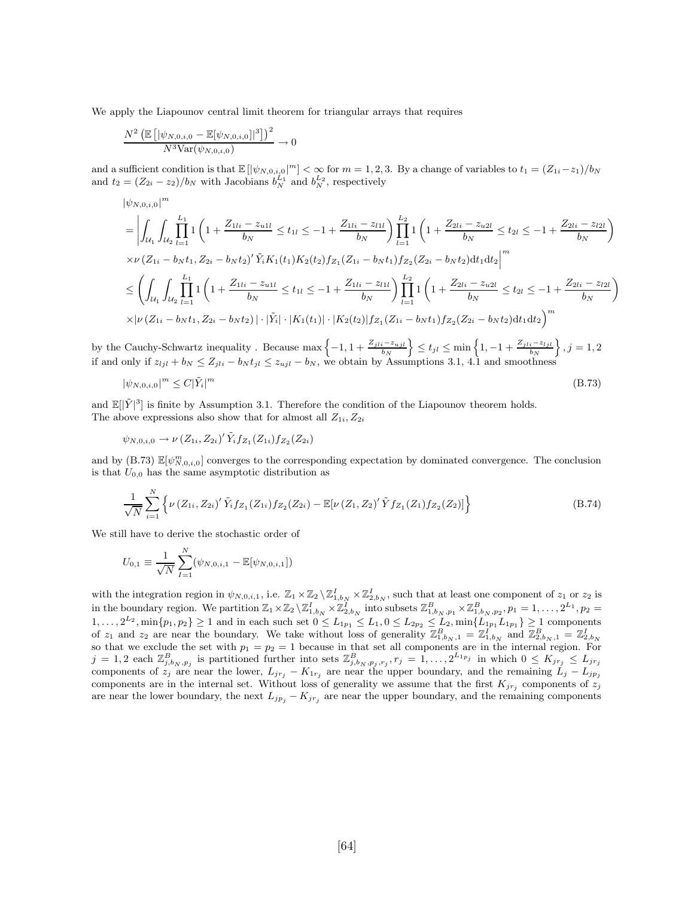We apply the Liapounov central limit theorem for triangular arrays that requires

$$\frac{N^2 \left(\mathbb{E}\left[|\psi_{N,0,i,0} - \mathbb{E}[\psi_{N,0,i,0}]|^3\right]\right)^2}{N^3 \text{Var}(\psi_{N,0,i,0})} \to 0$$

and a sufficient condition is that $\mathbb{E}\left[|\psi_{N,0,i,0}|^m\right] < \infty$ for $m = 1, 2, 3$. By a change of variables to $t_1 = (Z_{1i} - z_1)/b_N$ and $t_2 = (Z_{2i} - z_2)/b_N$ with Jacobians $b_N^{L_1}$ and $b_N^{L_2}$, respectively

$$\begin{aligned}
&|\psi_{N,0,i,0}|^m \\
&= \Bigg| \int_{\mathcal{U}_1} \int_{\mathcal{U}_2} \prod_{l=1}^{L_1} 1\left(1 + \frac{Z_{1li} - z_{u1l}}{b_N} \le t_{1l} \le -1 + \frac{Z_{1li} - z_{l1l}}{b_N}\right) \prod_{l=1}^{L_2} 1\left(1 + \frac{Z_{2li} - z_{u2l}}{b_N} \le t_{2l} \le -1 + \frac{Z_{2li} - z_{l2l}}{b_N}\right) \\
&\times \nu\left(Z_{1i} - b_N t_1, Z_{2i} - b_N t_2\right)' \tilde{Y}_i K_1(t_1) K_2(t_2) f_{Z_1}(Z_{1i} - b_N t_1) f_{Z_2}(Z_{2i} - b_N t_2) \mathrm{d}t_1 \mathrm{d}t_2 \Bigg|^m \\
&\le \Bigg( \int_{\mathcal{U}_1} \int_{\mathcal{U}_2} \prod_{l=1}^{L_1} 1\left(1 + \frac{Z_{1li} - z_{u1l}}{b_N} \le t_{1l} \le -1 + \frac{Z_{1li} - z_{l1l}}{b_N}\right) \prod_{l=1}^{L_2} 1\left(1 + \frac{Z_{2li} - z_{u2l}}{b_N} \le t_{2l} \le -1 + \frac{Z_{2li} - z_{l2l}}{b_N}\right) \\
&\times |\nu\left(Z_{1i} - b_N t_1, Z_{2i} - b_N t_2\right)| \cdot |\tilde{Y}_i| \cdot |K_1(t_1)| \cdot |K_2(t_2)| f_{Z_1}(Z_{1i} - b_N t_1) f_{Z_2}(Z_{2i} - b_N t_2) \mathrm{d}t_1 \mathrm{d}t_2 \Bigg)^m
\end{aligned}$$

by the Cauchy-Schwartz inequality . Because $\max\left\{-1, 1 + \frac{Z_{jli} - z_{ujl}}{b_N}\right\} \le t_{jl} \le \min\left\{1, -1 + \frac{Z_{jli} - z_{ljl}}{b_N}\right\}, j = 1, 2$ if and only if $z_{ljl} + b_N \le Z_{jli} - b_N t_{jl} \le z_{ujl} - b_N$, we obtain by Assumptions 3.1, 4.1 and smoothness

$$|\psi_{N,0,i,0}|^m \le C |\tilde{Y}_i|^m \tag{B.73}$$

and $\mathbb{E}[|\tilde{Y}|^3]$ is finite by Assumption 3.1. Therefore the condition of the Liapounov theorem holds. The above expressions also show that for almost all $Z_{1i}, Z_{2i}$

$$\psi_{N,0,i,0} \to \nu\left(Z_{1i}, Z_{2i}\right)' \tilde{Y}_i f_{Z_1}(Z_{1i}) f_{Z_2}(Z_{2i})$$

and by (B.73) $\mathbb{E}[\psi_{N,0,i,0}^m]$ converges to the corresponding expectation by dominated convergence. The conclusion is that $U_{0,0}$ has the same asymptotic distribution as

$$\frac{1}{\sqrt{N}} \sum_{i=1}^{N} \left\{ \nu\left(Z_{1i}, Z_{2i}\right)' \tilde{Y}_i f_{Z_1}(Z_{1i}) f_{Z_2}(Z_{2i}) - \mathbb{E}[\nu\left(Z_1, Z_2\right)' \tilde{Y} f_{Z_1}(Z_1) f_{Z_2}(Z_2)] \right\} \tag{B.74}$$

We still have to derive the stochastic order of

$$U_{0,1} \equiv \frac{1}{\sqrt{N}} \sum_{I=1}^{N} (\psi_{N,0,i,1} - \mathbb{E}[\psi_{N,0,i,1}])$$

with the integration region in $\psi_{N,0,i,1}$, i.e. $\mathbb{Z}_1 \times \mathbb{Z}_2 \setminus \mathbb{Z}_{1,b_N}^I \times \mathbb{Z}_{2,b_N}^I$, such that at least one component of $z_1$ or $z_2$ is in the boundary region. We partition $\mathbb{Z}_1 \times \mathbb{Z}_2 \setminus \mathbb{Z}_{1,b_N}^I \times \mathbb{Z}_{2,b_N}^I$ into subsets $\mathbb{Z}_{1,b_N,p_1}^B \times \mathbb{Z}_{1,b_N,p_2}^B, p_1 = 1, \ldots, 2^{L_1}, p_2 = 1, \ldots, 2^{L_2}, \min\{p_1, p_2\} \ge 1$ and in each such set $0 \le L_{1p_1} \le L_1, 0 \le L_{2p_2} \le L_2, \min\{L_{1p_1} L_{1p_1}\} \ge 1$ components of $z_1$ and $z_2$ are near the boundary. We take without loss of generality $\mathbb{Z}_{1,b_N,1}^B = \mathbb{Z}_{1,b_N}^I$ and $\mathbb{Z}_{2,b_N,1}^B = \mathbb{Z}_{2,b_N}^I$ so that we exclude the set with $p_1 = p_2 = 1$ because in that set all components are in the internal region. For $j = 1, 2$ each $\mathbb{Z}_{j,b_N,p_j}^B$ is partitioned further into sets $\mathbb{Z}_{j,b_N,p_j,r_j}^B, r_j = 1, \ldots, 2^{L_{1p_j}}$ in which $0 \le K_{jr_j} \le L_{jr_j}$ components of $z_j$ are near the lower, $L_{jr_j} - K_{1r_j}$ are near the upper boundary, and the remaining $L_j - L_{jp_j}$ components are in the internal set. Without loss of generality we assume that the first $K_{jr_j}$ components of $z_j$ are near the lower boundary, the next $L_{jp_j} - K_{jr_j}$ are near the upper boundary, and the remaining components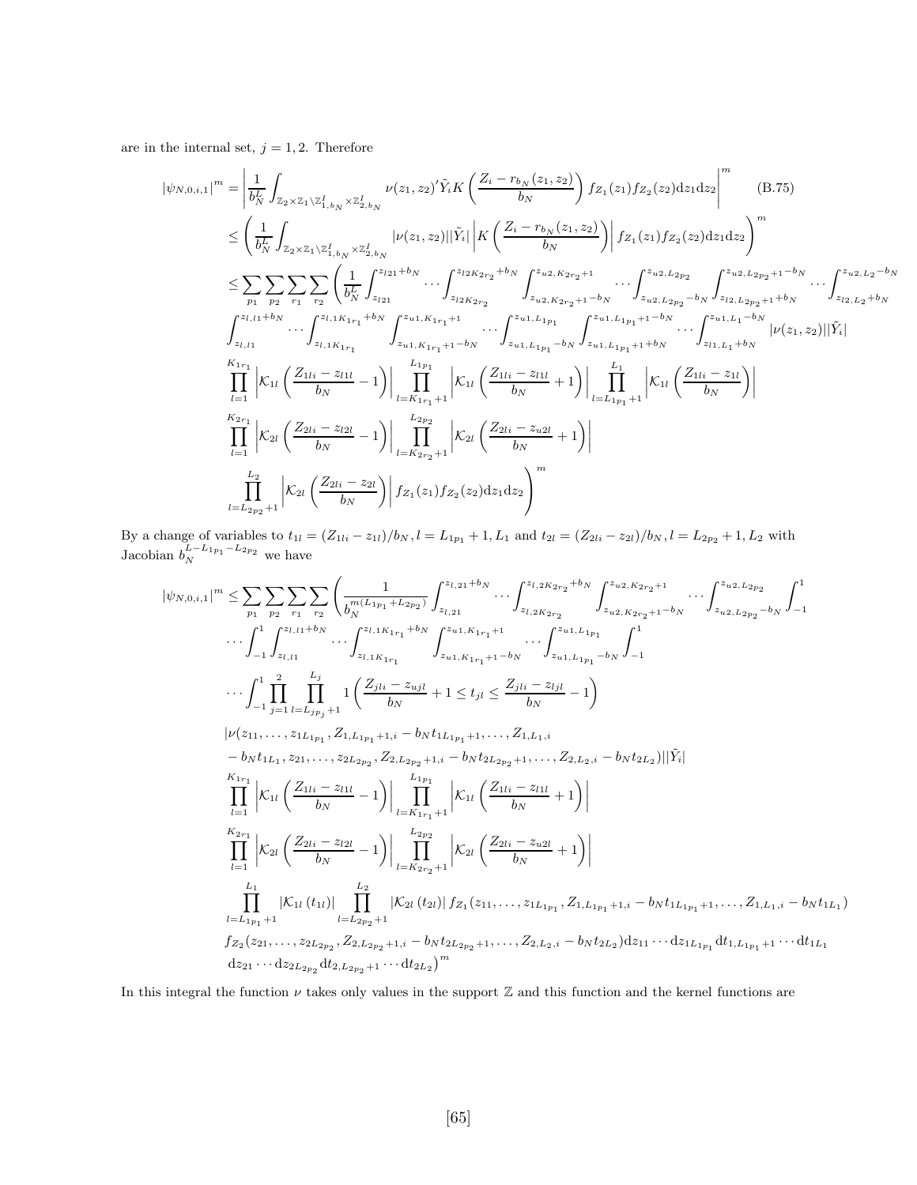are in the internal set, $j = 1, 2$. Therefore

$$
\begin{aligned}
|\psi_{N,0,i,1}|^m &= \left| \frac{1}{b_N^L} \int_{\mathbb{Z}_2 \times \mathbb{Z}_1 \setminus \mathbb{Z}^I_{1,b_N} \times \mathbb{Z}^I_{2,b_N}} \nu(z_1,z_2)' \tilde{Y}_i K\left(\frac{Z_i - r_{b_N}(z_1,z_2)}{b_N}\right) f_{Z_1}(z_1) f_{Z_2}(z_2) \mathrm{d}z_1 \mathrm{d}z_2 \right|^m \qquad \text{(B.75)} \\
&\leq \left( \frac{1}{b_N^L} \int_{\mathbb{Z}_2 \times \mathbb{Z}_1 \setminus \mathbb{Z}^I_{1,b_N} \times \mathbb{Z}^I_{2,b_N}} |\nu(z_1,z_2)| |\tilde{Y}_i| \left| K\left(\frac{Z_i - r_{b_N}(z_1,z_2)}{b_N}\right) \right| f_{Z_1}(z_1) f_{Z_2}(z_2) \mathrm{d}z_1 \mathrm{d}z_2 \right)^m \\
&\leq \sum_{p_1} \sum_{p_2} \sum_{r_1} \sum_{r_2} \left( \frac{1}{b_N^L} \int_{z_{l21}}^{z_{l21}+b_N} \cdots \int_{z_{l2K_{2r_2}}}^{z_{l2K_{2r_2}}+b_N} \int_{z_{u2,K_{2r_2}+1}-b_N}^{z_{u2,K_{2r_2}+1}} \cdots \int_{z_{u2,L_{2p_2}}-b_N}^{z_{u2,L_{2p_2}}} \int_{z_{l2,L_{2p_2}+1}+b_N}^{z_{u2,L_{2p_2}+1}-b_N} \cdots \int_{z_{l2,L_2}+b_N}^{z_{u2,L_2}-b_N} \right. \\
&\int_{z_{l,l1}}^{z_{l,l1}+b_N} \cdots \int_{z_{l,1K_{1r_1}}}^{z_{l,1K_{1r_1}}+b_N} \int_{z_{u1,K_{1r_1}+1}-b_N}^{z_{u1,K_{1r_1}+1}} \cdots \int_{z_{u1,L_{1p_1}}-b_N}^{z_{u1,L_{1p_1}}} \int_{z_{u1,L_{1p_1}+1}+b_N}^{z_{u1,L_{1p_1}+1}-b_N} \cdots \int_{z_{l1,L_1}+b_N}^{z_{u1,L_1}-b_N} |\nu(z_1,z_2)| |\tilde{Y}_i| \\
&\prod_{l=1}^{K_{1r_1}} \left| \mathcal{K}_{1l}\left(\frac{Z_{1li} - z_{l1l}}{b_N} - 1\right) \right| \prod_{l=K_{1r_1}+1}^{L_{1p_1}} \left| \mathcal{K}_{1l}\left(\frac{Z_{1li} - z_{u1l}}{b_N} + 1\right) \right| \prod_{l=L_{1p_1}+1}^{L_1} \left| \mathcal{K}_{1l}\left(\frac{Z_{1li} - z_{1l}}{b_N}\right) \right| \\
&\prod_{l=1}^{K_{2r_1}} \left| \mathcal{K}_{2l}\left(\frac{Z_{2li} - z_{l2l}}{b_N} - 1\right) \right| \prod_{l=K_{2r_2}+1}^{L_{2p_2}} \left| \mathcal{K}_{2l}\left(\frac{Z_{2li} - z_{u2l}}{b_N} + 1\right) \right| \\
&\left. \prod_{l=L_{2p_2}+1}^{L_2} \left| \mathcal{K}_{2l}\left(\frac{Z_{2li} - z_{2l}}{b_N}\right) \right| f_{Z_1}(z_1) f_{Z_2}(z_2) \mathrm{d}z_1 \mathrm{d}z_2 \right)^m
\end{aligned}
$$

By a change of variables to $t_{1l} = (Z_{1li} - z_{1l})/b_N, l = L_{1p_1}+1, L_1$ and $t_{2l} = (Z_{2li} - z_{2l})/b_N, l = L_{2p_2}+1, L_2$ with Jacobian $b_N^{L - L_{1p_1} - L_{2p_2}}$ we have

$$
\begin{aligned}
|\psi_{N,0,i,1}|^m &\leq \sum_{p_1} \sum_{p_2} \sum_{r_1} \sum_{r_2} \left( \frac{1}{b_N^{m(L_{1p_1}+L_{2p_2})}} \int_{z_{l,21}}^{z_{l,21}+b_N} \cdots \int_{z_{l,2K_{2r_2}}}^{z_{l,2K_{2r_2}}+b_N} \int_{z_{u2,K_{2r_2}+1}-b_N}^{z_{u2,K_{2r_2}+1}} \cdots \int_{z_{u2,L_{2p_2}}-b_N}^{z_{u2,L_{2p_2}}} \int_{-1}^{1} \right. \\
&\cdots \int_{-1}^{1} \int_{z_{l,l1}}^{z_{l,l1}+b_N} \cdots \int_{z_{l,1K_{1r_1}}}^{z_{l,1K_{1r_1}}+b_N} \int_{z_{u1,K_{1r_1}+1}-b_N}^{z_{u1,K_{1r_1}+1}} \cdots \int_{z_{u1,L_{1p_1}}-b_N}^{z_{u1,L_{1p_1}}} \int_{-1}^{1} \\
&\cdots \int_{-1}^{1} \prod_{j=1}^{2} \prod_{l=L_{jp_j}+1}^{L_j} 1\left(\frac{Z_{jli} - z_{ujl}}{b_N} + 1 \leq t_{jl} \leq \frac{Z_{jli} - z_{ljl}}{b_N} - 1\right) \\
&|\nu(z_{11}, \ldots, z_{1L_{1p_1}}, Z_{1,L_{1p_1}+1,i} - b_N t_{1L_{1p_1}+1}, \ldots, Z_{1,L_1,i} \\
&- b_N t_{1L_1}, z_{21}, \ldots, z_{2L_{2p_2}}, Z_{2,L_{2p_2}+1,i} - b_N t_{2L_{2p_2}+1}, \ldots, Z_{2,L_2,i} - b_N t_{2L_2})| |\tilde{Y}_i| \\
&\prod_{l=1}^{K_{1r_1}} \left| \mathcal{K}_{1l}\left(\frac{Z_{1li} - z_{l1l}}{b_N} - 1\right) \right| \prod_{l=K_{1r_1}+1}^{L_{1p_1}} \left| \mathcal{K}_{1l}\left(\frac{Z_{1li} - z_{u1l}}{b_N} + 1\right) \right| \\
&\prod_{l=1}^{K_{2r_1}} \left| \mathcal{K}_{2l}\left(\frac{Z_{2li} - z_{l2l}}{b_N} - 1\right) \right| \prod_{l=K_{2r_2}+1}^{L_{2p_2}} \left| \mathcal{K}_{2l}\left(\frac{Z_{2li} - z_{u2l}}{b_N} + 1\right) \right| \\
&\prod_{l=L_{1p_1}+1}^{L_1} |\mathcal{K}_{1l}(t_{1l})| \prod_{l=L_{2p_2}+1}^{L_2} |\mathcal{K}_{2l}(t_{2l})| f_{Z_1}(z_{11}, \ldots, z_{1L_{1p_1}}, Z_{1,L_{1p_1}+1,i} - b_N t_{1L_{1p_1}+1}, \ldots, Z_{1,L_1,i} - b_N t_{1L_1}) \\
&f_{Z_2}(z_{21}, \ldots, z_{2L_{2p_2}}, Z_{2,L_{2p_2}+1,i} - b_N t_{2L_{2p_2}+1}, \ldots, Z_{2,L_2,i} - b_N t_{2L_2}) \mathrm{d}z_{11} \cdots \mathrm{d}z_{1L_{1p_1}} \mathrm{d}t_{1,L_{1p_1}+1} \cdots \mathrm{d}t_{1L_1} \\
&\left. \mathrm{d}z_{21} \cdots \mathrm{d}z_{2L_{2p_2}} \mathrm{d}t_{2,L_{2p_2}+1} \cdots \mathrm{d}t_{2L_2} \right)^m
\end{aligned}
$$

In this integral the function $\nu$ takes only values in the support $\mathbb{Z}$ and this function and the kernel functions are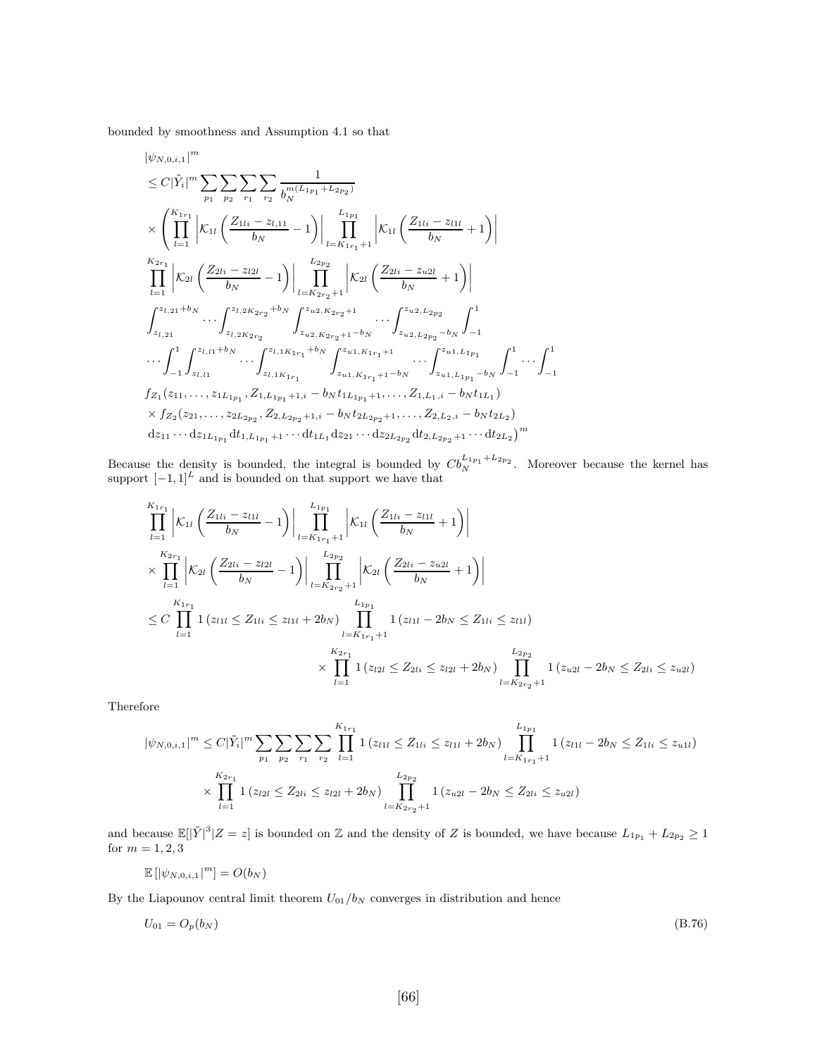bounded by smoothness and Assumption 4.1 so that

$$
\begin{aligned}
&|\psi_{N,0,i,1}|^m \\
&\leq C|\tilde{Y}_i|^m \sum_{p_1}\sum_{p_2}\sum_{r_1}\sum_{r_2} \frac{1}{b_N^{m(L_{1p_1}+L_{2p_2})}} \\
&\times \Bigg( \prod_{l=1}^{K_{1r_1}} \left| \mathcal{K}_{1l}\left( \frac{Z_{1li}-z_{l,11}}{b_N} - 1 \right) \right| \prod_{l=K_{1r_1}+1}^{L_{1p_1}} \left| \mathcal{K}_{1l}\left( \frac{Z_{1li}-z_{l1l}}{b_N} + 1 \right) \right| \\
&\prod_{l=1}^{K_{2r_1}} \left| \mathcal{K}_{2l}\left( \frac{Z_{2li}-z_{l2l}}{b_N} - 1 \right) \right| \prod_{l=K_{2r_2}+1}^{L_{2p_2}} \left| \mathcal{K}_{2l}\left( \frac{Z_{2li}-z_{u2l}}{b_N} + 1 \right) \right| \\
&\int_{z_{l,21}}^{z_{l,21}+b_N} \cdots \int_{z_{l,2K_{2r_2}}}^{z_{l,2K_{2r_2}}+b_N} \int_{z_{u2,K_{2r_2}+1}-b_N}^{z_{u2,K_{2r_2}+1}} \cdots \int_{z_{u2,L_{2p_2}}-b_N}^{z_{u2,L_{2p_2}}} \int_{-1}^{1} \\
&\cdots \int_{-1}^{1} \int_{z_{l,l1}}^{z_{l,l1}+b_N} \cdots \int_{z_{l,1K_{1r_1}}}^{z_{l,1K_{1r_1}}+b_N} \int_{z_{u1,K_{1r_1}+1}-b_N}^{z_{u1,K_{1r_1}+1}} \cdots \int_{z_{u1,L_{1p_1}}-b_N}^{z_{u1,L_{1p_1}}} \int_{-1}^{1} \cdots \int_{-1}^{1} \\
&f_{Z_1}(z_{11},\ldots,z_{1L_{1p_1}}, Z_{1,L_{1p_1}+1,i} - b_N t_{1L_{1p_1}+1}, \ldots, Z_{1,L_1,i} - b_N t_{1L_1}) \\
&\times f_{Z_2}(z_{21},\ldots,z_{2L_{2p_2}}, Z_{2,L_{2p_2}+1,i} - b_N t_{2L_{2p_2}+1}, \ldots, Z_{2,L_2,i} - b_N t_{2L_2}) \\
&\mathrm{d}z_{11}\cdots \mathrm{d}z_{1L_{1p_1}} \mathrm{d}t_{1,L_{1p_1}+1} \cdots \mathrm{d}t_{1L_1} \mathrm{d}z_{21} \cdots \mathrm{d}z_{2L_{2p_2}} \mathrm{d}t_{2,L_{2p_2}+1} \cdots \mathrm{d}t_{2L_2} \Bigg)^m
\end{aligned}
$$

Because the density is bounded, the integral is bounded by $Cb_N^{L_{1p_1}+L_{2p_2}}$. Moreover because the kernel has support $[-1,1]^L$ and is bounded on that support we have that

$$
\begin{aligned}
&\prod_{l=1}^{K_{1r_1}} \left| \mathcal{K}_{1l}\left( \frac{Z_{1li}-z_{l1l}}{b_N} - 1 \right) \right| \prod_{l=K_{1r_1}+1}^{L_{1p_1}} \left| \mathcal{K}_{1l}\left( \frac{Z_{1li}-z_{l1l}}{b_N} + 1 \right) \right| \\
&\times \prod_{l=1}^{K_{2r_1}} \left| \mathcal{K}_{2l}\left( \frac{Z_{2li}-z_{l2l}}{b_N} - 1 \right) \right| \prod_{l=K_{2r_2}+1}^{L_{2p_2}} \left| \mathcal{K}_{2l}\left( \frac{Z_{2li}-z_{u2l}}{b_N} + 1 \right) \right| \\
&\leq C \prod_{l=1}^{K_{1r_1}} 1\left(z_{l1l} \leq Z_{1li} \leq z_{l1l} + 2b_N\right) \prod_{l=K_{1r_1}+1}^{L_{1p_1}} 1\left(z_{l1l} - 2b_N \leq Z_{1li} \leq z_{l1l}\right) \\
&\qquad\qquad \times \prod_{l=1}^{K_{2r_1}} 1\left(z_{l2l} \leq Z_{2li} \leq z_{l2l} + 2b_N\right) \prod_{l=K_{2r_2}+1}^{L_{2p_2}} 1\left(z_{u2l} - 2b_N \leq Z_{2li} \leq z_{u2l}\right)
\end{aligned}
$$

Therefore

$$
\begin{aligned}
|\psi_{N,0,i,1}|^m \leq C|\tilde{Y}_i|^m \sum_{p_1}\sum_{p_2}\sum_{r_1}\sum_{r_2} &\prod_{l=1}^{K_{1r_1}} 1\left(z_{l1l} \leq Z_{1li} \leq z_{l1l} + 2b_N\right) \prod_{l=K_{1r_1}+1}^{L_{1p_1}} 1\left(z_{l1l} - 2b_N \leq Z_{1li} \leq z_{u1l}\right) \\
\times &\prod_{l=1}^{K_{2r_1}} 1\left(z_{l2l} \leq Z_{2li} \leq z_{l2l} + 2b_N\right) \prod_{l=K_{2r_2}+1}^{L_{2p_2}} 1\left(z_{u2l} - 2b_N \leq Z_{2li} \leq z_{u2l}\right)
\end{aligned}
$$

and because $\mathbb{E}[|\tilde{Y}|^3|Z=z]$ is bounded on $\mathbb{Z}$ and the density of $Z$ is bounded, we have because $L_{1p_1}+L_{2p_2} \geq 1$ for $m=1,2,3$

$$
\mathbb{E}\left[|\psi_{N,0,i,1}|^m\right] = O(b_N)
$$

By the Liapounov central limit theorem $U_{01}/b_N$ converges in distribution and hence

$$
U_{01} = O_p(b_N) \tag{B.76}
$$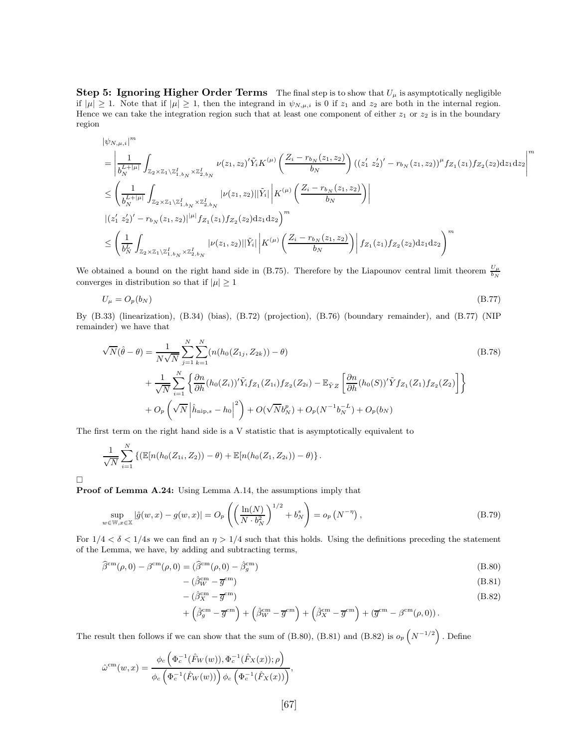**Step 5: Ignoring Higher Order Terms** The final step is to show that $U_\mu$ is asymptotically negligible if $|\mu| \geq 1$. Note that if $|\mu| \geq 1$, then the integrand in $\psi_{N,\mu,i}$ is 0 if $z_1$ and $z_2$ are both in the internal region. Hence we can take the integration region such that at least one component of either $z_1$ or $z_2$ is in the boundary region

$$
\begin{aligned}
&|\psi_{N,\mu,i}|^m \\
&= \left| \frac{1}{b_N^{L+|\mu|}} \int_{\mathbb{Z}_2 \times \mathbb{Z}_1 \setminus \mathbb{Z}_{1,b_N}^I \times \mathbb{Z}_{2,b_N}^I} \nu(z_1,z_2)' \tilde{Y}_i K^{(\mu)}\left(\frac{Z_i - r_{b_N}(z_1,z_2)}{b_N}\right) ((z_1' \ z_2')' - r_{b_N}(z_1,z_2))^\mu f_{Z_1}(z_1) f_{Z_2}(z_2) \mathrm{d}z_1 \mathrm{d}z_2 \right|^m \\
&\leq \left( \frac{1}{b_N^{L+|\mu|}} \int_{\mathbb{Z}_2 \times \mathbb{Z}_1 \setminus \mathbb{Z}_{1,b_N}^I \times \mathbb{Z}_{2,b_N}^I} |\nu(z_1,z_2)| |\tilde{Y}_i| \left| K^{(\mu)}\left(\frac{Z_i - r_{b_N}(z_1,z_2)}{b_N}\right) \right| \right. \\
&\qquad \left. |(z_1' \ z_2')' - r_{b_N}(z_1,z_2)|^{|\mu|} f_{Z_1}(z_1) f_{Z_2}(z_2) \mathrm{d}z_1 \mathrm{d}z_2 \right)^m \\
&\leq \left( \frac{1}{b_N^{L}} \int_{\mathbb{Z}_2 \times \mathbb{Z}_1 \setminus \mathbb{Z}_{1,b_N}^I \times \mathbb{Z}_{2,b_N}^I} |\nu(z_1,z_2)| |\tilde{Y}_i| \left| K^{(\mu)}\left(\frac{Z_i - r_{b_N}(z_1,z_2)}{b_N}\right) \right| f_{Z_1}(z_1) f_{Z_2}(z_2) \mathrm{d}z_1 \mathrm{d}z_2 \right)^m
\end{aligned}
$$

We obtained a bound on the right hand side in (B.75). Therefore by the Liapounov central limit theorem $\frac{U_\mu}{b_N}$ converges in distribution so that if $|\mu| \geq 1$

$$
U_\mu = O_p(b_N) \tag{B.77}
$$

By (B.33) (linearization), (B.34) (bias), (B.72) (projection), (B.76) (boundary remainder), and (B.77) (NIP remainder) we have that

$$
\begin{aligned}
\sqrt{N}(\hat{\theta} - \theta) &= \frac{1}{N\sqrt{N}} \sum_{j=1}^N \sum_{k=1}^N (n(h_0(Z_{1j}, Z_{2k})) - \theta) \qquad \text{(B.78)} \\
&\quad + \frac{1}{\sqrt{N}} \sum_{i=1}^N \left\{ \frac{\partial n}{\partial h}(h_0(Z_i))' \tilde{Y}_i f_{Z_1}(Z_{1i}) f_{Z_2}(Z_{2i}) - \mathbb{E}_{\tilde{Y}Z}\left[ \frac{\partial n}{\partial h}(h_0(S))' \tilde{Y} f_{Z_1}(Z_1) f_{Z_2}(Z_2) \right] \right\} \\
&\quad + O_p\left( \sqrt{N} \left| \hat{h}_{\text{nip},s} - h_0 \right|^2 \right) + O(\sqrt{N} b_N^p) + O_p(N^{-1} b_N^{-L}) + O_p(b_N)
\end{aligned}
$$

The first term on the right hand side is a V statistic that is asymptotically equivalent to

$$
\frac{1}{\sqrt{N}} \sum_{i=1}^N \left\{ (\mathbb{E}[n(h_0(Z_{1i}, Z_2)) - \theta) + \mathbb{E}[n(h_0(Z_1, Z_{2i})) - \theta) \right\}.
$$

□

**Proof of Lemma A.24:** Using Lemma A.14, the assumptions imply that

$$
\sup_{w \in \mathbb{W}, x \in \mathbb{X}} |\hat{g}(w,x) - g(w,x)| = O_p\left( \left( \frac{\ln(N)}{N \cdot b_N^2} \right)^{1/2} + b_N^s \right) = o_p\left(N^{-\eta}\right), \tag{B.79}
$$

For $1/4 < \delta < 1/4s$ we can find an $\eta > 1/4$ such that this holds. Using the definitions preceding the statement of the Lemma, we have, by adding and subtracting terms,

$$
\begin{aligned}
\widehat{\beta}^{\text{cm}}(\rho, 0) - \beta^{\text{cm}}(\rho, 0) &= (\widehat{\beta}^{\text{cm}}(\rho, 0) - \hat{\beta}_g^{\text{cm}}) && \text{(B.80)} \\
&\quad - (\hat{\beta}_W^{\text{cm}} - \overline{g}^{\text{cm}}) && \text{(B.81)} \\
&\quad - (\hat{\beta}_X^{\text{cm}} - \overline{g}^{\text{cm}}) && \text{(B.82)} \\
&\quad + \left(\hat{\beta}_g^{\text{cm}} - \overline{g}^{\text{cm}}\right) + \left(\hat{\beta}_W^{\text{cm}} - \overline{g}^{\text{cm}}\right) + \left(\hat{\beta}_X^{\text{cm}} - \overline{g}^{\text{cm}}\right) + \left(\overline{g}^{\text{cm}} - \beta^{\text{cm}}(\rho, 0)\right).
\end{aligned}
$$

The result then follows if we can show that the sum of (B.80), (B.81) and (B.82) is $o_p\left(N^{-1/2}\right)$. Define

$$
\hat{\omega}^{\text{cm}}(w,x) = \frac{\phi_c\left(\Phi_c^{-1}(\hat{F}_W(w)), \Phi_c^{-1}(\hat{F}_X(x)); \rho\right)}{\phi_c\left(\Phi_c^{-1}(\hat{F}_W(w))\right) \phi_c\left(\Phi_c^{-1}(\hat{F}_X(x))\right)},
$$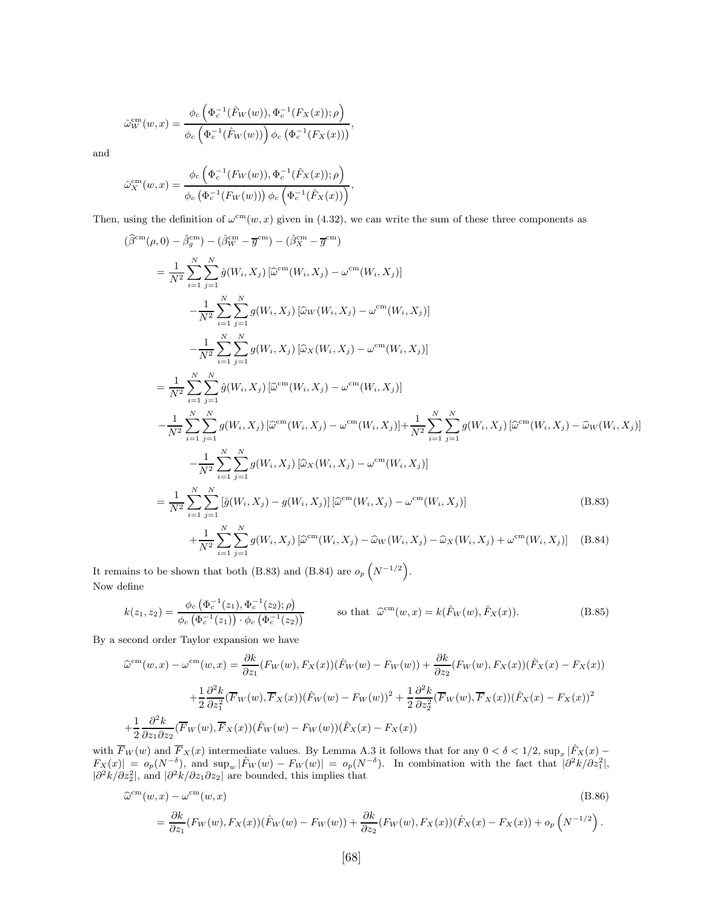$$
\hat{\omega}_W^{\text{cm}}(w,x) = \frac{\phi_c\left(\Phi_c^{-1}(\hat{F}_W(w)), \Phi_c^{-1}(F_X(x)); \rho\right)}{\phi_c\left(\Phi_c^{-1}(\hat{F}_W(w))\right)\phi_c\left(\Phi_c^{-1}(F_X(x))\right)},
$$

and

$$
\hat{\omega}_X^{\text{cm}}(w,x) = \frac{\phi_c\left(\Phi_c^{-1}(F_W(w)), \Phi_c^{-1}(\hat{F}_X(x)); \rho\right)}{\phi_c\left(\Phi_c^{-1}(F_W(w))\right)\phi_c\left(\Phi_c^{-1}(\hat{F}_X(x))\right)},
$$

Then, using the definition of $\omega^{\text{cm}}(w,x)$ given in (4.32), we can write the sum of these three components as

$$
\begin{aligned}
&(\widehat{\beta}^{\text{cm}}(\rho,0) - \hat{\beta}_g^{\text{cm}}) - (\hat{\beta}_W^{\text{cm}} - \overline{g}^{\text{cm}}) - (\hat{\beta}_X^{\text{cm}} - \overline{g}^{\text{cm}}) \\
&= \frac{1}{N^2}\sum_{i=1}^{N}\sum_{j=1}^{N}\hat{g}(W_i,X_j)\left[\widehat{\omega}^{\text{cm}}(W_i,X_j) - \omega^{\text{cm}}(W_i,X_j)\right] \\
&\quad - \frac{1}{N^2}\sum_{i=1}^{N}\sum_{j=1}^{N}g(W_i,X_j)\left[\widehat{\omega}_W(W_i,X_j) - \omega^{\text{cm}}(W_i,X_j)\right] \\
&\quad - \frac{1}{N^2}\sum_{i=1}^{N}\sum_{j=1}^{N}g(W_i,X_j)\left[\widehat{\omega}_X(W_i,X_j) - \omega^{\text{cm}}(W_i,X_j)\right] \\
&= \frac{1}{N^2}\sum_{i=1}^{N}\sum_{j=1}^{N}\hat{g}(W_i,X_j)\left[\widehat{\omega}^{\text{cm}}(W_i,X_j) - \omega^{\text{cm}}(W_i,X_j)\right] \\
&\quad - \frac{1}{N^2}\sum_{i=1}^{N}\sum_{j=1}^{N}g(W_i,X_j)\left[\widehat{\omega}^{\text{cm}}(W_i,X_j) - \omega^{\text{cm}}(W_i,X_j)\right] + \frac{1}{N^2}\sum_{i=1}^{N}\sum_{j=1}^{N}g(W_i,X_j)\left[\widehat{\omega}^{\text{cm}}(W_i,X_j) - \widehat{\omega}_W(W_i,X_j)\right] \\
&\quad - \frac{1}{N^2}\sum_{i=1}^{N}\sum_{j=1}^{N}g(W_i,X_j)\left[\widehat{\omega}_X(W_i,X_j) - \omega^{\text{cm}}(W_i,X_j)\right] \\
&= \frac{1}{N^2}\sum_{i=1}^{N}\sum_{j=1}^{N}\left[\hat{g}(W_i,X_j) - g(W_i,X_j)\right]\left[\widehat{\omega}^{\text{cm}}(W_i,X_j) - \omega^{\text{cm}}(W_i,X_j)\right] \qquad \text{(B.83)} \\
&\quad + \frac{1}{N^2}\sum_{i=1}^{N}\sum_{j=1}^{N}g(W_i,X_j)\left[\widehat{\omega}^{\text{cm}}(W_i,X_j) - \widehat{\omega}_W(W_i,X_j) - \widehat{\omega}_X(W_i,X_j) + \omega^{\text{cm}}(W_i,X_j)\right] \qquad \text{(B.84)}
\end{aligned}
$$

It remains to be shown that both (B.83) and (B.84) are $o_p\left(N^{-1/2}\right)$.
Now define

$$
k(z_1,z_2) = \frac{\phi_c\left(\Phi_c^{-1}(z_1), \Phi_c^{-1}(z_2); \rho\right)}{\phi_c\left(\Phi_c^{-1}(z_1)\right)\cdot\phi_c\left(\Phi_c^{-1}(z_2)\right)} \qquad \text{so that } \widehat{\omega}^{\text{cm}}(w,x) = k(\hat{F}_W(w), \hat{F}_X(x)). \qquad \text{(B.85)}
$$

By a second order Taylor expansion we have

$$
\begin{aligned}
\widehat{\omega}^{\text{cm}}(w,x) - \omega^{\text{cm}}(w,x) &= \frac{\partial k}{\partial z_1}(F_W(w),F_X(x))(\hat{F}_W(w) - F_W(w)) + \frac{\partial k}{\partial z_2}(F_W(w),F_X(x))(\hat{F}_X(x) - F_X(x)) \\
&\quad + \frac{1}{2}\frac{\partial^2 k}{\partial z_1^2}(\overline{F}_W(w),\overline{F}_X(x))(\hat{F}_W(w) - F_W(w))^2 + \frac{1}{2}\frac{\partial^2 k}{\partial z_2^2}(\overline{F}_W(w),\overline{F}_X(x))(\hat{F}_X(x) - F_X(x))^2 \\
&\quad + \frac{1}{2}\frac{\partial^2 k}{\partial z_1 \partial z_2}(\overline{F}_W(w),\overline{F}_X(x))(\hat{F}_W(w) - F_W(w))(\hat{F}_X(x) - F_X(x))
\end{aligned}
$$

with $\overline{F}_W(w)$ and $\overline{F}_X(x)$ intermediate values. By Lemma A.3 it follows that for any $0 < \delta < 1/2$, $\sup_x|\hat{F}_X(x) - F_X(x)| = o_p(N^{-\delta})$, and $\sup_w|\hat{F}_W(w) - F_W(w)| = o_p(N^{-\delta})$. In combination with the fact that $|\partial^2 k/\partial z_1^2|$, $|\partial^2 k/\partial z_2^2|$, and $|\partial^2 k/\partial z_1 \partial z_2|$ are bounded, this implies that

$$
\begin{aligned}
&\widehat{\omega}^{\text{cm}}(w,x) - \omega^{\text{cm}}(w,x) \qquad \text{(B.86)} \\
&= \frac{\partial k}{\partial z_1}(F_W(w),F_X(x))(\hat{F}_W(w) - F_W(w)) + \frac{\partial k}{\partial z_2}(F_W(w),F_X(x))(\hat{F}_X(x) - F_X(x)) + o_p\left(N^{-1/2}\right).
\end{aligned}
$$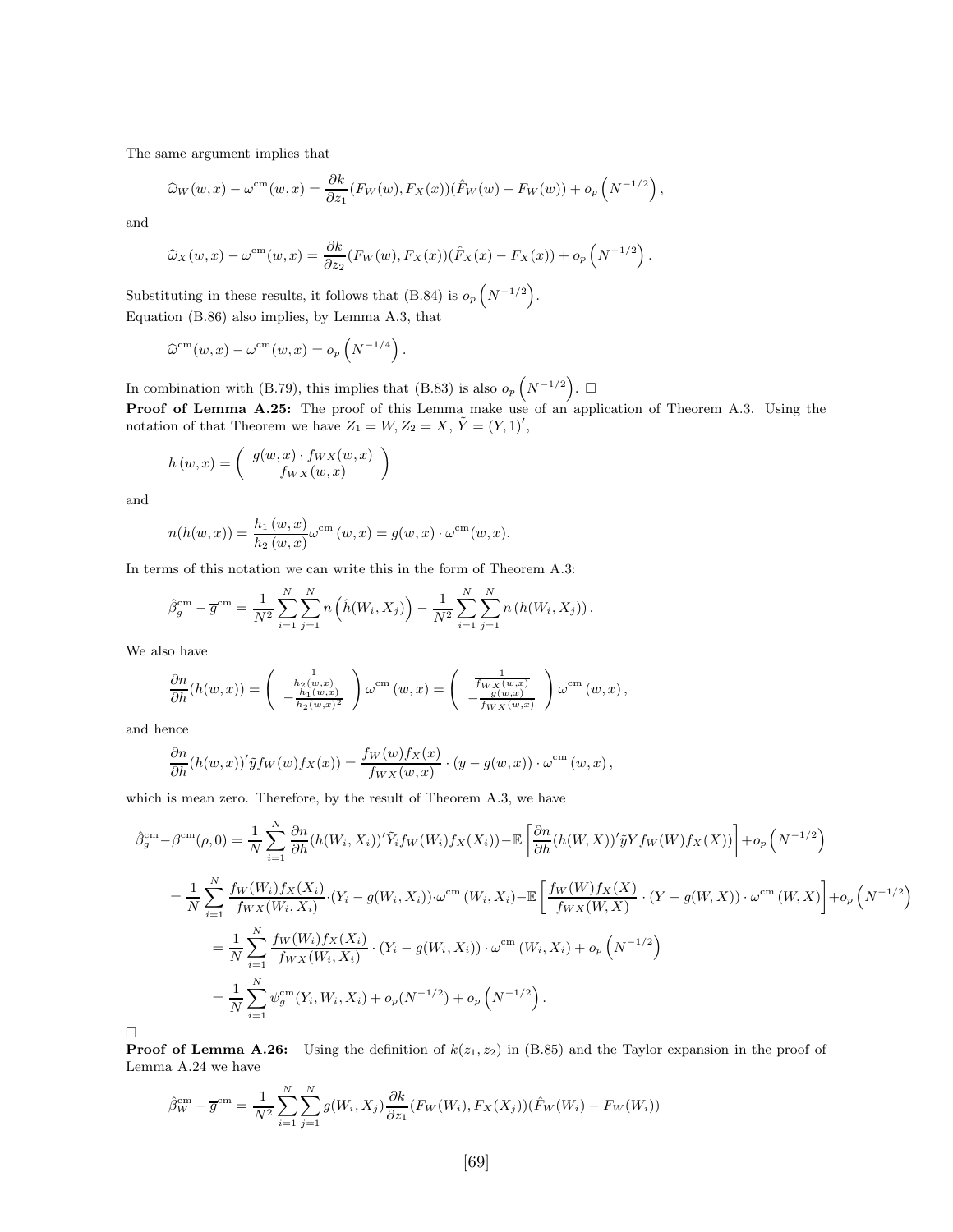The same argument implies that

$$\widehat{\omega}_W(w,x) - \omega^{\text{cm}}(w,x) = \frac{\partial k}{\partial z_1}(F_W(w), F_X(x))(\hat{F}_W(w) - F_W(w)) + o_p\left(N^{-1/2}\right),$$

and

$$\widehat{\omega}_X(w,x) - \omega^{\text{cm}}(w,x) = \frac{\partial k}{\partial z_2}(F_W(w), F_X(x))(\hat{F}_X(x) - F_X(x)) + o_p\left(N^{-1/2}\right).$$

Substituting in these results, it follows that (B.84) is $o_p\left(N^{-1/2}\right)$.
Equation (B.86) also implies, by Lemma A.3, that

$$\widehat{\omega}^{\text{cm}}(w,x) - \omega^{\text{cm}}(w,x) = o_p\left(N^{-1/4}\right).$$

In combination with (B.79), this implies that (B.83) is also $o_p\left(N^{-1/2}\right)$. □

**Proof of Lemma A.25:** The proof of this Lemma make use of an application of Theorem A.3. Using the notation of that Theorem we have $Z_1 = W, Z_2 = X$, $\tilde{Y} = (Y, 1)'$,

$$h(w,x) = \begin{pmatrix} g(w,x)\cdot f_{WX}(w,x) \\ f_{WX}(w,x) \end{pmatrix}$$

and

$$n(h(w,x)) = \frac{h_1(w,x)}{h_2(w,x)}\omega^{\text{cm}}(w,x) = g(w,x)\cdot\omega^{\text{cm}}(w,x).$$

In terms of this notation we can write this in the form of Theorem A.3:

$$\hat{\beta}_g^{\text{cm}} - \overline{g}^{\text{cm}} = \frac{1}{N^2}\sum_{i=1}^N\sum_{j=1}^N n\left(\hat{h}(W_i,X_j)\right) - \frac{1}{N^2}\sum_{i=1}^N\sum_{j=1}^N n\left(h(W_i,X_j)\right).$$

We also have

$$\frac{\partial n}{\partial h}(h(w,x)) = \begin{pmatrix} \frac{1}{h_2(w,x)} \\ -\frac{h_1(w,x)}{h_2(w,x)^2} \end{pmatrix}\omega^{\text{cm}}(w,x) = \begin{pmatrix} \frac{1}{f_{WX}(w,x)} \\ -\frac{g(w,x)}{f_{WX}(w,x)} \end{pmatrix}\omega^{\text{cm}}(w,x),$$

and hence

$$\frac{\partial n}{\partial h}(h(w,x))'\tilde{y}f_W(w)f_X(x)) = \frac{f_W(w)f_X(x)}{f_{WX}(w,x)}\cdot(y - g(w,x))\cdot\omega^{\text{cm}}(w,x),$$

which is mean zero. Therefore, by the result of Theorem A.3, we have

$$\hat{\beta}_g^{\text{cm}} - \beta^{\text{cm}}(\rho,0) = \frac{1}{N}\sum_{i=1}^N\frac{\partial n}{\partial h}(h(W_i,X_i))'\tilde{Y}_i f_W(W_i)f_X(X_i)) - \mathbb{E}\left[\frac{\partial n}{\partial h}(h(W,X))'\tilde{y}Yf_W(W)f_X(X))\right] + o_p\left(N^{-1/2}\right)$$

$$= \frac{1}{N}\sum_{i=1}^N\frac{f_W(W_i)f_X(X_i)}{f_{WX}(W_i,X_i)}\cdot(Y_i - g(W_i,X_i))\cdot\omega^{\text{cm}}(W_i,X_i) - \mathbb{E}\left[\frac{f_W(W)f_X(X)}{f_{WX}(W,X)}\cdot(Y - g(W,X))\cdot\omega^{\text{cm}}(W,X)\right] + o_p\left(N^{-1/2}\right)$$

$$= \frac{1}{N}\sum_{i=1}^N\frac{f_W(W_i)f_X(X_i)}{f_{WX}(W_i,X_i)}\cdot(Y_i - g(W_i,X_i))\cdot\omega^{\text{cm}}(W_i,X_i) + o_p\left(N^{-1/2}\right)$$

$$= \frac{1}{N}\sum_{i=1}^N\psi_g^{\text{cm}}(Y_i,W_i,X_i) + o_p(N^{-1/2}) + o_p\left(N^{-1/2}\right).$$

□

**Proof of Lemma A.26:** Using the definition of $k(z_1,z_2)$ in (B.85) and the Taylor expansion in the proof of Lemma A.24 we have

$$\hat{\beta}_W^{\text{cm}} - \overline{g}^{\text{cm}} = \frac{1}{N^2}\sum_{i=1}^N\sum_{j=1}^N g(W_i,X_j)\frac{\partial k}{\partial z_1}(F_W(W_i),F_X(X_j))(\hat{F}_W(W_i) - F_W(W_i))$$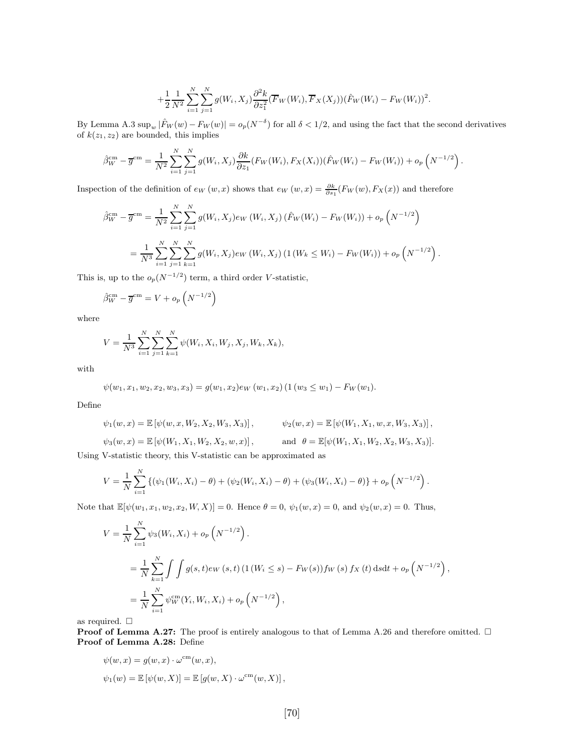$$+\frac{1}{2}\frac{1}{N^2}\sum_{i=1}^{N}\sum_{j=1}^{N} g(W_i, X_j)\frac{\partial^2 k}{\partial z_1^2}(\overline{F}_W(W_i), \overline{F}_X(X_j))(\hat{F}_W(W_i) - F_W(W_i))^2.$$

By Lemma A.3 $\sup_w |\hat{F}_W(w) - F_W(w)| = o_p(N^{-\delta})$ for all $\delta < 1/2$, and using the fact that the second derivatives of $k(z_1, z_2)$ are bounded, this implies

$$\hat{\beta}_W^{\text{cm}} - \overline{g}^{\text{cm}} = \frac{1}{N^2}\sum_{i=1}^{N}\sum_{j=1}^{N} g(W_i, X_j)\frac{\partial k}{\partial z_1}(F_W(W_i), F_X(X_i))(\hat{F}_W(W_i) - F_W(W_i)) + o_p\left(N^{-1/2}\right).$$

Inspection of the definition of $e_W(w, x)$ shows that $e_W(w, x) = \frac{\partial k}{\partial s_1}(F_W(w), F_X(x))$ and therefore

$$\hat{\beta}_W^{\text{cm}} - \overline{g}^{\text{cm}} = \frac{1}{N^2}\sum_{i=1}^{N}\sum_{j=1}^{N} g(W_i, X_j) e_W(W_i, X_j)(\hat{F}_W(W_i) - F_W(W_i)) + o_p\left(N^{-1/2}\right)$$

$$= \frac{1}{N^3}\sum_{i=1}^{N}\sum_{j=1}^{N}\sum_{k=1}^{N} g(W_i, X_j) e_W(W_i, X_j)(1(W_k \le W_i) - F_W(W_i)) + o_p\left(N^{-1/2}\right).$$

This is, up to the $o_p(N^{-1/2})$ term, a third order $V$-statistic,

$$\hat{\beta}_W^{\text{cm}} - \overline{g}^{\text{cm}} = V + o_p\left(N^{-1/2}\right)$$

where

$$V = \frac{1}{N^3}\sum_{i=1}^{N}\sum_{j=1}^{N}\sum_{k=1}^{N}\psi(W_i, X_i, W_j, X_j, W_k, X_k),$$

with

$$\psi(w_1, x_1, w_2, x_2, w_3, x_3) = g(w_1, x_2) e_W(w_1, x_2)(1(w_3 \le w_1) - F_W(w_1)).$$

Define

$$\psi_1(w, x) = \mathbb{E}\left[\psi(w, x, W_2, X_2, W_3, X_3)\right], \qquad \psi_2(w, x) = \mathbb{E}\left[\psi(W_1, X_1, w, x, W_3, X_3)\right],$$

$$\psi_3(w, x) = \mathbb{E}\left[\psi(W_1, X_1, W_2, X_2, w, x)\right], \qquad \text{and} \quad \theta = \mathbb{E}[\psi(W_1, X_1, W_2, X_2, W_3, X_3)].$$

Using V-statistic theory, this V-statistic can be approximated as

$$V = \frac{1}{N}\sum_{i=1}^{N}\left\{(\psi_1(W_i, X_i) - \theta) + (\psi_2(W_i, X_i) - \theta) + (\psi_3(W_i, X_i) - \theta)\right\} + o_p\left(N^{-1/2}\right).$$

Note that $\mathbb{E}[\psi(w_1, x_1, w_2, x_2, W, X)] = 0$. Hence $\theta = 0$, $\psi_1(w, x) = 0$, and $\psi_2(w, x) = 0$. Thus,

$$V = \frac{1}{N}\sum_{i=1}^{N}\psi_3(W_i, X_i) + o_p\left(N^{-1/2}\right).$$

$$= \frac{1}{N}\sum_{k=1}^{N}\int\int g(s, t) e_W(s, t)(1(W_i \le s) - F_W(s)) f_W(s) f_X(t)\, \mathrm{d}s\mathrm{d}t + o_p\left(N^{-1/2}\right),$$

$$= \frac{1}{N}\sum_{i=1}^{N}\psi_W^{\text{cm}}(Y_i, W_i, X_i) + o_p\left(N^{-1/2}\right),$$

as required. $\square$

**Proof of Lemma A.27:** The proof is entirely analogous to that of Lemma A.26 and therefore omitted. $\square$

**Proof of Lemma A.28:** Define

$$\psi(w, x) = g(w, x) \cdot \omega^{\text{cm}}(w, x),$$

$$\psi_1(w) = \mathbb{E}\left[\psi(w, X)\right] = \mathbb{E}\left[g(w, X) \cdot \omega^{\text{cm}}(w, X)\right],$$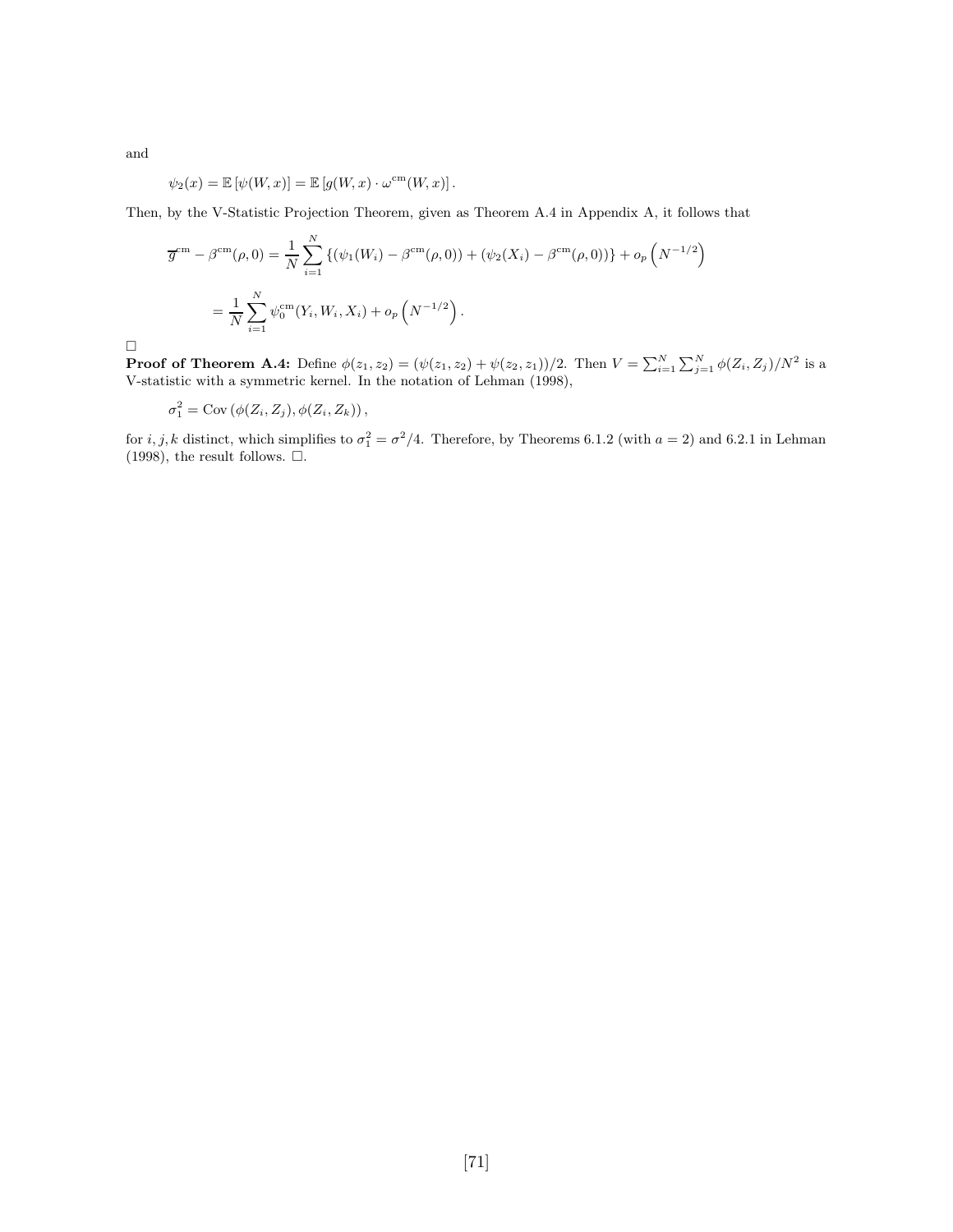and

$$\psi_2(x) = \mathbb{E}\left[\psi(W, x)\right] = \mathbb{E}\left[g(W, x) \cdot \omega^{\text{cm}}(W, x)\right].$$

Then, by the V-Statistic Projection Theorem, given as Theorem A.4 in Appendix A, it follows that

$$\overline{g}^{\text{cm}} - \beta^{\text{cm}}(\rho, 0) = \frac{1}{N}\sum_{i=1}^{N}\left\{(\psi_1(W_i) - \beta^{\text{cm}}(\rho, 0)) + (\psi_2(X_i) - \beta^{\text{cm}}(\rho, 0))\right\} + o_p\left(N^{-1/2}\right)$$

$$= \frac{1}{N}\sum_{i=1}^{N}\psi_0^{\text{cm}}(Y_i, W_i, X_i) + o_p\left(N^{-1/2}\right).$$

□

**Proof of Theorem A.4:** Define $\phi(z_1, z_2) = (\psi(z_1, z_2) + \psi(z_2, z_1))/2$. Then $V = \sum_{i=1}^{N}\sum_{j=1}^{N}\phi(Z_i, Z_j)/N^2$ is a V-statistic with a symmetric kernel. In the notation of Lehman (1998),

$$\sigma_1^2 = \text{Cov}\left(\phi(Z_i, Z_j), \phi(Z_i, Z_k)\right),$$

for $i, j, k$ distinct, which simplifies to $\sigma_1^2 = \sigma^2/4$. Therefore, by Theorems 6.1.2 (with $a = 2$) and 6.2.1 in Lehman (1998), the result follows. □.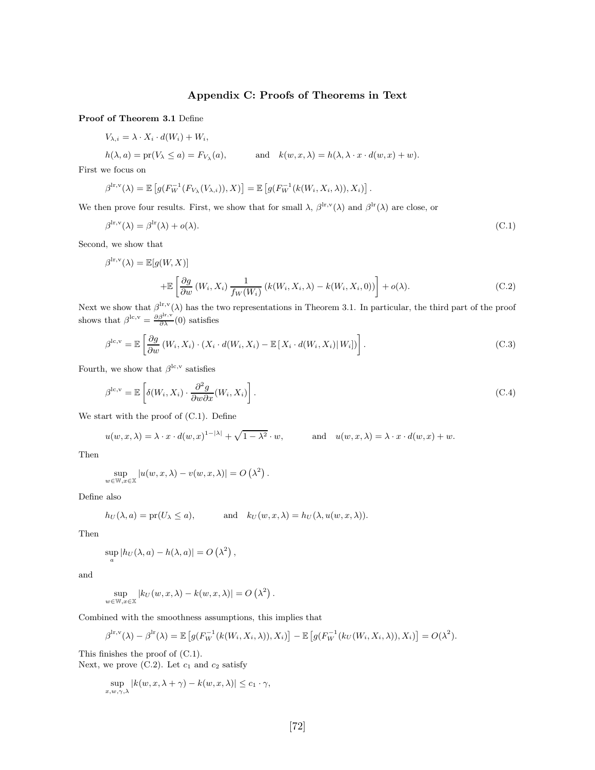## Appendix C: Proofs of Theorems in Text

**Proof of Theorem 3.1** Define

$$V_{\lambda,i} = \lambda \cdot X_i \cdot d(W_i) + W_i,$$

$$h(\lambda, a) = \text{pr}(V_\lambda \leq a) = F_{V_\lambda}(a), \qquad \text{and} \quad k(w, x, \lambda) = h(\lambda, \lambda \cdot x \cdot d(w, x) + w).$$

First we focus on

$$\beta^{\text{lr,v}}(\lambda) = \mathbb{E}\left[g(F_W^{-1}(F_{V_\lambda}(V_{\lambda,i})), X)\right] = \mathbb{E}\left[g(F_W^{-1}(k(W_i, X_i, \lambda)), X_i)\right].$$

We then prove four results. First, we show that for small $\lambda$, $\beta^{\text{lr,v}}(\lambda)$ and $\beta^{\text{lr}}(\lambda)$ are close, or

$$\beta^{\text{lr,v}}(\lambda) = \beta^{\text{lr}}(\lambda) + o(\lambda). \tag{C.1}$$

Second, we show that

$$\beta^{\text{lr,v}}(\lambda) = \mathbb{E}[g(W, X)] \\ + \mathbb{E}\left[\frac{\partial g}{\partial w}(W_i, X_i) \frac{1}{f_W(W_i)} (k(W_i, X_i, \lambda) - k(W_i, X_i, 0))\right] + o(\lambda). \tag{C.2}$$

Next we show that $\beta^{\text{lr,v}}(\lambda)$ has the two representations in Theorem 3.1. In particular, the third part of the proof shows that $\beta^{\text{lc,v}} = \frac{\partial \beta^{\text{lr,v}}}{\partial \lambda}(0)$ satisfies

$$\beta^{\text{lc,v}} = \mathbb{E}\left[\frac{\partial g}{\partial w}(W_i, X_i) \cdot (X_i \cdot d(W_i, X_i) - \mathbb{E}\left[X_i \cdot d(W_i, X_i) | W_i\right])\right]. \tag{C.3}$$

Fourth, we show that $\beta^{\text{lc,v}}$ satisfies

$$\beta^{\text{lc,v}} = \mathbb{E}\left[\delta(W_i, X_i) \cdot \frac{\partial^2 g}{\partial w \partial x}(W_i, X_i)\right]. \tag{C.4}$$

We start with the proof of (C.1). Define

$$u(w, x, \lambda) = \lambda \cdot x \cdot d(w, x)^{1-|\lambda|} + \sqrt{1 - \lambda^2} \cdot w, \qquad \text{and} \quad u(w, x, \lambda) = \lambda \cdot x \cdot d(w, x) + w.$$

Then

$$\sup_{w \in \mathbb{W}, x \in \mathbb{X}} |u(w, x, \lambda) - v(w, x, \lambda)| = O\left(\lambda^2\right).$$

Define also

$$h_U(\lambda, a) = \text{pr}(U_\lambda \leq a), \qquad \text{and} \quad k_U(w, x, \lambda) = h_U(\lambda, u(w, x, \lambda)).$$

Then

$$\sup_a |h_U(\lambda, a) - h(\lambda, a)| = O\left(\lambda^2\right),$$

and

$$\sup_{w \in \mathbb{W}, x \in \mathbb{X}} |k_U(w, x, \lambda) - k(w, x, \lambda)| = O\left(\lambda^2\right).$$

Combined with the smoothness assumptions, this implies that

$$\beta^{\text{lr,v}}(\lambda) - \beta^{\text{lr}}(\lambda) = \mathbb{E}\left[g(F_W^{-1}(k(W_i, X_i, \lambda)), X_i)\right] - \mathbb{E}\left[g(F_W^{-1}(k_U(W_i, X_i, \lambda)), X_i)\right] = O(\lambda^2).$$

This finishes the proof of (C.1).

Next, we prove (C.2). Let $c_1$ and $c_2$ satisfy

$$\sup_{x, w, \gamma, \lambda} |k(w, x, \lambda + \gamma) - k(w, x, \lambda)| \leq c_1 \cdot \gamma,$$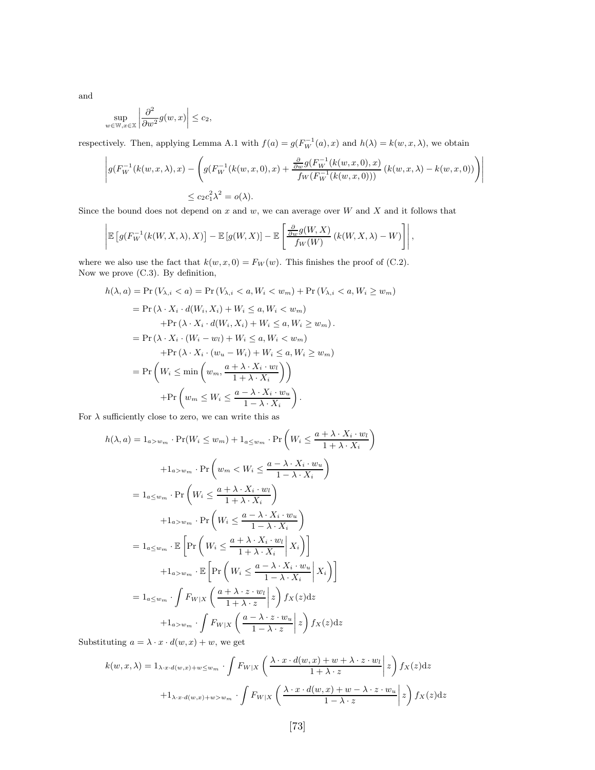and

$$
\sup_{w\in\mathbb{W},x\in\mathbb{X}}\left|\frac{\partial^2}{\partial w^2}g(w,x)\right|\leq c_2,
$$

respectively. Then, applying Lemma A.1 with $f(a)=g(F_W^{-1}(a),x)$ and $h(\lambda)=k(w,x,\lambda)$, we obtain

$$
\left|g(F_W^{-1}(k(w,x,\lambda),x)-\left(g(F_W^{-1}(k(w,x,0),x)+\frac{\frac{\partial}{\partial w}g(F_W^{-1}(k(w,x,0),x)}{f_W(F_W^{-1}(k(w,x,0)))}\left(k(w,x,\lambda)-k(w,x,0)\right)\right)\right|
$$

$$
\leq c_2c_1^2\lambda^2=o(\lambda).
$$

Since the bound does not depend on $x$ and $w$, we can average over $W$ and $X$ and it follows that

$$
\left|\mathbb{E}\left[g(F_W^{-1}(k(W,X,\lambda),X)\right]-\mathbb{E}\left[g(W,X)\right]-\mathbb{E}\left[\frac{\frac{\partial}{\partial w}g(W,X)}{f_W(W)}\left(k(W,X,\lambda)-W\right)\right]\right|,
$$

where we also use the fact that $k(w,x,0)=F_W(w)$. This finishes the proof of (C.2).
Now we prove (C.3). By definition,

$$
\begin{aligned}
h(\lambda,a)&=\Pr\left(V_{\lambda,i}<a\right)=\Pr\left(V_{\lambda,i}<a,W_i<w_m\right)+\Pr\left(V_{\lambda,i}<a,W_i\geq w_m\right)\\
&=\Pr\left(\lambda\cdot X_i\cdot d(W_i,X_i)+W_i\leq a,W_i<w_m\right)\\
&\qquad+\Pr\left(\lambda\cdot X_i\cdot d(W_i,X_i)+W_i\leq a,W_i\geq w_m\right).\\
&=\Pr\left(\lambda\cdot X_i\cdot(W_i-w_l)+W_i\leq a,W_i<w_m\right)\\
&\qquad+\Pr\left(\lambda\cdot X_i\cdot(w_u-W_i)+W_i\leq a,W_i\geq w_m\right)\\
&=\Pr\left(W_i\leq\min\left(w_m,\frac{a+\lambda\cdot X_i\cdot w_l}{1+\lambda\cdot X_i}\right)\right)\\
&\qquad+\Pr\left(w_m\leq W_i\leq\frac{a-\lambda\cdot X_i\cdot w_u}{1-\lambda\cdot X_i}\right).
\end{aligned}
$$

For $\lambda$ sufficiently close to zero, we can write this as

$$
\begin{aligned}
h(\lambda,a)&=1_{a>w_m}\cdot\Pr(W_i\leq w_m)+1_{a\leq w_m}\cdot\Pr\left(W_i\leq\frac{a+\lambda\cdot X_i\cdot w_l}{1+\lambda\cdot X_i}\right)\\
&\qquad+1_{a>w_m}\cdot\Pr\left(w_m<W_i\leq\frac{a-\lambda\cdot X_i\cdot w_u}{1-\lambda\cdot X_i}\right)\\
&=1_{a\leq w_m}\cdot\Pr\left(W_i\leq\frac{a+\lambda\cdot X_i\cdot w_l}{1+\lambda\cdot X_i}\right)\\
&\qquad+1_{a>w_m}\cdot\Pr\left(W_i\leq\frac{a-\lambda\cdot X_i\cdot w_u}{1-\lambda\cdot X_i}\right)\\
&=1_{a\leq w_m}\cdot\mathbb{E}\left[\Pr\left(W_i\leq\frac{a+\lambda\cdot X_i\cdot w_l}{1+\lambda\cdot X_i}\,\middle|\,X_i\right)\right]\\
&\qquad+1_{a>w_m}\cdot\mathbb{E}\left[\Pr\left(W_i\leq\frac{a-\lambda\cdot X_i\cdot w_u}{1-\lambda\cdot X_i}\,\middle|\,X_i\right)\right]\\
&=1_{a\leq w_m}\cdot\int F_{W|X}\left(\frac{a+\lambda\cdot z\cdot w_l}{1+\lambda\cdot z}\,\middle|\,z\right)f_X(z)\mathrm{d}z\\
&\qquad+1_{a>w_m}\cdot\int F_{W|X}\left(\frac{a-\lambda\cdot z\cdot w_u}{1-\lambda\cdot z}\,\middle|\,z\right)f_X(z)\mathrm{d}z
\end{aligned}
$$

Substituting $a=\lambda\cdot x\cdot d(w,x)+w$, we get

$$
\begin{aligned}
k(w,x,\lambda)&=1_{\lambda\cdot x\cdot d(w,x)+w\leq w_m}\cdot\int F_{W|X}\left(\frac{\lambda\cdot x\cdot d(w,x)+w+\lambda\cdot z\cdot w_l}{1+\lambda\cdot z}\,\middle|\,z\right)f_X(z)\mathrm{d}z\\
&\qquad+1_{\lambda\cdot x\cdot d(w,x)+w>w_m}\cdot\int F_{W|X}\left(\frac{\lambda\cdot x\cdot d(w,x)+w-\lambda\cdot z\cdot w_u}{1-\lambda\cdot z}\,\middle|\,z\right)f_X(z)\mathrm{d}z
\end{aligned}
$$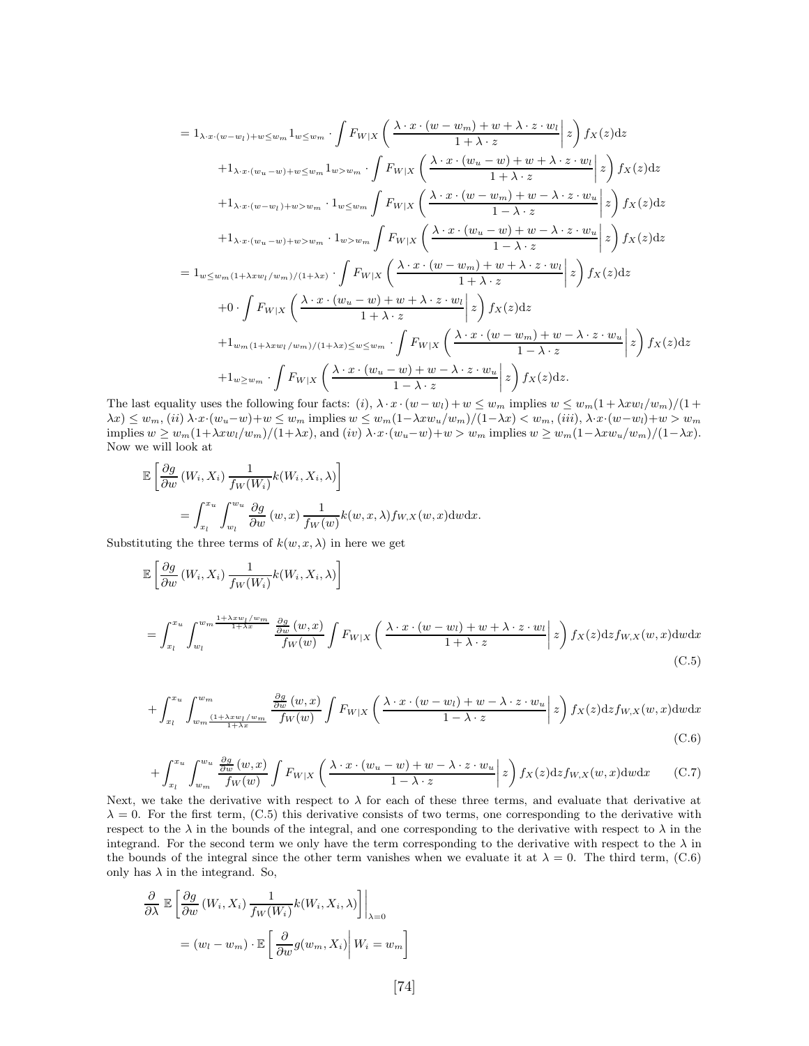$$
\begin{aligned}
&= 1_{\lambda \cdot x \cdot (w-w_l)+w \leq w_m} 1_{w \leq w_m} \cdot \int F_{W|X}\left( \frac{\lambda \cdot x \cdot (w-w_m) + w + \lambda \cdot z \cdot w_l}{1+\lambda \cdot z} \middle| z \right) f_X(z) \mathrm{d}z \\
&\quad + 1_{\lambda \cdot x \cdot (w_u - w)+w \leq w_m} 1_{w > w_m} \cdot \int F_{W|X}\left( \frac{\lambda \cdot x \cdot (w_u - w) + w + \lambda \cdot z \cdot w_l}{1+\lambda \cdot z} \middle| z \right) f_X(z) \mathrm{d}z \\
&\quad + 1_{\lambda \cdot x \cdot (w-w_l)+w > w_m} \cdot 1_{w \leq w_m} \int F_{W|X}\left( \frac{\lambda \cdot x \cdot (w-w_m) + w - \lambda \cdot z \cdot w_u}{1-\lambda \cdot z} \middle| z \right) f_X(z) \mathrm{d}z \\
&\quad + 1_{\lambda \cdot x \cdot (w_u-w)+w > w_m} \cdot 1_{w > w_m} \int F_{W|X}\left( \frac{\lambda \cdot x \cdot (w_u-w) + w - \lambda \cdot z \cdot w_u}{1-\lambda \cdot z} \middle| z \right) f_X(z) \mathrm{d}z \\
&= 1_{w \leq w_m(1+\lambda x w_l/w_m)/(1+\lambda x)} \cdot \int F_{W|X}\left( \frac{\lambda \cdot x \cdot (w-w_m) + w + \lambda \cdot z \cdot w_l}{1+\lambda \cdot z} \middle| z \right) f_X(z) \mathrm{d}z \\
&\quad + 0 \cdot \int F_{W|X}\left( \frac{\lambda \cdot x \cdot (w_u - w) + w + \lambda \cdot z \cdot w_l}{1+\lambda \cdot z} \middle| z \right) f_X(z) \mathrm{d}z \\
&\quad + 1_{w_m(1+\lambda x w_l/w_m)/(1+\lambda x) \leq w \leq w_m} \cdot \int F_{W|X}\left( \frac{\lambda \cdot x \cdot (w-w_m) + w - \lambda \cdot z \cdot w_u}{1-\lambda \cdot z} \middle| z \right) f_X(z) \mathrm{d}z \\
&\quad + 1_{w \geq w_m} \cdot \int F_{W|X}\left( \frac{\lambda \cdot x \cdot (w_u-w) + w - \lambda \cdot z \cdot w_u}{1-\lambda \cdot z} \middle| z \right) f_X(z) \mathrm{d}z.
\end{aligned}
$$

The last equality uses the following four facts: $(i)$, $\lambda \cdot x \cdot (w-w_l)+w \leq w_m$ implies $w \leq w_m(1+\lambda x w_l/w_m)/(1+\lambda x) \leq w_m$, $(ii)$ $\lambda \cdot x \cdot (w_u - w) + w \leq w_m$ implies $w \leq w_m(1-\lambda x w_u/w_m)/(1-\lambda x) < w_m$, $(iii)$, $\lambda \cdot x \cdot (w-w_l)+w > w_m$ implies $w \geq w_m(1+\lambda x w_l/w_m)/(1+\lambda x)$, and $(iv)$ $\lambda \cdot x \cdot (w_u - w)+w > w_m$ implies $w \geq w_m(1-\lambda x w_u/w_m)/(1-\lambda x)$. Now we will look at

$$
\begin{aligned}
&\mathbb{E}\left[ \frac{\partial g}{\partial w}(W_i, X_i) \frac{1}{f_W(W_i)} k(W_i, X_i, \lambda) \right] \\
&\quad = \int_{x_l}^{x_u} \int_{w_l}^{w_u} \frac{\partial g}{\partial w}(w,x) \frac{1}{f_W(w)} k(w,x,\lambda) f_{W,X}(w,x) \mathrm{d}w \mathrm{d}x.
\end{aligned}
$$

Substituting the three terms of $k(w,x,\lambda)$ in here we get

$$
\mathbb{E}\left[ \frac{\partial g}{\partial w}(W_i, X_i) \frac{1}{f_W(W_i)} k(W_i, X_i, \lambda) \right]
$$

$$
= \int_{x_l}^{x_u} \int_{w_l}^{w_m \frac{1+\lambda x w_l/w_m}{1+\lambda x}} \frac{\frac{\partial g}{\partial w}(w,x)}{f_W(w)} \int F_{W|X}\left( \frac{\lambda \cdot x \cdot (w - w_l) + w + \lambda \cdot z \cdot w_l}{1+\lambda \cdot z} \middle| z \right) f_X(z) \mathrm{d}z f_{W,X}(w,x) \mathrm{d}w \mathrm{d}x \tag{C.5}
$$

$$
+ \int_{x_l}^{x_u} \int_{w_m \frac{(1+\lambda x w_l/w_m}{1+\lambda x}}^{w_m} \frac{\frac{\partial g}{\partial w}(w,x)}{f_W(w)} \int F_{W|X}\left( \frac{\lambda \cdot x \cdot (w - w_l) + w - \lambda \cdot z \cdot w_u}{1-\lambda \cdot z} \middle| z \right) f_X(z) \mathrm{d}z f_{W,X}(w,x) \mathrm{d}w \mathrm{d}x \tag{C.6}
$$

$$
+ \int_{x_l}^{x_u} \int_{w_m}^{w_u} \frac{\frac{\partial g}{\partial w}(w,x)}{f_W(w)} \int F_{W|X}\left( \frac{\lambda \cdot x \cdot (w_u - w) + w - \lambda \cdot z \cdot w_u}{1-\lambda \cdot z} \middle| z \right) f_X(z) \mathrm{d}z f_{W,X}(w,x) \mathrm{d}w \mathrm{d}x \tag{C.7}
$$

Next, we take the derivative with respect to $\lambda$ for each of these three terms, and evaluate that derivative at $\lambda = 0$. For the first term, (C.5) this derivative consists of two terms, one corresponding to the derivative with respect to the $\lambda$ in the bounds of the integral, and one corresponding to the derivative with respect to $\lambda$ in the integrand. For the second term we only have the term corresponding to the derivative with respect to the $\lambda$ in the bounds of the integral since the other term vanishes when we evaluate it at $\lambda = 0$. The third term, (C.6) only has $\lambda$ in the integrand. So,

$$
\begin{aligned}
&\frac{\partial}{\partial \lambda} \mathbb{E}\left[ \frac{\partial g}{\partial w}(W_i, X_i) \frac{1}{f_W(W_i)} k(W_i, X_i, \lambda) \right] \Bigg|_{\lambda=0} \\
&\quad = (w_l - w_m) \cdot \mathbb{E}\left[ \frac{\partial}{\partial w} g(w_m, X_i) \middle| W_i = w_m \right]
\end{aligned}
$$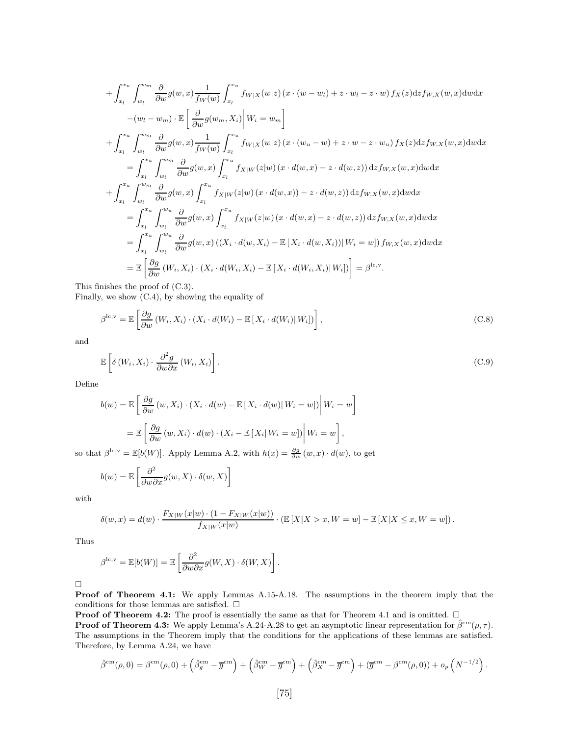$$
\begin{aligned}
&+\int_{x_l}^{x_u}\int_{w_l}^{w_m}\frac{\partial}{\partial w}g(w,x)\frac{1}{f_W(w)}\int_{x_l}^{x_u}f_{W|X}(w|z)\left(x\cdot(w-w_l)+z\cdot w_l-z\cdot w\right)f_X(z)\mathrm{d}z f_{W,X}(w,x)\mathrm{d}w\mathrm{d}x\\
&\qquad -(w_l-w_m)\cdot\mathbb{E}\left[\left.\frac{\partial}{\partial w}g(w_m,X_i)\right|W_i=w_m\right]\\
&+\int_{x_l}^{x_u}\int_{w_l}^{w_m}\frac{\partial}{\partial w}g(w,x)\frac{1}{f_W(w)}\int_{x_l}^{x_u}f_{W|X}(w|z)\left(x\cdot(w_u-w)+z\cdot w-z\cdot w_u\right)f_X(z)\mathrm{d}z f_{W,X}(w,x)\mathrm{d}w\mathrm{d}x\\
&\qquad =\int_{x_l}^{x_u}\int_{w_l}^{w_m}\frac{\partial}{\partial w}g(w,x)\int_{x_l}^{x_u}f_{X|W}(z|w)\left(x\cdot d(w,x)-z\cdot d(w,z)\right)\mathrm{d}z f_{W,X}(w,x)\mathrm{d}w\mathrm{d}x\\
&+\int_{x_l}^{x_u}\int_{w_l}^{w_m}\frac{\partial}{\partial w}g(w,x)\int_{x_l}^{x_u}f_{X|W}(z|w)\left(x\cdot d(w,x))-z\cdot d(w,z)\right)\mathrm{d}z f_{W,X}(w,x)\mathrm{d}w\mathrm{d}x\\
&\qquad =\int_{x_l}^{x_u}\int_{w_l}^{w_u}\frac{\partial}{\partial w}g(w,x)\int_{x_l}^{x_u}f_{X|W}(z|w)\left(x\cdot d(w,x)-z\cdot d(w,z)\right)\mathrm{d}z f_{W,X}(w,x)\mathrm{d}w\mathrm{d}x\\
&\qquad =\int_{x_l}^{x_u}\int_{w_l}^{w_u}\frac{\partial}{\partial w}g(w,x)\left(\left(X_i\cdot d(w,X_i)-\mathbb{E}\left[X_i\cdot d(w,X_i)\right)\right|W_i=w\right]\right)f_{W,X}(w,x)\mathrm{d}w\mathrm{d}x\\
&\qquad =\mathbb{E}\left[\frac{\partial g}{\partial w}\left(W_i,X_i\right)\cdot\left(X_i\cdot d(W_i,X_i)-\mathbb{E}\left[X_i\cdot d(W_i,X_i)\right|W_i]\right)\right]=\beta^{\mathrm{lc,v}}.
\end{aligned}
$$

This finishes the proof of (C.3).
Finally, we show (C.4), by showing the equality of

$$
\beta^{\mathrm{lc,v}}=\mathbb{E}\left[\frac{\partial g}{\partial w}\left(W_i,X_i\right)\cdot\left(X_i\cdot d(W_i)-\mathbb{E}\left[X_i\cdot d(W_i)\right|W_i]\right)\right], \tag{C.8}
$$

and

$$
\mathbb{E}\left[\delta\left(W_i,X_i\right)\cdot\frac{\partial^2 g}{\partial w\partial x}\left(W_i,X_i\right)\right]. \tag{C.9}
$$

Define

$$
\begin{aligned}
b(w)&=\mathbb{E}\left[\left.\frac{\partial g}{\partial w}\left(w,X_i\right)\cdot\left(X_i\cdot d(w)-\mathbb{E}\left[X_i\cdot d(w)\right|W_i=w]\right)\right|W_i=w\right]\\
&=\mathbb{E}\left[\left.\frac{\partial g}{\partial w}\left(w,X_i\right)\cdot d(w)\cdot\left(X_i-\mathbb{E}\left[X_i\right|W_i=w]\right)\right|W_i=w\right],
\end{aligned}
$$

so that $\beta^{\mathrm{lc,v}}=\mathbb{E}[b(W)]$. Apply Lemma A.2, with $h(x)=\frac{\partial g}{\partial w}\left(w,x\right)\cdot d(w)$, to get

$$
b(w)=\mathbb{E}\left[\frac{\partial^2}{\partial w\partial x}g(w,X)\cdot\delta(w,X)\right]
$$

with

$$
\delta(w,x)=d(w)\cdot\frac{F_{X|W}(x|w)\cdot(1-F_{X|W}(x|w))}{f_{X|W}(x|w)}\cdot\left(\mathbb{E}\left[X|X>x,W=w\right]-\mathbb{E}\left[X|X\le x,W=w\right]\right).
$$

Thus

$$
\beta^{\mathrm{lc,v}}=\mathbb{E}[b(W)]=\mathbb{E}\left[\frac{\partial^2}{\partial w\partial x}g(W,X)\cdot\delta(W,X)\right].
$$

□

**Proof of Theorem 4.1:** We apply Lemmas A.15-A.18. The assumptions in the theorem imply that the conditions for those lemmas are satisfied. □

**Proof of Theorem 4.2:** The proof is essentially the same as that for Theorem 4.1 and is omitted. □

**Proof of Theorem 4.3:** We apply Lemma's A.24-A.28 to get an asymptotic linear representation for $\hat{\beta}^{\mathrm{cm}}(\rho,\tau)$. The assumptions in the Theorem imply that the conditions for the applications of these lemmas are satisfied. Therefore, by Lemma A.24, we have

$$
\hat{\beta}^{\mathrm{cm}}(\rho,0)=\beta^{\mathrm{cm}}(\rho,0)+\left(\hat{\beta}^{\mathrm{cm}}_g-\overline{g}^{\mathrm{cm}}\right)+\left(\hat{\beta}^{\mathrm{cm}}_W-\overline{g}^{\mathrm{cm}}\right)+\left(\hat{\beta}^{\mathrm{cm}}_X-\overline{g}^{\mathrm{cm}}\right)+\left(\overline{g}^{\mathrm{cm}}-\beta^{\mathrm{cm}}(\rho,0)\right)+o_p\left(N^{-1/2}\right).
$$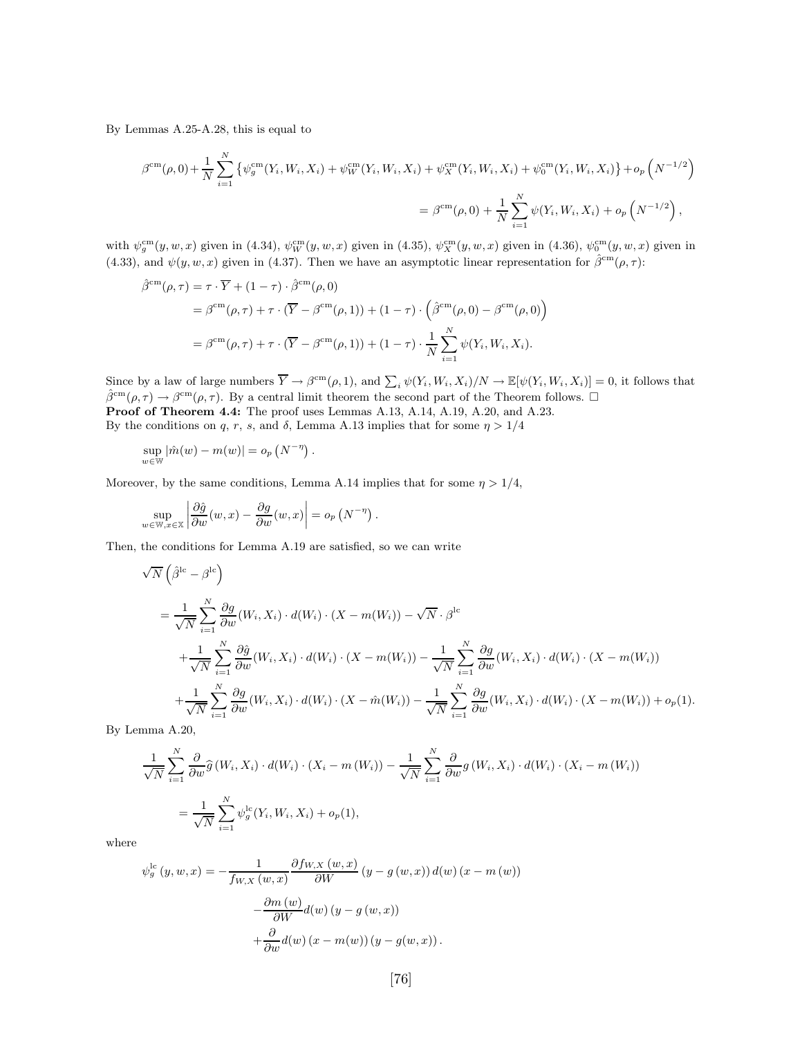By Lemmas A.25-A.28, this is equal to

$$\beta^{\rm cm}(\rho,0)+\frac{1}{N}\sum_{i=1}^{N}\left\{\psi_g^{\rm cm}(Y_i,W_i,X_i)+\psi_W^{\rm cm}(Y_i,W_i,X_i)+\psi_X^{\rm cm}(Y_i,W_i,X_i)+\psi_0^{\rm cm}(Y_i,W_i,X_i)\right\}+o_p\left(N^{-1/2}\right)$$

$$=\beta^{\rm cm}(\rho,0)+\frac{1}{N}\sum_{i=1}^{N}\psi(Y_i,W_i,X_i)+o_p\left(N^{-1/2}\right),$$

with $\psi_g^{\rm cm}(y,w,x)$ given in (4.34), $\psi_W^{\rm cm}(y,w,x)$ given in (4.35), $\psi_X^{\rm cm}(y,w,x)$ given in (4.36), $\psi_0^{\rm cm}(y,w,x)$ given in (4.33), and $\psi(y,w,x)$ given in (4.37). Then we have an asymptotic linear representation for $\hat\beta^{\rm cm}(\rho,\tau)$:

$$\begin{aligned}
\hat\beta^{\rm cm}(\rho,\tau) &= \tau\cdot\overline{Y}+(1-\tau)\cdot\hat\beta^{\rm cm}(\rho,0)\\
&=\beta^{\rm cm}(\rho,\tau)+\tau\cdot(\overline{Y}-\beta^{\rm cm}(\rho,1))+(1-\tau)\cdot\left(\hat\beta^{\rm cm}(\rho,0)-\beta^{\rm cm}(\rho,0)\right)\\
&=\beta^{\rm cm}(\rho,\tau)+\tau\cdot(\overline{Y}-\beta^{\rm cm}(\rho,1))+(1-\tau)\cdot\frac{1}{N}\sum_{i=1}^{N}\psi(Y_i,W_i,X_i).
\end{aligned}$$

Since by a law of large numbers $\overline{Y}\to\beta^{\rm cm}(\rho,1)$, and $\sum_i\psi(Y_i,W_i,X_i)/N\to\mathbb{E}[\psi(Y_i,W_i,X_i)]=0$, it follows that $\hat\beta^{\rm cm}(\rho,\tau)\to\beta^{\rm cm}(\rho,\tau)$. By a central limit theorem the second part of the Theorem follows. □

**Proof of Theorem 4.4:** The proof uses Lemmas A.13, A.14, A.19, A.20, and A.23.
By the conditions on $q$, $r$, $s$, and $\delta$, Lemma A.13 implies that for some $\eta>1/4$

$$\sup_{w\in\mathbb{W}}|\hat m(w)-m(w)|=o_p\left(N^{-\eta}\right).$$

Moreover, by the same conditions, Lemma A.14 implies that for some $\eta>1/4$,

$$\sup_{w\in\mathbb{W},x\in\mathbb{X}}\left|\frac{\partial\hat g}{\partial w}(w,x)-\frac{\partial g}{\partial w}(w,x)\right|=o_p\left(N^{-\eta}\right).$$

Then, the conditions for Lemma A.19 are satisfied, so we can write

$$\begin{aligned}
&\sqrt{N}\left(\hat\beta^{\rm lc}-\beta^{\rm lc}\right)\\
&=\frac{1}{\sqrt{N}}\sum_{i=1}^{N}\frac{\partial g}{\partial w}(W_i,X_i)\cdot d(W_i)\cdot(X-m(W_i))-\sqrt{N}\cdot\beta^{\rm lc}\\
&\quad+\frac{1}{\sqrt{N}}\sum_{i=1}^{N}\frac{\partial\hat g}{\partial w}(W_i,X_i)\cdot d(W_i)\cdot(X-m(W_i))-\frac{1}{\sqrt{N}}\sum_{i=1}^{N}\frac{\partial g}{\partial w}(W_i,X_i)\cdot d(W_i)\cdot(X-m(W_i))\\
&\quad+\frac{1}{\sqrt{N}}\sum_{i=1}^{N}\frac{\partial g}{\partial w}(W_i,X_i)\cdot d(W_i)\cdot(X-\hat m(W_i))-\frac{1}{\sqrt{N}}\sum_{i=1}^{N}\frac{\partial g}{\partial w}(W_i,X_i)\cdot d(W_i)\cdot(X-m(W_i))+o_p(1).
\end{aligned}$$

By Lemma A.20,

$$\begin{aligned}
&\frac{1}{\sqrt{N}}\sum_{i=1}^{N}\frac{\partial}{\partial w}\hat g\left(W_i,X_i\right)\cdot d(W_i)\cdot\left(X_i-m\left(W_i\right)\right)-\frac{1}{\sqrt{N}}\sum_{i=1}^{N}\frac{\partial}{\partial w}g\left(W_i,X_i\right)\cdot d(W_i)\cdot\left(X_i-m\left(W_i\right)\right)\\
&\quad=\frac{1}{\sqrt{N}}\sum_{i=1}^{N}\psi_g^{\rm lc}(Y_i,W_i,X_i)+o_p(1),
\end{aligned}$$

where

$$\begin{aligned}
\psi_g^{\rm lc}\left(y,w,x\right)=&-\frac{1}{f_{W,X}\left(w,x\right)}\frac{\partial f_{W,X}\left(w,x\right)}{\partial W}\left(y-g\left(w,x\right)\right)d(w)\left(x-m\left(w\right)\right)\\
&-\frac{\partial m\left(w\right)}{\partial W}d(w)\left(y-g\left(w,x\right)\right)\\
&+\frac{\partial}{\partial w}d(w)\left(x-m(w)\right)\left(y-g(w,x)\right).
\end{aligned}$$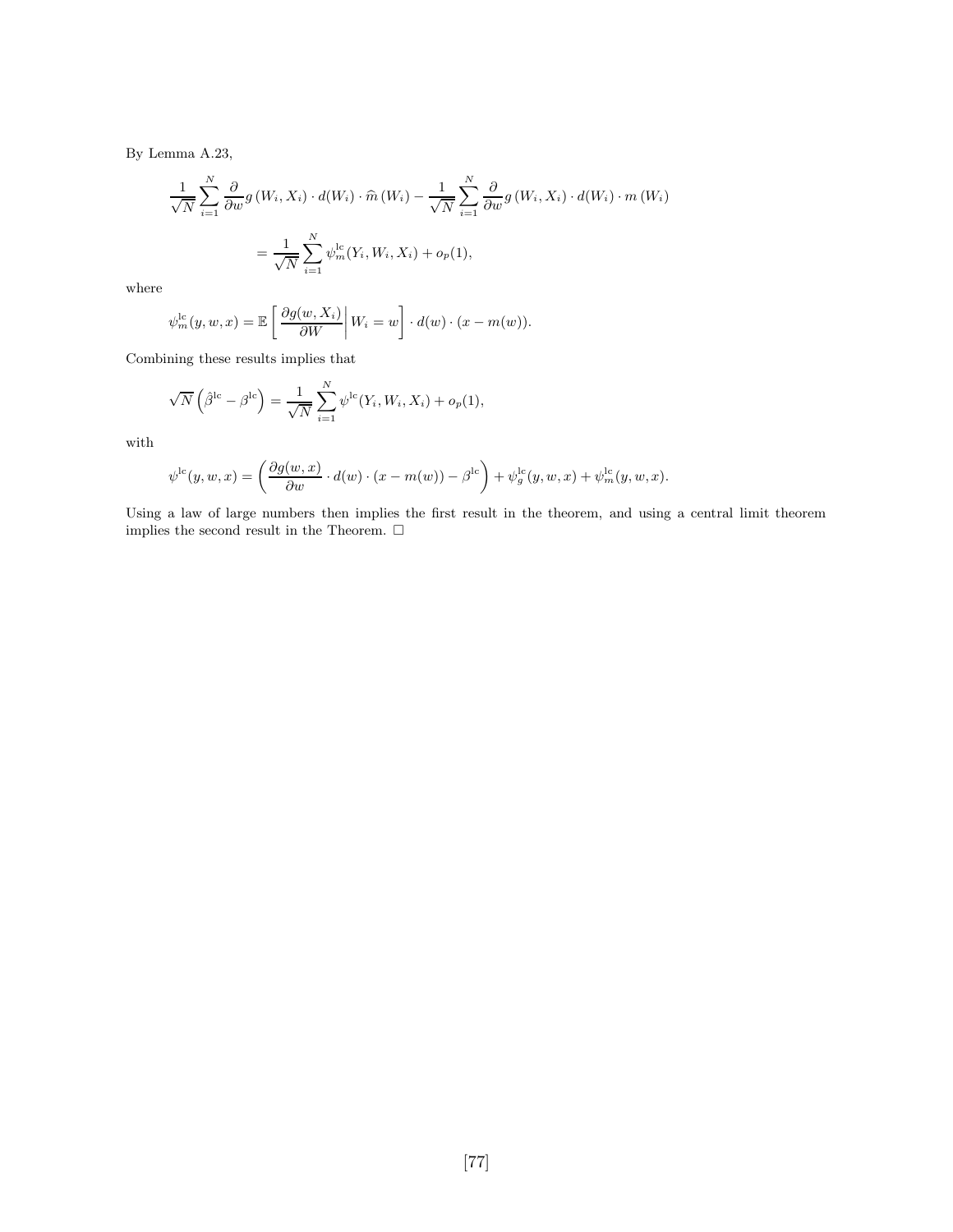By Lemma A.23,

$$
\frac{1}{\sqrt{N}} \sum_{i=1}^{N} \frac{\partial}{\partial w} g\left(W_i, X_i\right) \cdot d(W_i) \cdot \widehat{m}\left(W_i\right) - \frac{1}{\sqrt{N}} \sum_{i=1}^{N} \frac{\partial}{\partial w} g\left(W_i, X_i\right) \cdot d(W_i) \cdot m\left(W_i\right)
$$

$$
= \frac{1}{\sqrt{N}} \sum_{i=1}^{N} \psi_m^{\mathrm{lc}}(Y_i, W_i, X_i) + o_p(1),
$$

where

$$
\psi_m^{\mathrm{lc}}(y, w, x) = \mathbb{E}\left[ \left. \frac{\partial g(w, X_i)}{\partial W} \right| W_i = w \right] \cdot d(w) \cdot (x - m(w)).
$$

Combining these results implies that

$$
\sqrt{N}\left(\hat{\beta}^{\mathrm{lc}} - \beta^{\mathrm{lc}}\right) = \frac{1}{\sqrt{N}} \sum_{i=1}^{N} \psi^{\mathrm{lc}}(Y_i, W_i, X_i) + o_p(1),
$$

with

$$
\psi^{\mathrm{lc}}(y, w, x) = \left( \frac{\partial g(w, x)}{\partial w} \cdot d(w) \cdot (x - m(w)) - \beta^{\mathrm{lc}} \right) + \psi_g^{\mathrm{lc}}(y, w, x) + \psi_m^{\mathrm{lc}}(y, w, x).
$$

Using a law of large numbers then implies the first result in the theorem, and using a central limit theorem implies the second result in the Theorem. □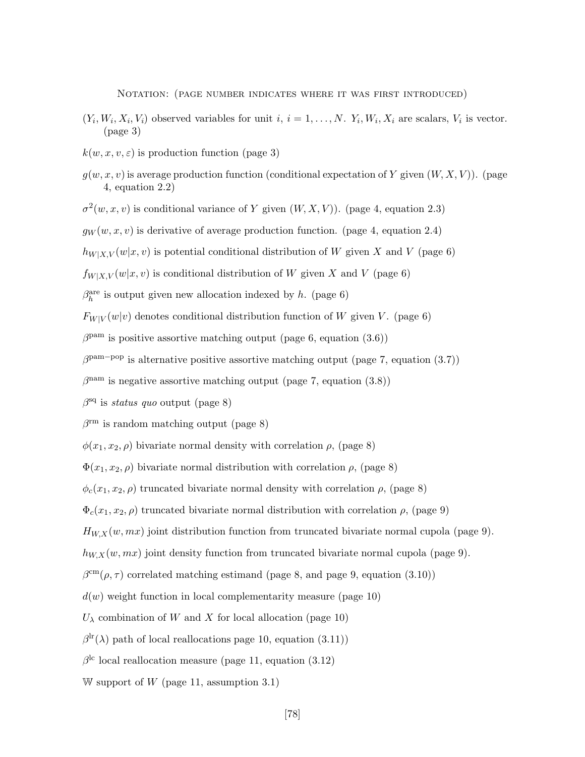Notation: (page number indicates where it was first introduced)

$(Y_i, W_i, X_i, V_i)$ observed variables for unit $i$, $i = 1, \ldots, N$. $Y_i, W_i, X_i$ are scalars, $V_i$ is vector. (page 3)

$k(w, x, v, \varepsilon)$ is production function (page 3)

$g(w, x, v)$ is average production function (conditional expectation of $Y$ given $(W, X, V)$). (page 4, equation 2.2)

$\sigma^2(w, x, v)$ is conditional variance of $Y$ given $(W, X, V)$). (page 4, equation 2.3)

$g_W(w, x, v)$ is derivative of average production function. (page 4, equation 2.4)

$h_{W|X,V}(w|x, v)$ is potential conditional distribution of $W$ given $X$ and $V$ (page 6)

$f_{W|X,V}(w|x, v)$ is conditional distribution of $W$ given $X$ and $V$ (page 6)

$\beta_h^{\text{are}}$ is output given new allocation indexed by $h$. (page 6)

$F_{W|V}(w|v)$ denotes conditional distribution function of $W$ given $V$. (page 6)

$\beta^{\text{pam}}$ is positive assortive matching output (page 6, equation (3.6))

$\beta^{\text{pam-pop}}$ is alternative positive assortive matching output (page 7, equation (3.7))

$\beta^{\text{nam}}$ is negative assortive matching output (page 7, equation (3.8))

$\beta^{\text{sq}}$ is *status quo* output (page 8)

$\beta^{\text{rm}}$ is random matching output (page 8)

$\phi(x_1, x_2, \rho)$ bivariate normal density with correlation $\rho$, (page 8)

$\Phi(x_1, x_2, \rho)$ bivariate normal distribution with correlation $\rho$, (page 8)

$\phi_c(x_1, x_2, \rho)$ truncated bivariate normal density with correlation $\rho$, (page 8)

$\Phi_c(x_1, x_2, \rho)$ truncated bivariate normal distribution with correlation $\rho$, (page 9)

$H_{W,X}(w, mx)$ joint distribution function from truncated bivariate normal cupola (page 9).

$h_{W,X}(w, mx)$ joint density function from truncated bivariate normal cupola (page 9).

$\beta^{\text{cm}}(\rho, \tau)$ correlated matching estimand (page 8, and page 9, equation (3.10))

$d(w)$ weight function in local complementarity measure (page 10)

$U_\lambda$ combination of $W$ and $X$ for local allocation (page 10)

$\beta^{\text{lr}}(\lambda)$ path of local reallocations page 10, equation (3.11))

$\beta^{\text{lc}}$ local reallocation measure (page 11, equation (3.12)

$\mathbb{W}$ support of $W$ (page 11, assumption 3.1)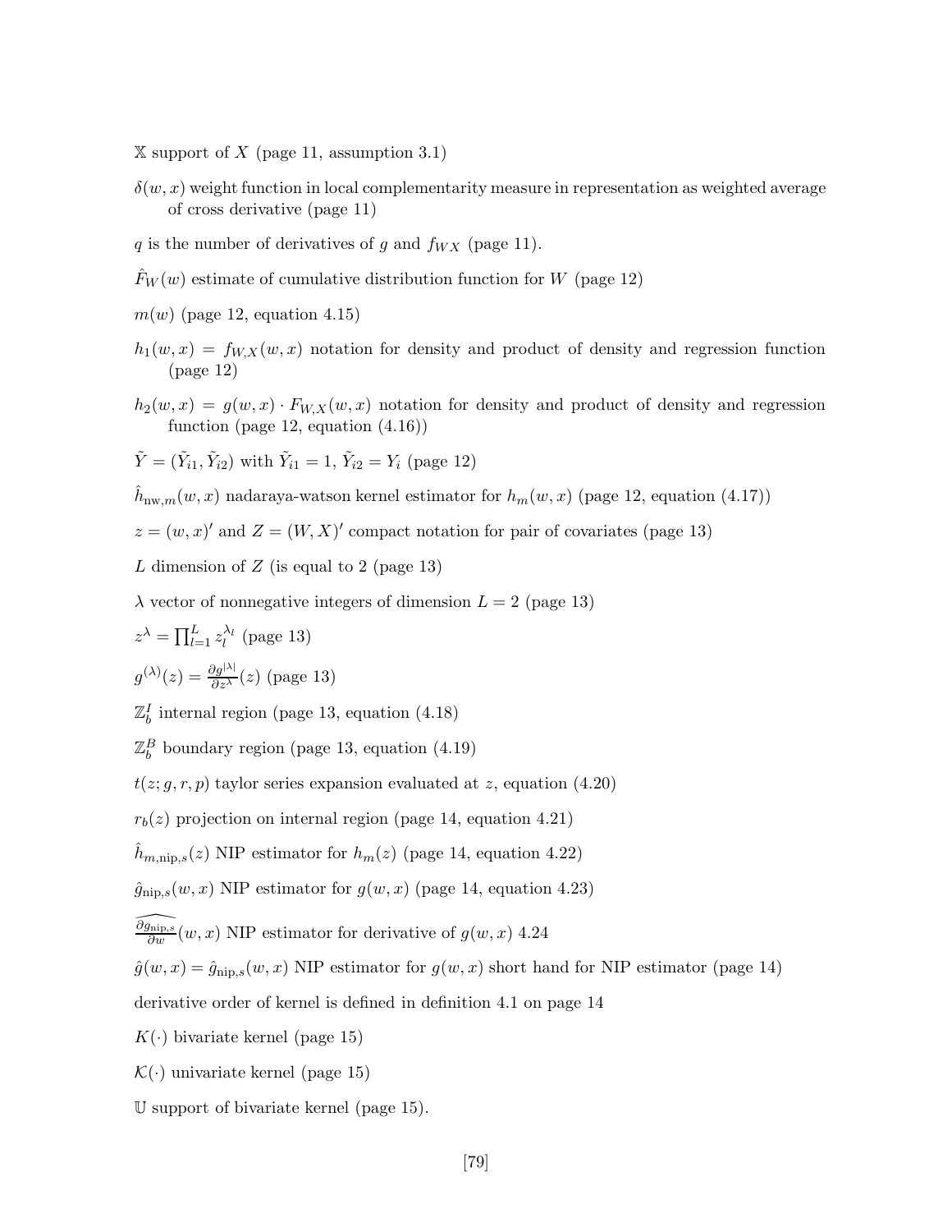$\mathbb{X}$ support of $X$ (page 11, assumption 3.1)

$\delta(w, x)$ weight function in local complementarity measure in representation as weighted average of cross derivative (page 11)

$q$ is the number of derivatives of $g$ and $f_{WX}$ (page 11).

$\hat{F}_W(w)$ estimate of cumulative distribution function for $W$ (page 12)

$m(w)$ (page 12, equation 4.15)

$h_1(w, x) = f_{W,X}(w, x)$ notation for density and product of density and regression function (page 12)

$h_2(w, x) = g(w, x) \cdot F_{W,X}(w, x)$ notation for density and product of density and regression function (page 12, equation (4.16))

$\tilde{Y} = (\tilde{Y}_{i1}, \tilde{Y}_{i2})$ with $\tilde{Y}_{i1} = 1$, $\tilde{Y}_{i2} = Y_i$ (page 12)

$\hat{h}_{\text{nw},m}(w, x)$ nadaraya-watson kernel estimator for $h_m(w, x)$ (page 12, equation (4.17))

$z = (w, x)'$ and $Z = (W, X)'$ compact notation for pair of covariates (page 13)

$L$ dimension of $Z$ (is equal to 2 (page 13)

$\lambda$ vector of nonnegative integers of dimension $L = 2$ (page 13)

$z^\lambda = \prod_{l=1}^{L} z_l^{\lambda_l}$ (page 13)

$g^{(\lambda)}(z) = \frac{\partial g^{|\lambda|}}{\partial z^\lambda}(z)$ (page 13)

$\mathbb{Z}_b^I$ internal region (page 13, equation (4.18)

$\mathbb{Z}_b^B$ boundary region (page 13, equation (4.19)

$t(z; g, r, p)$ taylor series expansion evaluated at $z$, equation (4.20)

$r_b(z)$ projection on internal region (page 14, equation 4.21)

$\hat{h}_{m,\text{nip},s}(z)$ NIP estimator for $h_m(z)$ (page 14, equation 4.22)

$\hat{g}_{\text{nip},s}(w, x)$ NIP estimator for $g(w, x)$ (page 14, equation 4.23)

$\widehat{\frac{\partial g_{\text{nip},s}}{\partial w}}(w, x)$ NIP estimator for derivative of $g(w, x)$ 4.24

$\hat{g}(w, x) = \hat{g}_{\text{nip},s}(w, x)$ NIP estimator for $g(w, x)$ short hand for NIP estimator (page 14)

derivative order of kernel is defined in definition 4.1 on page 14

$K(\cdot)$ bivariate kernel (page 15)

$\mathcal{K}(\cdot)$ univariate kernel (page 15)

$\mathbb{U}$ support of bivariate kernel (page 15).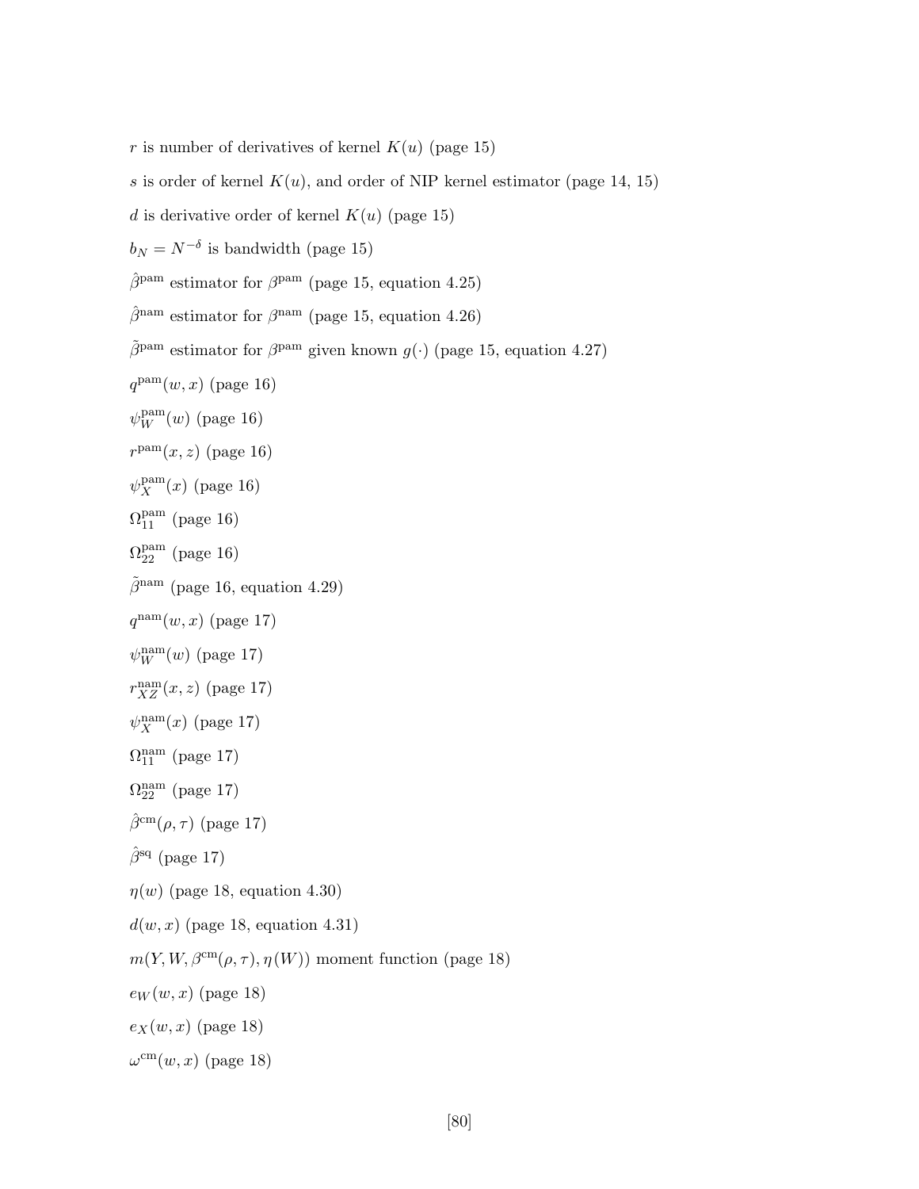$r$ is number of derivatives of kernel $K(u)$ (page 15)

$s$ is order of kernel $K(u)$, and order of NIP kernel estimator (page 14, 15)

$d$ is derivative order of kernel $K(u)$ (page 15)

$b_N = N^{-\delta}$ is bandwidth (page 15)

$\hat{\beta}^{\text{pam}}$ estimator for $\beta^{\text{pam}}$ (page 15, equation 4.25)

$\hat{\beta}^{\text{nam}}$ estimator for $\beta^{\text{nam}}$ (page 15, equation 4.26)

$\tilde{\beta}^{\text{pam}}$ estimator for $\beta^{\text{pam}}$ given known $g(\cdot)$ (page 15, equation 4.27)

$q^{\text{pam}}(w, x)$ (page 16)

$\psi_W^{\text{pam}}(w)$ (page 16)

$r^{\text{pam}}(x, z)$ (page 16)

$\psi_X^{\text{pam}}(x)$ (page 16)

$\Omega_{11}^{\text{pam}}$ (page 16)

$\Omega_{22}^{\text{pam}}$ (page 16)

$\tilde{\beta}^{\text{nam}}$ (page 16, equation 4.29)

$q^{\text{nam}}(w, x)$ (page 17)

$\psi_W^{\text{nam}}(w)$ (page 17)

$r_{XZ}^{\text{nam}}(x, z)$ (page 17)

$\psi_X^{\text{nam}}(x)$ (page 17)

$\Omega_{11}^{\text{nam}}$ (page 17)

$\Omega_{22}^{\text{nam}}$ (page 17)

$\hat{\beta}^{\text{cm}}(\rho, \tau)$ (page 17)

$\hat{\beta}^{\text{sq}}$ (page 17)

$\eta(w)$ (page 18, equation 4.30)

$d(w, x)$ (page 18, equation 4.31)

$m(Y, W, \beta^{\text{cm}}(\rho, \tau), \eta(W))$ moment function (page 18)

$e_W(w, x)$ (page 18)

$e_X(w, x)$ (page 18)

$\omega^{\text{cm}}(w, x)$ (page 18)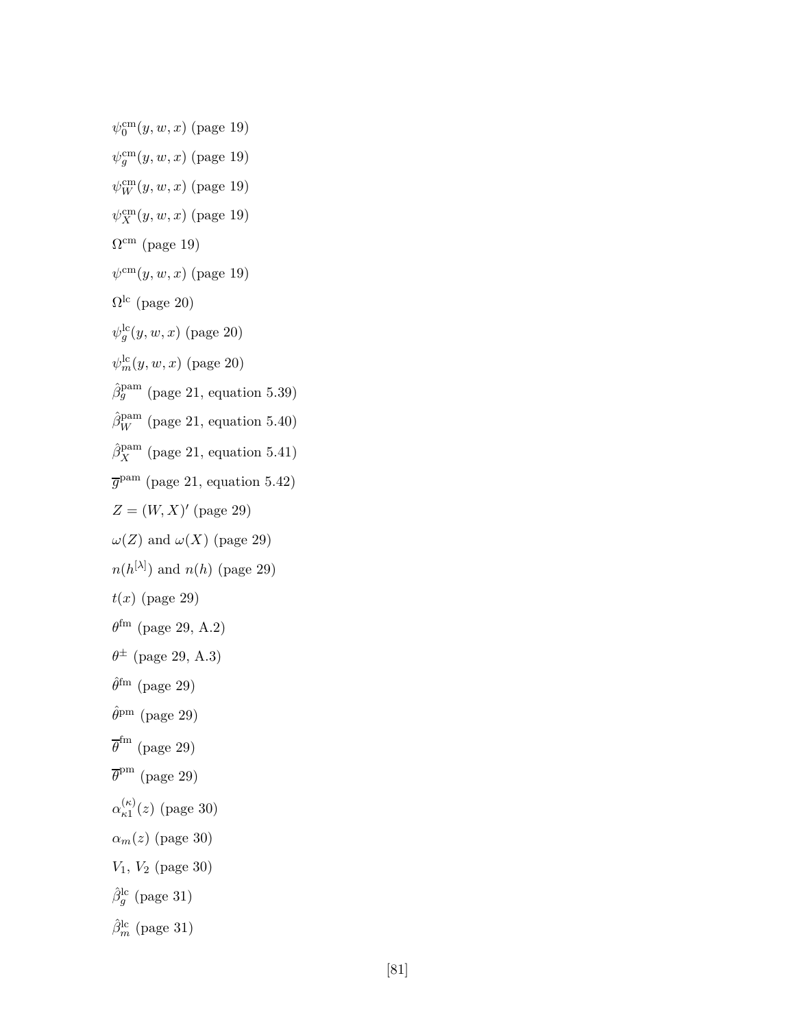$\psi_0^{\mathrm{cm}}(y, w, x)$ (page 19)

$\psi_g^{\mathrm{cm}}(y, w, x)$ (page 19)

$\psi_W^{\mathrm{cm}}(y, w, x)$ (page 19)

$\psi_X^{\mathrm{cm}}(y, w, x)$ (page 19)

$\Omega^{\mathrm{cm}}$ (page 19)

$\psi^{\mathrm{cm}}(y, w, x)$ (page 19)

$\Omega^{\mathrm{lc}}$ (page 20)

$\psi_g^{\mathrm{lc}}(y, w, x)$ (page 20)

$\psi_m^{\mathrm{lc}}(y, w, x)$ (page 20)

$\hat{\beta}_g^{\mathrm{pam}}$ (page 21, equation 5.39)

$\hat{\beta}_W^{\mathrm{pam}}$ (page 21, equation 5.40)

$\hat{\beta}_X^{\mathrm{pam}}$ (page 21, equation 5.41)

$\overline{g}^{\mathrm{pam}}$ (page 21, equation 5.42)

$Z = (W, X)'$ (page 29)

$\omega(Z)$ and $\omega(X)$ (page 29)

$n(h^{[\lambda]})$ and $n(h)$ (page 29)

$t(x)$ (page 29)

$\theta^{\mathrm{fm}}$ (page 29, A.2)

$\theta^{\pm}$ (page 29, A.3)

$\hat{\theta}^{\mathrm{fm}}$ (page 29)

$\hat{\theta}^{\mathrm{pm}}$ (page 29)

$\overline{\theta}^{\mathrm{fm}}$ (page 29)

$\overline{\theta}^{\mathrm{pm}}$ (page 29)

$\alpha_{\kappa 1}^{(\kappa)}(z)$ (page 30)

$\alpha_m(z)$ (page 30)

$V_1$, $V_2$ (page 30)

$\hat{\beta}_g^{\mathrm{lc}}$ (page 31)

$\hat{\beta}_m^{\mathrm{lc}}$ (page 31)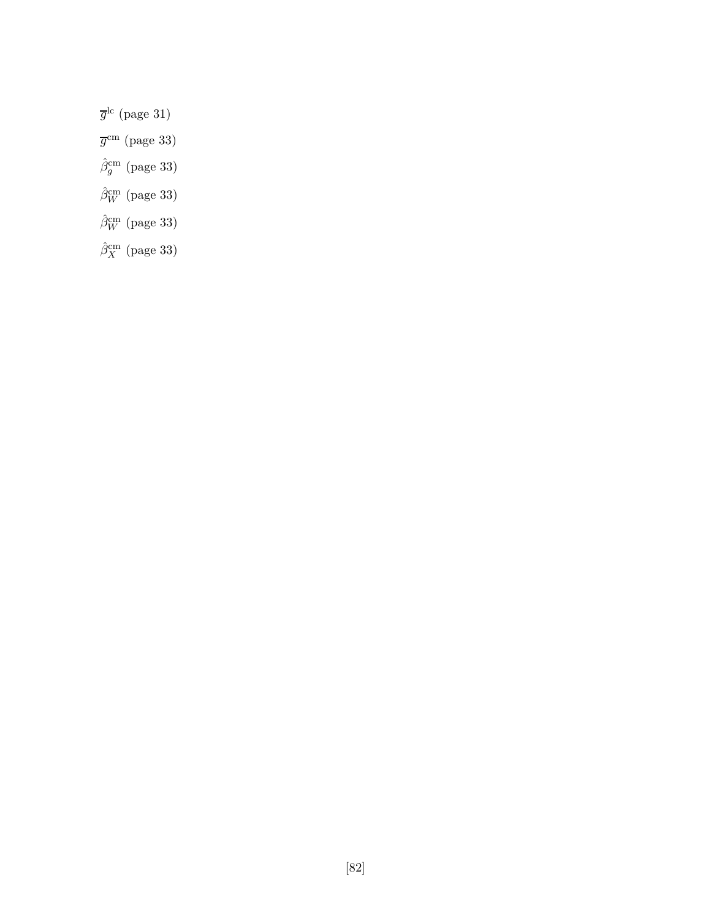$\overline{g}^{\mathrm{lc}}$ (page 31)

$\overline{g}^{\mathrm{cm}}$ (page 33)

$\hat{\beta}_g^{\mathrm{cm}}$ (page 33)

$\hat{\beta}_W^{\mathrm{cm}}$ (page 33)

$\hat{\beta}_W^{\mathrm{cm}}$ (page 33)

$\hat{\beta}_X^{\mathrm{cm}}$ (page 33)